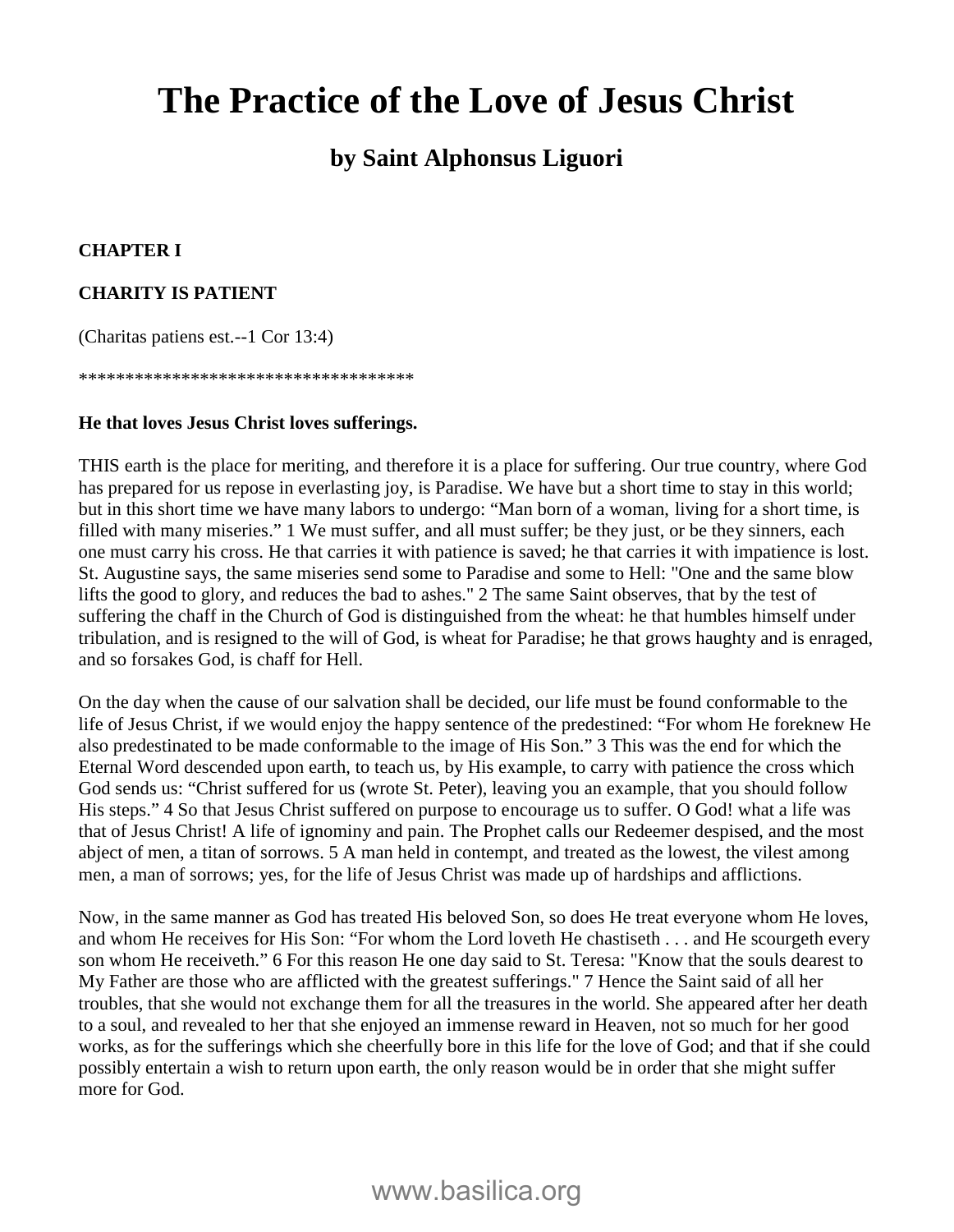# The Practice of the Love of Jesus Christ

## by Saint Alphonsus Liguori

**CHAPTER I**

**CHARITY IS PATIENT**

(Charitas patiens est.--1 Cor 13:4)

*************************************

**He that loves Jesus Christ loves sufferings.**

THIS earth is the place for meriting, and therefore it is a place for suffering. Our true country, where God has prepared for us repose in everlasting joy, is Paradise. We have but a short time to stay in this world; but in this short time we have many labors to undergo: "Man born of a woman, living for a short time, is filled with many miseries." 1 We must suffer, and all must suffer; be they just, or be they sinners, each one must carry his cross. He that carries it with patience is saved; he that carries it with impatience is lost. St. Augustine says, the same miseries send some to Paradise and some to Hell: "One and the same blow lifts the good to glory, and reduces the bad to ashes." 2 The same Saint observes, that by the test of suffering the chaff in the Church of God is distinguished from the wheat: he that humbles himself under tribulation, and is resigned to the will of God, is wheat for Paradise; he that grows haughty and is enraged, and so forsakes God, is chaff for Hell.

On the day when the cause of our salvation shall be decided, our life must be found conformable to the life of Jesus Christ, if we would enjoy the happy sentence of the predestined: "For whom He foreknew He also predestinated to be made conformable to the image of His Son." 3 This was the end for which the Eternal Word descended upon earth, to teach us, by His example, to carry with patience the cross which God sends us: "Christ suffered for us (wrote St. Peter), leaving you an example, that you should follow His steps." 4 So that Jesus Christ suffered on purpose to encourage us to suffer. O God! what a life was that of Jesus Christ! A life of ignominy and pain. The Prophet calls our Redeemer despised, and the most abject of men, a titan of sorrows. 5 A man held in contempt, and treated as the lowest, the vilest among men, a man of sorrows; yes, for the life of Jesus Christ was made up of hardships and afflictions.

Now, in the same manner as God has treated His beloved Son, so does He treat everyone whom He loves, and whom He receives for His Son: "For whom the Lord loveth He chastiseth . . . and He scourgeth every son whom He receiveth." 6 For this reason He one day said to St. Teresa: "Know that the souls dearest to My Father are those who are afflicted with the greatest sufferings." 7 Hence the Saint said of all her troubles, that she would not exchange them for all the treasures in the world. She appeared after her death to a soul, and revealed to her that she enjoyed an immense reward in Heaven, not so much for her good works, as for the sufferings which she cheerfully bore in this life for the love of God; and that if she could possibly entertain a wish to return upon earth, the only reason would be in order that she might suffer more for God.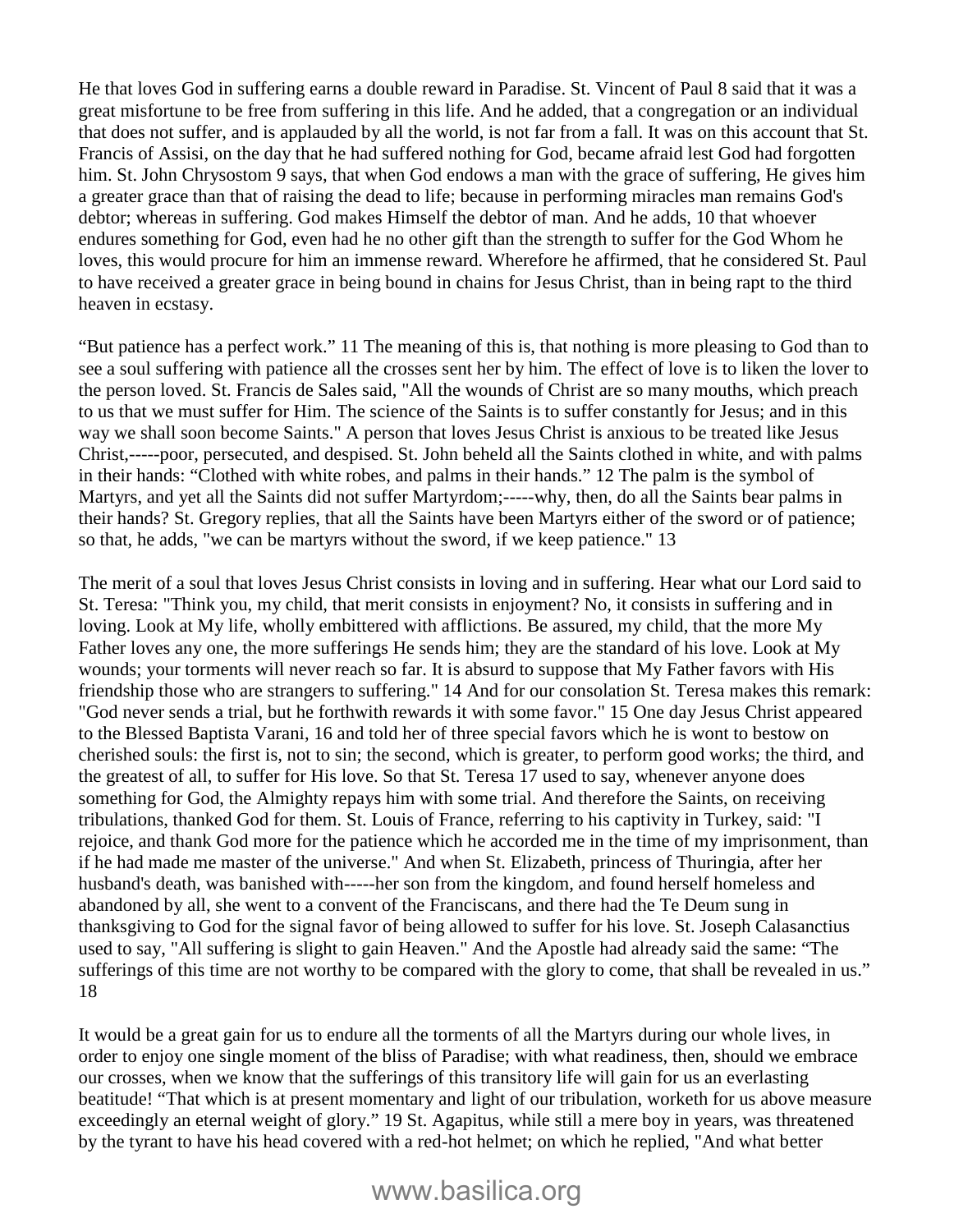He that loves God in suffering earns a double reward in Paradise. St. Vincent of Paul [8] said that it was a great misfortune to be free from suffering in this life. And he added, that a congregation or an individual that does not suffer, and is applauded by all the world, is not far from a fall. It was on this account that St. Francis of Assisi, on the day that he had suffered nothing for God, became afraid lest God had forgotten him. St. John Chrysostom [9] says, that when God endows a man with the grace of suffering, He gives him a greater grace than that of raising the dead to life; because in performing miracles man remains God's debtor; whereas in suffering. God makes Himself the debtor of man. And he adds, [10] that whoever endures something for God, even had he no other gift than the strength to suffer for the God Whom he loves, this would procure for him an immense reward. Wherefore he affirmed, that he considered St. Paul to have received a greater grace in being bound in chains for Jesus Christ, than in being rapt to the third heaven in ecstasy.

“But patience has a perfect work.” [11] The meaning of this is, that nothing is more pleasing to God than to see a soul suffering with patience all the crosses sent her by him. The effect of love is to liken the lover to the person loved. St. Francis de Sales said, "All the wounds of Christ are so many mouths, which preach to us that we must suffer for Him. The science of the Saints is to suffer constantly for Jesus; and in this way we shall soon become Saints." A person that loves Jesus Christ is anxious to be treated like Jesus Christ,-----poor, persecuted, and despised. St. John beheld all the Saints clothed in white, and with palms in their hands: “Clothed with white robes, and palms in their hands.” [12] The palm is the symbol of Martyrs, and yet all the Saints did not suffer Martyrdom;-----why, then, do all the Saints bear palms in their hands? St. Gregory replies, that all the Saints have been Martyrs either of the sword or of patience; so that, he adds, "we can be martyrs without the sword, if we keep patience." [13]

The merit of a soul that loves Jesus Christ consists in loving and in suffering. Hear what our Lord said to St. Teresa: "Think you, my child, that merit consists in enjoyment? No, it consists in suffering and in loving. Look at My life, wholly embittered with afflictions. Be assured, my child, that the more My Father loves any one, the more sufferings He sends him; they are the standard of his love. Look at My wounds; your torments will never reach so far. It is absurd to suppose that My Father favors with His friendship those who are strangers to suffering." [14] And for our consolation St. Teresa makes this remark: "God never sends a trial, but he forthwith rewards it with some favor." [15] One day Jesus Christ appeared to the Blessed Baptista Varani, [16] and told her of three special favors which he is wont to bestow on cherished souls: the first is, not to sin; the second, which is greater, to perform good works; the third, and the greatest of all, to suffer for His love. So that St. Teresa [17] used to say, whenever anyone does something for God, the Almighty repays him with some trial. And therefore the Saints, on receiving tribulations, thanked God for them. St. Louis of France, referring to his captivity in Turkey, said: "I rejoice, and thank God more for the patience which he accorded me in the time of my imprisonment, than if he had made me master of the universe." And when St. Elizabeth, princess of Thuringia, after her husband's death, was banished with-----her son from the kingdom, and found herself homeless and abandoned by all, she went to a convent of the Franciscans, and there had the Te Deum sung in thanksgiving to God for the signal favor of being allowed to suffer for his love. St. Joseph Calasanctius used to say, "All suffering is slight to gain Heaven." And the Apostle had already said the same: “The sufferings of this time are not worthy to be compared with the glory to come, that shall be revealed in us.” [18]

It would be a great gain for us to endure all the torments of all the Martyrs during our whole lives, in order to enjoy one single moment of the bliss of Paradise; with what readiness, then, should we embrace our crosses, when we know that the sufferings of this transitory life will gain for us an everlasting beatitude! “That which is at present momentary and light of our tribulation, worketh for us above measure exceedingly an eternal weight of glory.” [19] St. Agapitus, while still a mere boy in years, was threatened by the tyrant to have his head covered with a red-hot helmet; on which he replied, "And what better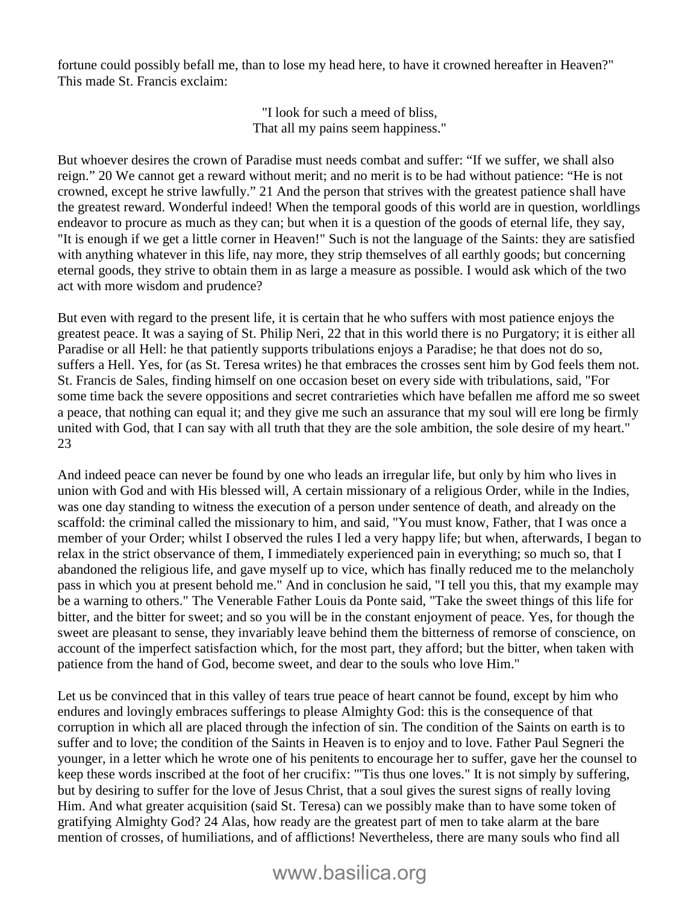fortune could possibly befall me, than to lose my head here, to have it crowned hereafter in Heaven?" This made St. Francis exclaim:

"I look for such a meed of bliss,
That all my pains seem happiness."

But whoever desires the crown of Paradise must needs combat and suffer: "If we suffer, we shall also reign." [20] We cannot get a reward without merit; and no merit is to be had without patience: "He is not crowned, except he strive lawfully." [21] And the person that strives with the greatest patience shall have the greatest reward. Wonderful indeed! When the temporal goods of this world are in question, worldlings endeavor to procure as much as they can; but when it is a question of the goods of eternal life, they say, "It is enough if we get a little corner in Heaven!" Such is not the language of the Saints: they are satisfied with anything whatever in this life, nay more, they strip themselves of all earthly goods; but concerning eternal goods, they strive to obtain them in as large a measure as possible. I would ask which of the two act with more wisdom and prudence?

But even with regard to the present life, it is certain that he who suffers with most patience enjoys the greatest peace. It was a saying of St. Philip Neri, [22] that in this world there is no Purgatory; it is either all Paradise or all Hell: he that patiently supports tribulations enjoys a Paradise; he that does not do so, suffers a Hell. Yes, for (as St. Teresa writes) he that embraces the crosses sent him by God feels them not. St. Francis de Sales, finding himself on one occasion beset on every side with tribulations, said, "For some time back the severe oppositions and secret contrarieties which have befallen me afford me so sweet a peace, that nothing can equal it; and they give me such an assurance that my soul will ere long be firmly united with God, that I can say with all truth that they are the sole ambition, the sole desire of my heart." [23]

And indeed peace can never be found by one who leads an irregular life, but only by him who lives in union with God and with His blessed will, A certain missionary of a religious Order, while in the Indies, was one day standing to witness the execution of a person under sentence of death, and already on the scaffold: the criminal called the missionary to him, and said, "You must know, Father, that I was once a member of your Order; whilst I observed the rules I led a very happy life; but when, afterwards, I began to relax in the strict observance of them, I immediately experienced pain in everything; so much so, that I abandoned the religious life, and gave myself up to vice, which has finally reduced me to the melancholy pass in which you at present behold me." And in conclusion he said, "I tell you this, that my example may be a warning to others." The Venerable Father Louis da Ponte said, "Take the sweet things of this life for bitter, and the bitter for sweet; and so you will be in the constant enjoyment of peace. Yes, for though the sweet are pleasant to sense, they invariably leave behind them the bitterness of remorse of conscience, on account of the imperfect satisfaction which, for the most part, they afford; but the bitter, when taken with patience from the hand of God, become sweet, and dear to the souls who love Him."

Let us be convinced that in this valley of tears true peace of heart cannot be found, except by him who endures and lovingly embraces sufferings to please Almighty God: this is the consequence of that corruption in which all are placed through the infection of sin. The condition of the Saints on earth is to suffer and to love; the condition of the Saints in Heaven is to enjoy and to love. Father Paul Segneri the younger, in a letter which he wrote one of his penitents to encourage her to suffer, gave her the counsel to keep these words inscribed at the foot of her crucifix: "'Tis thus one loves." It is not simply by suffering, but by desiring to suffer for the love of Jesus Christ, that a soul gives the surest signs of really loving Him. And what greater acquisition (said St. Teresa) can we possibly make than to have some token of gratifying Almighty God? [24] Alas, how ready are the greatest part of men to take alarm at the bare mention of crosses, of humiliations, and of afflictions! Nevertheless, there are many souls who find all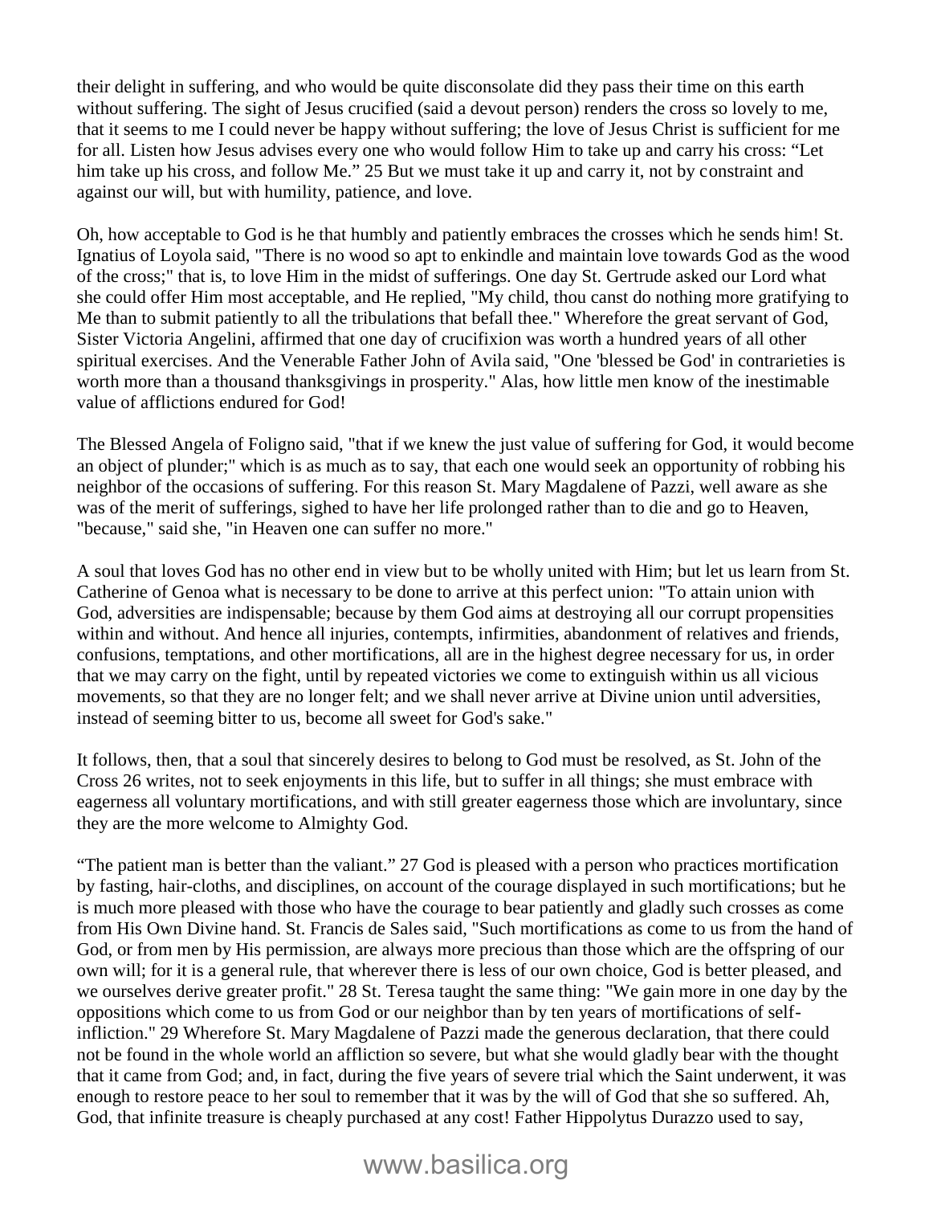their delight in suffering, and who would be quite disconsolate did they pass their time on this earth without suffering. The sight of Jesus crucified (said a devout person) renders the cross so lovely to me, that it seems to me I could never be happy without suffering; the love of Jesus Christ is sufficient for me for all. Listen how Jesus advises every one who would follow Him to take up and carry his cross: "Let him take up his cross, and follow Me." 25 But we must take it up and carry it, not by constraint and against our will, but with humility, patience, and love.

Oh, how acceptable to God is he that humbly and patiently embraces the crosses which he sends him! St. Ignatius of Loyola said, "There is no wood so apt to enkindle and maintain love towards God as the wood of the cross;" that is, to love Him in the midst of sufferings. One day St. Gertrude asked our Lord what she could offer Him most acceptable, and He replied, "My child, thou canst do nothing more gratifying to Me than to submit patiently to all the tribulations that befall thee." Wherefore the great servant of God, Sister Victoria Angelini, affirmed that one day of crucifixion was worth a hundred years of all other spiritual exercises. And the Venerable Father John of Avila said, "One 'blessed be God' in contrarieties is worth more than a thousand thanksgivings in prosperity." Alas, how little men know of the inestimable value of afflictions endured for God!

The Blessed Angela of Foligno said, "that if we knew the just value of suffering for God, it would become an object of plunder;" which is as much as to say, that each one would seek an opportunity of robbing his neighbor of the occasions of suffering. For this reason St. Mary Magdalene of Pazzi, well aware as she was of the merit of sufferings, sighed to have her life prolonged rather than to die and go to Heaven, "because," said she, "in Heaven one can suffer no more."

A soul that loves God has no other end in view but to be wholly united with Him; but let us learn from St. Catherine of Genoa what is necessary to be done to arrive at this perfect union: "To attain union with God, adversities are indispensable; because by them God aims at destroying all our corrupt propensities within and without. And hence all injuries, contempts, infirmities, abandonment of relatives and friends, confusions, temptations, and other mortifications, all are in the highest degree necessary for us, in order that we may carry on the fight, until by repeated victories we come to extinguish within us all vicious movements, so that they are no longer felt; and we shall never arrive at Divine union until adversities, instead of seeming bitter to us, become all sweet for God's sake."

It follows, then, that a soul that sincerely desires to belong to God must be resolved, as St. John of the Cross 26 writes, not to seek enjoyments in this life, but to suffer in all things; she must embrace with eagerness all voluntary mortifications, and with still greater eagerness those which are involuntary, since they are the more welcome to Almighty God.

"The patient man is better than the valiant." 27 God is pleased with a person who practices mortification by fasting, hair-cloths, and disciplines, on account of the courage displayed in such mortifications; but he is much more pleased with those who have the courage to bear patiently and gladly such crosses as come from His Own Divine hand. St. Francis de Sales said, "Such mortifications as come to us from the hand of God, or from men by His permission, are always more precious than those which are the offspring of our own will; for it is a general rule, that wherever there is less of our own choice, God is better pleased, and we ourselves derive greater profit." 28 St. Teresa taught the same thing: "We gain more in one day by the oppositions which come to us from God or our neighbor than by ten years of mortifications of self-infliction." 29 Wherefore St. Mary Magdalene of Pazzi made the generous declaration, that there could not be found in the whole world an affliction so severe, but what she would gladly bear with the thought that it came from God; and, in fact, during the five years of severe trial which the Saint underwent, it was enough to restore peace to her soul to remember that it was by the will of God that she so suffered. Ah, God, that infinite treasure is cheaply purchased at any cost! Father Hippolytus Durazzo used to say,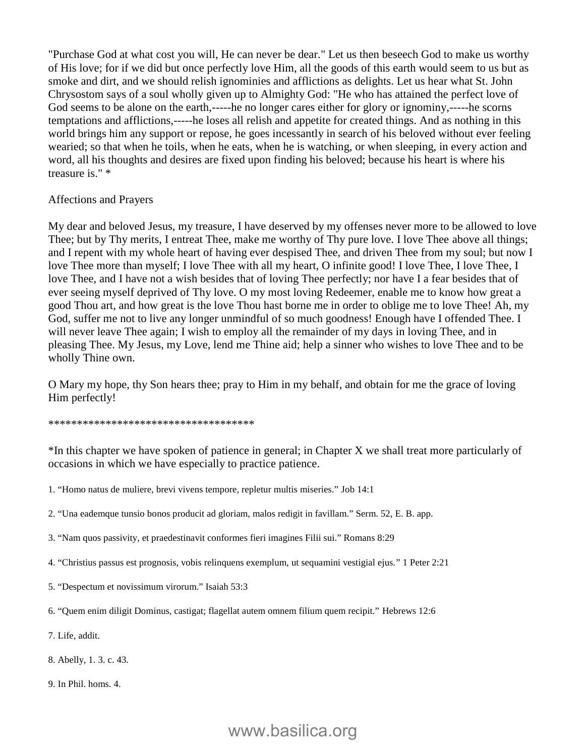"Purchase God at what cost you will, He can never be dear." Let us then beseech God to make us worthy of His love; for if we did but once perfectly love Him, all the goods of this earth would seem to us but as smoke and dirt, and we should relish ignominies and afflictions as delights. Let us hear what St. John Chrysostom says of a soul wholly given up to Almighty God: "He who has attained the perfect love of God seems to be alone on the earth,-----he no longer cares either for glory or ignominy,-----he scorns temptations and afflictions,-----he loses all relish and appetite for created things. And as nothing in this world brings him any support or repose, he goes incessantly in search of his beloved without ever feeling wearied; so that when he toils, when he eats, when he is watching, or when sleeping, in every action and word, all his thoughts and desires are fixed upon finding his beloved; because his heart is where his treasure is." *

Affections and Prayers

My dear and beloved Jesus, my treasure, I have deserved by my offenses never more to be allowed to love Thee; but by Thy merits, I entreat Thee, make me worthy of Thy pure love. I love Thee above all things; and I repent with my whole heart of having ever despised Thee, and driven Thee from my soul; but now I love Thee more than myself; I love Thee with all my heart, O infinite good! I love Thee, I love Thee, I love Thee, and I have not a wish besides that of loving Thee perfectly; nor have I a fear besides that of ever seeing myself deprived of Thy love. O my most loving Redeemer, enable me to know how great a good Thou art, and how great is the love Thou hast borne me in order to oblige me to love Thee! Ah, my God, suffer me not to live any longer unmindful of so much goodness! Enough have I offended Thee. I will never leave Thee again; I wish to employ all the remainder of my days in loving Thee, and in pleasing Thee. My Jesus, my Love, lend me Thine aid; help a sinner who wishes to love Thee and to be wholly Thine own.

O Mary my hope, thy Son hears thee; pray to Him in my behalf, and obtain for me the grace of loving Him perfectly!

************************************

*In this chapter we have spoken of patience in general; in Chapter X we shall treat more particularly of occasions in which we have especially to practice patience.

1. "Homo natus de muliere, brevi vivens tempore, repletur multis miseries." Job 14:1

2. "Una eademque tunsio bonos producit ad gloriam, malos redigit in favillam." Serm. 52, E. B. app.

3. "Nam quos passivity, et praedestinavit conformes fieri imagines Filii sui." Romans 8:29

4. "Christius passus est prognosis, vobis relinquens exemplum, ut sequamini vestigial ejus." 1 Peter 2:21

5. "Despectum et novissimum virorum." Isaiah 53:3

6. "Quem enim diligit Dominus, castigat; flagellat autem omnem filium quem recipit." Hebrews 12:6

7. Life, addit.

8. Abelly, 1. 3. c. 43.

9. In Phil. homs. 4.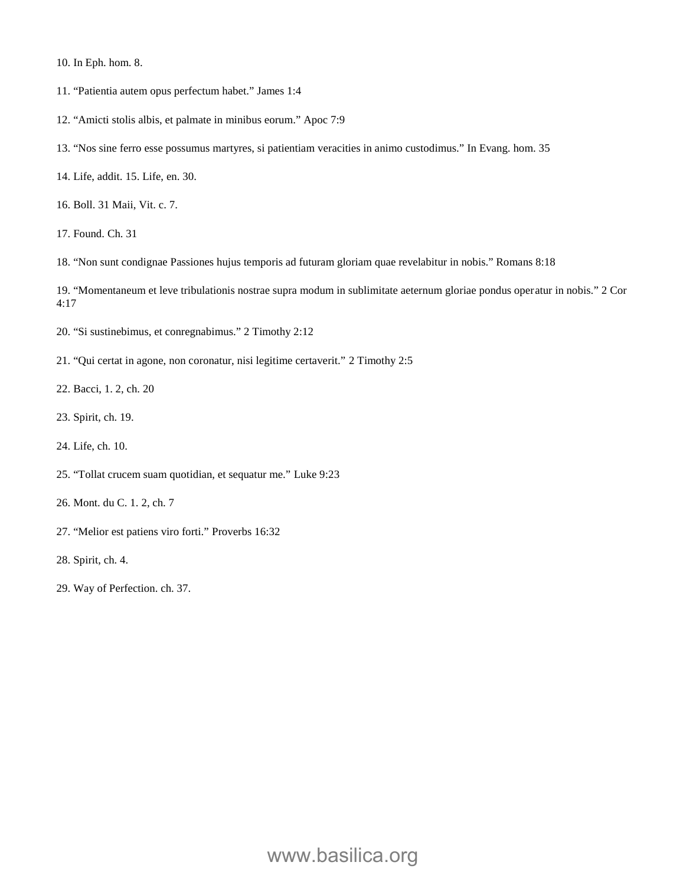10. In Eph. hom. 8.

11. “Patientia autem opus perfectum habet.” James 1:4

12. “Amicti stolis albis, et palmate in minibus eorum.” Apoc 7:9

13. “Nos sine ferro esse possumus martyres, si patientiam veracities in animo custodimus.” In Evang. hom. 35

14. Life, addit. 15. Life, en. 30.

16. Boll. 31 Maii, Vit. c. 7.

17. Found. Ch. 31

18. “Non sunt condignae Passiones hujus temporis ad futuram gloriam quae revelabitur in nobis.” Romans 8:18

19. “Momentaneum et leve tribulationis nostrae supra modum in sublimitate aeternum gloriae pondus operatur in nobis.” 2 Cor 4:17

20. “Si sustinebimus, et conregnabimus.” 2 Timothy 2:12

21. “Qui certat in agone, non coronatur, nisi legitime certaverit.” 2 Timothy 2:5

22. Bacci, 1. 2, ch. 20

23. Spirit, ch. 19.

24. Life, ch. 10.

25. “Tollat crucem suam quotidian, et sequatur me.” Luke 9:23

26. Mont. du C. 1. 2, ch. 7

27. “Melior est patiens viro forti.” Proverbs 16:32

28. Spirit, ch. 4.

29. Way of Perfection. ch. 37.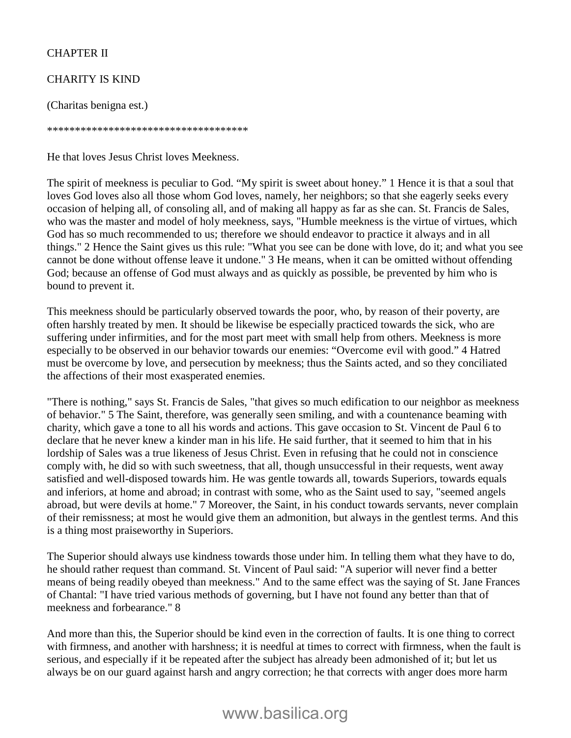## CHAPTER II

## CHARITY IS KIND

(Charitas benigna est.)

************************************

He that loves Jesus Christ loves Meekness.

The spirit of meekness is peculiar to God. “My spirit is sweet about honey.” 1 Hence it is that a soul that loves God loves also all those whom God loves, namely, her neighbors; so that she eagerly seeks every occasion of helping all, of consoling all, and of making all happy as far as she can. St. Francis de Sales, who was the master and model of holy meekness, says, "Humble meekness is the virtue of virtues, which God has so much recommended to us; therefore we should endeavor to practice it always and in all things." 2 Hence the Saint gives us this rule: "What you see can be done with love, do it; and what you see cannot be done without offense leave it undone." 3 He means, when it can be omitted without offending God; because an offense of God must always and as quickly as possible, be prevented by him who is bound to prevent it.

This meekness should be particularly observed towards the poor, who, by reason of their poverty, are often harshly treated by men. It should be likewise be especially practiced towards the sick, who are suffering under infirmities, and for the most part meet with small help from others. Meekness is more especially to be observed in our behavior towards our enemies: “Overcome evil with good.” 4 Hatred must be overcome by love, and persecution by meekness; thus the Saints acted, and so they conciliated the affections of their most exasperated enemies.

"There is nothing," says St. Francis de Sales, "that gives so much edification to our neighbor as meekness of behavior." 5 The Saint, therefore, was generally seen smiling, and with a countenance beaming with charity, which gave a tone to all his words and actions. This gave occasion to St. Vincent de Paul 6 to declare that he never knew a kinder man in his life. He said further, that it seemed to him that in his lordship of Sales was a true likeness of Jesus Christ. Even in refusing that he could not in conscience comply with, he did so with such sweetness, that all, though unsuccessful in their requests, went away satisfied and well-disposed towards him. He was gentle towards all, towards Superiors, towards equals and inferiors, at home and abroad; in contrast with some, who as the Saint used to say, "seemed angels abroad, but were devils at home." 7 Moreover, the Saint, in his conduct towards servants, never complain of their remissness; at most he would give them an admonition, but always in the gentlest terms. And this is a thing most praiseworthy in Superiors.

The Superior should always use kindness towards those under him. In telling them what they have to do, he should rather request than command. St. Vincent of Paul said: "A superior will never find a better means of being readily obeyed than meekness." And to the same effect was the saying of St. Jane Frances of Chantal: "I have tried various methods of governing, but I have not found any better than that of meekness and forbearance." 8

And more than this, the Superior should be kind even in the correction of faults. It is one thing to correct with firmness, and another with harshness; it is needful at times to correct with firmness, when the fault is serious, and especially if it be repeated after the subject has already been admonished of it; but let us always be on our guard against harsh and angry correction; he that corrects with anger does more harm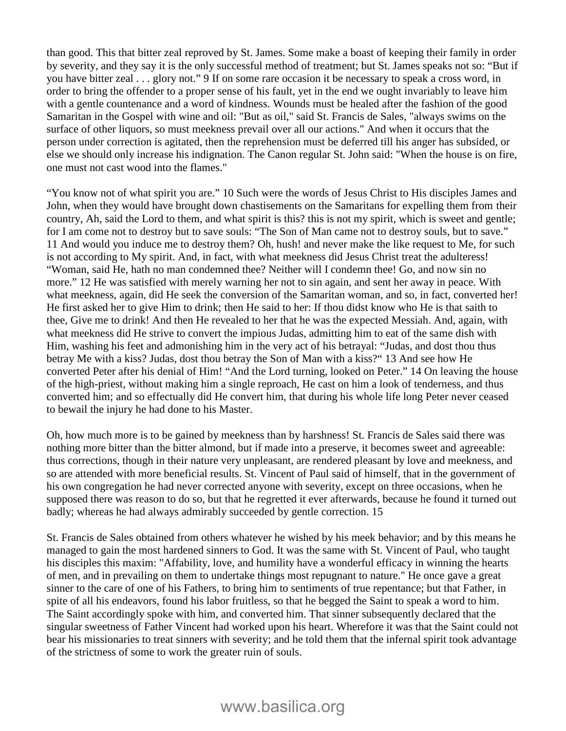than good. This that bitter zeal reproved by St. James. Some make a boast of keeping their family in order by severity, and they say it is the only successful method of treatment; but St. James speaks not so: “But if you have bitter zeal . . . glory not.” 9 If on some rare occasion it be necessary to speak a cross word, in order to bring the offender to a proper sense of his fault, yet in the end we ought invariably to leave him with a gentle countenance and a word of kindness. Wounds must be healed after the fashion of the good Samaritan in the Gospel with wine and oil: "But as oil," said St. Francis de Sales, "always swims on the surface of other liquors, so must meekness prevail over all our actions." And when it occurs that the person under correction is agitated, then the reprehension must be deferred till his anger has subsided, or else we should only increase his indignation. The Canon regular St. John said: "When the house is on fire, one must not cast wood into the flames."

“You know not of what spirit you are.” 10 Such were the words of Jesus Christ to His disciples James and John, when they would have brought down chastisements on the Samaritans for expelling them from their country, Ah, said the Lord to them, and what spirit is this? this is not my spirit, which is sweet and gentle; for I am come not to destroy but to save souls: “The Son of Man came not to destroy souls, but to save.” 11 And would you induce me to destroy them? Oh, hush! and never make the like request to Me, for such is not according to My spirit. And, in fact, with what meekness did Jesus Christ treat the adulteress! “Woman, said He, hath no man condemned thee? Neither will I condemn thee! Go, and now sin no more.” 12 He was satisfied with merely warning her not to sin again, and sent her away in peace. With what meekness, again, did He seek the conversion of the Samaritan woman, and so, in fact, converted her! He first asked her to give Him to drink; then He said to her: If thou didst know who He is that saith to thee, Give me to drink! And then He revealed to her that he was the expected Messiah. And, again, with what meekness did He strive to convert the impious Judas, admitting him to eat of the same dish with Him, washing his feet and admonishing him in the very act of his betrayal: “Judas, and dost thou thus betray Me with a kiss? Judas, dost thou betray the Son of Man with a kiss?“ 13 And see how He converted Peter after his denial of Him! “And the Lord turning, looked on Peter.” 14 On leaving the house of the high-priest, without making him a single reproach, He cast on him a look of tenderness, and thus converted him; and so effectually did He convert him, that during his whole life long Peter never ceased to bewail the injury he had done to his Master.

Oh, how much more is to be gained by meekness than by harshness! St. Francis de Sales said there was nothing more bitter than the bitter almond, but if made into a preserve, it becomes sweet and agreeable: thus corrections, though in their nature very unpleasant, are rendered pleasant by love and meekness, and so are attended with more beneficial results. St. Vincent of Paul said of himself, that in the government of his own congregation he had never corrected anyone with severity, except on three occasions, when he supposed there was reason to do so, but that he regretted it ever afterwards, because he found it turned out badly; whereas he had always admirably succeeded by gentle correction. 15

St. Francis de Sales obtained from others whatever he wished by his meek behavior; and by this means he managed to gain the most hardened sinners to God. It was the same with St. Vincent of Paul, who taught his disciples this maxim: "Affability, love, and humility have a wonderful efficacy in winning the hearts of men, and in prevailing on them to undertake things most repugnant to nature." He once gave a great sinner to the care of one of his Fathers, to bring him to sentiments of true repentance; but that Father, in spite of all his endeavors, found his labor fruitless, so that he begged the Saint to speak a word to him. The Saint accordingly spoke with him, and converted him. That sinner subsequently declared that the singular sweetness of Father Vincent had worked upon his heart. Wherefore it was that the Saint could not bear his missionaries to treat sinners with severity; and he told them that the infernal spirit took advantage of the strictness of some to work the greater ruin of souls.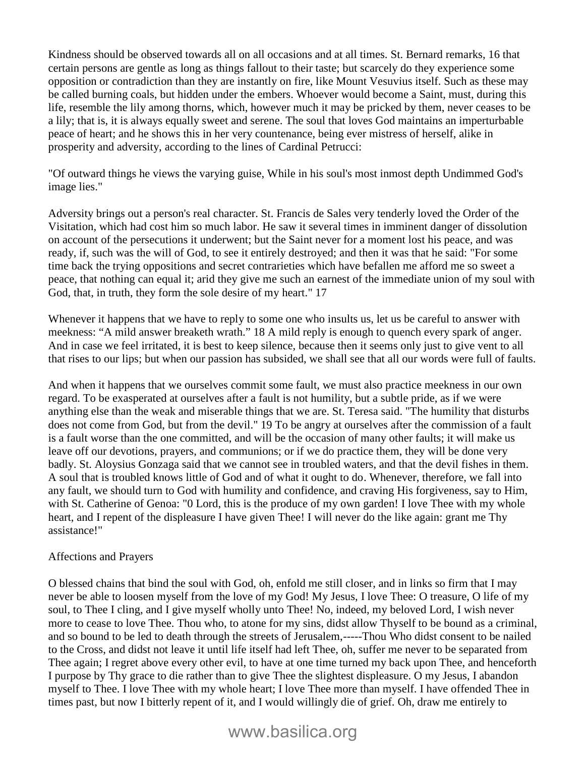Kindness should be observed towards all on all occasions and at all times. St. Bernard remarks, 16 that certain persons are gentle as long as things fallout to their taste; but scarcely do they experience some opposition or contradiction than they are instantly on fire, like Mount Vesuvius itself. Such as these may be called burning coals, but hidden under the embers. Whoever would become a Saint, must, during this life, resemble the lily among thorns, which, however much it may be pricked by them, never ceases to be a lily; that is, it is always equally sweet and serene. The soul that loves God maintains an imperturbable peace of heart; and he shows this in her very countenance, being ever mistress of herself, alike in prosperity and adversity, according to the lines of Cardinal Petrucci:

"Of outward things he views the varying guise, While in his soul's most inmost depth Undimmed God's image lies."

Adversity brings out a person's real character. St. Francis de Sales very tenderly loved the Order of the Visitation, which had cost him so much labor. He saw it several times in imminent danger of dissolution on account of the persecutions it underwent; but the Saint never for a moment lost his peace, and was ready, if, such was the will of God, to see it entirely destroyed; and then it was that he said: "For some time back the trying oppositions and secret contrarieties which have befallen me afford me so sweet a peace, that nothing can equal it; arid they give me such an earnest of the immediate union of my soul with God, that, in truth, they form the sole desire of my heart." 17

Whenever it happens that we have to reply to some one who insults us, let us be careful to answer with meekness: “A mild answer breaketh wrath.” 18 A mild reply is enough to quench every spark of anger. And in case we feel irritated, it is best to keep silence, because then it seems only just to give vent to all that rises to our lips; but when our passion has subsided, we shall see that all our words were full of faults.

And when it happens that we ourselves commit some fault, we must also practice meekness in our own regard. To be exasperated at ourselves after a fault is not humility, but a subtle pride, as if we were anything else than the weak and miserable things that we are. St. Teresa said. "The humility that disturbs does not come from God, but from the devil." 19 To be angry at ourselves after the commission of a fault is a fault worse than the one committed, and will be the occasion of many other faults; it will make us leave off our devotions, prayers, and communions; or if we do practice them, they will be done very badly. St. Aloysius Gonzaga said that we cannot see in troubled waters, and that the devil fishes in them. A soul that is troubled knows little of God and of what it ought to do. Whenever, therefore, we fall into any fault, we should turn to God with humility and confidence, and craving His forgiveness, say to Him, with St. Catherine of Genoa: "0 Lord, this is the produce of my own garden! I love Thee with my whole heart, and I repent of the displeasure I have given Thee! I will never do the like again: grant me Thy assistance!"

Affections and Prayers

O blessed chains that bind the soul with God, oh, enfold me still closer, and in links so firm that I may never be able to loosen myself from the love of my God! My Jesus, I love Thee: O treasure, O life of my soul, to Thee I cling, and I give myself wholly unto Thee! No, indeed, my beloved Lord, I wish never more to cease to love Thee. Thou who, to atone for my sins, didst allow Thyself to be bound as a criminal, and so bound to be led to death through the streets of Jerusalem,-----Thou Who didst consent to be nailed to the Cross, and didst not leave it until life itself had left Thee, oh, suffer me never to be separated from Thee again; I regret above every other evil, to have at one time turned my back upon Thee, and henceforth I purpose by Thy grace to die rather than to give Thee the slightest displeasure. O my Jesus, I abandon myself to Thee. I love Thee with my whole heart; I love Thee more than myself. I have offended Thee in times past, but now I bitterly repent of it, and I would willingly die of grief. Oh, draw me entirely to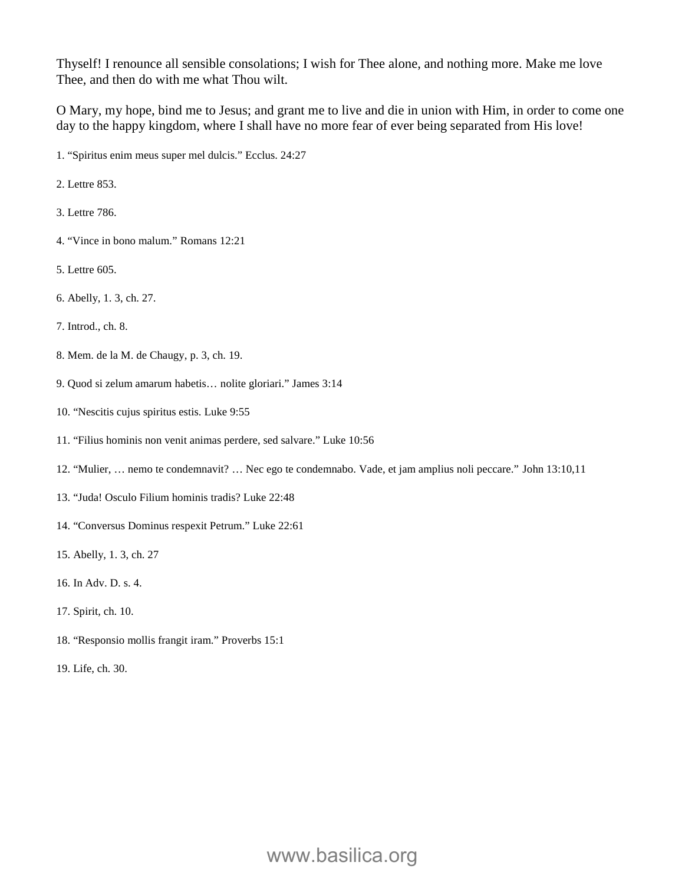Thyself! I renounce all sensible consolations; I wish for Thee alone, and nothing more. Make me love Thee, and then do with me what Thou wilt.

O Mary, my hope, bind me to Jesus; and grant me to live and die in union with Him, in order to come one day to the happy kingdom, where I shall have no more fear of ever being separated from His love!

1. “Spiritus enim meus super mel dulcis.” Ecclus. 24:27

2. Lettre 853.

3. Lettre 786.

4. “Vince in bono malum.” Romans 12:21

5. Lettre 605.

6. Abelly, 1. 3, ch. 27.

7. Introd., ch. 8.

8. Mem. de la M. de Chaugy, p. 3, ch. 19.

9. Quod si zelum amarum habetis… nolite gloriari.” James 3:14

10. “Nescitis cujus spiritus estis. Luke 9:55

11. “Filius hominis non venit animas perdere, sed salvare.” Luke 10:56

12. “Mulier, … nemo te condemnavit? … Nec ego te condemnabo. Vade, et jam amplius noli peccare.” John 13:10,11

13. “Juda! Osculo Filium hominis tradis? Luke 22:48

14. “Conversus Dominus respexit Petrum.” Luke 22:61

15. Abelly, 1. 3, ch. 27

16. In Adv. D. s. 4.

17. Spirit, ch. 10.

18. “Responsio mollis frangit iram.” Proverbs 15:1

19. Life, ch. 30.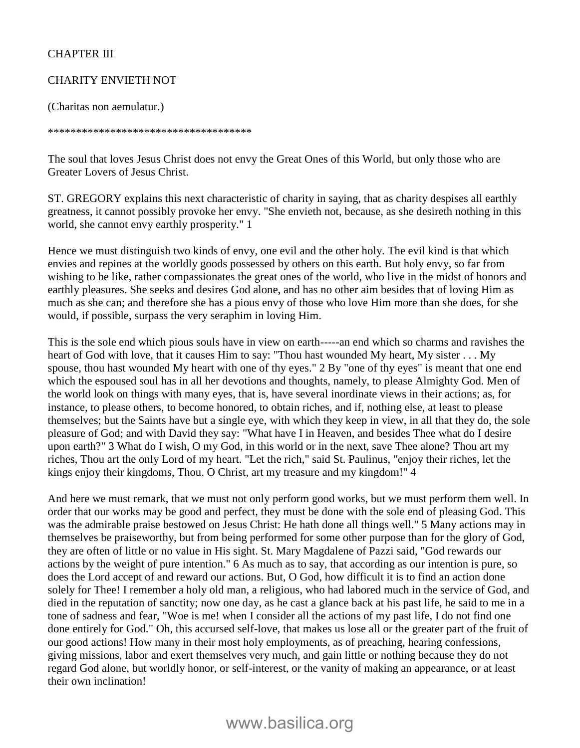# CHAPTER III

## CHARITY ENVIETH NOT

(Charitas non aemulatur.)

************************************

The soul that loves Jesus Christ does not envy the Great Ones of this World, but only those who are Greater Lovers of Jesus Christ.

ST. GREGORY explains this next characteristic of charity in saying, that as charity despises all earthly greatness, it cannot possibly provoke her envy. "She envieth not, because, as she desireth nothing in this world, she cannot envy earthly prosperity." 1

Hence we must distinguish two kinds of envy, one evil and the other holy. The evil kind is that which envies and repines at the worldly goods possessed by others on this earth. But holy envy, so far from wishing to be like, rather compassionates the great ones of the world, who live in the midst of honors and earthly pleasures. She seeks and desires God alone, and has no other aim besides that of loving Him as much as she can; and therefore she has a pious envy of those who love Him more than she does, for she would, if possible, surpass the very seraphim in loving Him.

This is the sole end which pious souls have in view on earth-----an end which so charms and ravishes the heart of God with love, that it causes Him to say: "Thou hast wounded My heart, My sister . . . My spouse, thou hast wounded My heart with one of thy eyes." 2 By "one of thy eyes" is meant that one end which the espoused soul has in all her devotions and thoughts, namely, to please Almighty God. Men of the world look on things with many eyes, that is, have several inordinate views in their actions; as, for instance, to please others, to become honored, to obtain riches, and if, nothing else, at least to please themselves; but the Saints have but a single eye, with which they keep in view, in all that they do, the sole pleasure of God; and with David they say: "What have I in Heaven, and besides Thee what do I desire upon earth?" 3 What do I wish, O my God, in this world or in the next, save Thee alone? Thou art my riches, Thou art the only Lord of my heart. "Let the rich," said St. Paulinus, "enjoy their riches, let the kings enjoy their kingdoms, Thou. O Christ, art my treasure and my kingdom!" 4

And here we must remark, that we must not only perform good works, but we must perform them well. In order that our works may be good and perfect, they must be done with the sole end of pleasing God. This was the admirable praise bestowed on Jesus Christ: He hath done all things well." 5 Many actions may in themselves be praiseworthy, but from being performed for some other purpose than for the glory of God, they are often of little or no value in His sight. St. Mary Magdalene of Pazzi said, "God rewards our actions by the weight of pure intention." 6 As much as to say, that according as our intention is pure, so does the Lord accept of and reward our actions. But, O God, how difficult it is to find an action done solely for Thee! I remember a holy old man, a religious, who had labored much in the service of God, and died in the reputation of sanctity; now one day, as he cast a glance back at his past life, he said to me in a tone of sadness and fear, "Woe is me! when I consider all the actions of my past life, I do not find one done entirely for God." Oh, this accursed self-love, that makes us lose all or the greater part of the fruit of our good actions! How many in their most holy employments, as of preaching, hearing confessions, giving missions, labor and exert themselves very much, and gain little or nothing because they do not regard God alone, but worldly honor, or self-interest, or the vanity of making an appearance, or at least their own inclination!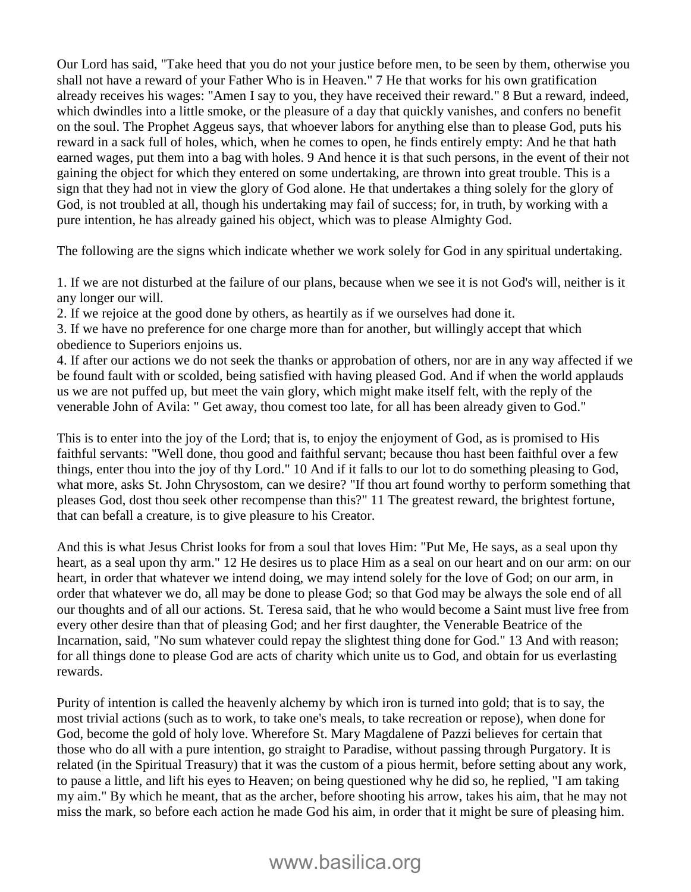Our Lord has said, "Take heed that you do not your justice before men, to be seen by them, otherwise you shall not have a reward of your Father Who is in Heaven." 7 He that works for his own gratification already receives his wages: "Amen I say to you, they have received their reward." 8 But a reward, indeed, which dwindles into a little smoke, or the pleasure of a day that quickly vanishes, and confers no benefit on the soul. The Prophet Aggeus says, that whoever labors for anything else than to please God, puts his reward in a sack full of holes, which, when he comes to open, he finds entirely empty: And he that hath earned wages, put them into a bag with holes. 9 And hence it is that such persons, in the event of their not gaining the object for which they entered on some undertaking, are thrown into great trouble. This is a sign that they had not in view the glory of God alone. He that undertakes a thing solely for the glory of God, is not troubled at all, though his undertaking may fail of success; for, in truth, by working with a pure intention, he has already gained his object, which was to please Almighty God.

The following are the signs which indicate whether we work solely for God in any spiritual undertaking.

1. If we are not disturbed at the failure of our plans, because when we see it is not God's will, neither is it any longer our will.
2. If we rejoice at the good done by others, as heartily as if we ourselves had done it.
3. If we have no preference for one charge more than for another, but willingly accept that which obedience to Superiors enjoins us.
4. If after our actions we do not seek the thanks or approbation of others, nor are in any way affected if we be found fault with or scolded, being satisfied with having pleased God. And if when the world applauds us we are not puffed up, but meet the vain glory, which might make itself felt, with the reply of the venerable John of Avila: " Get away, thou comest too late, for all has been already given to God."

This is to enter into the joy of the Lord; that is, to enjoy the enjoyment of God, as is promised to His faithful servants: "Well done, thou good and faithful servant; because thou hast been faithful over a few things, enter thou into the joy of thy Lord." 10 And if it falls to our lot to do something pleasing to God, what more, asks St. John Chrysostom, can we desire? "If thou art found worthy to perform something that pleases God, dost thou seek other recompense than this?" 11 The greatest reward, the brightest fortune, that can befall a creature, is to give pleasure to his Creator.

And this is what Jesus Christ looks for from a soul that loves Him: "Put Me, He says, as a seal upon thy heart, as a seal upon thy arm." 12 He desires us to place Him as a seal on our heart and on our arm: on our heart, in order that whatever we intend doing, we may intend solely for the love of God; on our arm, in order that whatever we do, all may be done to please God; so that God may be always the sole end of all our thoughts and of all our actions. St. Teresa said, that he who would become a Saint must live free from every other desire than that of pleasing God; and her first daughter, the Venerable Beatrice of the Incarnation, said, "No sum whatever could repay the slightest thing done for God." 13 And with reason; for all things done to please God are acts of charity which unite us to God, and obtain for us everlasting rewards.

Purity of intention is called the heavenly alchemy by which iron is turned into gold; that is to say, the most trivial actions (such as to work, to take one's meals, to take recreation or repose), when done for God, become the gold of holy love. Wherefore St. Mary Magdalene of Pazzi believes for certain that those who do all with a pure intention, go straight to Paradise, without passing through Purgatory. It is related (in the Spiritual Treasury) that it was the custom of a pious hermit, before setting about any work, to pause a little, and lift his eyes to Heaven; on being questioned why he did so, he replied, "I am taking my aim." By which he meant, that as the archer, before shooting his arrow, takes his aim, that he may not miss the mark, so before each action he made God his aim, in order that it might be sure of pleasing him.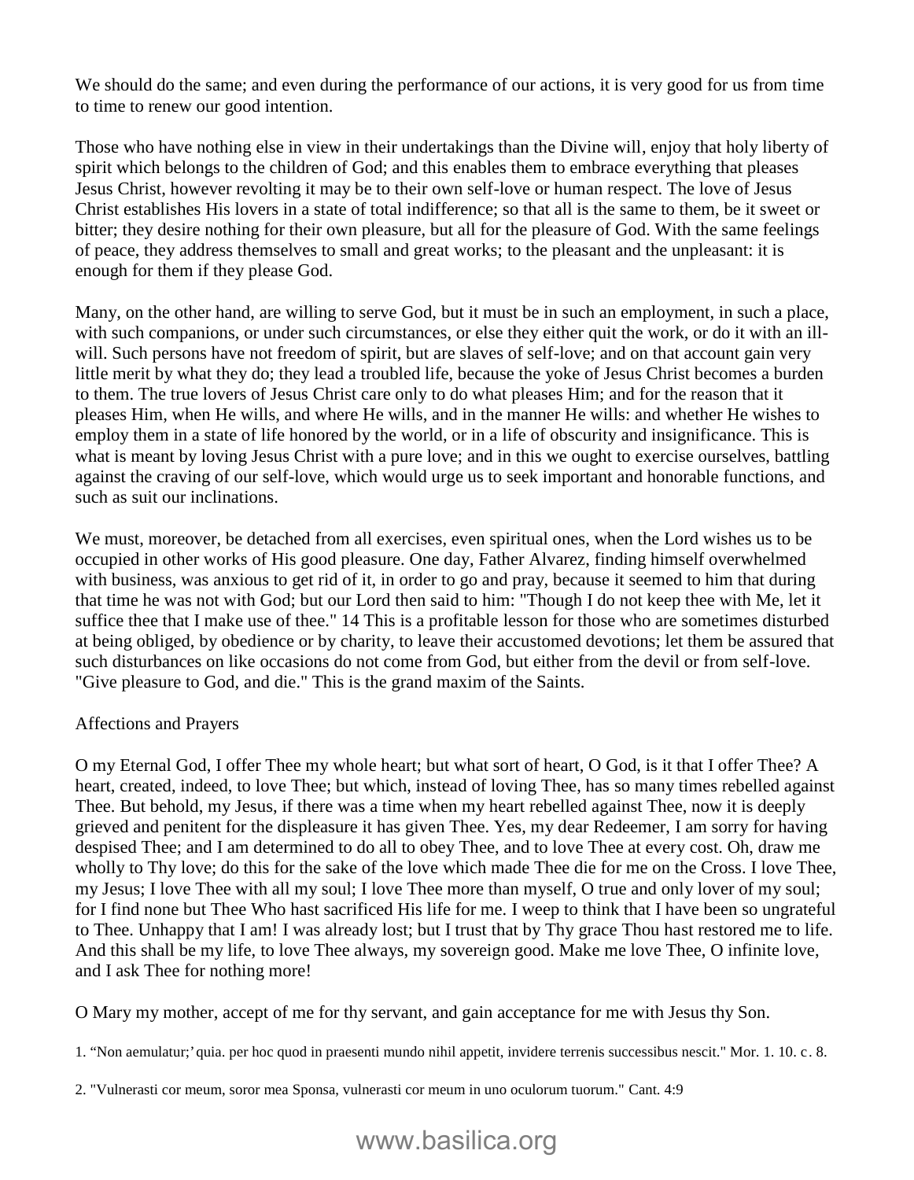We should do the same; and even during the performance of our actions, it is very good for us from time to time to renew our good intention.

Those who have nothing else in view in their undertakings than the Divine will, enjoy that holy liberty of spirit which belongs to the children of God; and this enables them to embrace everything that pleases Jesus Christ, however revolting it may be to their own self-love or human respect. The love of Jesus Christ establishes His lovers in a state of total indifference; so that all is the same to them, be it sweet or bitter; they desire nothing for their own pleasure, but all for the pleasure of God. With the same feelings of peace, they address themselves to small and great works; to the pleasant and the unpleasant: it is enough for them if they please God.

Many, on the other hand, are willing to serve God, but it must be in such an employment, in such a place, with such companions, or under such circumstances, or else they either quit the work, or do it with an ill-will. Such persons have not freedom of spirit, but are slaves of self-love; and on that account gain very little merit by what they do; they lead a troubled life, because the yoke of Jesus Christ becomes a burden to them. The true lovers of Jesus Christ care only to do what pleases Him; and for the reason that it pleases Him, when He wills, and where He wills, and in the manner He wills: and whether He wishes to employ them in a state of life honored by the world, or in a life of obscurity and insignificance. This is what is meant by loving Jesus Christ with a pure love; and in this we ought to exercise ourselves, battling against the craving of our self-love, which would urge us to seek important and honorable functions, and such as suit our inclinations.

We must, moreover, be detached from all exercises, even spiritual ones, when the Lord wishes us to be occupied in other works of His good pleasure. One day, Father Alvarez, finding himself overwhelmed with business, was anxious to get rid of it, in order to go and pray, because it seemed to him that during that time he was not with God; but our Lord then said to him: "Though I do not keep thee with Me, let it suffice thee that I make use of thee." 14 This is a profitable lesson for those who are sometimes disturbed at being obliged, by obedience or by charity, to leave their accustomed devotions; let them be assured that such disturbances on like occasions do not come from God, but either from the devil or from self-love. "Give pleasure to God, and die." This is the grand maxim of the Saints.

Affections and Prayers

O my Eternal God, I offer Thee my whole heart; but what sort of heart, O God, is it that I offer Thee? A heart, created, indeed, to love Thee; but which, instead of loving Thee, has so many times rebelled against Thee. But behold, my Jesus, if there was a time when my heart rebelled against Thee, now it is deeply grieved and penitent for the displeasure it has given Thee. Yes, my dear Redeemer, I am sorry for having despised Thee; and I am determined to do all to obey Thee, and to love Thee at every cost. Oh, draw me wholly to Thy love; do this for the sake of the love which made Thee die for me on the Cross. I love Thee, my Jesus; I love Thee with all my soul; I love Thee more than myself, O true and only lover of my soul; for I find none but Thee Who hast sacrificed His life for me. I weep to think that I have been so ungrateful to Thee. Unhappy that I am! I was already lost; but I trust that by Thy grace Thou hast restored me to life. And this shall be my life, to love Thee always, my sovereign good. Make me love Thee, O infinite love, and I ask Thee for nothing more!

O Mary my mother, accept of me for thy servant, and gain acceptance for me with Jesus thy Son.

1. "Non aemulatur;' quia. per hoc quod in praesenti mundo nihil appetit, invidere terrenis successibus nescit." Mor. 1. 10. c. 8.

2. "Vulnerasti cor meum, soror mea Sponsa, vulnerasti cor meum in uno oculorum tuorum." Cant. 4:9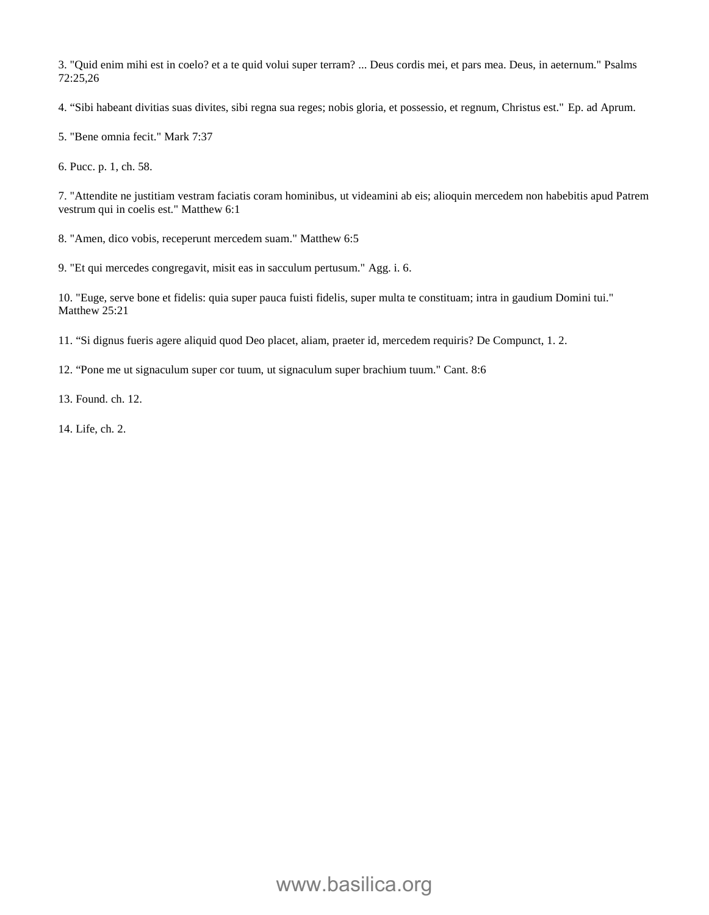3. "Quid enim mihi est in coelo? et a te quid volui super terram? ... Deus cordis mei, et pars mea. Deus, in aeternum." Psalms 72:25,26

4. “Sibi habeant divitias suas divites, sibi regna sua reges; nobis gloria, et possessio, et regnum, Christus est." Ep. ad Aprum.

5. "Bene omnia fecit." Mark 7:37

6. Pucc. p. 1, ch. 58.

7. "Attendite ne justitiam vestram faciatis coram hominibus, ut videamini ab eis; alioquin mercedem non habebitis apud Patrem vestrum qui in coelis est." Matthew 6:1

8. "Amen, dico vobis, receperunt mercedem suam." Matthew 6:5

9. "Et qui mercedes congregavit, misit eas in sacculum pertusum." Agg. i. 6.

10. "Euge, serve bone et fidelis: quia super pauca fuisti fidelis, super multa te constituam; intra in gaudium Domini tui." Matthew 25:21

11. “Si dignus fueris agere aliquid quod Deo placet, aliam, praeter id, mercedem requiris? De Compunct, 1. 2.

12. “Pone me ut signaculum super cor tuum, ut signaculum super brachium tuum." Cant. 8:6

13. Found. ch. 12.

14. Life, ch. 2.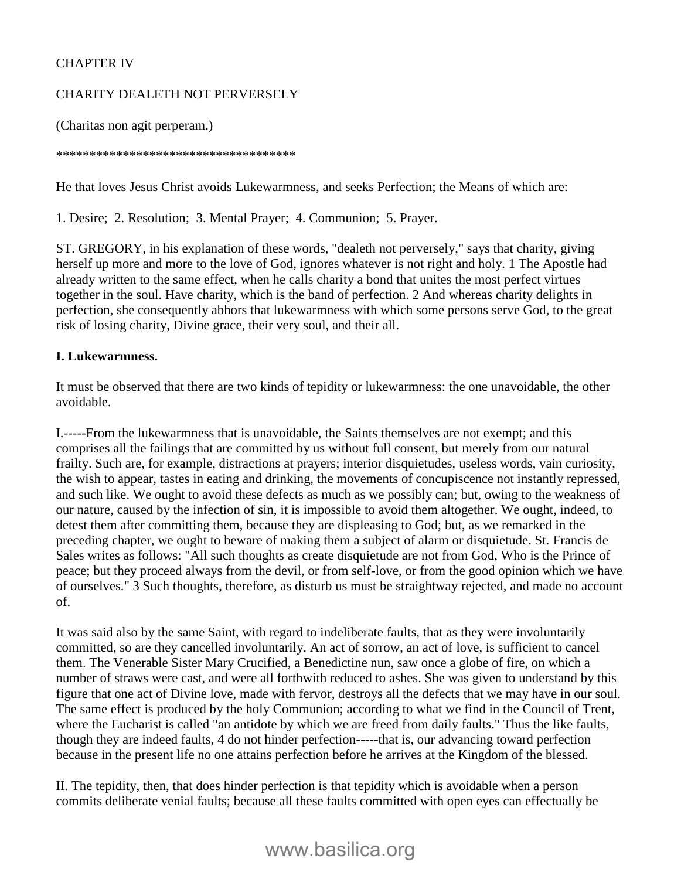CHAPTER IV

CHARITY DEALETH NOT PERVERSELY

(Charitas non agit perperam.)

*************************************

He that loves Jesus Christ avoids Lukewarmness, and seeks Perfection; the Means of which are:

1. Desire; 2. Resolution; 3. Mental Prayer; 4. Communion; 5. Prayer.

ST. GREGORY, in his explanation of these words, "dealeth not perversely," says that charity, giving herself up more and more to the love of God, ignores whatever is not right and holy. 1 The Apostle had already written to the same effect, when he calls charity a bond that unites the most perfect virtues together in the soul. Have charity, which is the band of perfection. 2 And whereas charity delights in perfection, she consequently abhors that lukewarmness with which some persons serve God, to the great risk of losing charity, Divine grace, their very soul, and their all.

**I. Lukewarmness.**

It must be observed that there are two kinds of tepidity or lukewarmness: the one unavoidable, the other avoidable.

I.-----From the lukewarmness that is unavoidable, the Saints themselves are not exempt; and this comprises all the failings that are committed by us without full consent, but merely from our natural frailty. Such are, for example, distractions at prayers; interior disquietudes, useless words, vain curiosity, the wish to appear, tastes in eating and drinking, the movements of concupiscence not instantly repressed, and such like. We ought to avoid these defects as much as we possibly can; but, owing to the weakness of our nature, caused by the infection of sin, it is impossible to avoid them altogether. We ought, indeed, to detest them after committing them, because they are displeasing to God; but, as we remarked in the preceding chapter, we ought to beware of making them a subject of alarm or disquietude. St. Francis de Sales writes as follows: "All such thoughts as create disquietude are not from God, Who is the Prince of peace; but they proceed always from the devil, or from self-love, or from the good opinion which we have of ourselves." 3 Such thoughts, therefore, as disturb us must be straightway rejected, and made no account of.

It was said also by the same Saint, with regard to indeliberate faults, that as they were involuntarily committed, so are they cancelled involuntarily. An act of sorrow, an act of love, is sufficient to cancel them. The Venerable Sister Mary Crucified, a Benedictine nun, saw once a globe of fire, on which a number of straws were cast, and were all forthwith reduced to ashes. She was given to understand by this figure that one act of Divine love, made with fervor, destroys all the defects that we may have in our soul. The same effect is produced by the holy Communion; according to what we find in the Council of Trent, where the Eucharist is called "an antidote by which we are freed from daily faults." Thus the like faults, though they are indeed faults, 4 do not hinder perfection-----that is, our advancing toward perfection because in the present life no one attains perfection before he arrives at the Kingdom of the blessed.

II. The tepidity, then, that does hinder perfection is that tepidity which is avoidable when a person commits deliberate venial faults; because all these faults committed with open eyes can effectually be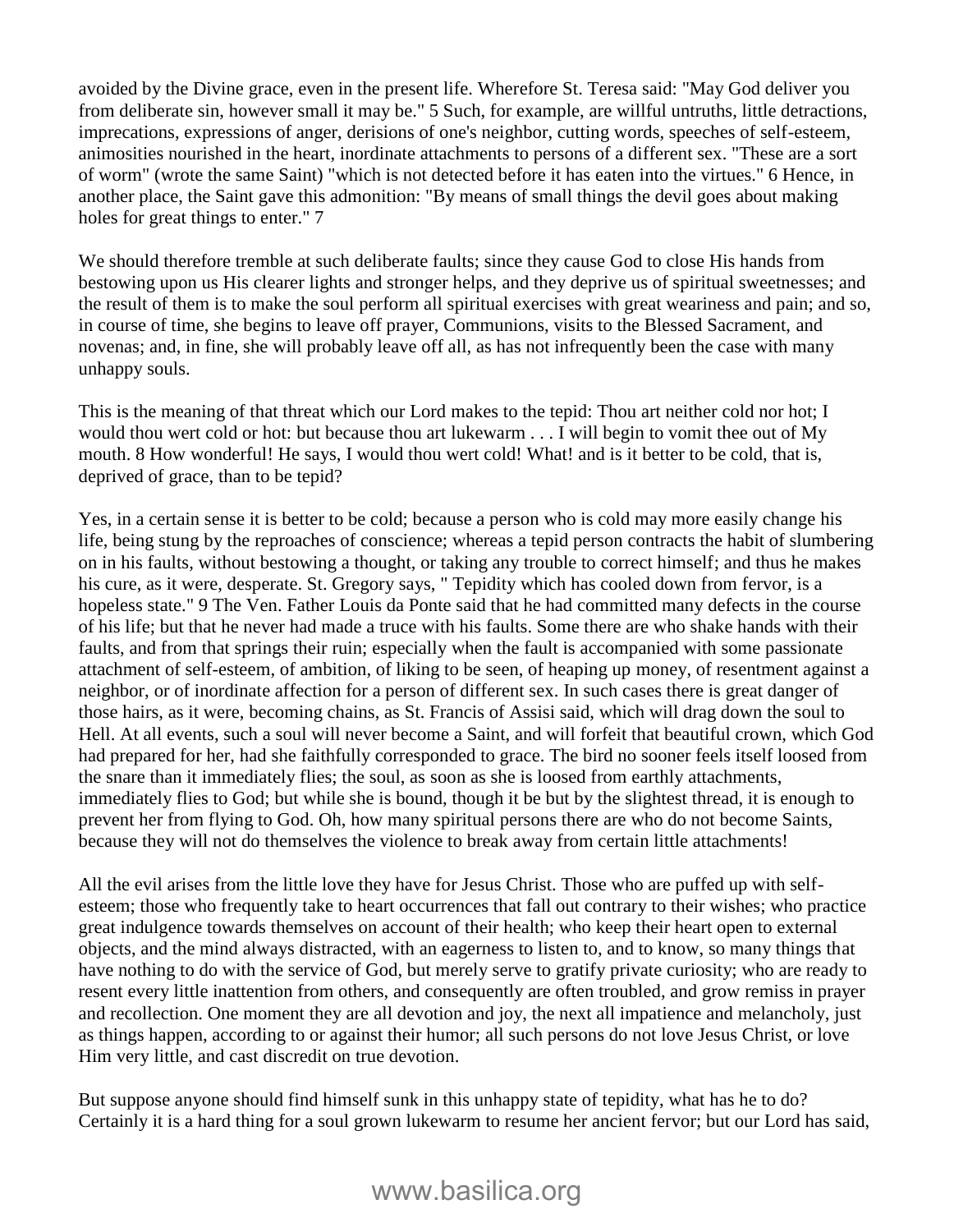avoided by the Divine grace, even in the present life. Wherefore St. Teresa said: "May God deliver you from deliberate sin, however small it may be." 5 Such, for example, are willful untruths, little detractions, imprecations, expressions of anger, derisions of one's neighbor, cutting words, speeches of self-esteem, animosities nourished in the heart, inordinate attachments to persons of a different sex. "These are a sort of worm" (wrote the same Saint) "which is not detected before it has eaten into the virtues." 6 Hence, in another place, the Saint gave this admonition: "By means of small things the devil goes about making holes for great things to enter." 7

We should therefore tremble at such deliberate faults; since they cause God to close His hands from bestowing upon us His clearer lights and stronger helps, and they deprive us of spiritual sweetnesses; and the result of them is to make the soul perform all spiritual exercises with great weariness and pain; and so, in course of time, she begins to leave off prayer, Communions, visits to the Blessed Sacrament, and novenas; and, in fine, she will probably leave off all, as has not infrequently been the case with many unhappy souls.

This is the meaning of that threat which our Lord makes to the tepid: Thou art neither cold nor hot; I would thou wert cold or hot: but because thou art lukewarm . . . I will begin to vomit thee out of My mouth. 8 How wonderful! He says, I would thou wert cold! What! and is it better to be cold, that is, deprived of grace, than to be tepid?

Yes, in a certain sense it is better to be cold; because a person who is cold may more easily change his life, being stung by the reproaches of conscience; whereas a tepid person contracts the habit of slumbering on in his faults, without bestowing a thought, or taking any trouble to correct himself; and thus he makes his cure, as it were, desperate. St. Gregory says, " Tepidity which has cooled down from fervor, is a hopeless state." 9 The Ven. Father Louis da Ponte said that he had committed many defects in the course of his life; but that he never had made a truce with his faults. Some there are who shake hands with their faults, and from that springs their ruin; especially when the fault is accompanied with some passionate attachment of self-esteem, of ambition, of liking to be seen, of heaping up money, of resentment against a neighbor, or of inordinate affection for a person of different sex. In such cases there is great danger of those hairs, as it were, becoming chains, as St. Francis of Assisi said, which will drag down the soul to Hell. At all events, such a soul will never become a Saint, and will forfeit that beautiful crown, which God had prepared for her, had she faithfully corresponded to grace. The bird no sooner feels itself loosed from the snare than it immediately flies; the soul, as soon as she is loosed from earthly attachments, immediately flies to God; but while she is bound, though it be but by the slightest thread, it is enough to prevent her from flying to God. Oh, how many spiritual persons there are who do not become Saints, because they will not do themselves the violence to break away from certain little attachments!

All the evil arises from the little love they have for Jesus Christ. Those who are puffed up with self-esteem; those who frequently take to heart occurrences that fall out contrary to their wishes; who practice great indulgence towards themselves on account of their health; who keep their heart open to external objects, and the mind always distracted, with an eagerness to listen to, and to know, so many things that have nothing to do with the service of God, but merely serve to gratify private curiosity; who are ready to resent every little inattention from others, and consequently are often troubled, and grow remiss in prayer and recollection. One moment they are all devotion and joy, the next all impatience and melancholy, just as things happen, according to or against their humor; all such persons do not love Jesus Christ, or love Him very little, and cast discredit on true devotion.

But suppose anyone should find himself sunk in this unhappy state of tepidity, what has he to do? Certainly it is a hard thing for a soul grown lukewarm to resume her ancient fervor; but our Lord has said,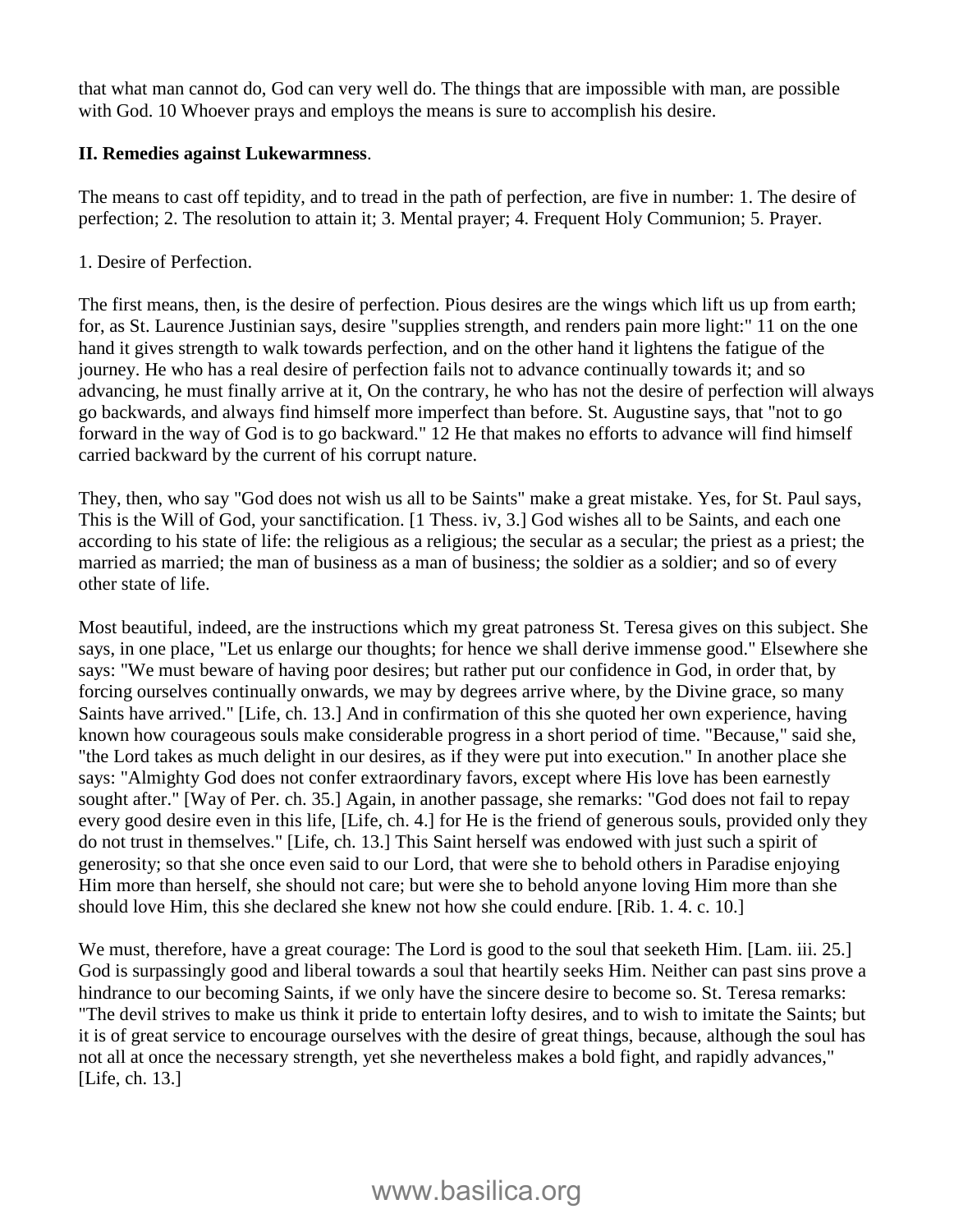that what man cannot do, God can very well do. The things that are impossible with man, are possible with God. 10 Whoever prays and employs the means is sure to accomplish his desire.

**II. Remedies against Lukewarmness**.

The means to cast off tepidity, and to tread in the path of perfection, are five in number: 1. The desire of perfection; 2. The resolution to attain it; 3. Mental prayer; 4. Frequent Holy Communion; 5. Prayer.

1. Desire of Perfection.

The first means, then, is the desire of perfection. Pious desires are the wings which lift us up from earth; for, as St. Laurence Justinian says, desire "supplies strength, and renders pain more light:" 11 on the one hand it gives strength to walk towards perfection, and on the other hand it lightens the fatigue of the journey. He who has a real desire of perfection fails not to advance continually towards it; and so advancing, he must finally arrive at it, On the contrary, he who has not the desire of perfection will always go backwards, and always find himself more imperfect than before. St. Augustine says, that "not to go forward in the way of God is to go backward." 12 He that makes no efforts to advance will find himself carried backward by the current of his corrupt nature.

They, then, who say "God does not wish us all to be Saints" make a great mistake. Yes, for St. Paul says, This is the Will of God, your sanctification. [1 Thess. iv, 3.] God wishes all to be Saints, and each one according to his state of life: the religious as a religious; the secular as a secular; the priest as a priest; the married as married; the man of business as a man of business; the soldier as a soldier; and so of every other state of life.

Most beautiful, indeed, are the instructions which my great patroness St. Teresa gives on this subject. She says, in one place, "Let us enlarge our thoughts; for hence we shall derive immense good." Elsewhere she says: "We must beware of having poor desires; but rather put our confidence in God, in order that, by forcing ourselves continually onwards, we may by degrees arrive where, by the Divine grace, so many Saints have arrived." [Life, ch. 13.] And in confirmation of this she quoted her own experience, having known how courageous souls make considerable progress in a short period of time. "Because," said she, "the Lord takes as much delight in our desires, as if they were put into execution." In another place she says: "Almighty God does not confer extraordinary favors, except where His love has been earnestly sought after." [Way of Per. ch. 35.] Again, in another passage, she remarks: "God does not fail to repay every good desire even in this life, [Life, ch. 4.] for He is the friend of generous souls, provided only they do not trust in themselves." [Life, ch. 13.] This Saint herself was endowed with just such a spirit of generosity; so that she once even said to our Lord, that were she to behold others in Paradise enjoying Him more than herself, she should not care; but were she to behold anyone loving Him more than she should love Him, this she declared she knew not how she could endure. [Rib. 1. 4. c. 10.]

We must, therefore, have a great courage: The Lord is good to the soul that seeketh Him. [Lam. iii. 25.] God is surpassingly good and liberal towards a soul that heartily seeks Him. Neither can past sins prove a hindrance to our becoming Saints, if we only have the sincere desire to become so. St. Teresa remarks: "The devil strives to make us think it pride to entertain lofty desires, and to wish to imitate the Saints; but it is of great service to encourage ourselves with the desire of great things, because, although the soul has not all at once the necessary strength, yet she nevertheless makes a bold fight, and rapidly advances," [Life, ch. 13.]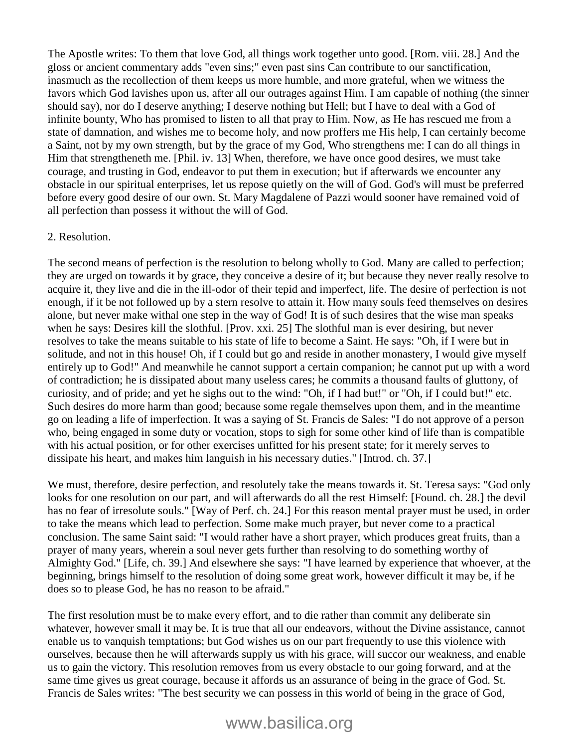The Apostle writes: To them that love God, all things work together unto good. [Rom. viii. 28.] And the gloss or ancient commentary adds "even sins;" even past sins Can contribute to our sanctification, inasmuch as the recollection of them keeps us more humble, and more grateful, when we witness the favors which God lavishes upon us, after all our outrages against Him. I am capable of nothing (the sinner should say), nor do I deserve anything; I deserve nothing but Hell; but I have to deal with a God of infinite bounty, Who has promised to listen to all that pray to Him. Now, as He has rescued me from a state of damnation, and wishes me to become holy, and now proffers me His help, I can certainly become a Saint, not by my own strength, but by the grace of my God, Who strengthens me: I can do all things in Him that strengtheneth me. [Phil. iv. 13] When, therefore, we have once good desires, we must take courage, and trusting in God, endeavor to put them in execution; but if afterwards we encounter any obstacle in our spiritual enterprises, let us repose quietly on the will of God. God's will must be preferred before every good desire of our own. St. Mary Magdalene of Pazzi would sooner have remained void of all perfection than possess it without the will of God.

2. Resolution.

The second means of perfection is the resolution to belong wholly to God. Many are called to perfection; they are urged on towards it by grace, they conceive a desire of it; but because they never really resolve to acquire it, they live and die in the ill-odor of their tepid and imperfect, life. The desire of perfection is not enough, if it be not followed up by a stern resolve to attain it. How many souls feed themselves on desires alone, but never make withal one step in the way of God! It is of such desires that the wise man speaks when he says: Desires kill the slothful. [Prov. xxi. 25] The slothful man is ever desiring, but never resolves to take the means suitable to his state of life to become a Saint. He says: "Oh, if I were but in solitude, and not in this house! Oh, if I could but go and reside in another monastery, I would give myself entirely up to God!" And meanwhile he cannot support a certain companion; he cannot put up with a word of contradiction; he is dissipated about many useless cares; he commits a thousand faults of gluttony, of curiosity, and of pride; and yet he sighs out to the wind: "Oh, if I had but!" or "Oh, if I could but!" etc. Such desires do more harm than good; because some regale themselves upon them, and in the meantime go on leading a life of imperfection. It was a saying of St. Francis de Sales: "I do not approve of a person who, being engaged in some duty or vocation, stops to sigh for some other kind of life than is compatible with his actual position, or for other exercises unfitted for his present state; for it merely serves to dissipate his heart, and makes him languish in his necessary duties." [Introd. ch. 37.]

We must, therefore, desire perfection, and resolutely take the means towards it. St. Teresa says: "God only looks for one resolution on our part, and will afterwards do all the rest Himself: [Found. ch. 28.] the devil has no fear of irresolute souls." [Way of Perf. ch. 24.] For this reason mental prayer must be used, in order to take the means which lead to perfection. Some make much prayer, but never come to a practical conclusion. The same Saint said: "I would rather have a short prayer, which produces great fruits, than a prayer of many years, wherein a soul never gets further than resolving to do something worthy of Almighty God." [Life, ch. 39.] And elsewhere she says: "I have learned by experience that whoever, at the beginning, brings himself to the resolution of doing some great work, however difficult it may be, if he does so to please God, he has no reason to be afraid."

The first resolution must be to make every effort, and to die rather than commit any deliberate sin whatever, however small it may be. It is true that all our endeavors, without the Divine assistance, cannot enable us to vanquish temptations; but God wishes us on our part frequently to use this violence with ourselves, because then he will afterwards supply us with his grace, will succor our weakness, and enable us to gain the victory. This resolution removes from us every obstacle to our going forward, and at the same time gives us great courage, because it affords us an assurance of being in the grace of God. St. Francis de Sales writes: "The best security we can possess in this world of being in the grace of God,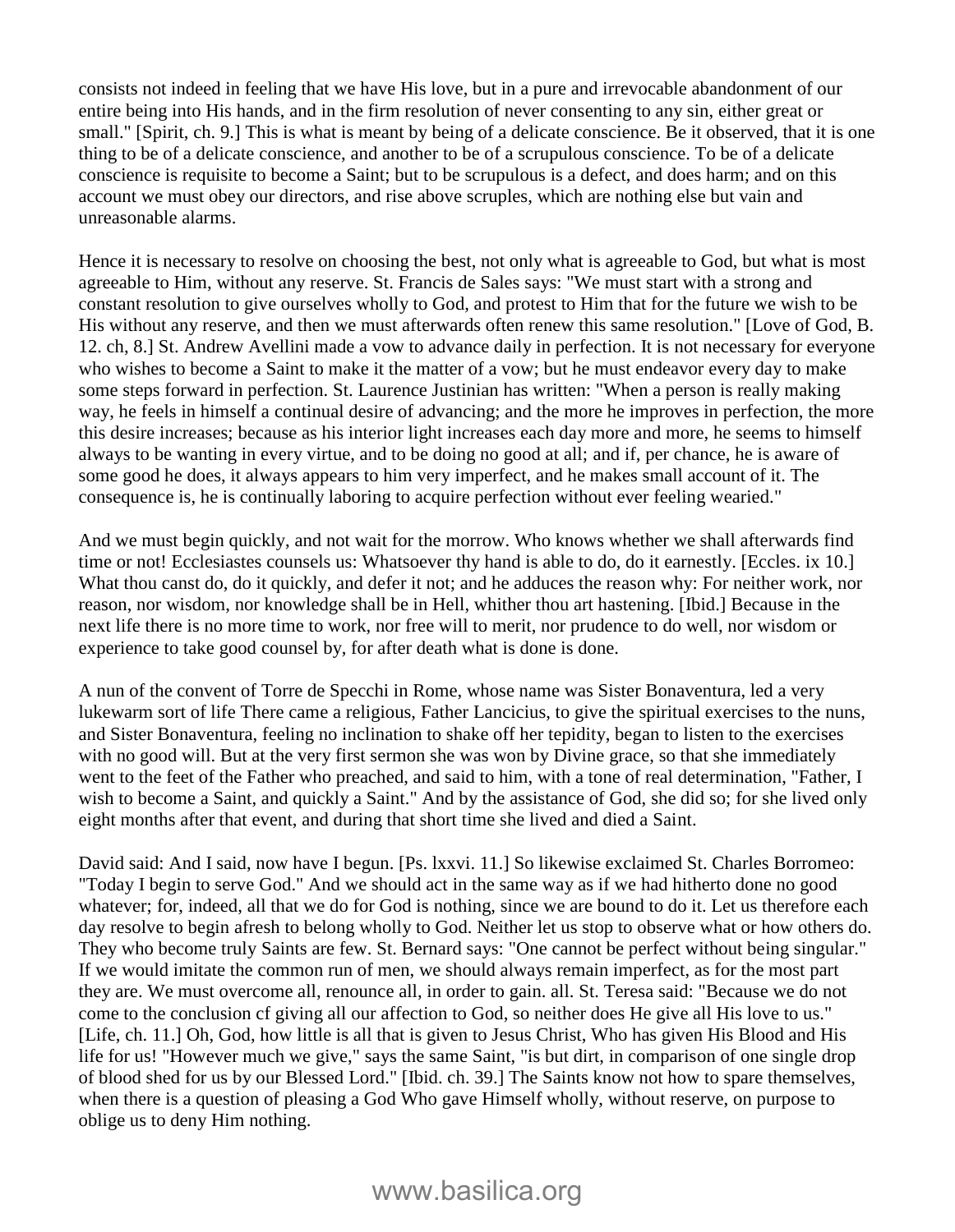consists not indeed in feeling that we have His love, but in a pure and irrevocable abandonment of our entire being into His hands, and in the firm resolution of never consenting to any sin, either great or small." [Spirit, ch. 9.] This is what is meant by being of a delicate conscience. Be it observed, that it is one thing to be of a delicate conscience, and another to be of a scrupulous conscience. To be of a delicate conscience is requisite to become a Saint; but to be scrupulous is a defect, and does harm; and on this account we must obey our directors, and rise above scruples, which are nothing else but vain and unreasonable alarms.

Hence it is necessary to resolve on choosing the best, not only what is agreeable to God, but what is most agreeable to Him, without any reserve. St. Francis de Sales says: "We must start with a strong and constant resolution to give ourselves wholly to God, and protest to Him that for the future we wish to be His without any reserve, and then we must afterwards often renew this same resolution." [Love of God, B. 12. ch, 8.] St. Andrew Avellini made a vow to advance daily in perfection. It is not necessary for everyone who wishes to become a Saint to make it the matter of a vow; but he must endeavor every day to make some steps forward in perfection. St. Laurence Justinian has written: "When a person is really making way, he feels in himself a continual desire of advancing; and the more he improves in perfection, the more this desire increases; because as his interior light increases each day more and more, he seems to himself always to be wanting in every virtue, and to be doing no good at all; and if, per chance, he is aware of some good he does, it always appears to him very imperfect, and he makes small account of it. The consequence is, he is continually laboring to acquire perfection without ever feeling wearied."

And we must begin quickly, and not wait for the morrow. Who knows whether we shall afterwards find time or not! Ecclesiastes counsels us: Whatsoever thy hand is able to do, do it earnestly. [Eccles. ix 10.] What thou canst do, do it quickly, and defer it not; and he adduces the reason why: For neither work, nor reason, nor wisdom, nor knowledge shall be in Hell, whither thou art hastening. [Ibid.] Because in the next life there is no more time to work, nor free will to merit, nor prudence to do well, nor wisdom or experience to take good counsel by, for after death what is done is done.

A nun of the convent of Torre de Specchi in Rome, whose name was Sister Bonaventura, led a very lukewarm sort of life There came a religious, Father Lancicius, to give the spiritual exercises to the nuns, and Sister Bonaventura, feeling no inclination to shake off her tepidity, began to listen to the exercises with no good will. But at the very first sermon she was won by Divine grace, so that she immediately went to the feet of the Father who preached, and said to him, with a tone of real determination, "Father, I wish to become a Saint, and quickly a Saint." And by the assistance of God, she did so; for she lived only eight months after that event, and during that short time she lived and died a Saint.

David said: And I said, now have I begun. [Ps. lxxvi. 11.] So likewise exclaimed St. Charles Borromeo: "Today I begin to serve God." And we should act in the same way as if we had hitherto done no good whatever; for, indeed, all that we do for God is nothing, since we are bound to do it. Let us therefore each day resolve to begin afresh to belong wholly to God. Neither let us stop to observe what or how others do. They who become truly Saints are few. St. Bernard says: "One cannot be perfect without being singular." If we would imitate the common run of men, we should always remain imperfect, as for the most part they are. We must overcome all, renounce all, in order to gain. all. St. Teresa said: "Because we do not come to the conclusion cf giving all our affection to God, so neither does He give all His love to us." [Life, ch. 11.] Oh, God, how little is all that is given to Jesus Christ, Who has given His Blood and His life for us! "However much we give," says the same Saint, "is but dirt, in comparison of one single drop of blood shed for us by our Blessed Lord." [Ibid. ch. 39.] The Saints know not how to spare themselves, when there is a question of pleasing a God Who gave Himself wholly, without reserve, on purpose to oblige us to deny Him nothing.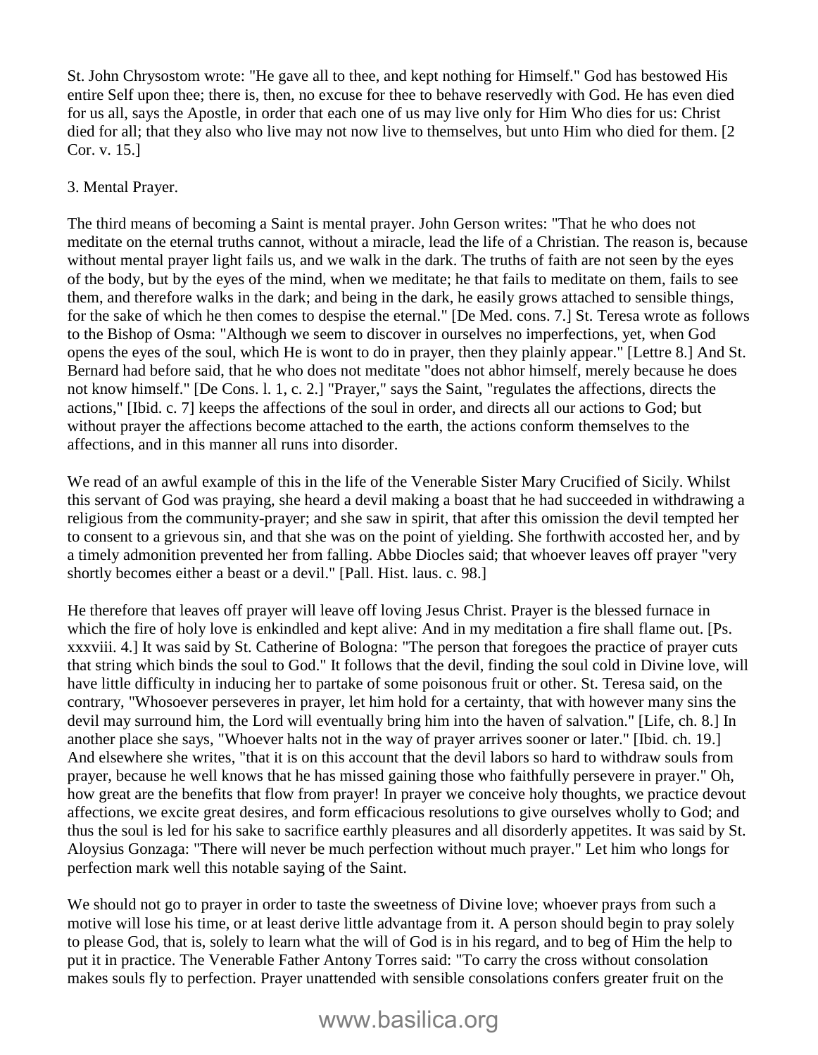St. John Chrysostom wrote: "He gave all to thee, and kept nothing for Himself." God has bestowed His entire Self upon thee; there is, then, no excuse for thee to behave reservedly with God. He has even died for us all, says the Apostle, in order that each one of us may live only for Him Who dies for us: Christ died for all; that they also who live may not now live to themselves, but unto Him who died for them. [2 Cor. v. 15.]

3. Mental Prayer.

The third means of becoming a Saint is mental prayer. John Gerson writes: "That he who does not meditate on the eternal truths cannot, without a miracle, lead the life of a Christian. The reason is, because without mental prayer light fails us, and we walk in the dark. The truths of faith are not seen by the eyes of the body, but by the eyes of the mind, when we meditate; he that fails to meditate on them, fails to see them, and therefore walks in the dark; and being in the dark, he easily grows attached to sensible things, for the sake of which he then comes to despise the eternal." [De Med. cons. 7.] St. Teresa wrote as follows to the Bishop of Osma: "Although we seem to discover in ourselves no imperfections, yet, when God opens the eyes of the soul, which He is wont to do in prayer, then they plainly appear." [Lettre 8.] And St. Bernard had before said, that he who does not meditate "does not abhor himself, merely because he does not know himself." [De Cons. l. 1, c. 2.] "Prayer," says the Saint, "regulates the affections, directs the actions," [Ibid. c. 7] keeps the affections of the soul in order, and directs all our actions to God; but without prayer the affections become attached to the earth, the actions conform themselves to the affections, and in this manner all runs into disorder.

We read of an awful example of this in the life of the Venerable Sister Mary Crucified of Sicily. Whilst this servant of God was praying, she heard a devil making a boast that he had succeeded in withdrawing a religious from the community-prayer; and she saw in spirit, that after this omission the devil tempted her to consent to a grievous sin, and that she was on the point of yielding. She forthwith accosted her, and by a timely admonition prevented her from falling. Abbe Diocles said; that whoever leaves off prayer "very shortly becomes either a beast or a devil." [Pall. Hist. laus. c. 98.]

He therefore that leaves off prayer will leave off loving Jesus Christ. Prayer is the blessed furnace in which the fire of holy love is enkindled and kept alive: And in my meditation a fire shall flame out. [Ps. xxxviii. 4.] It was said by St. Catherine of Bologna: "The person that foregoes the practice of prayer cuts that string which binds the soul to God." It follows that the devil, finding the soul cold in Divine love, will have little difficulty in inducing her to partake of some poisonous fruit or other. St. Teresa said, on the contrary, "Whosoever perseveres in prayer, let him hold for a certainty, that with however many sins the devil may surround him, the Lord will eventually bring him into the haven of salvation." [Life, ch. 8.] In another place she says, "Whoever halts not in the way of prayer arrives sooner or later." [Ibid. ch. 19.] And elsewhere she writes, "that it is on this account that the devil labors so hard to withdraw souls from prayer, because he well knows that he has missed gaining those who faithfully persevere in prayer." Oh, how great are the benefits that flow from prayer! In prayer we conceive holy thoughts, we practice devout affections, we excite great desires, and form efficacious resolutions to give ourselves wholly to God; and thus the soul is led for his sake to sacrifice earthly pleasures and all disorderly appetites. It was said by St. Aloysius Gonzaga: "There will never be much perfection without much prayer." Let him who longs for perfection mark well this notable saying of the Saint.

We should not go to prayer in order to taste the sweetness of Divine love; whoever prays from such a motive will lose his time, or at least derive little advantage from it. A person should begin to pray solely to please God, that is, solely to learn what the will of God is in his regard, and to beg of Him the help to put it in practice. The Venerable Father Antony Torres said: "To carry the cross without consolation makes souls fly to perfection. Prayer unattended with sensible consolations confers greater fruit on the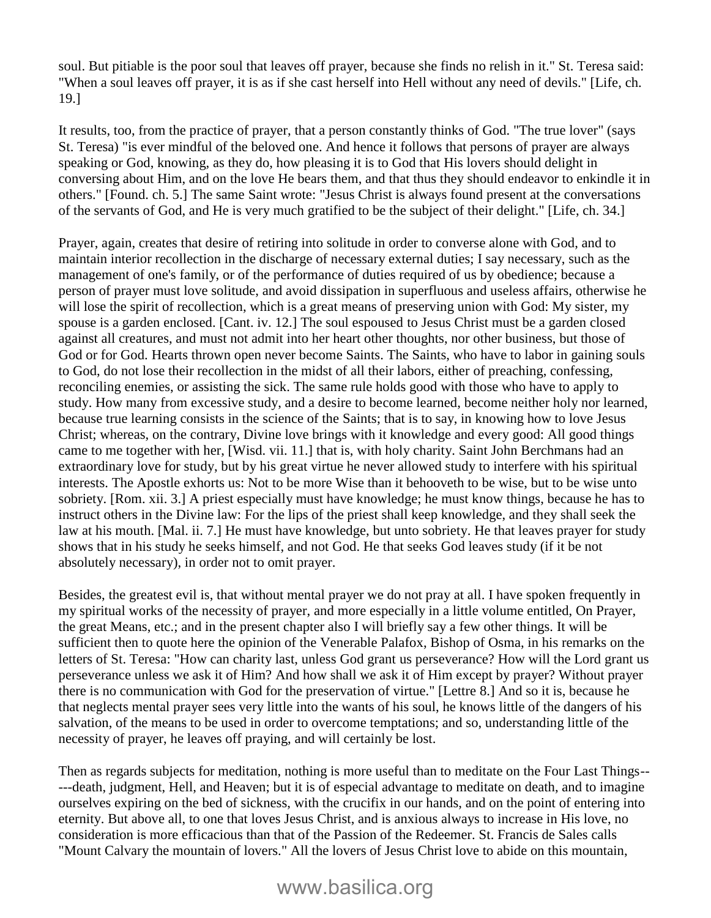soul. But pitiable is the poor soul that leaves off prayer, because she finds no relish in it." St. Teresa said: "When a soul leaves off prayer, it is as if she cast herself into Hell without any need of devils." [Life, ch. 19.]

It results, too, from the practice of prayer, that a person constantly thinks of God. "The true lover" (says St. Teresa) "is ever mindful of the beloved one. And hence it follows that persons of prayer are always speaking or God, knowing, as they do, how pleasing it is to God that His lovers should delight in conversing about Him, and on the love He bears them, and that thus they should endeavor to enkindle it in others." [Found. ch. 5.] The same Saint wrote: "Jesus Christ is always found present at the conversations of the servants of God, and He is very much gratified to be the subject of their delight." [Life, ch. 34.]

Prayer, again, creates that desire of retiring into solitude in order to converse alone with God, and to maintain interior recollection in the discharge of necessary external duties; I say necessary, such as the management of one's family, or of the performance of duties required of us by obedience; because a person of prayer must love solitude, and avoid dissipation in superfluous and useless affairs, otherwise he will lose the spirit of recollection, which is a great means of preserving union with God: My sister, my spouse is a garden enclosed. [Cant. iv. 12.] The soul espoused to Jesus Christ must be a garden closed against all creatures, and must not admit into her heart other thoughts, nor other business, but those of God or for God. Hearts thrown open never become Saints. The Saints, who have to labor in gaining souls to God, do not lose their recollection in the midst of all their labors, either of preaching, confessing, reconciling enemies, or assisting the sick. The same rule holds good with those who have to apply to study. How many from excessive study, and a desire to become learned, become neither holy nor learned, because true learning consists in the science of the Saints; that is to say, in knowing how to love Jesus Christ; whereas, on the contrary, Divine love brings with it knowledge and every good: All good things came to me together with her, [Wisd. vii. 11.] that is, with holy charity. Saint John Berchmans had an extraordinary love for study, but by his great virtue he never allowed study to interfere with his spiritual interests. The Apostle exhorts us: Not to be more Wise than it behooveth to be wise, but to be wise unto sobriety. [Rom. xii. 3.] A priest especially must have knowledge; he must know things, because he has to instruct others in the Divine law: For the lips of the priest shall keep knowledge, and they shall seek the law at his mouth. [Mal. ii. 7.] He must have knowledge, but unto sobriety. He that leaves prayer for study shows that in his study he seeks himself, and not God. He that seeks God leaves study (if it be not absolutely necessary), in order not to omit prayer.

Besides, the greatest evil is, that without mental prayer we do not pray at all. I have spoken frequently in my spiritual works of the necessity of prayer, and more especially in a little volume entitled, On Prayer, the great Means, etc.; and in the present chapter also I will briefly say a few other things. It will be sufficient then to quote here the opinion of the Venerable Palafox, Bishop of Osma, in his remarks on the letters of St. Teresa: "How can charity last, unless God grant us perseverance? How will the Lord grant us perseverance unless we ask it of Him? And how shall we ask it of Him except by prayer? Without prayer there is no communication with God for the preservation of virtue." [Lettre 8.] And so it is, because he that neglects mental prayer sees very little into the wants of his soul, he knows little of the dangers of his salvation, of the means to be used in order to overcome temptations; and so, understanding little of the necessity of prayer, he leaves off praying, and will certainly be lost.

Then as regards subjects for meditation, nothing is more useful than to meditate on the Four Last Things-----death, judgment, Hell, and Heaven; but it is of especial advantage to meditate on death, and to imagine ourselves expiring on the bed of sickness, with the crucifix in our hands, and on the point of entering into eternity. But above all, to one that loves Jesus Christ, and is anxious always to increase in His love, no consideration is more efficacious than that of the Passion of the Redeemer. St. Francis de Sales calls "Mount Calvary the mountain of lovers." All the lovers of Jesus Christ love to abide on this mountain,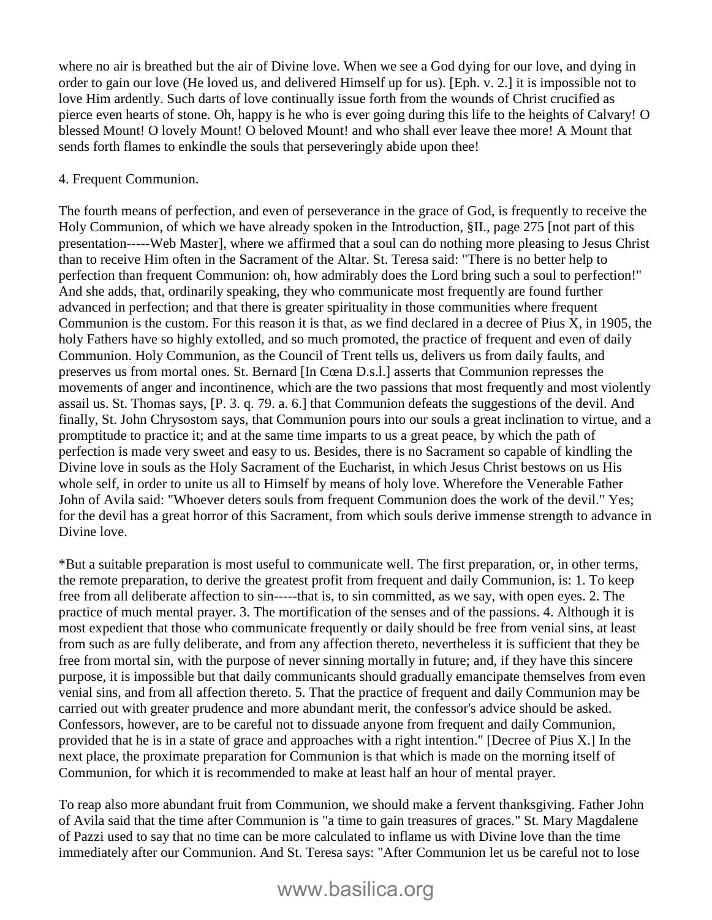where no air is breathed but the air of Divine love. When we see a God dying for our love, and dying in order to gain our love (He loved us, and delivered Himself up for us). [Eph. v. 2.] it is impossible not to love Him ardently. Such darts of love continually issue forth from the wounds of Christ crucified as pierce even hearts of stone. Oh, happy is he who is ever going during this life to the heights of Calvary! O blessed Mount! O lovely Mount! O beloved Mount! and who shall ever leave thee more! A Mount that sends forth flames to enkindle the souls that perseveringly abide upon thee!

4. Frequent Communion.

The fourth means of perfection, and even of perseverance in the grace of God, is frequently to receive the Holy Communion, of which we have already spoken in the Introduction, §II., page 275 [not part of this presentation-----Web Master], where we affirmed that a soul can do nothing more pleasing to Jesus Christ than to receive Him often in the Sacrament of the Altar. St. Teresa said: "There is no better help to perfection than frequent Communion: oh, how admirably does the Lord bring such a soul to perfection!" And she adds, that, ordinarily speaking, they who communicate most frequently are found further advanced in perfection; and that there is greater spirituality in those communities where frequent Communion is the custom. For this reason it is that, as we find declared in a decree of Pius X, in 1905, the holy Fathers have so highly extolled, and so much promoted, the practice of frequent and even of daily Communion. Holy Communion, as the Council of Trent tells us, delivers us from daily faults, and preserves us from mortal ones. St. Bernard [In Cœna D.s.l.] asserts that Communion represses the movements of anger and incontinence, which are the two passions that most frequently and most violently assail us. St. Thomas says, [P. 3. q. 79. a. 6.] that Communion defeats the suggestions of the devil. And finally, St. John Chrysostom says, that Communion pours into our souls a great inclination to virtue, and a promptitude to practice it; and at the same time imparts to us a great peace, by which the path of perfection is made very sweet and easy to us. Besides, there is no Sacrament so capable of kindling the Divine love in souls as the Holy Sacrament of the Eucharist, in which Jesus Christ bestows on us His whole self, in order to unite us all to Himself by means of holy love. Wherefore the Venerable Father John of Avila said: "Whoever deters souls from frequent Communion does the work of the devil." Yes; for the devil has a great horror of this Sacrament, from which souls derive immense strength to advance in Divine love.

*But a suitable preparation is most useful to communicate well. The first preparation, or, in other terms, the remote preparation, to derive the greatest profit from frequent and daily Communion, is: 1. To keep free from all deliberate affection to sin-----that is, to sin committed, as we say, with open eyes. 2. The practice of much mental prayer. 3. The mortification of the senses and of the passions. 4. Although it is most expedient that those who communicate frequently or daily should be free from venial sins, at least from such as are fully deliberate, and from any affection thereto, nevertheless it is sufficient that they be free from mortal sin, with the purpose of never sinning mortally in future; and, if they have this sincere purpose, it is impossible but that daily communicants should gradually emancipate themselves from even venial sins, and from all affection thereto. 5. That the practice of frequent and daily Communion may be carried out with greater prudence and more abundant merit, the confessor's advice should be asked. Confessors, however, are to be careful not to dissuade anyone from frequent and daily Communion, provided that he is in a state of grace and approaches with a right intention." [Decree of Pius X.] In the next place, the proximate preparation for Communion is that which is made on the morning itself of Communion, for which it is recommended to make at least half an hour of mental prayer.

To reap also more abundant fruit from Communion, we should make a fervent thanksgiving. Father John of Avila said that the time after Communion is "a time to gain treasures of graces." St. Mary Magdalene of Pazzi used to say that no time can be more calculated to inflame us with Divine love than the time immediately after our Communion. And St. Teresa says: "After Communion let us be careful not to lose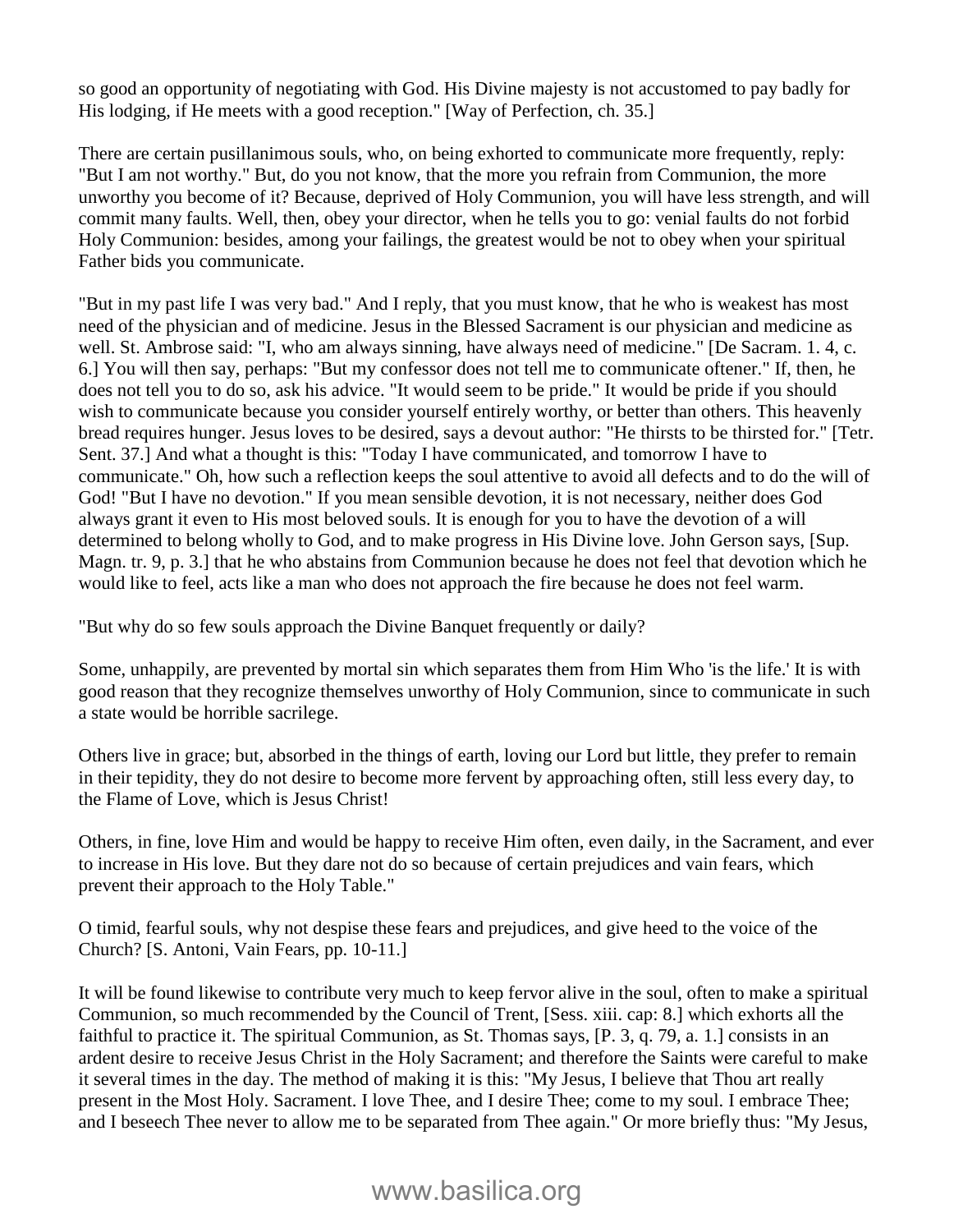so good an opportunity of negotiating with God. His Divine majesty is not accustomed to pay badly for His lodging, if He meets with a good reception." [Way of Perfection, ch. 35.]

There are certain pusillanimous souls, who, on being exhorted to communicate more frequently, reply: "But I am not worthy." But, do you not know, that the more you refrain from Communion, the more unworthy you become of it? Because, deprived of Holy Communion, you will have less strength, and will commit many faults. Well, then, obey your director, when he tells you to go: venial faults do not forbid Holy Communion: besides, among your failings, the greatest would be not to obey when your spiritual Father bids you communicate.

"But in my past life I was very bad." And I reply, that you must know, that he who is weakest has most need of the physician and of medicine. Jesus in the Blessed Sacrament is our physician and medicine as well. St. Ambrose said: "I, who am always sinning, have always need of medicine." [De Sacram. 1. 4, c. 6.] You will then say, perhaps: "But my confessor does not tell me to communicate oftener." If, then, he does not tell you to do so, ask his advice. "It would seem to be pride." It would be pride if you should wish to communicate because you consider yourself entirely worthy, or better than others. This heavenly bread requires hunger. Jesus loves to be desired, says a devout author: "He thirsts to be thirsted for." [Tetr. Sent. 37.] And what a thought is this: "Today I have communicated, and tomorrow I have to communicate." Oh, how such a reflection keeps the soul attentive to avoid all defects and to do the will of God! "But I have no devotion." If you mean sensible devotion, it is not necessary, neither does God always grant it even to His most beloved souls. It is enough for you to have the devotion of a will determined to belong wholly to God, and to make progress in His Divine love. John Gerson says, [Sup. Magn. tr. 9, p. 3.] that he who abstains from Communion because he does not feel that devotion which he would like to feel, acts like a man who does not approach the fire because he does not feel warm.

"But why do so few souls approach the Divine Banquet frequently or daily?

Some, unhappily, are prevented by mortal sin which separates them from Him Who 'is the life.' It is with good reason that they recognize themselves unworthy of Holy Communion, since to communicate in such a state would be horrible sacrilege.

Others live in grace; but, absorbed in the things of earth, loving our Lord but little, they prefer to remain in their tepidity, they do not desire to become more fervent by approaching often, still less every day, to the Flame of Love, which is Jesus Christ!

Others, in fine, love Him and would be happy to receive Him often, even daily, in the Sacrament, and ever to increase in His love. But they dare not do so because of certain prejudices and vain fears, which prevent their approach to the Holy Table."

O timid, fearful souls, why not despise these fears and prejudices, and give heed to the voice of the Church? [S. Antoni, Vain Fears, pp. 10-11.]

It will be found likewise to contribute very much to keep fervor alive in the soul, often to make a spiritual Communion, so much recommended by the Council of Trent, [Sess. xiii. cap: 8.] which exhorts all the faithful to practice it. The spiritual Communion, as St. Thomas says, [P. 3, q. 79, a. 1.] consists in an ardent desire to receive Jesus Christ in the Holy Sacrament; and therefore the Saints were careful to make it several times in the day. The method of making it is this: "My Jesus, I believe that Thou art really present in the Most Holy. Sacrament. I love Thee, and I desire Thee; come to my soul. I embrace Thee; and I beseech Thee never to allow me to be separated from Thee again." Or more briefly thus: "My Jesus,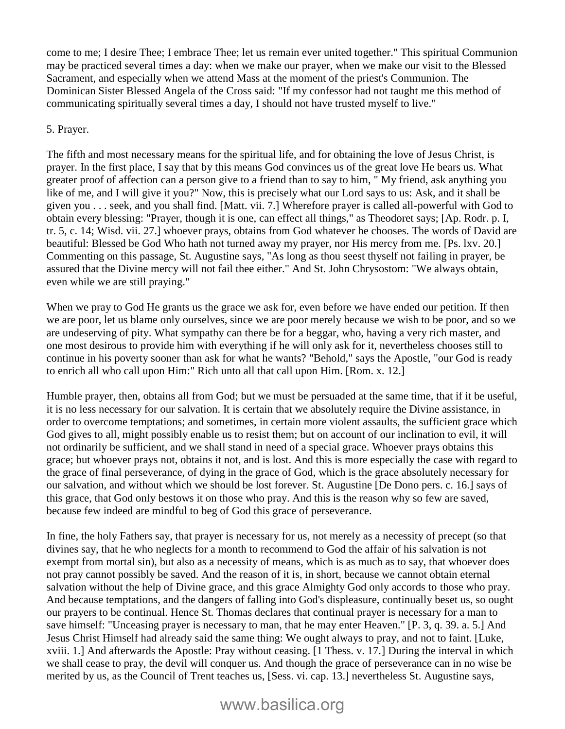come to me; I desire Thee; I embrace Thee; let us remain ever united together." This spiritual Communion may be practiced several times a day: when we make our prayer, when we make our visit to the Blessed Sacrament, and especially when we attend Mass at the moment of the priest's Communion. The Dominican Sister Blessed Angela of the Cross said: "If my confessor had not taught me this method of communicating spiritually several times a day, I should not have trusted myself to live."

5. Prayer.

The fifth and most necessary means for the spiritual life, and for obtaining the love of Jesus Christ, is prayer. In the first place, I say that by this means God convinces us of the great love He bears us. What greater proof of affection can a person give to a friend than to say to him, " My friend, ask anything you like of me, and I will give it you?" Now, this is precisely what our Lord says to us: Ask, and it shall be given you . . . seek, and you shall find. [Matt. vii. 7.] Wherefore prayer is called all-powerful with God to obtain every blessing: "Prayer, though it is one, can effect all things," as Theodoret says; [Ap. Rodr. p. I, tr. 5, c. 14; Wisd. vii. 27.] whoever prays, obtains from God whatever he chooses. The words of David are beautiful: Blessed be God Who hath not turned away my prayer, nor His mercy from me. [Ps. lxv. 20.] Commenting on this passage, St. Augustine says, "As long as thou seest thyself not failing in prayer, be assured that the Divine mercy will not fail thee either." And St. John Chrysostom: "We always obtain, even while we are still praying."

When we pray to God He grants us the grace we ask for, even before we have ended our petition. If then we are poor, let us blame only ourselves, since we are poor merely because we wish to be poor, and so we are undeserving of pity. What sympathy can there be for a beggar, who, having a very rich master, and one most desirous to provide him with everything if he will only ask for it, nevertheless chooses still to continue in his poverty sooner than ask for what he wants? "Behold," says the Apostle, "our God is ready to enrich all who call upon Him:" Rich unto all that call upon Him. [Rom. x. 12.]

Humble prayer, then, obtains all from God; but we must be persuaded at the same time, that if it be useful, it is no less necessary for our salvation. It is certain that we absolutely require the Divine assistance, in order to overcome temptations; and sometimes, in certain more violent assaults, the sufficient grace which God gives to all, might possibly enable us to resist them; but on account of our inclination to evil, it will not ordinarily be sufficient, and we shall stand in need of a special grace. Whoever prays obtains this grace; but whoever prays not, obtains it not, and is lost. And this is more especially the case with regard to the grace of final perseverance, of dying in the grace of God, which is the grace absolutely necessary for our salvation, and without which we should be lost forever. St. Augustine [De Dono pers. c. 16.] says of this grace, that God only bestows it on those who pray. And this is the reason why so few are saved, because few indeed are mindful to beg of God this grace of perseverance.

In fine, the holy Fathers say, that prayer is necessary for us, not merely as a necessity of precept (so that divines say, that he who neglects for a month to recommend to God the affair of his salvation is not exempt from mortal sin), but also as a necessity of means, which is as much as to say, that whoever does not pray cannot possibly be saved. And the reason of it is, in short, because we cannot obtain eternal salvation without the help of Divine grace, and this grace Almighty God only accords to those who pray. And because temptations, and the dangers of falling into God's displeasure, continually beset us, so ought our prayers to be continual. Hence St. Thomas declares that continual prayer is necessary for a man to save himself: "Unceasing prayer is necessary to man, that he may enter Heaven." [P. 3, q. 39. a. 5.] And Jesus Christ Himself had already said the same thing: We ought always to pray, and not to faint. [Luke, xviii. 1.] And afterwards the Apostle: Pray without ceasing. [1 Thess. v. 17.] During the interval in which we shall cease to pray, the devil will conquer us. And though the grace of perseverance can in no wise be merited by us, as the Council of Trent teaches us, [Sess. vi. cap. 13.] nevertheless St. Augustine says,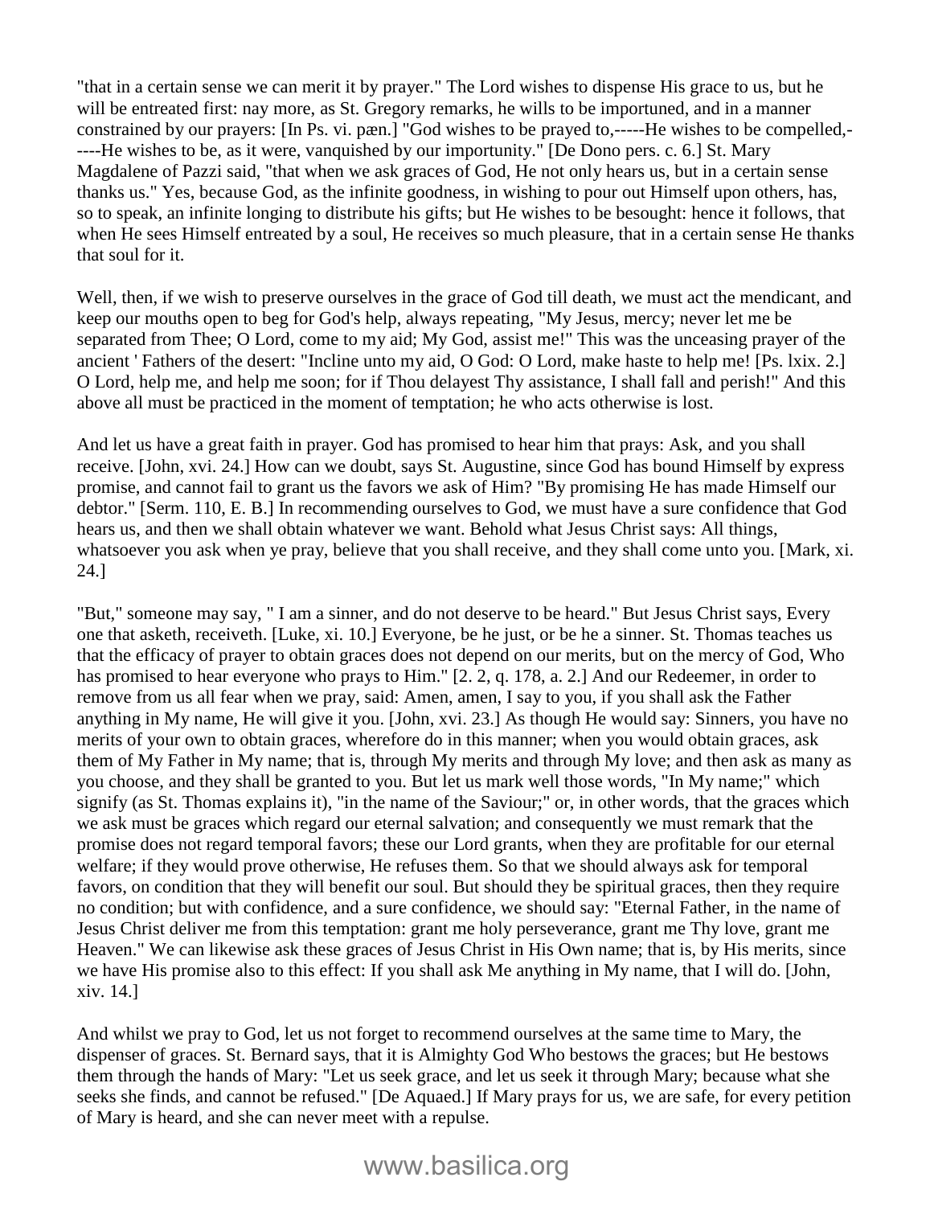"that in a certain sense we can merit it by prayer." The Lord wishes to dispense His grace to us, but he will be entreated first: nay more, as St. Gregory remarks, he wills to be importuned, and in a manner constrained by our prayers: [In Ps. vi. pæn.] "God wishes to be prayed to,-----He wishes to be compelled,-----He wishes to be, as it were, vanquished by our importunity." [De Dono pers. c. 6.] St. Mary Magdalene of Pazzi said, "that when we ask graces of God, He not only hears us, but in a certain sense thanks us." Yes, because God, as the infinite goodness, in wishing to pour out Himself upon others, has, so to speak, an infinite longing to distribute his gifts; but He wishes to be besought: hence it follows, that when He sees Himself entreated by a soul, He receives so much pleasure, that in a certain sense He thanks that soul for it.

Well, then, if we wish to preserve ourselves in the grace of God till death, we must act the mendicant, and keep our mouths open to beg for God's help, always repeating, "My Jesus, mercy; never let me be separated from Thee; O Lord, come to my aid; My God, assist me!" This was the unceasing prayer of the ancient ' Fathers of the desert: "Incline unto my aid, O God: O Lord, make haste to help me! [Ps. lxix. 2.] O Lord, help me, and help me soon; for if Thou delayest Thy assistance, I shall fall and perish!" And this above all must be practiced in the moment of temptation; he who acts otherwise is lost.

And let us have a great faith in prayer. God has promised to hear him that prays: Ask, and you shall receive. [John, xvi. 24.] How can we doubt, says St. Augustine, since God has bound Himself by express promise, and cannot fail to grant us the favors we ask of Him? "By promising He has made Himself our debtor." [Serm. 110, E. B.] In recommending ourselves to God, we must have a sure confidence that God hears us, and then we shall obtain whatever we want. Behold what Jesus Christ says: All things, whatsoever you ask when ye pray, believe that you shall receive, and they shall come unto you. [Mark, xi. 24.]

"But," someone may say, " I am a sinner, and do not deserve to be heard." But Jesus Christ says, Every one that asketh, receiveth. [Luke, xi. 10.] Everyone, be he just, or be he a sinner. St. Thomas teaches us that the efficacy of prayer to obtain graces does not depend on our merits, but on the mercy of God, Who has promised to hear everyone who prays to Him." [2. 2, q. 178, a. 2.] And our Redeemer, in order to remove from us all fear when we pray, said: Amen, amen, I say to you, if you shall ask the Father anything in My name, He will give it you. [John, xvi. 23.] As though He would say: Sinners, you have no merits of your own to obtain graces, wherefore do in this manner; when you would obtain graces, ask them of My Father in My name; that is, through My merits and through My love; and then ask as many as you choose, and they shall be granted to you. But let us mark well those words, "In My name;" which signify (as St. Thomas explains it), "in the name of the Saviour;" or, in other words, that the graces which we ask must be graces which regard our eternal salvation; and consequently we must remark that the promise does not regard temporal favors; these our Lord grants, when they are profitable for our eternal welfare; if they would prove otherwise, He refuses them. So that we should always ask for temporal favors, on condition that they will benefit our soul. But should they be spiritual graces, then they require no condition; but with confidence, and a sure confidence, we should say: "Eternal Father, in the name of Jesus Christ deliver me from this temptation: grant me holy perseverance, grant me Thy love, grant me Heaven." We can likewise ask these graces of Jesus Christ in His Own name; that is, by His merits, since we have His promise also to this effect: If you shall ask Me anything in My name, that I will do. [John, xiv. 14.]

And whilst we pray to God, let us not forget to recommend ourselves at the same time to Mary, the dispenser of graces. St. Bernard says, that it is Almighty God Who bestows the graces; but He bestows them through the hands of Mary: "Let us seek grace, and let us seek it through Mary; because what she seeks she finds, and cannot be refused." [De Aquaed.] If Mary prays for us, we are safe, for every petition of Mary is heard, and she can never meet with a repulse.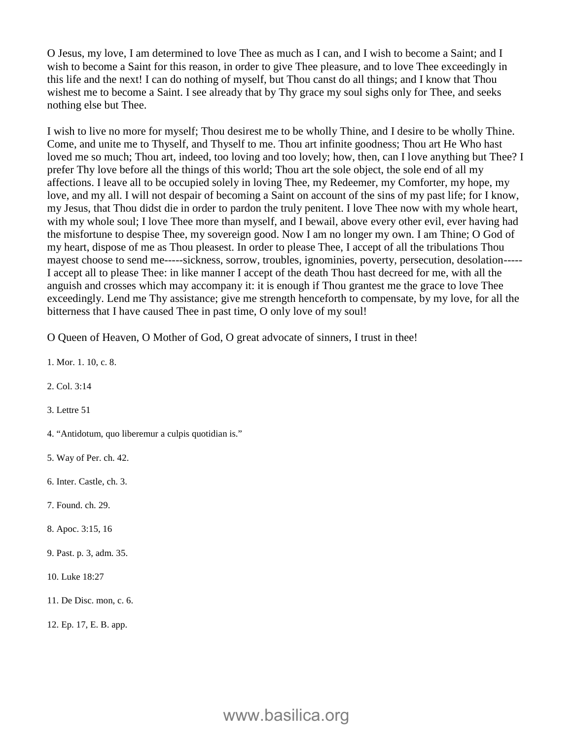O Jesus, my love, I am determined to love Thee as much as I can, and I wish to become a Saint; and I wish to become a Saint for this reason, in order to give Thee pleasure, and to love Thee exceedingly in this life and the next! I can do nothing of myself, but Thou canst do all things; and I know that Thou wishest me to become a Saint. I see already that by Thy grace my soul sighs only for Thee, and seeks nothing else but Thee.

I wish to live no more for myself; Thou desirest me to be wholly Thine, and I desire to be wholly Thine. Come, and unite me to Thyself, and Thyself to me. Thou art infinite goodness; Thou art He Who hast loved me so much; Thou art, indeed, too loving and too lovely; how, then, can I love anything but Thee? I prefer Thy love before all the things of this world; Thou art the sole object, the sole end of all my affections. I leave all to be occupied solely in loving Thee, my Redeemer, my Comforter, my hope, my love, and my all. I will not despair of becoming a Saint on account of the sins of my past life; for I know, my Jesus, that Thou didst die in order to pardon the truly penitent. I love Thee now with my whole heart, with my whole soul; I love Thee more than myself, and I bewail, above every other evil, ever having had the misfortune to despise Thee, my sovereign good. Now I am no longer my own. I am Thine; O God of my heart, dispose of me as Thou pleasest. In order to please Thee, I accept of all the tribulations Thou mayest choose to send me-----sickness, sorrow, troubles, ignominies, poverty, persecution, desolation----- I accept all to please Thee: in like manner I accept of the death Thou hast decreed for me, with all the anguish and crosses which may accompany it: it is enough if Thou grantest me the grace to love Thee exceedingly. Lend me Thy assistance; give me strength henceforth to compensate, by my love, for all the bitterness that I have caused Thee in past time, O only love of my soul!

O Queen of Heaven, O Mother of God, O great advocate of sinners, I trust in thee!

1. Mor. 1. 10, c. 8.

2. Col. 3:14

3. Lettre 51

4. "Antidotum, quo liberemur a culpis quotidian is."

5. Way of Per. ch. 42.

6. Inter. Castle, ch. 3.

7. Found. ch. 29.

8. Apoc. 3:15, 16

9. Past. p. 3, adm. 35.

10. Luke 18:27

11. De Disc. mon, c. 6.

12. Ep. 17, E. B. app.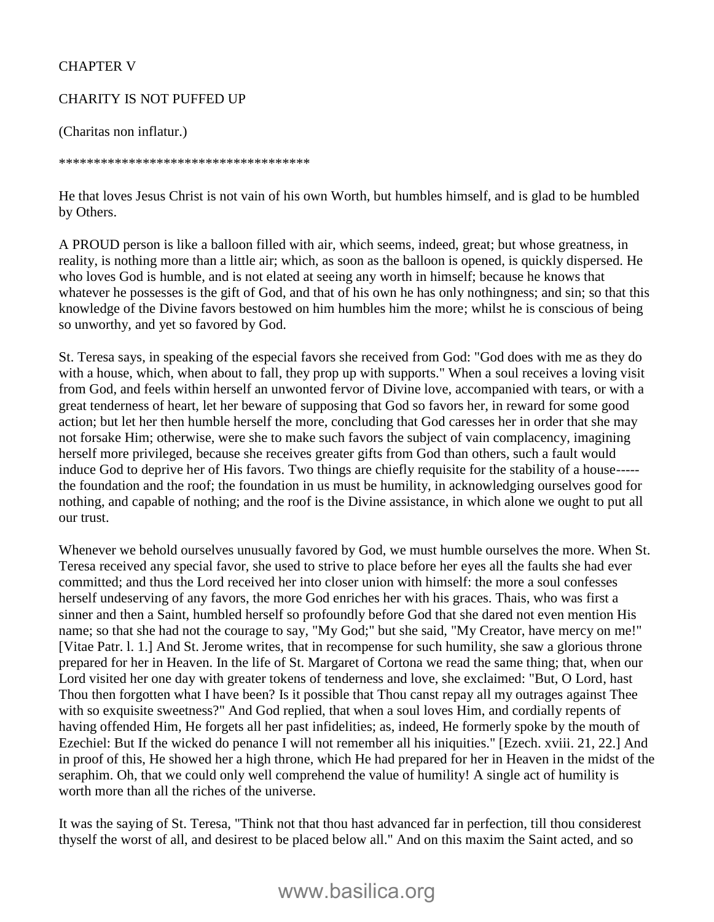# CHAPTER V

## CHARITY IS NOT PUFFED UP

(Charitas non inflatur.)

************************************

He that loves Jesus Christ is not vain of his own Worth, but humbles himself, and is glad to be humbled by Others.

A PROUD person is like a balloon filled with air, which seems, indeed, great; but whose greatness, in reality, is nothing more than a little air; which, as soon as the balloon is opened, is quickly dispersed. He who loves God is humble, and is not elated at seeing any worth in himself; because he knows that whatever he possesses is the gift of God, and that of his own he has only nothingness; and sin; so that this knowledge of the Divine favors bestowed on him humbles him the more; whilst he is conscious of being so unworthy, and yet so favored by God.

St. Teresa says, in speaking of the especial favors she received from God: "God does with me as they do with a house, which, when about to fall, they prop up with supports." When a soul receives a loving visit from God, and feels within herself an unwonted fervor of Divine love, accompanied with tears, or with a great tenderness of heart, let her beware of supposing that God so favors her, in reward for some good action; but let her then humble herself the more, concluding that God caresses her in order that she may not forsake Him; otherwise, were she to make such favors the subject of vain complacency, imagining herself more privileged, because she receives greater gifts from God than others, such a fault would induce God to deprive her of His favors. Two things are chiefly requisite for the stability of a house----- the foundation and the roof; the foundation in us must be humility, in acknowledging ourselves good for nothing, and capable of nothing; and the roof is the Divine assistance, in which alone we ought to put all our trust.

Whenever we behold ourselves unusually favored by God, we must humble ourselves the more. When St. Teresa received any special favor, she used to strive to place before her eyes all the faults she had ever committed; and thus the Lord received her into closer union with himself: the more a soul confesses herself undeserving of any favors, the more God enriches her with his graces. Thais, who was first a sinner and then a Saint, humbled herself so profoundly before God that she dared not even mention His name; so that she had not the courage to say, "My God;" but she said, "My Creator, have mercy on me!" [Vitae Patr. l. 1.] And St. Jerome writes, that in recompense for such humility, she saw a glorious throne prepared for her in Heaven. In the life of St. Margaret of Cortona we read the same thing; that, when our Lord visited her one day with greater tokens of tenderness and love, she exclaimed: "But, O Lord, hast Thou then forgotten what I have been? Is it possible that Thou canst repay all my outrages against Thee with so exquisite sweetness?" And God replied, that when a soul loves Him, and cordially repents of having offended Him, He forgets all her past infidelities; as, indeed, He formerly spoke by the mouth of Ezechiel: But If the wicked do penance I will not remember all his iniquities." [Ezech. xviii. 21, 22.] And in proof of this, He showed her a high throne, which He had prepared for her in Heaven in the midst of the seraphim. Oh, that we could only well comprehend the value of humility! A single act of humility is worth more than all the riches of the universe.

It was the saying of St. Teresa, "Think not that thou hast advanced far in perfection, till thou considerest thyself the worst of all, and desirest to be placed below all." And on this maxim the Saint acted, and so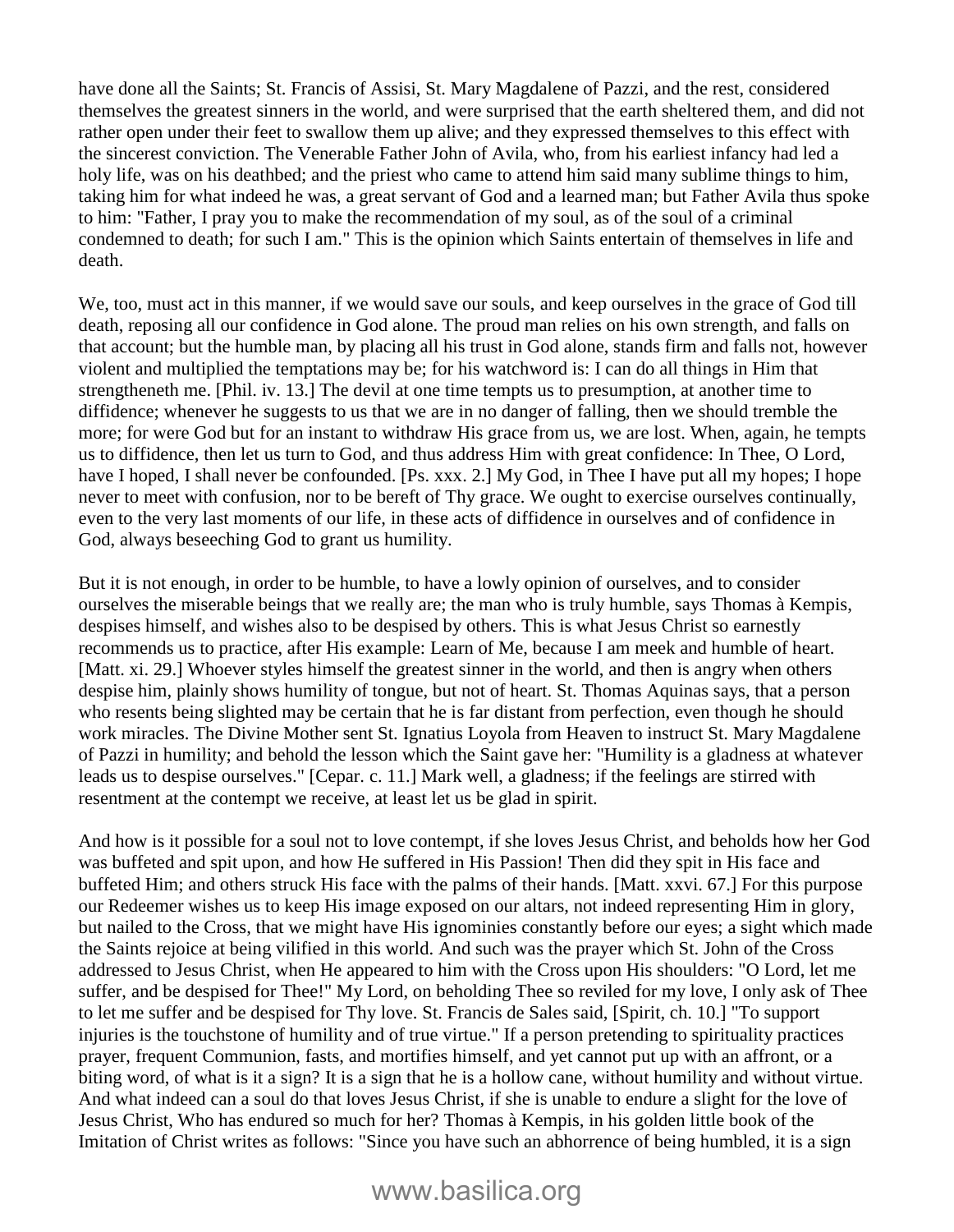have done all the Saints; St. Francis of Assisi, St. Mary Magdalene of Pazzi, and the rest, considered themselves the greatest sinners in the world, and were surprised that the earth sheltered them, and did not rather open under their feet to swallow them up alive; and they expressed themselves to this effect with the sincerest conviction. The Venerable Father John of Avila, who, from his earliest infancy had led a holy life, was on his deathbed; and the priest who came to attend him said many sublime things to him, taking him for what indeed he was, a great servant of God and a learned man; but Father Avila thus spoke to him: "Father, I pray you to make the recommendation of my soul, as of the soul of a criminal condemned to death; for such I am." This is the opinion which Saints entertain of themselves in life and death.

We, too, must act in this manner, if we would save our souls, and keep ourselves in the grace of God till death, reposing all our confidence in God alone. The proud man relies on his own strength, and falls on that account; but the humble man, by placing all his trust in God alone, stands firm and falls not, however violent and multiplied the temptations may be; for his watchword is: I can do all things in Him that strengtheneth me. [Phil. iv. 13.] The devil at one time tempts us to presumption, at another time to diffidence; whenever he suggests to us that we are in no danger of falling, then we should tremble the more; for were God but for an instant to withdraw His grace from us, we are lost. When, again, he tempts us to diffidence, then let us turn to God, and thus address Him with great confidence: In Thee, O Lord, have I hoped, I shall never be confounded. [Ps. xxx. 2.] My God, in Thee I have put all my hopes; I hope never to meet with confusion, nor to be bereft of Thy grace. We ought to exercise ourselves continually, even to the very last moments of our life, in these acts of diffidence in ourselves and of confidence in God, always beseeching God to grant us humility.

But it is not enough, in order to be humble, to have a lowly opinion of ourselves, and to consider ourselves the miserable beings that we really are; the man who is truly humble, says Thomas à Kempis, despises himself, and wishes also to be despised by others. This is what Jesus Christ so earnestly recommends us to practice, after His example: Learn of Me, because I am meek and humble of heart. [Matt. xi. 29.] Whoever styles himself the greatest sinner in the world, and then is angry when others despise him, plainly shows humility of tongue, but not of heart. St. Thomas Aquinas says, that a person who resents being slighted may be certain that he is far distant from perfection, even though he should work miracles. The Divine Mother sent St. Ignatius Loyola from Heaven to instruct St. Mary Magdalene of Pazzi in humility; and behold the lesson which the Saint gave her: "Humility is a gladness at whatever leads us to despise ourselves." [Cepar. c. 11.] Mark well, a gladness; if the feelings are stirred with resentment at the contempt we receive, at least let us be glad in spirit.

And how is it possible for a soul not to love contempt, if she loves Jesus Christ, and beholds how her God was buffeted and spit upon, and how He suffered in His Passion! Then did they spit in His face and buffeted Him; and others struck His face with the palms of their hands. [Matt. xxvi. 67.] For this purpose our Redeemer wishes us to keep His image exposed on our altars, not indeed representing Him in glory, but nailed to the Cross, that we might have His ignominies constantly before our eyes; a sight which made the Saints rejoice at being vilified in this world. And such was the prayer which St. John of the Cross addressed to Jesus Christ, when He appeared to him with the Cross upon His shoulders: "O Lord, let me suffer, and be despised for Thee!" My Lord, on beholding Thee so reviled for my love, I only ask of Thee to let me suffer and be despised for Thy love. St. Francis de Sales said, [Spirit, ch. 10.] "To support injuries is the touchstone of humility and of true virtue." If a person pretending to spirituality practices prayer, frequent Communion, fasts, and mortifies himself, and yet cannot put up with an affront, or a biting word, of what is it a sign? It is a sign that he is a hollow cane, without humility and without virtue. And what indeed can a soul do that loves Jesus Christ, if she is unable to endure a slight for the love of Jesus Christ, Who has endured so much for her? Thomas à Kempis, in his golden little book of the Imitation of Christ writes as follows: "Since you have such an abhorrence of being humbled, it is a sign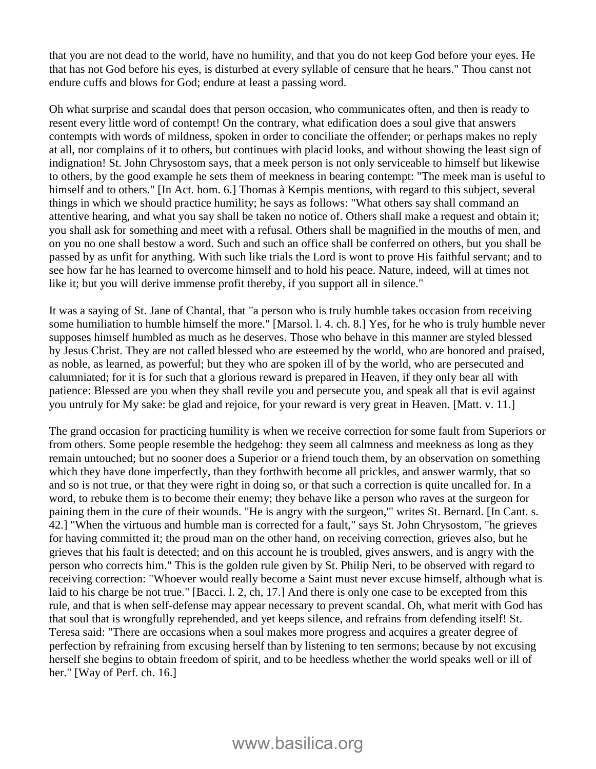that you are not dead to the world, have no humility, and that you do not keep God before your eyes. He that has not God before his eyes, is disturbed at every syllable of censure that he hears." Thou canst not endure cuffs and blows for God; endure at least a passing word.

Oh what surprise and scandal does that person occasion, who communicates often, and then is ready to resent every little word of contempt! On the contrary, what edification does a soul give that answers contempts with words of mildness, spoken in order to conciliate the offender; or perhaps makes no reply at all, nor complains of it to others, but continues with placid looks, and without showing the least sign of indignation! St. John Chrysostom says, that a meek person is not only serviceable to himself but likewise to others, by the good example he sets them of meekness in bearing contempt: "The meek man is useful to himself and to others." [In Act. hom. 6.] Thomas à Kempis mentions, with regard to this subject, several things in which we should practice humility; he says as follows: "What others say shall command an attentive hearing, and what you say shall be taken no notice of. Others shall make a request and obtain it; you shall ask for something and meet with a refusal. Others shall be magnified in the mouths of men, and on you no one shall bestow a word. Such and such an office shall be conferred on others, but you shall be passed by as unfit for anything. With such like trials the Lord is wont to prove His faithful servant; and to see how far he has learned to overcome himself and to hold his peace. Nature, indeed, will at times not like it; but you will derive immense profit thereby, if you support all in silence."

It was a saying of St. Jane of Chantal, that "a person who is truly humble takes occasion from receiving some humiliation to humble himself the more." [Marsol. l. 4. ch. 8.] Yes, for he who is truly humble never supposes himself humbled as much as he deserves. Those who behave in this manner are styled blessed by Jesus Christ. They are not called blessed who are esteemed by the world, who are honored and praised, as noble, as learned, as powerful; but they who are spoken ill of by the world, who are persecuted and calumniated; for it is for such that a glorious reward is prepared in Heaven, if they only bear all with patience: Blessed are you when they shall revile you and persecute you, and speak all that is evil against you untruly for My sake: be glad and rejoice, for your reward is very great in Heaven. [Matt. v. 11.]

The grand occasion for practicing humility is when we receive correction for some fault from Superiors or from others. Some people resemble the hedgehog: they seem all calmness and meekness as long as they remain untouched; but no sooner does a Superior or a friend touch them, by an observation on something which they have done imperfectly, than they forthwith become all prickles, and answer warmly, that so and so is not true, or that they were right in doing so, or that such a correction is quite uncalled for. In a word, to rebuke them is to become their enemy; they behave like a person who raves at the surgeon for paining them in the cure of their wounds. "He is angry with the surgeon,'" writes St. Bernard. [In Cant. s. 42.] "When the virtuous and humble man is corrected for a fault," says St. John Chrysostom, "he grieves for having committed it; the proud man on the other hand, on receiving correction, grieves also, but he grieves that his fault is detected; and on this account he is troubled, gives answers, and is angry with the person who corrects him." This is the golden rule given by St. Philip Neri, to be observed with regard to receiving correction: "Whoever would really become a Saint must never excuse himself, although what is laid to his charge be not true." [Bacci. l. 2, ch, 17.] And there is only one case to be excepted from this rule, and that is when self-defense may appear necessary to prevent scandal. Oh, what merit with God has that soul that is wrongfully reprehended, and yet keeps silence, and refrains from defending itself! St. Teresa said: "There are occasions when a soul makes more progress and acquires a greater degree of perfection by refraining from excusing herself than by listening to ten sermons; because by not excusing herself she begins to obtain freedom of spirit, and to be heedless whether the world speaks well or ill of her." [Way of Perf. ch. 16.]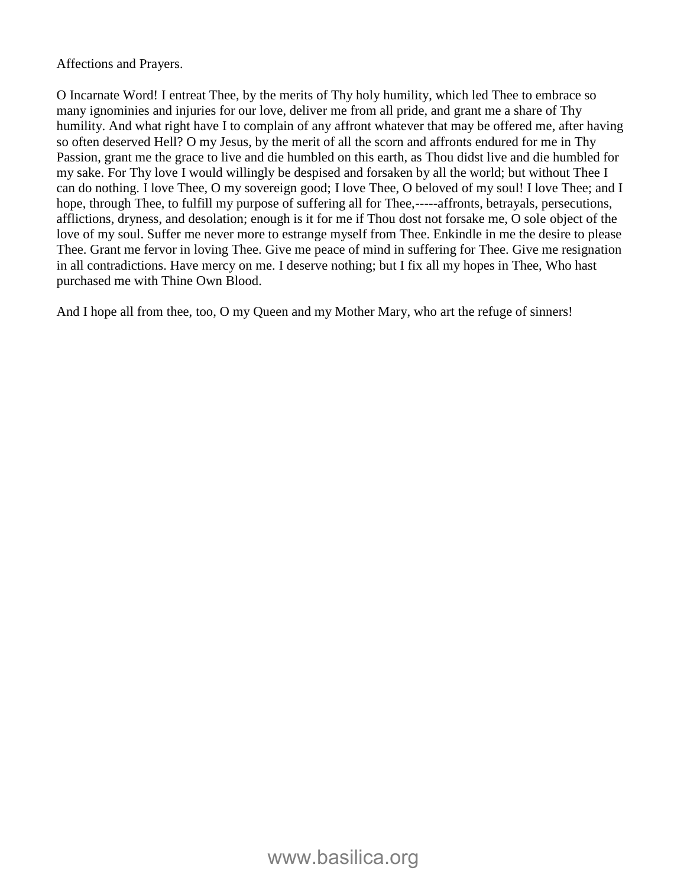Affections and Prayers.

O Incarnate Word! I entreat Thee, by the merits of Thy holy humility, which led Thee to embrace so many ignominies and injuries for our love, deliver me from all pride, and grant me a share of Thy humility. And what right have I to complain of any affront whatever that may be offered me, after having so often deserved Hell? O my Jesus, by the merit of all the scorn and affronts endured for me in Thy Passion, grant me the grace to live and die humbled on this earth, as Thou didst live and die humbled for my sake. For Thy love I would willingly be despised and forsaken by all the world; but without Thee I can do nothing. I love Thee, O my sovereign good; I love Thee, O beloved of my soul! I love Thee; and I hope, through Thee, to fulfill my purpose of suffering all for Thee,-----affronts, betrayals, persecutions, afflictions, dryness, and desolation; enough is it for me if Thou dost not forsake me, O sole object of the love of my soul. Suffer me never more to estrange myself from Thee. Enkindle in me the desire to please Thee. Grant me fervor in loving Thee. Give me peace of mind in suffering for Thee. Give me resignation in all contradictions. Have mercy on me. I deserve nothing; but I fix all my hopes in Thee, Who hast purchased me with Thine Own Blood.

And I hope all from thee, too, O my Queen and my Mother Mary, who art the refuge of sinners!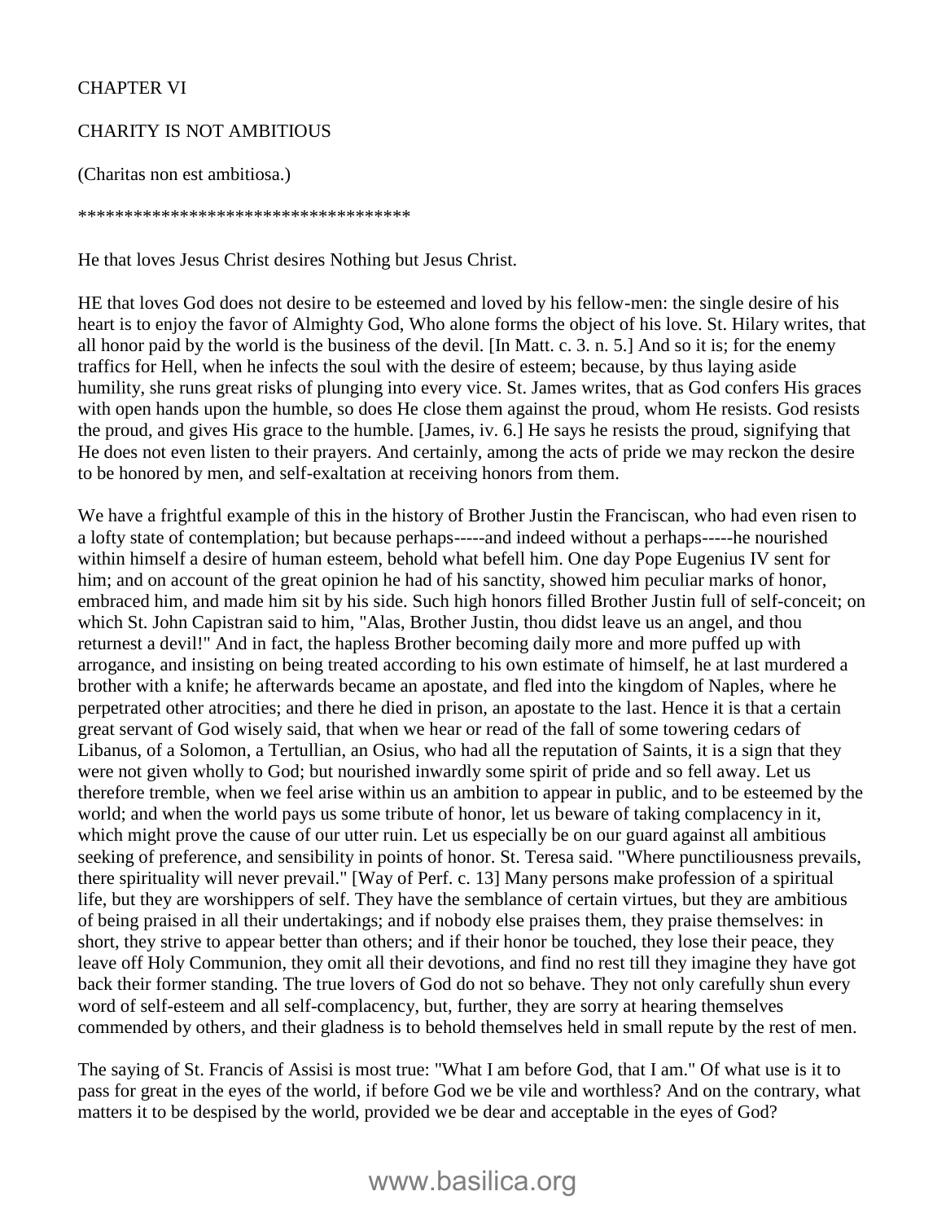# CHAPTER VI

## CHARITY IS NOT AMBITIOUS

(Charitas non est ambitiosa.)

************************************

He that loves Jesus Christ desires Nothing but Jesus Christ.

HE that loves God does not desire to be esteemed and loved by his fellow-men: the single desire of his heart is to enjoy the favor of Almighty God, Who alone forms the object of his love. St. Hilary writes, that all honor paid by the world is the business of the devil. [In Matt. c. 3. n. 5.] And so it is; for the enemy traffics for Hell, when he infects the soul with the desire of esteem; because, by thus laying aside humility, she runs great risks of plunging into every vice. St. James writes, that as God confers His graces with open hands upon the humble, so does He close them against the proud, whom He resists. God resists the proud, and gives His grace to the humble. [James, iv. 6.] He says he resists the proud, signifying that He does not even listen to their prayers. And certainly, among the acts of pride we may reckon the desire to be honored by men, and self-exaltation at receiving honors from them.

We have a frightful example of this in the history of Brother Justin the Franciscan, who had even risen to a lofty state of contemplation; but because perhaps-----and indeed without a perhaps-----he nourished within himself a desire of human esteem, behold what befell him. One day Pope Eugenius IV sent for him; and on account of the great opinion he had of his sanctity, showed him peculiar marks of honor, embraced him, and made him sit by his side. Such high honors filled Brother Justin full of self-conceit; on which St. John Capistran said to him, "Alas, Brother Justin, thou didst leave us an angel, and thou returnest a devil!" And in fact, the hapless Brother becoming daily more and more puffed up with arrogance, and insisting on being treated according to his own estimate of himself, he at last murdered a brother with a knife; he afterwards became an apostate, and fled into the kingdom of Naples, where he perpetrated other atrocities; and there he died in prison, an apostate to the last. Hence it is that a certain great servant of God wisely said, that when we hear or read of the fall of some towering cedars of Libanus, of a Solomon, a Tertullian, an Osius, who had all the reputation of Saints, it is a sign that they were not given wholly to God; but nourished inwardly some spirit of pride and so fell away. Let us therefore tremble, when we feel arise within us an ambition to appear in public, and to be esteemed by the world; and when the world pays us some tribute of honor, let us beware of taking complacency in it, which might prove the cause of our utter ruin. Let us especially be on our guard against all ambitious seeking of preference, and sensibility in points of honor. St. Teresa said. "Where punctiliousness prevails, there spirituality will never prevail." [Way of Perf. c. 13] Many persons make profession of a spiritual life, but they are worshippers of self. They have the semblance of certain virtues, but they are ambitious of being praised in all their undertakings; and if nobody else praises them, they praise themselves: in short, they strive to appear better than others; and if their honor be touched, they lose their peace, they leave off Holy Communion, they omit all their devotions, and find no rest till they imagine they have got back their former standing. The true lovers of God do not so behave. They not only carefully shun every word of self-esteem and all self-complacency, but, further, they are sorry at hearing themselves commended by others, and their gladness is to behold themselves held in small repute by the rest of men.

The saying of St. Francis of Assisi is most true: "What I am before God, that I am." Of what use is it to pass for great in the eyes of the world, if before God we be vile and worthless? And on the contrary, what matters it to be despised by the world, provided we be dear and acceptable in the eyes of God?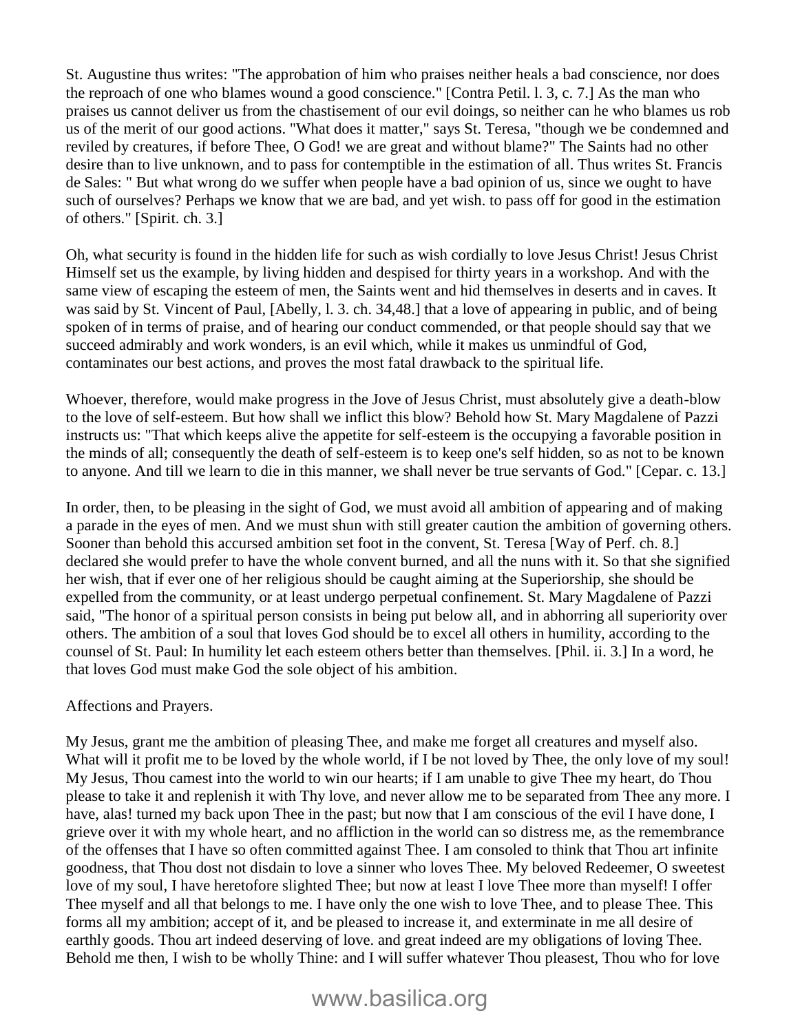St. Augustine thus writes: "The approbation of him who praises neither heals a bad conscience, nor does the reproach of one who blames wound a good conscience." [Contra Petil. l. 3, c. 7.] As the man who praises us cannot deliver us from the chastisement of our evil doings, so neither can he who blames us rob us of the merit of our good actions. "What does it matter," says St. Teresa, "though we be condemned and reviled by creatures, if before Thee, O God! we are great and without blame?" The Saints had no other desire than to live unknown, and to pass for contemptible in the estimation of all. Thus writes St. Francis de Sales: " But what wrong do we suffer when people have a bad opinion of us, since we ought to have such of ourselves? Perhaps we know that we are bad, and yet wish. to pass off for good in the estimation of others." [Spirit. ch. 3.]

Oh, what security is found in the hidden life for such as wish cordially to love Jesus Christ! Jesus Christ Himself set us the example, by living hidden and despised for thirty years in a workshop. And with the same view of escaping the esteem of men, the Saints went and hid themselves in deserts and in caves. It was said by St. Vincent of Paul, [Abelly, l. 3. ch. 34,48.] that a love of appearing in public, and of being spoken of in terms of praise, and of hearing our conduct commended, or that people should say that we succeed admirably and work wonders, is an evil which, while it makes us unmindful of God, contaminates our best actions, and proves the most fatal drawback to the spiritual life.

Whoever, therefore, would make progress in the Jove of Jesus Christ, must absolutely give a death-blow to the love of self-esteem. But how shall we inflict this blow? Behold how St. Mary Magdalene of Pazzi instructs us: "That which keeps alive the appetite for self-esteem is the occupying a favorable position in the minds of all; consequently the death of self-esteem is to keep one's self hidden, so as not to be known to anyone. And till we learn to die in this manner, we shall never be true servants of God." [Cepar. c. 13.]

In order, then, to be pleasing in the sight of God, we must avoid all ambition of appearing and of making a parade in the eyes of men. And we must shun with still greater caution the ambition of governing others. Sooner than behold this accursed ambition set foot in the convent, St. Teresa [Way of Perf. ch. 8.] declared she would prefer to have the whole convent burned, and all the nuns with it. So that she signified her wish, that if ever one of her religious should be caught aiming at the Superiorship, she should be expelled from the community, or at least undergo perpetual confinement. St. Mary Magdalene of Pazzi said, "The honor of a spiritual person consists in being put below all, and in abhorring all superiority over others. The ambition of a soul that loves God should be to excel all others in humility, according to the counsel of St. Paul: In humility let each esteem others better than themselves. [Phil. ii. 3.] In a word, he that loves God must make God the sole object of his ambition.

Affections and Prayers.

My Jesus, grant me the ambition of pleasing Thee, and make me forget all creatures and myself also. What will it profit me to be loved by the whole world, if I be not loved by Thee, the only love of my soul! My Jesus, Thou camest into the world to win our hearts; if I am unable to give Thee my heart, do Thou please to take it and replenish it with Thy love, and never allow me to be separated from Thee any more. I have, alas! turned my back upon Thee in the past; but now that I am conscious of the evil I have done, I grieve over it with my whole heart, and no affliction in the world can so distress me, as the remembrance of the offenses that I have so often committed against Thee. I am consoled to think that Thou art infinite goodness, that Thou dost not disdain to love a sinner who loves Thee. My beloved Redeemer, O sweetest love of my soul, I have heretofore slighted Thee; but now at least I love Thee more than myself! I offer Thee myself and all that belongs to me. I have only the one wish to love Thee, and to please Thee. This forms all my ambition; accept of it, and be pleased to increase it, and exterminate in me all desire of earthly goods. Thou art indeed deserving of love. and great indeed are my obligations of loving Thee. Behold me then, I wish to be wholly Thine: and I will suffer whatever Thou pleasest, Thou who for love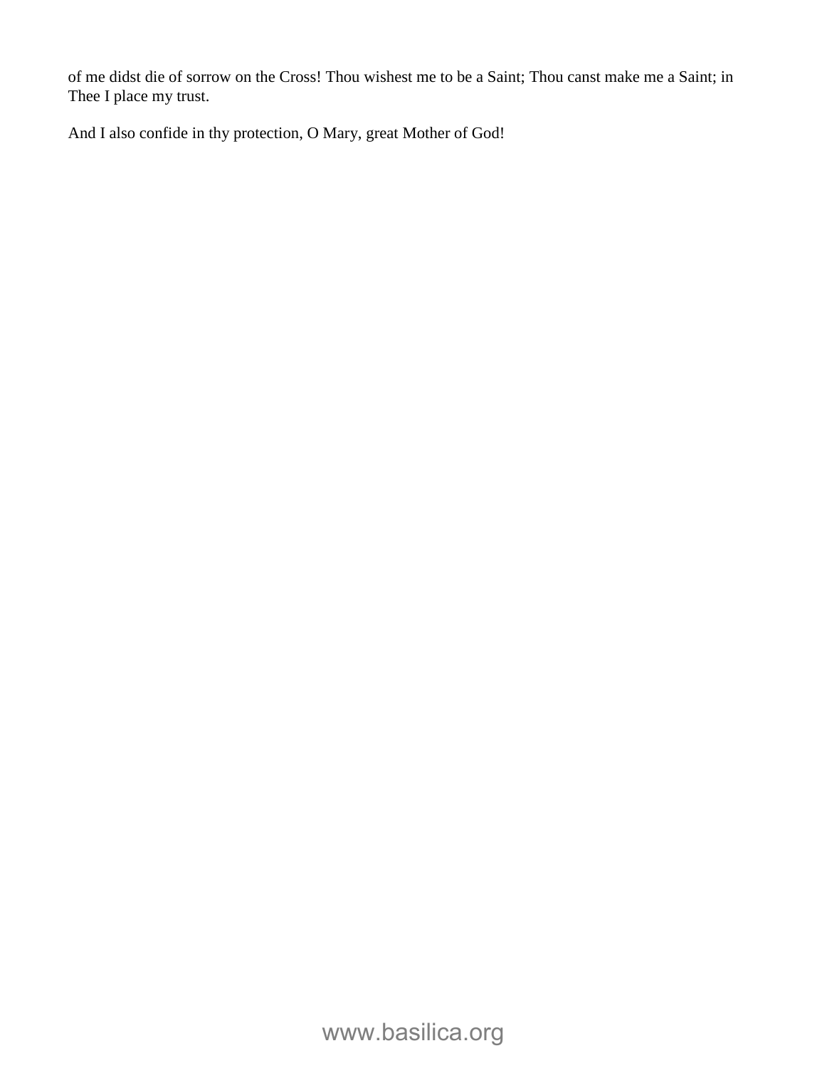of me didst die of sorrow on the Cross! Thou wishest me to be a Saint; Thou canst make me a Saint; in Thee I place my trust.

And I also confide in thy protection, O Mary, great Mother of God!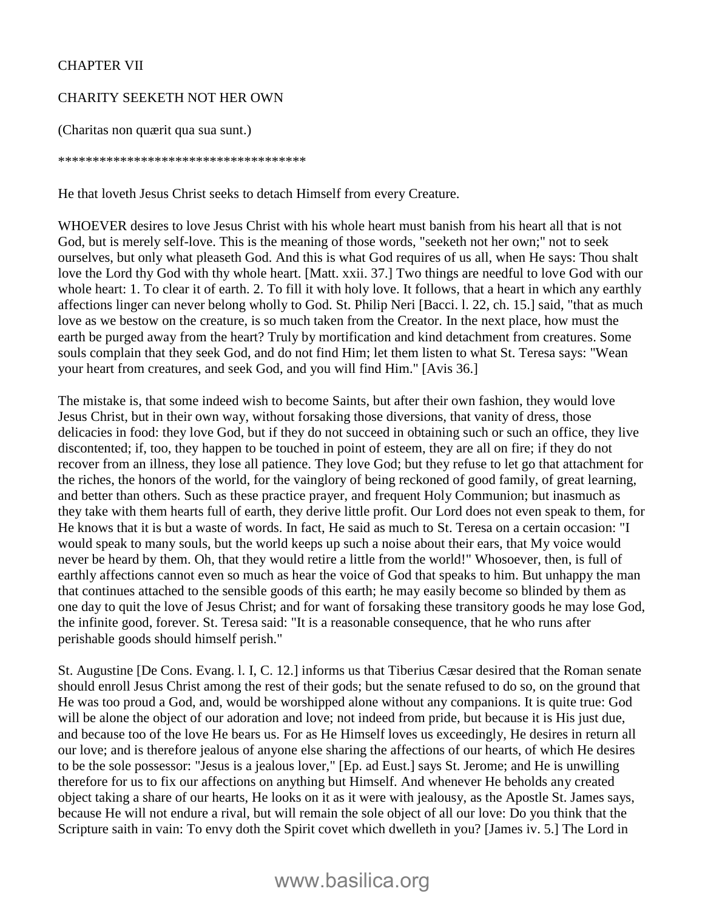# CHAPTER VII

## CHARITY SEEKETH NOT HER OWN

(Charitas non quærit qua sua sunt.)

************************************

He that loveth Jesus Christ seeks to detach Himself from every Creature.

WHOEVER desires to love Jesus Christ with his whole heart must banish from his heart all that is not God, but is merely self-love. This is the meaning of those words, "seeketh not her own;" not to seek ourselves, but only what pleaseth God. And this is what God requires of us all, when He says: Thou shalt love the Lord thy God with thy whole heart. [Matt. xxii. 37.] Two things are needful to love God with our whole heart: 1. To clear it of earth. 2. To fill it with holy love. It follows, that a heart in which any earthly affections linger can never belong wholly to God. St. Philip Neri [Bacci. l. 22, ch. 15.] said, "that as much love as we bestow on the creature, is so much taken from the Creator. In the next place, how must the earth be purged away from the heart? Truly by mortification and kind detachment from creatures. Some souls complain that they seek God, and do not find Him; let them listen to what St. Teresa says: "Wean your heart from creatures, and seek God, and you will find Him." [Avis 36.]

The mistake is, that some indeed wish to become Saints, but after their own fashion, they would love Jesus Christ, but in their own way, without forsaking those diversions, that vanity of dress, those delicacies in food: they love God, but if they do not succeed in obtaining such or such an office, they live discontented; if, too, they happen to be touched in point of esteem, they are all on fire; if they do not recover from an illness, they lose all patience. They love God; but they refuse to let go that attachment for the riches, the honors of the world, for the vainglory of being reckoned of good family, of great learning, and better than others. Such as these practice prayer, and frequent Holy Communion; but inasmuch as they take with them hearts full of earth, they derive little profit. Our Lord does not even speak to them, for He knows that it is but a waste of words. In fact, He said as much to St. Teresa on a certain occasion: "I would speak to many souls, but the world keeps up such a noise about their ears, that My voice would never be heard by them. Oh, that they would retire a little from the world!" Whosoever, then, is full of earthly affections cannot even so much as hear the voice of God that speaks to him. But unhappy the man that continues attached to the sensible goods of this earth; he may easily become so blinded by them as one day to quit the love of Jesus Christ; and for want of forsaking these transitory goods he may lose God, the infinite good, forever. St. Teresa said: "It is a reasonable consequence, that he who runs after perishable goods should himself perish."

St. Augustine [De Cons. Evang. l. I, C. 12.] informs us that Tiberius Cæsar desired that the Roman senate should enroll Jesus Christ among the rest of their gods; but the senate refused to do so, on the ground that He was too proud a God, and, would be worshipped alone without any companions. It is quite true: God will be alone the object of our adoration and love; not indeed from pride, but because it is His just due, and because too of the love He bears us. For as He Himself loves us exceedingly, He desires in return all our love; and is therefore jealous of anyone else sharing the affections of our hearts, of which He desires to be the sole possessor: "Jesus is a jealous lover," [Ep. ad Eust.] says St. Jerome; and He is unwilling therefore for us to fix our affections on anything but Himself. And whenever He beholds any created object taking a share of our hearts, He looks on it as it were with jealousy, as the Apostle St. James says, because He will not endure a rival, but will remain the sole object of all our love: Do you think that the Scripture saith in vain: To envy doth the Spirit covet which dwelleth in you? [James iv. 5.] The Lord in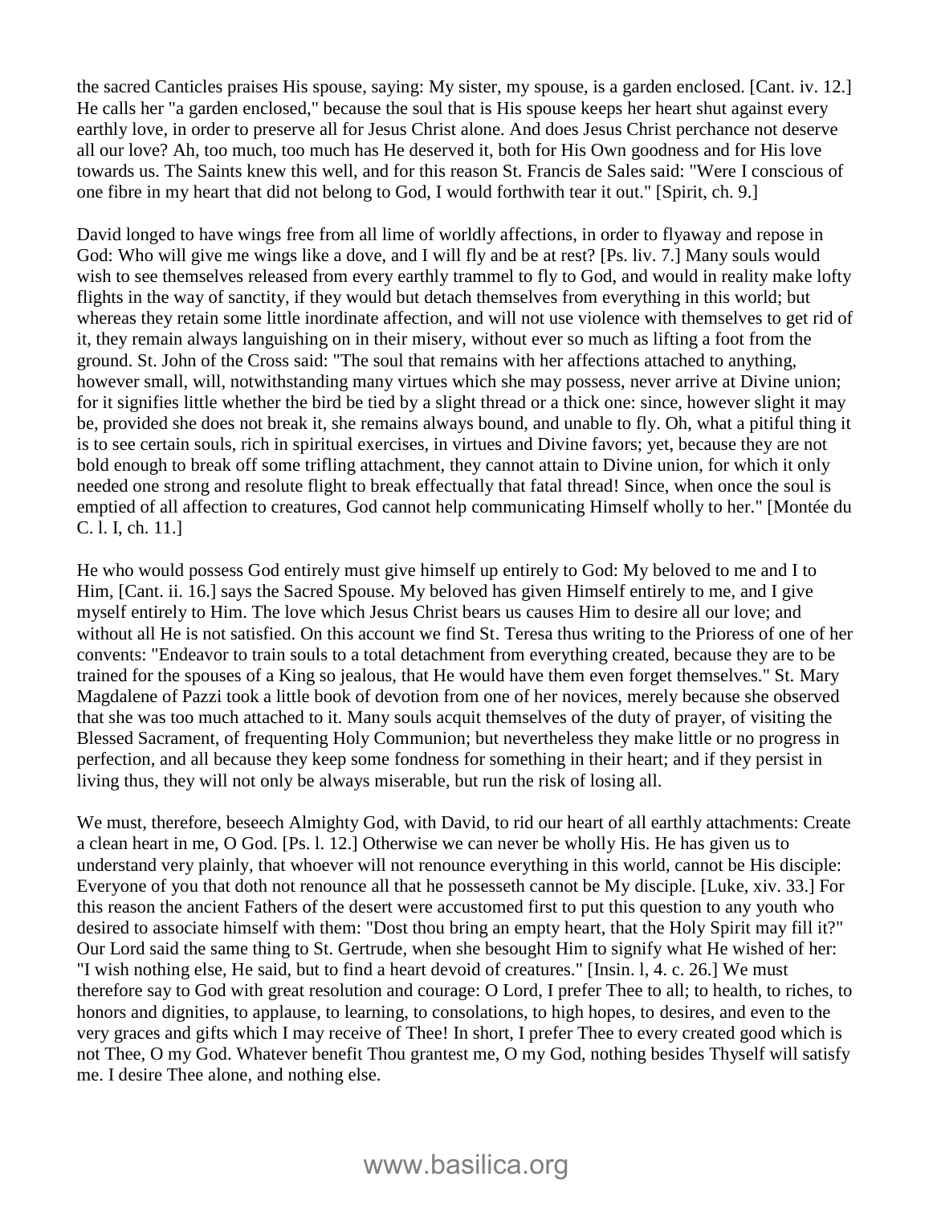the sacred Canticles praises His spouse, saying: My sister, my spouse, is a garden enclosed. [Cant. iv. 12.] He calls her "a garden enclosed," because the soul that is His spouse keeps her heart shut against every earthly love, in order to preserve all for Jesus Christ alone. And does Jesus Christ perchance not deserve all our love? Ah, too much, too much has He deserved it, both for His Own goodness and for His love towards us. The Saints knew this well, and for this reason St. Francis de Sales said: "Were I conscious of one fibre in my heart that did not belong to God, I would forthwith tear it out." [Spirit, ch. 9.]

David longed to have wings free from all lime of worldly affections, in order to flyaway and repose in God: Who will give me wings like a dove, and I will fly and be at rest? [Ps. liv. 7.] Many souls would wish to see themselves released from every earthly trammel to fly to God, and would in reality make lofty flights in the way of sanctity, if they would but detach themselves from everything in this world; but whereas they retain some little inordinate affection, and will not use violence with themselves to get rid of it, they remain always languishing on in their misery, without ever so much as lifting a foot from the ground. St. John of the Cross said: "The soul that remains with her affections attached to anything, however small, will, notwithstanding many virtues which she may possess, never arrive at Divine union; for it signifies little whether the bird be tied by a slight thread or a thick one: since, however slight it may be, provided she does not break it, she remains always bound, and unable to fly. Oh, what a pitiful thing it is to see certain souls, rich in spiritual exercises, in virtues and Divine favors; yet, because they are not bold enough to break off some trifling attachment, they cannot attain to Divine union, for which it only needed one strong and resolute flight to break effectually that fatal thread! Since, when once the soul is emptied of all affection to creatures, God cannot help communicating Himself wholly to her." [Montée du C. l. I, ch. 11.]

He who would possess God entirely must give himself up entirely to God: My beloved to me and I to Him, [Cant. ii. 16.] says the Sacred Spouse. My beloved has given Himself entirely to me, and I give myself entirely to Him. The love which Jesus Christ bears us causes Him to desire all our love; and without all He is not satisfied. On this account we find St. Teresa thus writing to the Prioress of one of her convents: "Endeavor to train souls to a total detachment from everything created, because they are to be trained for the spouses of a King so jealous, that He would have them even forget themselves." St. Mary Magdalene of Pazzi took a little book of devotion from one of her novices, merely because she observed that she was too much attached to it. Many souls acquit themselves of the duty of prayer, of visiting the Blessed Sacrament, of frequenting Holy Communion; but nevertheless they make little or no progress in perfection, and all because they keep some fondness for something in their heart; and if they persist in living thus, they will not only be always miserable, but run the risk of losing all.

We must, therefore, beseech Almighty God, with David, to rid our heart of all earthly attachments: Create a clean heart in me, O God. [Ps. l. 12.] Otherwise we can never be wholly His. He has given us to understand very plainly, that whoever will not renounce everything in this world, cannot be His disciple: Everyone of you that doth not renounce all that he possesseth cannot be My disciple. [Luke, xiv. 33.] For this reason the ancient Fathers of the desert were accustomed first to put this question to any youth who desired to associate himself with them: "Dost thou bring an empty heart, that the Holy Spirit may fill it?" Our Lord said the same thing to St. Gertrude, when she besought Him to signify what He wished of her: "I wish nothing else, He said, but to find a heart devoid of creatures." [Insin. l, 4. c. 26.] We must therefore say to God with great resolution and courage: O Lord, I prefer Thee to all; to health, to riches, to honors and dignities, to applause, to learning, to consolations, to high hopes, to desires, and even to the very graces and gifts which I may receive of Thee! In short, I prefer Thee to every created good which is not Thee, O my God. Whatever benefit Thou grantest me, O my God, nothing besides Thyself will satisfy me. I desire Thee alone, and nothing else.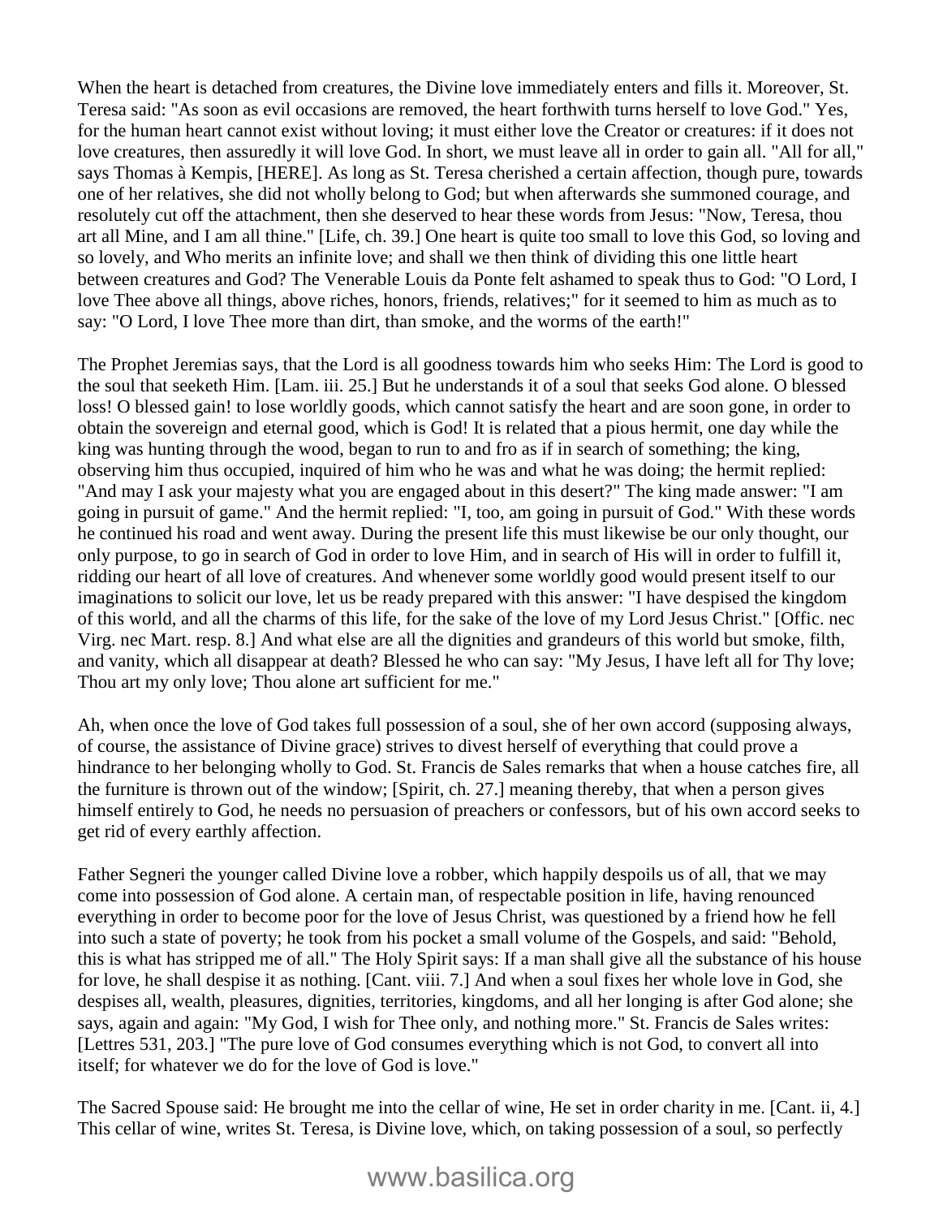When the heart is detached from creatures, the Divine love immediately enters and fills it. Moreover, St. Teresa said: "As soon as evil occasions are removed, the heart forthwith turns herself to love God." Yes, for the human heart cannot exist without loving; it must either love the Creator or creatures: if it does not love creatures, then assuredly it will love God. In short, we must leave all in order to gain all. "All for all," says Thomas à Kempis, [HERE]. As long as St. Teresa cherished a certain affection, though pure, towards one of her relatives, she did not wholly belong to God; but when afterwards she summoned courage, and resolutely cut off the attachment, then she deserved to hear these words from Jesus: "Now, Teresa, thou art all Mine, and I am all thine." [Life, ch. 39.] One heart is quite too small to love this God, so loving and so lovely, and Who merits an infinite love; and shall we then think of dividing this one little heart between creatures and God? The Venerable Louis da Ponte felt ashamed to speak thus to God: "O Lord, I love Thee above all things, above riches, honors, friends, relatives;" for it seemed to him as much as to say: "O Lord, I love Thee more than dirt, than smoke, and the worms of the earth!"

The Prophet Jeremias says, that the Lord is all goodness towards him who seeks Him: The Lord is good to the soul that seeketh Him. [Lam. iii. 25.] But he understands it of a soul that seeks God alone. O blessed loss! O blessed gain! to lose worldly goods, which cannot satisfy the heart and are soon gone, in order to obtain the sovereign and eternal good, which is God! It is related that a pious hermit, one day while the king was hunting through the wood, began to run to and fro as if in search of something; the king, observing him thus occupied, inquired of him who he was and what he was doing; the hermit replied: "And may I ask your majesty what you are engaged about in this desert?" The king made answer: "I am going in pursuit of game." And the hermit replied: "I, too, am going in pursuit of God." With these words he continued his road and went away. During the present life this must likewise be our only thought, our only purpose, to go in search of God in order to love Him, and in search of His will in order to fulfill it, ridding our heart of all love of creatures. And whenever some worldly good would present itself to our imaginations to solicit our love, let us be ready prepared with this answer: "I have despised the kingdom of this world, and all the charms of this life, for the sake of the love of my Lord Jesus Christ." [Offic. nec Virg. nec Mart. resp. 8.] And what else are all the dignities and grandeurs of this world but smoke, filth, and vanity, which all disappear at death? Blessed he who can say: "My Jesus, I have left all for Thy love; Thou art my only love; Thou alone art sufficient for me."

Ah, when once the love of God takes full possession of a soul, she of her own accord (supposing always, of course, the assistance of Divine grace) strives to divest herself of everything that could prove a hindrance to her belonging wholly to God. St. Francis de Sales remarks that when a house catches fire, all the furniture is thrown out of the window; [Spirit, ch. 27.] meaning thereby, that when a person gives himself entirely to God, he needs no persuasion of preachers or confessors, but of his own accord seeks to get rid of every earthly affection.

Father Segneri the younger called Divine love a robber, which happily despoils us of all, that we may come into possession of God alone. A certain man, of respectable position in life, having renounced everything in order to become poor for the love of Jesus Christ, was questioned by a friend how he fell into such a state of poverty; he took from his pocket a small volume of the Gospels, and said: "Behold, this is what has stripped me of all." The Holy Spirit says: If a man shall give all the substance of his house for love, he shall despise it as nothing. [Cant. viii. 7.] And when a soul fixes her whole love in God, she despises all, wealth, pleasures, dignities, territories, kingdoms, and all her longing is after God alone; she says, again and again: "My God, I wish for Thee only, and nothing more." St. Francis de Sales writes: [Lettres 531, 203.] "The pure love of God consumes everything which is not God, to convert all into itself; for whatever we do for the love of God is love."

The Sacred Spouse said: He brought me into the cellar of wine, He set in order charity in me. [Cant. ii, 4.] This cellar of wine, writes St. Teresa, is Divine love, which, on taking possession of a soul, so perfectly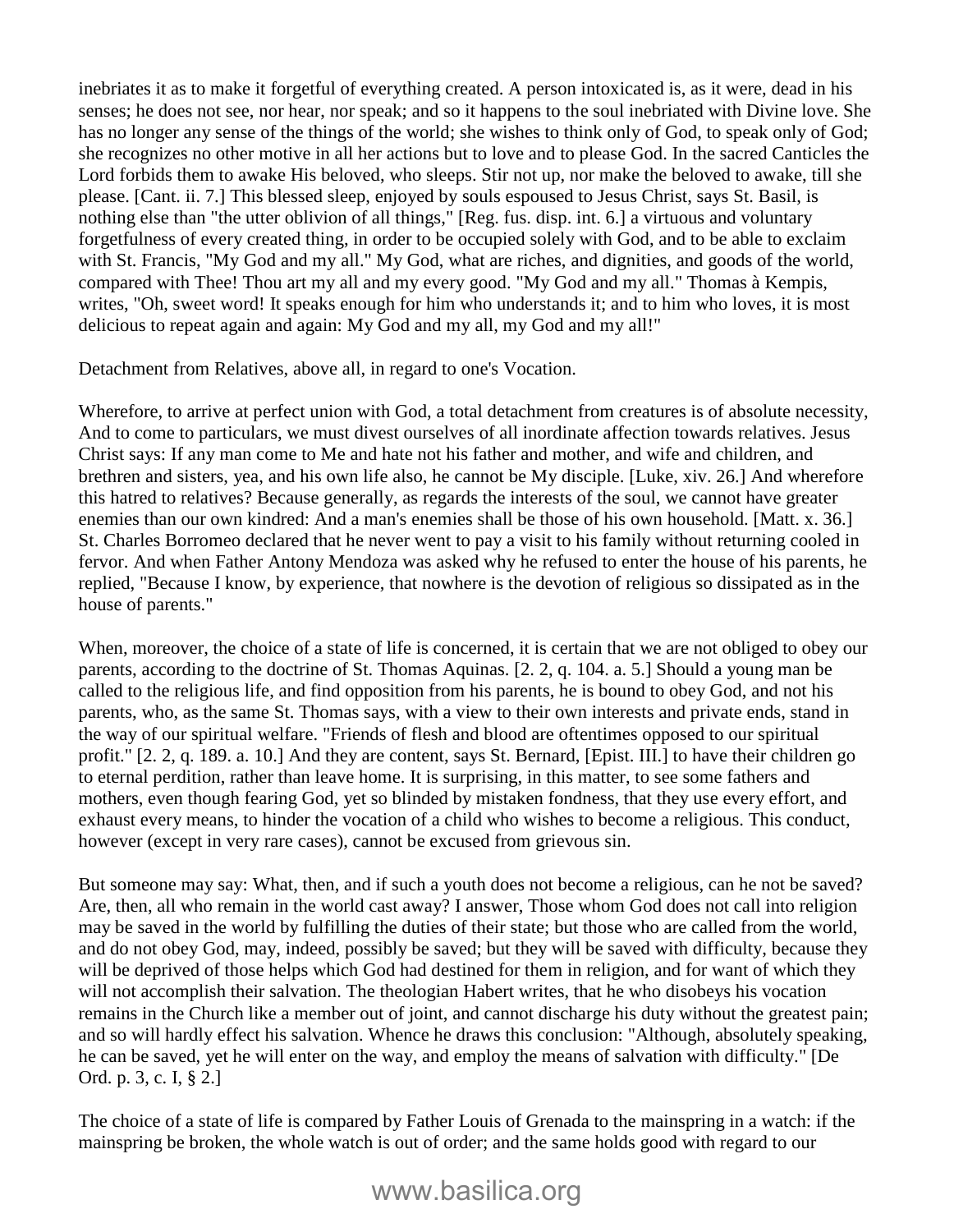inebriates it as to make it forgetful of everything created. A person intoxicated is, as it were, dead in his senses; he does not see, nor hear, nor speak; and so it happens to the soul inebriated with Divine love. She has no longer any sense of the things of the world; she wishes to think only of God, to speak only of God; she recognizes no other motive in all her actions but to love and to please God. In the sacred Canticles the Lord forbids them to awake His beloved, who sleeps. Stir not up, nor make the beloved to awake, till she please. [Cant. ii. 7.] This blessed sleep, enjoyed by souls espoused to Jesus Christ, says St. Basil, is nothing else than "the utter oblivion of all things," [Reg. fus. disp. int. 6.] a virtuous and voluntary forgetfulness of every created thing, in order to be occupied solely with God, and to be able to exclaim with St. Francis, "My God and my all." My God, what are riches, and dignities, and goods of the world, compared with Thee! Thou art my all and my every good. "My God and my all." Thomas à Kempis, writes, "Oh, sweet word! It speaks enough for him who understands it; and to him who loves, it is most delicious to repeat again and again: My God and my all, my God and my all!"

## Detachment from Relatives, above all, in regard to one's Vocation.

Wherefore, to arrive at perfect union with God, a total detachment from creatures is of absolute necessity, And to come to particulars, we must divest ourselves of all inordinate affection towards relatives. Jesus Christ says: If any man come to Me and hate not his father and mother, and wife and children, and brethren and sisters, yea, and his own life also, he cannot be My disciple. [Luke, xiv. 26.] And wherefore this hatred to relatives? Because generally, as regards the interests of the soul, we cannot have greater enemies than our own kindred: And a man's enemies shall be those of his own household. [Matt. x. 36.] St. Charles Borromeo declared that he never went to pay a visit to his family without returning cooled in fervor. And when Father Antony Mendoza was asked why he refused to enter the house of his parents, he replied, "Because I know, by experience, that nowhere is the devotion of religious so dissipated as in the house of parents."

When, moreover, the choice of a state of life is concerned, it is certain that we are not obliged to obey our parents, according to the doctrine of St. Thomas Aquinas. [2. 2, q. 104. a. 5.] Should a young man be called to the religious life, and find opposition from his parents, he is bound to obey God, and not his parents, who, as the same St. Thomas says, with a view to their own interests and private ends, stand in the way of our spiritual welfare. "Friends of flesh and blood are oftentimes opposed to our spiritual profit." [2. 2, q. 189. a. 10.] And they are content, says St. Bernard, [Epist. III.] to have their children go to eternal perdition, rather than leave home. It is surprising, in this matter, to see some fathers and mothers, even though fearing God, yet so blinded by mistaken fondness, that they use every effort, and exhaust every means, to hinder the vocation of a child who wishes to become a religious. This conduct, however (except in very rare cases), cannot be excused from grievous sin.

But someone may say: What, then, and if such a youth does not become a religious, can he not be saved? Are, then, all who remain in the world cast away? I answer, Those whom God does not call into religion may be saved in the world by fulfilling the duties of their state; but those who are called from the world, and do not obey God, may, indeed, possibly be saved; but they will be saved with difficulty, because they will be deprived of those helps which God had destined for them in religion, and for want of which they will not accomplish their salvation. The theologian Habert writes, that he who disobeys his vocation remains in the Church like a member out of joint, and cannot discharge his duty without the greatest pain; and so will hardly effect his salvation. Whence he draws this conclusion: "Although, absolutely speaking, he can be saved, yet he will enter on the way, and employ the means of salvation with difficulty." [De Ord. p. 3, c. I, § 2.]

The choice of a state of life is compared by Father Louis of Grenada to the mainspring in a watch: if the mainspring be broken, the whole watch is out of order; and the same holds good with regard to our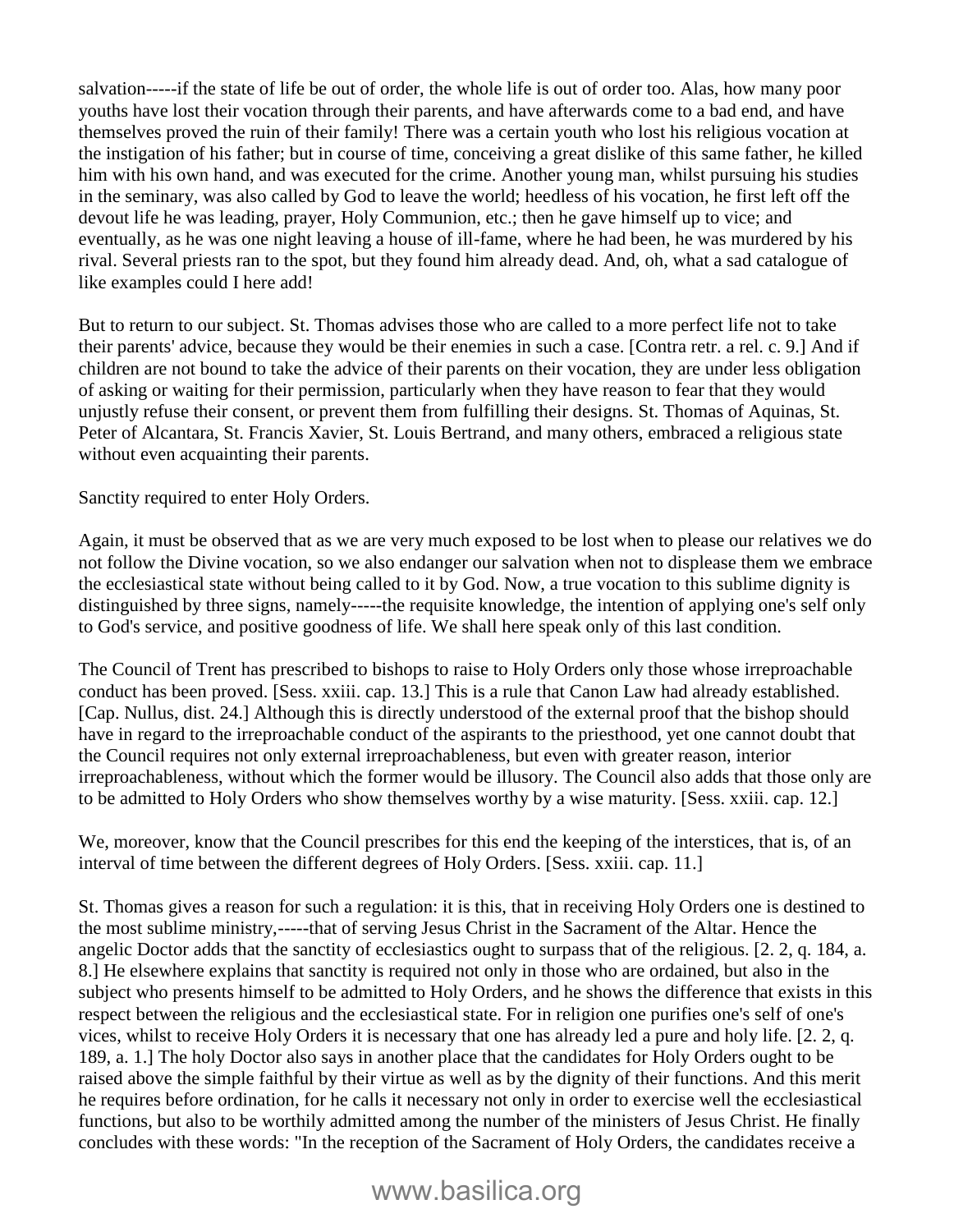salvation-----if the state of life be out of order, the whole life is out of order too. Alas, how many poor youths have lost their vocation through their parents, and have afterwards come to a bad end, and have themselves proved the ruin of their family! There was a certain youth who lost his religious vocation at the instigation of his father; but in course of time, conceiving a great dislike of this same father, he killed him with his own hand, and was executed for the crime. Another young man, whilst pursuing his studies in the seminary, was also called by God to leave the world; heedless of his vocation, he first left off the devout life he was leading, prayer, Holy Communion, etc.; then he gave himself up to vice; and eventually, as he was one night leaving a house of ill-fame, where he had been, he was murdered by his rival. Several priests ran to the spot, but they found him already dead. And, oh, what a sad catalogue of like examples could I here add!

But to return to our subject. St. Thomas advises those who are called to a more perfect life not to take their parents' advice, because they would be their enemies in such a case. [Contra retr. a rel. c. 9.] And if children are not bound to take the advice of their parents on their vocation, they are under less obligation of asking or waiting for their permission, particularly when they have reason to fear that they would unjustly refuse their consent, or prevent them from fulfilling their designs. St. Thomas of Aquinas, St. Peter of Alcantara, St. Francis Xavier, St. Louis Bertrand, and many others, embraced a religious state without even acquainting their parents.

Sanctity required to enter Holy Orders.

Again, it must be observed that as we are very much exposed to be lost when to please our relatives we do not follow the Divine vocation, so we also endanger our salvation when not to displease them we embrace the ecclesiastical state without being called to it by God. Now, a true vocation to this sublime dignity is distinguished by three signs, namely-----the requisite knowledge, the intention of applying one's self only to God's service, and positive goodness of life. We shall here speak only of this last condition.

The Council of Trent has prescribed to bishops to raise to Holy Orders only those whose irreproachable conduct has been proved. [Sess. xxiii. cap. 13.] This is a rule that Canon Law had already established. [Cap. Nullus, dist. 24.] Although this is directly understood of the external proof that the bishop should have in regard to the irreproachable conduct of the aspirants to the priesthood, yet one cannot doubt that the Council requires not only external irreproachableness, but even with greater reason, interior irreproachableness, without which the former would be illusory. The Council also adds that those only are to be admitted to Holy Orders who show themselves worthy by a wise maturity. [Sess. xxiii. cap. 12.]

We, moreover, know that the Council prescribes for this end the keeping of the interstices, that is, of an interval of time between the different degrees of Holy Orders. [Sess. xxiii. cap. 11.]

St. Thomas gives a reason for such a regulation: it is this, that in receiving Holy Orders one is destined to the most sublime ministry,-----that of serving Jesus Christ in the Sacrament of the Altar. Hence the angelic Doctor adds that the sanctity of ecclesiastics ought to surpass that of the religious. [2. 2, q. 184, a. 8.] He elsewhere explains that sanctity is required not only in those who are ordained, but also in the subject who presents himself to be admitted to Holy Orders, and he shows the difference that exists in this respect between the religious and the ecclesiastical state. For in religion one purifies one's self of one's vices, whilst to receive Holy Orders it is necessary that one has already led a pure and holy life. [2. 2, q. 189, a. 1.] The holy Doctor also says in another place that the candidates for Holy Orders ought to be raised above the simple faithful by their virtue as well as by the dignity of their functions. And this merit he requires before ordination, for he calls it necessary not only in order to exercise well the ecclesiastical functions, but also to be worthily admitted among the number of the ministers of Jesus Christ. He finally concludes with these words: "In the reception of the Sacrament of Holy Orders, the candidates receive a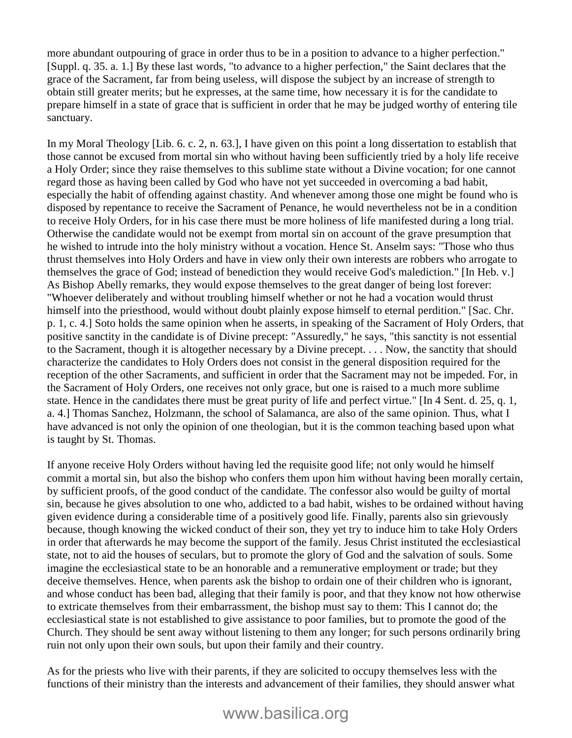more abundant outpouring of grace in order thus to be in a position to advance to a higher perfection." [Suppl. q. 35. a. 1.] By these last words, "to advance to a higher perfection," the Saint declares that the grace of the Sacrament, far from being useless, will dispose the subject by an increase of strength to obtain still greater merits; but he expresses, at the same time, how necessary it is for the candidate to prepare himself in a state of grace that is sufficient in order that he may be judged worthy of entering tile sanctuary.

In my Moral Theology [Lib. 6. c. 2, n. 63.], I have given on this point a long dissertation to establish that those cannot be excused from mortal sin who without having been sufficiently tried by a holy life receive a Holy Order; since they raise themselves to this sublime state without a Divine vocation; for one cannot regard those as having been called by God who have not yet succeeded in overcoming a bad habit, especially the habit of offending against chastity. And whenever among those one might be found who is disposed by repentance to receive the Sacrament of Penance, he would nevertheless not be in a condition to receive Holy Orders, for in his case there must be more holiness of life manifested during a long trial. Otherwise the candidate would not be exempt from mortal sin on account of the grave presumption that he wished to intrude into the holy ministry without a vocation. Hence St. Anselm says: "Those who thus thrust themselves into Holy Orders and have in view only their own interests are robbers who arrogate to themselves the grace of God; instead of benediction they would receive God's malediction." [In Heb. v.] As Bishop Abelly remarks, they would expose themselves to the great danger of being lost forever: "Whoever deliberately and without troubling himself whether or not he had a vocation would thrust himself into the priesthood, would without doubt plainly expose himself to eternal perdition." [Sac. Chr. p. 1, c. 4.] Soto holds the same opinion when he asserts, in speaking of the Sacrament of Holy Orders, that positive sanctity in the candidate is of Divine precept: "Assuredly," he says, "this sanctity is not essential to the Sacrament, though it is altogether necessary by a Divine precept. . . . Now, the sanctity that should characterize the candidates to Holy Orders does not consist in the general disposition required for the reception of the other Sacraments, and sufficient in order that the Sacrament may not be impeded. For, in the Sacrament of Holy Orders, one receives not only grace, but one is raised to a much more sublime state. Hence in the candidates there must be great purity of life and perfect virtue." [In 4 Sent. d. 25, q. 1, a. 4.] Thomas Sanchez, Holzmann, the school of Salamanca, are also of the same opinion. Thus, what I have advanced is not only the opinion of one theologian, but it is the common teaching based upon what is taught by St. Thomas.

If anyone receive Holy Orders without having led the requisite good life; not only would he himself commit a mortal sin, but also the bishop who confers them upon him without having been morally certain, by sufficient proofs, of the good conduct of the candidate. The confessor also would be guilty of mortal sin, because he gives absolution to one who, addicted to a bad habit, wishes to be ordained without having given evidence during a considerable time of a positively good life. Finally, parents also sin grievously because, though knowing the wicked conduct of their son, they yet try to induce him to take Holy Orders in order that afterwards he may become the support of the family. Jesus Christ instituted the ecclesiastical state, not to aid the houses of seculars, but to promote the glory of God and the salvation of souls. Some imagine the ecclesiastical state to be an honorable and a remunerative employment or trade; but they deceive themselves. Hence, when parents ask the bishop to ordain one of their children who is ignorant, and whose conduct has been bad, alleging that their family is poor, and that they know not how otherwise to extricate themselves from their embarrassment, the bishop must say to them: This I cannot do; the ecclesiastical state is not established to give assistance to poor families, but to promote the good of the Church. They should be sent away without listening to them any longer; for such persons ordinarily bring ruin not only upon their own souls, but upon their family and their country.

As for the priests who live with their parents, if they are solicited to occupy themselves less with the functions of their ministry than the interests and advancement of their families, they should answer what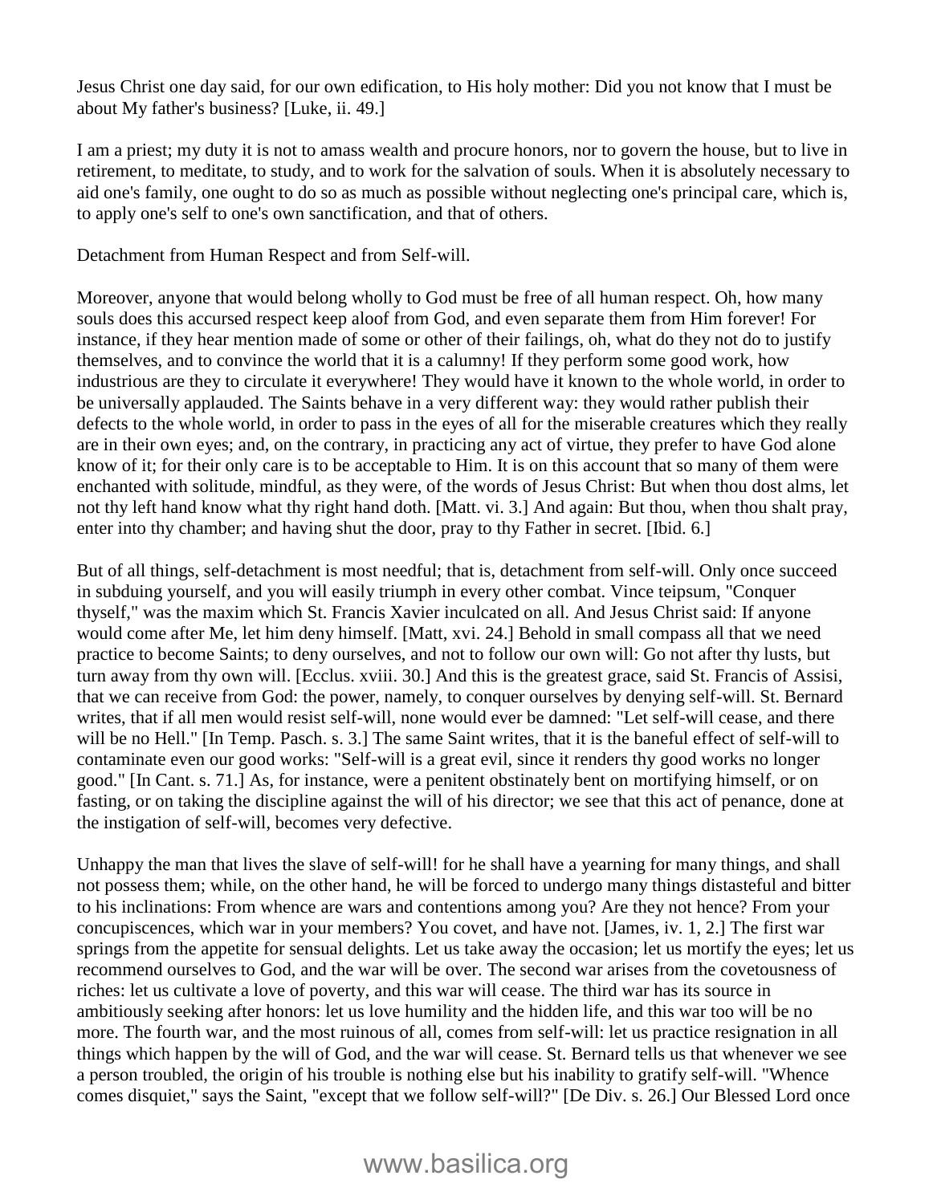Jesus Christ one day said, for our own edification, to His holy mother: Did you not know that I must be about My father's business? [Luke, ii. 49.]

I am a priest; my duty it is not to amass wealth and procure honors, nor to govern the house, but to live in retirement, to meditate, to study, and to work for the salvation of souls. When it is absolutely necessary to aid one's family, one ought to do so as much as possible without neglecting one's principal care, which is, to apply one's self to one's own sanctification, and that of others.

## Detachment from Human Respect and from Self-will.

Moreover, anyone that would belong wholly to God must be free of all human respect. Oh, how many souls does this accursed respect keep aloof from God, and even separate them from Him forever! For instance, if they hear mention made of some or other of their failings, oh, what do they not do to justify themselves, and to convince the world that it is a calumny! If they perform some good work, how industrious are they to circulate it everywhere! They would have it known to the whole world, in order to be universally applauded. The Saints behave in a very different way: they would rather publish their defects to the whole world, in order to pass in the eyes of all for the miserable creatures which they really are in their own eyes; and, on the contrary, in practicing any act of virtue, they prefer to have God alone know of it; for their only care is to be acceptable to Him. It is on this account that so many of them were enchanted with solitude, mindful, as they were, of the words of Jesus Christ: But when thou dost alms, let not thy left hand know what thy right hand doth. [Matt. vi. 3.] And again: But thou, when thou shalt pray, enter into thy chamber; and having shut the door, pray to thy Father in secret. [Ibid. 6.]

But of all things, self-detachment is most needful; that is, detachment from self-will. Only once succeed in subduing yourself, and you will easily triumph in every other combat. Vince teipsum, "Conquer thyself," was the maxim which St. Francis Xavier inculcated on all. And Jesus Christ said: If anyone would come after Me, let him deny himself. [Matt, xvi. 24.] Behold in small compass all that we need practice to become Saints; to deny ourselves, and not to follow our own will: Go not after thy lusts, but turn away from thy own will. [Ecclus. xviii. 30.] And this is the greatest grace, said St. Francis of Assisi, that we can receive from God: the power, namely, to conquer ourselves by denying self-will. St. Bernard writes, that if all men would resist self-will, none would ever be damned: "Let self-will cease, and there will be no Hell." [In Temp. Pasch. s. 3.] The same Saint writes, that it is the baneful effect of self-will to contaminate even our good works: "Self-will is a great evil, since it renders thy good works no longer good." [In Cant. s. 71.] As, for instance, were a penitent obstinately bent on mortifying himself, or on fasting, or on taking the discipline against the will of his director; we see that this act of penance, done at the instigation of self-will, becomes very defective.

Unhappy the man that lives the slave of self-will! for he shall have a yearning for many things, and shall not possess them; while, on the other hand, he will be forced to undergo many things distasteful and bitter to his inclinations: From whence are wars and contentions among you? Are they not hence? From your concupiscences, which war in your members? You covet, and have not. [James, iv. 1, 2.] The first war springs from the appetite for sensual delights. Let us take away the occasion; let us mortify the eyes; let us recommend ourselves to God, and the war will be over. The second war arises from the covetousness of riches: let us cultivate a love of poverty, and this war will cease. The third war has its source in ambitiously seeking after honors: let us love humility and the hidden life, and this war too will be no more. The fourth war, and the most ruinous of all, comes from self-will: let us practice resignation in all things which happen by the will of God, and the war will cease. St. Bernard tells us that whenever we see a person troubled, the origin of his trouble is nothing else but his inability to gratify self-will. "Whence comes disquiet," says the Saint, "except that we follow self-will?" [De Div. s. 26.] Our Blessed Lord once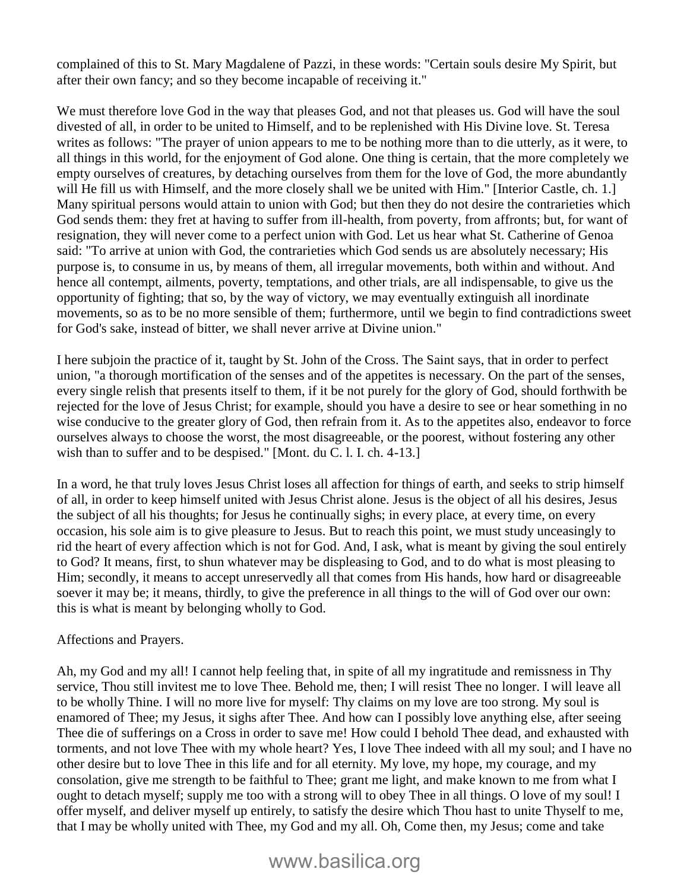complained of this to St. Mary Magdalene of Pazzi, in these words: "Certain souls desire My Spirit, but after their own fancy; and so they become incapable of receiving it."

We must therefore love God in the way that pleases God, and not that pleases us. God will have the soul divested of all, in order to be united to Himself, and to be replenished with His Divine love. St. Teresa writes as follows: "The prayer of union appears to me to be nothing more than to die utterly, as it were, to all things in this world, for the enjoyment of God alone. One thing is certain, that the more completely we empty ourselves of creatures, by detaching ourselves from them for the love of God, the more abundantly will He fill us with Himself, and the more closely shall we be united with Him." [Interior Castle, ch. 1.] Many spiritual persons would attain to union with God; but then they do not desire the contrarieties which God sends them: they fret at having to suffer from ill-health, from poverty, from affronts; but, for want of resignation, they will never come to a perfect union with God. Let us hear what St. Catherine of Genoa said: "To arrive at union with God, the contrarieties which God sends us are absolutely necessary; His purpose is, to consume in us, by means of them, all irregular movements, both within and without. And hence all contempt, ailments, poverty, temptations, and other trials, are all indispensable, to give us the opportunity of fighting; that so, by the way of victory, we may eventually extinguish all inordinate movements, so as to be no more sensible of them; furthermore, until we begin to find contradictions sweet for God's sake, instead of bitter, we shall never arrive at Divine union."

I here subjoin the practice of it, taught by St. John of the Cross. The Saint says, that in order to perfect union, "a thorough mortification of the senses and of the appetites is necessary. On the part of the senses, every single relish that presents itself to them, if it be not purely for the glory of God, should forthwith be rejected for the love of Jesus Christ; for example, should you have a desire to see or hear something in no wise conducive to the greater glory of God, then refrain from it. As to the appetites also, endeavor to force ourselves always to choose the worst, the most disagreeable, or the poorest, without fostering any other wish than to suffer and to be despised." [Mont. du C. l. I. ch. 4-13.]

In a word, he that truly loves Jesus Christ loses all affection for things of earth, and seeks to strip himself of all, in order to keep himself united with Jesus Christ alone. Jesus is the object of all his desires, Jesus the subject of all his thoughts; for Jesus he continually sighs; in every place, at every time, on every occasion, his sole aim is to give pleasure to Jesus. But to reach this point, we must study unceasingly to rid the heart of every affection which is not for God. And, I ask, what is meant by giving the soul entirely to God? It means, first, to shun whatever may be displeasing to God, and to do what is most pleasing to Him; secondly, it means to accept unreservedly all that comes from His hands, how hard or disagreeable soever it may be; it means, thirdly, to give the preference in all things to the will of God over our own: this is what is meant by belonging wholly to God.

Affections and Prayers.

Ah, my God and my all! I cannot help feeling that, in spite of all my ingratitude and remissness in Thy service, Thou still invitest me to love Thee. Behold me, then; I will resist Thee no longer. I will leave all to be wholly Thine. I will no more live for myself: Thy claims on my love are too strong. My soul is enamored of Thee; my Jesus, it sighs after Thee. And how can I possibly love anything else, after seeing Thee die of sufferings on a Cross in order to save me! How could I behold Thee dead, and exhausted with torments, and not love Thee with my whole heart? Yes, I love Thee indeed with all my soul; and I have no other desire but to love Thee in this life and for all eternity. My love, my hope, my courage, and my consolation, give me strength to be faithful to Thee; grant me light, and make known to me from what I ought to detach myself; supply me too with a strong will to obey Thee in all things. O love of my soul! I offer myself, and deliver myself up entirely, to satisfy the desire which Thou hast to unite Thyself to me, that I may be wholly united with Thee, my God and my all. Oh, Come then, my Jesus; come and take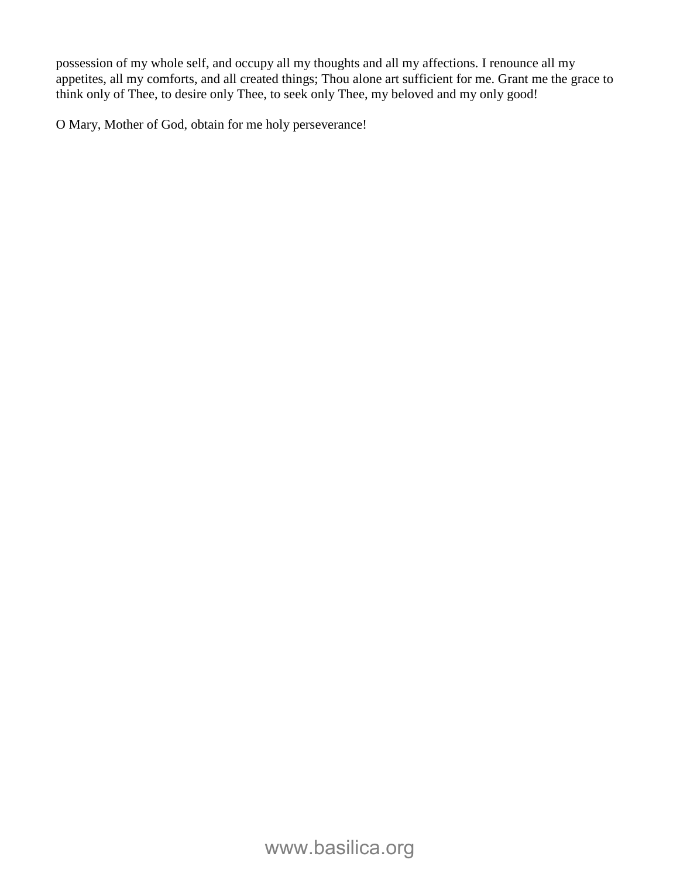possession of my whole self, and occupy all my thoughts and all my affections. I renounce all my appetites, all my comforts, and all created things; Thou alone art sufficient for me. Grant me the grace to think only of Thee, to desire only Thee, to seek only Thee, my beloved and my only good!

O Mary, Mother of God, obtain for me holy perseverance!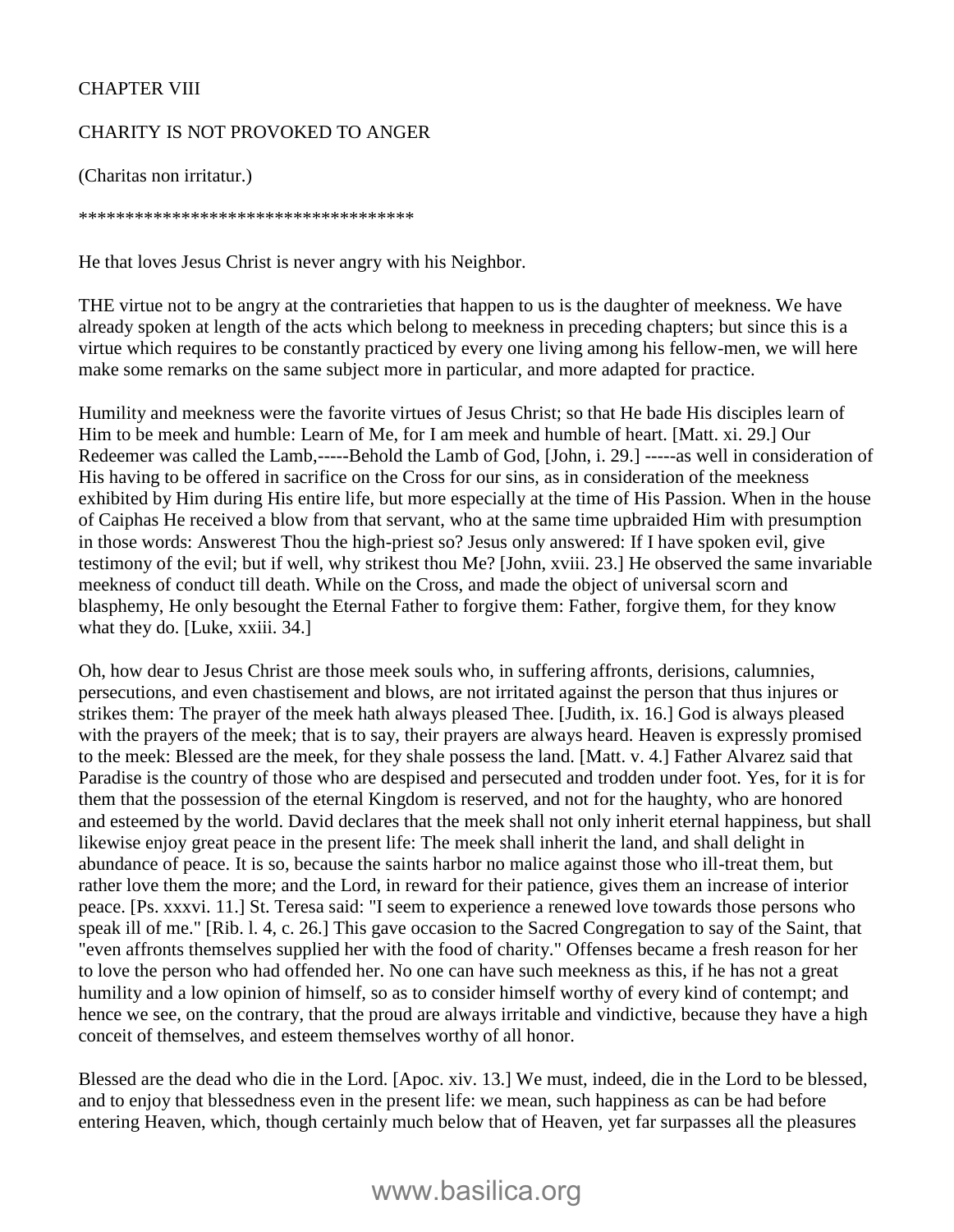# CHAPTER VIII

## CHARITY IS NOT PROVOKED TO ANGER

(Charitas non irritatur.)

***********************************

He that loves Jesus Christ is never angry with his Neighbor.

THE virtue not to be angry at the contrarieties that happen to us is the daughter of meekness. We have already spoken at length of the acts which belong to meekness in preceding chapters; but since this is a virtue which requires to be constantly practiced by every one living among his fellow-men, we will here make some remarks on the same subject more in particular, and more adapted for practice.

Humility and meekness were the favorite virtues of Jesus Christ; so that He bade His disciples learn of Him to be meek and humble: Learn of Me, for I am meek and humble of heart. [Matt. xi. 29.] Our Redeemer was called the Lamb,-----Behold the Lamb of God, [John, i. 29.] -----as well in consideration of His having to be offered in sacrifice on the Cross for our sins, as in consideration of the meekness exhibited by Him during His entire life, but more especially at the time of His Passion. When in the house of Caiphas He received a blow from that servant, who at the same time upbraided Him with presumption in those words: Answerest Thou the high-priest so? Jesus only answered: If I have spoken evil, give testimony of the evil; but if well, why strikest thou Me? [John, xviii. 23.] He observed the same invariable meekness of conduct till death. While on the Cross, and made the object of universal scorn and blasphemy, He only besought the Eternal Father to forgive them: Father, forgive them, for they know what they do. [Luke, xxiii. 34.]

Oh, how dear to Jesus Christ are those meek souls who, in suffering affronts, derisions, calumnies, persecutions, and even chastisement and blows, are not irritated against the person that thus injures or strikes them: The prayer of the meek hath always pleased Thee. [Judith, ix. 16.] God is always pleased with the prayers of the meek; that is to say, their prayers are always heard. Heaven is expressly promised to the meek: Blessed are the meek, for they shale possess the land. [Matt. v. 4.] Father Alvarez said that Paradise is the country of those who are despised and persecuted and trodden under foot. Yes, for it is for them that the possession of the eternal Kingdom is reserved, and not for the haughty, who are honored and esteemed by the world. David declares that the meek shall not only inherit eternal happiness, but shall likewise enjoy great peace in the present life: The meek shall inherit the land, and shall delight in abundance of peace. It is so, because the saints harbor no malice against those who ill-treat them, but rather love them the more; and the Lord, in reward for their patience, gives them an increase of interior peace. [Ps. xxxvi. 11.] St. Teresa said: "I seem to experience a renewed love towards those persons who speak ill of me." [Rib. l. 4, c. 26.] This gave occasion to the Sacred Congregation to say of the Saint, that "even affronts themselves supplied her with the food of charity." Offenses became a fresh reason for her to love the person who had offended her. No one can have such meekness as this, if he has not a great humility and a low opinion of himself, so as to consider himself worthy of every kind of contempt; and hence we see, on the contrary, that the proud are always irritable and vindictive, because they have a high conceit of themselves, and esteem themselves worthy of all honor.

Blessed are the dead who die in the Lord. [Apoc. xiv. 13.] We must, indeed, die in the Lord to be blessed, and to enjoy that blessedness even in the present life: we mean, such happiness as can be had before entering Heaven, which, though certainly much below that of Heaven, yet far surpasses all the pleasures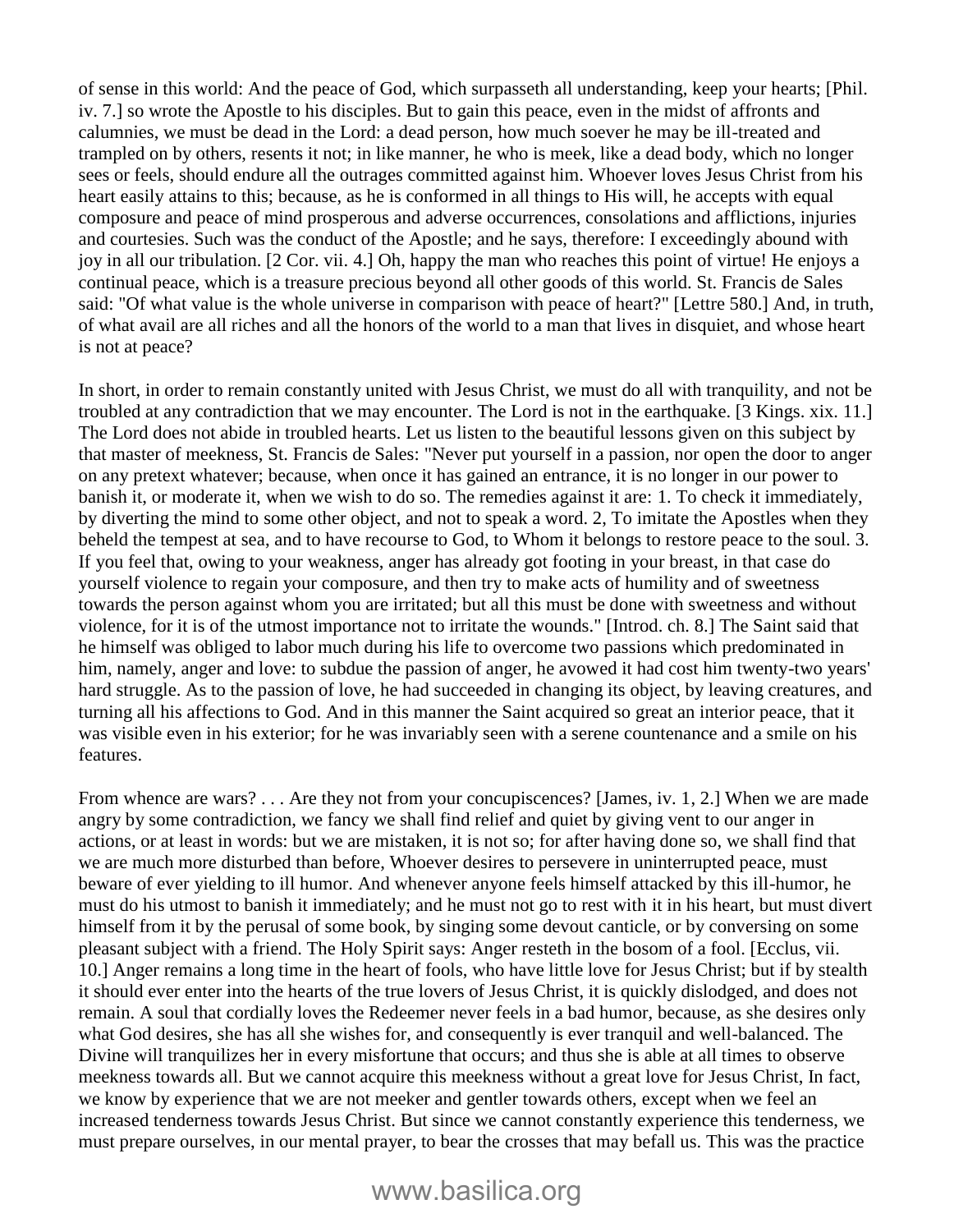of sense in this world: And the peace of God, which surpasseth all understanding, keep your hearts; [Phil. iv. 7.] so wrote the Apostle to his disciples. But to gain this peace, even in the midst of affronts and calumnies, we must be dead in the Lord: a dead person, how much soever he may be ill-treated and trampled on by others, resents it not; in like manner, he who is meek, like a dead body, which no longer sees or feels, should endure all the outrages committed against him. Whoever loves Jesus Christ from his heart easily attains to this; because, as he is conformed in all things to His will, he accepts with equal composure and peace of mind prosperous and adverse occurrences, consolations and afflictions, injuries and courtesies. Such was the conduct of the Apostle; and he says, therefore: I exceedingly abound with joy in all our tribulation. [2 Cor. vii. 4.] Oh, happy the man who reaches this point of virtue! He enjoys a continual peace, which is a treasure precious beyond all other goods of this world. St. Francis de Sales said: "Of what value is the whole universe in comparison with peace of heart?" [Lettre 580.] And, in truth, of what avail are all riches and all the honors of the world to a man that lives in disquiet, and whose heart is not at peace?

In short, in order to remain constantly united with Jesus Christ, we must do all with tranquility, and not be troubled at any contradiction that we may encounter. The Lord is not in the earthquake. [3 Kings. xix. 11.] The Lord does not abide in troubled hearts. Let us listen to the beautiful lessons given on this subject by that master of meekness, St. Francis de Sales: "Never put yourself in a passion, nor open the door to anger on any pretext whatever; because, when once it has gained an entrance, it is no longer in our power to banish it, or moderate it, when we wish to do so. The remedies against it are: 1. To check it immediately, by diverting the mind to some other object, and not to speak a word. 2, To imitate the Apostles when they beheld the tempest at sea, and to have recourse to God, to Whom it belongs to restore peace to the soul. 3. If you feel that, owing to your weakness, anger has already got footing in your breast, in that case do yourself violence to regain your composure, and then try to make acts of humility and of sweetness towards the person against whom you are irritated; but all this must be done with sweetness and without violence, for it is of the utmost importance not to irritate the wounds." [Introd. ch. 8.] The Saint said that he himself was obliged to labor much during his life to overcome two passions which predominated in him, namely, anger and love: to subdue the passion of anger, he avowed it had cost him twenty-two years' hard struggle. As to the passion of love, he had succeeded in changing its object, by leaving creatures, and turning all his affections to God. And in this manner the Saint acquired so great an interior peace, that it was visible even in his exterior; for he was invariably seen with a serene countenance and a smile on his features.

From whence are wars? . . . Are they not from your concupiscences? [James, iv. 1, 2.] When we are made angry by some contradiction, we fancy we shall find relief and quiet by giving vent to our anger in actions, or at least in words: but we are mistaken, it is not so; for after having done so, we shall find that we are much more disturbed than before, Whoever desires to persevere in uninterrupted peace, must beware of ever yielding to ill humor. And whenever anyone feels himself attacked by this ill-humor, he must do his utmost to banish it immediately; and he must not go to rest with it in his heart, but must divert himself from it by the perusal of some book, by singing some devout canticle, or by conversing on some pleasant subject with a friend. The Holy Spirit says: Anger resteth in the bosom of a fool. [Ecclus, vii. 10.] Anger remains a long time in the heart of fools, who have little love for Jesus Christ; but if by stealth it should ever enter into the hearts of the true lovers of Jesus Christ, it is quickly dislodged, and does not remain. A soul that cordially loves the Redeemer never feels in a bad humor, because, as she desires only what God desires, she has all she wishes for, and consequently is ever tranquil and well-balanced. The Divine will tranquilizes her in every misfortune that occurs; and thus she is able at all times to observe meekness towards all. But we cannot acquire this meekness without a great love for Jesus Christ, In fact, we know by experience that we are not meeker and gentler towards others, except when we feel an increased tenderness towards Jesus Christ. But since we cannot constantly experience this tenderness, we must prepare ourselves, in our mental prayer, to bear the crosses that may befall us. This was the practice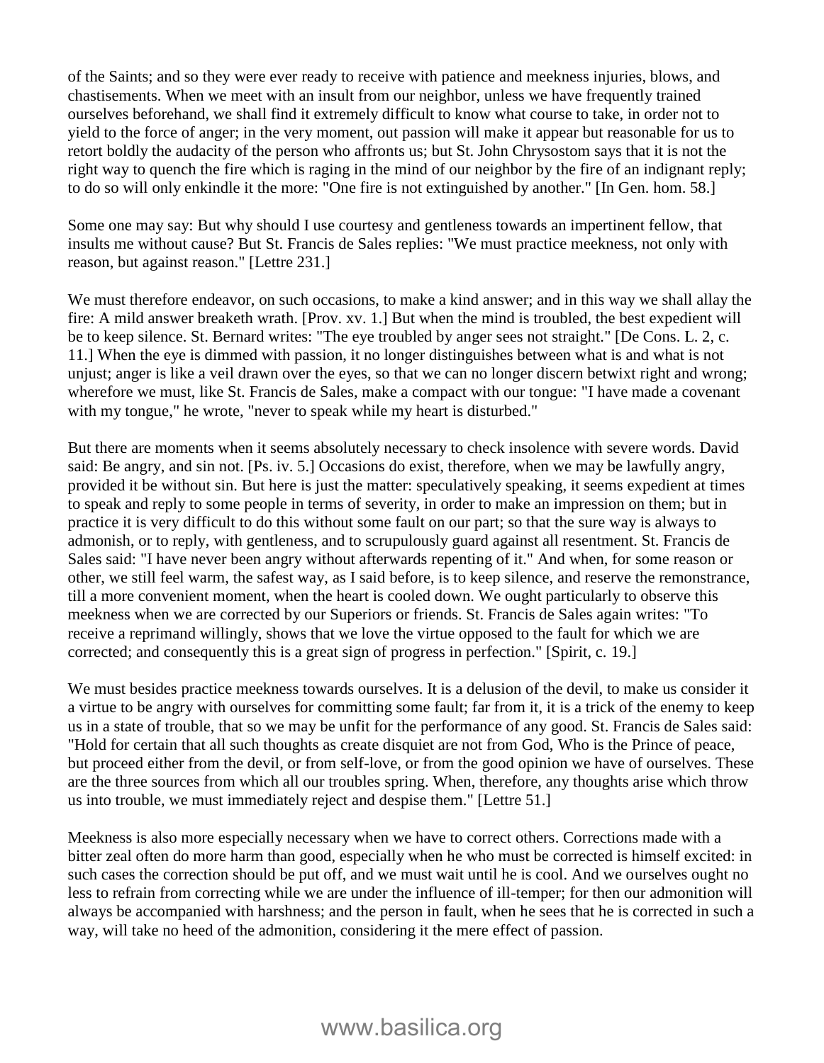of the Saints; and so they were ever ready to receive with patience and meekness injuries, blows, and chastisements. When we meet with an insult from our neighbor, unless we have frequently trained ourselves beforehand, we shall find it extremely difficult to know what course to take, in order not to yield to the force of anger; in the very moment, out passion will make it appear but reasonable for us to retort boldly the audacity of the person who affronts us; but St. John Chrysostom says that it is not the right way to quench the fire which is raging in the mind of our neighbor by the fire of an indignant reply; to do so will only enkindle it the more: "One fire is not extinguished by another." [In Gen. hom. 58.]

Some one may say: But why should I use courtesy and gentleness towards an impertinent fellow, that insults me without cause? But St. Francis de Sales replies: "We must practice meekness, not only with reason, but against reason." [Lettre 231.]

We must therefore endeavor, on such occasions, to make a kind answer; and in this way we shall allay the fire: A mild answer breaketh wrath. [Prov. xv. 1.] But when the mind is troubled, the best expedient will be to keep silence. St. Bernard writes: "The eye troubled by anger sees not straight." [De Cons. L. 2, c. 11.] When the eye is dimmed with passion, it no longer distinguishes between what is and what is not unjust; anger is like a veil drawn over the eyes, so that we can no longer discern betwixt right and wrong; wherefore we must, like St. Francis de Sales, make a compact with our tongue: "I have made a covenant with my tongue," he wrote, "never to speak while my heart is disturbed."

But there are moments when it seems absolutely necessary to check insolence with severe words. David said: Be angry, and sin not. [Ps. iv. 5.] Occasions do exist, therefore, when we may be lawfully angry, provided it be without sin. But here is just the matter: speculatively speaking, it seems expedient at times to speak and reply to some people in terms of severity, in order to make an impression on them; but in practice it is very difficult to do this without some fault on our part; so that the sure way is always to admonish, or to reply, with gentleness, and to scrupulously guard against all resentment. St. Francis de Sales said: "I have never been angry without afterwards repenting of it." And when, for some reason or other, we still feel warm, the safest way, as I said before, is to keep silence, and reserve the remonstrance, till a more convenient moment, when the heart is cooled down. We ought particularly to observe this meekness when we are corrected by our Superiors or friends. St. Francis de Sales again writes: "To receive a reprimand willingly, shows that we love the virtue opposed to the fault for which we are corrected; and consequently this is a great sign of progress in perfection." [Spirit, c. 19.]

We must besides practice meekness towards ourselves. It is a delusion of the devil, to make us consider it a virtue to be angry with ourselves for committing some fault; far from it, it is a trick of the enemy to keep us in a state of trouble, that so we may be unfit for the performance of any good. St. Francis de Sales said: "Hold for certain that all such thoughts as create disquiet are not from God, Who is the Prince of peace, but proceed either from the devil, or from self-love, or from the good opinion we have of ourselves. These are the three sources from which all our troubles spring. When, therefore, any thoughts arise which throw us into trouble, we must immediately reject and despise them." [Lettre 51.]

Meekness is also more especially necessary when we have to correct others. Corrections made with a bitter zeal often do more harm than good, especially when he who must be corrected is himself excited: in such cases the correction should be put off, and we must wait until he is cool. And we ourselves ought no less to refrain from correcting while we are under the influence of ill-temper; for then our admonition will always be accompanied with harshness; and the person in fault, when he sees that he is corrected in such a way, will take no heed of the admonition, considering it the mere effect of passion.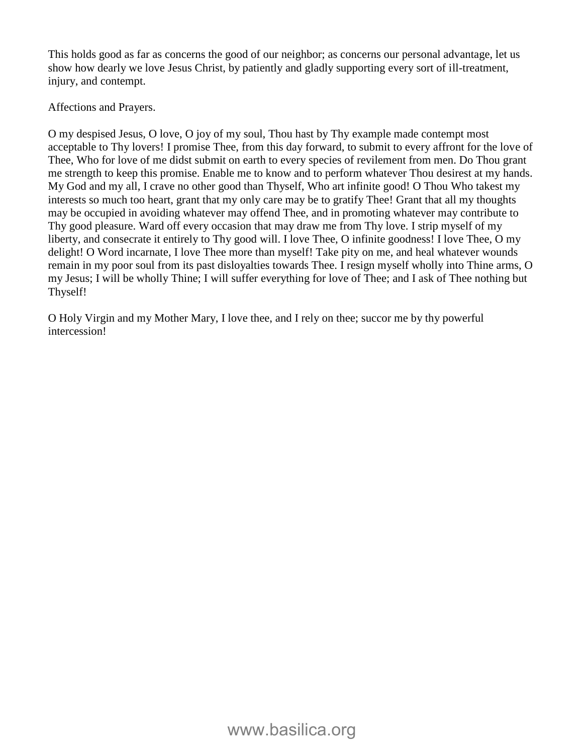This holds good as far as concerns the good of our neighbor; as concerns our personal advantage, let us show how dearly we love Jesus Christ, by patiently and gladly supporting every sort of ill-treatment, injury, and contempt.

Affections and Prayers.

O my despised Jesus, O love, O joy of my soul, Thou hast by Thy example made contempt most acceptable to Thy lovers! I promise Thee, from this day forward, to submit to every affront for the love of Thee, Who for love of me didst submit on earth to every species of revilement from men. Do Thou grant me strength to keep this promise. Enable me to know and to perform whatever Thou desirest at my hands. My God and my all, I crave no other good than Thyself, Who art infinite good! O Thou Who takest my interests so much too heart, grant that my only care may be to gratify Thee! Grant that all my thoughts may be occupied in avoiding whatever may offend Thee, and in promoting whatever may contribute to Thy good pleasure. Ward off every occasion that may draw me from Thy love. I strip myself of my liberty, and consecrate it entirely to Thy good will. I love Thee, O infinite goodness! I love Thee, O my delight! O Word incarnate, I love Thee more than myself! Take pity on me, and heal whatever wounds remain in my poor soul from its past disloyalties towards Thee. I resign myself wholly into Thine arms, O my Jesus; I will be wholly Thine; I will suffer everything for love of Thee; and I ask of Thee nothing but Thyself!

O Holy Virgin and my Mother Mary, I love thee, and I rely on thee; succor me by thy powerful intercession!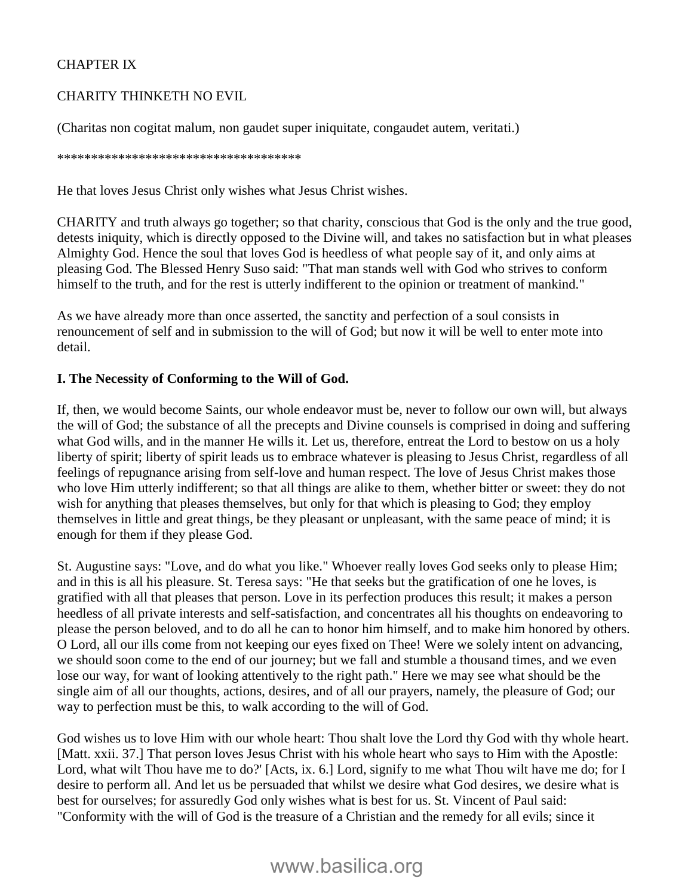CHAPTER IX

CHARITY THINKETH NO EVIL

(Charitas non cogitat malum, non gaudet super iniquitate, congaudet autem, veritati.)

************************************

He that loves Jesus Christ only wishes what Jesus Christ wishes.

CHARITY and truth always go together; so that charity, conscious that God is the only and the true good, detests iniquity, which is directly opposed to the Divine will, and takes no satisfaction but in what pleases Almighty God. Hence the soul that loves God is heedless of what people say of it, and only aims at pleasing God. The Blessed Henry Suso said: "That man stands well with God who strives to conform himself to the truth, and for the rest is utterly indifferent to the opinion or treatment of mankind."

As we have already more than once asserted, the sanctity and perfection of a soul consists in renouncement of self and in submission to the will of God; but now it will be well to enter mote into detail.

**I. The Necessity of Conforming to the Will of God.**

If, then, we would become Saints, our whole endeavor must be, never to follow our own will, but always the will of God; the substance of all the precepts and Divine counsels is comprised in doing and suffering what God wills, and in the manner He wills it. Let us, therefore, entreat the Lord to bestow on us a holy liberty of spirit; liberty of spirit leads us to embrace whatever is pleasing to Jesus Christ, regardless of all feelings of repugnance arising from self-love and human respect. The love of Jesus Christ makes those who love Him utterly indifferent; so that all things are alike to them, whether bitter or sweet: they do not wish for anything that pleases themselves, but only for that which is pleasing to God; they employ themselves in little and great things, be they pleasant or unpleasant, with the same peace of mind; it is enough for them if they please God.

St. Augustine says: "Love, and do what you like." Whoever really loves God seeks only to please Him; and in this is all his pleasure. St. Teresa says: "He that seeks but the gratification of one he loves, is gratified with all that pleases that person. Love in its perfection produces this result; it makes a person heedless of all private interests and self-satisfaction, and concentrates all his thoughts on endeavoring to please the person beloved, and to do all he can to honor him himself, and to make him honored by others. O Lord, all our ills come from not keeping our eyes fixed on Thee! Were we solely intent on advancing, we should soon come to the end of our journey; but we fall and stumble a thousand times, and we even lose our way, for want of looking attentively to the right path." Here we may see what should be the single aim of all our thoughts, actions, desires, and of all our prayers, namely, the pleasure of God; our way to perfection must be this, to walk according to the will of God.

God wishes us to love Him with our whole heart: Thou shalt love the Lord thy God with thy whole heart. [Matt. xxii. 37.] That person loves Jesus Christ with his whole heart who says to Him with the Apostle: Lord, what wilt Thou have me to do?' [Acts, ix. 6.] Lord, signify to me what Thou wilt have me do; for I desire to perform all. And let us be persuaded that whilst we desire what God desires, we desire what is best for ourselves; for assuredly God only wishes what is best for us. St. Vincent of Paul said: "Conformity with the will of God is the treasure of a Christian and the remedy for all evils; since it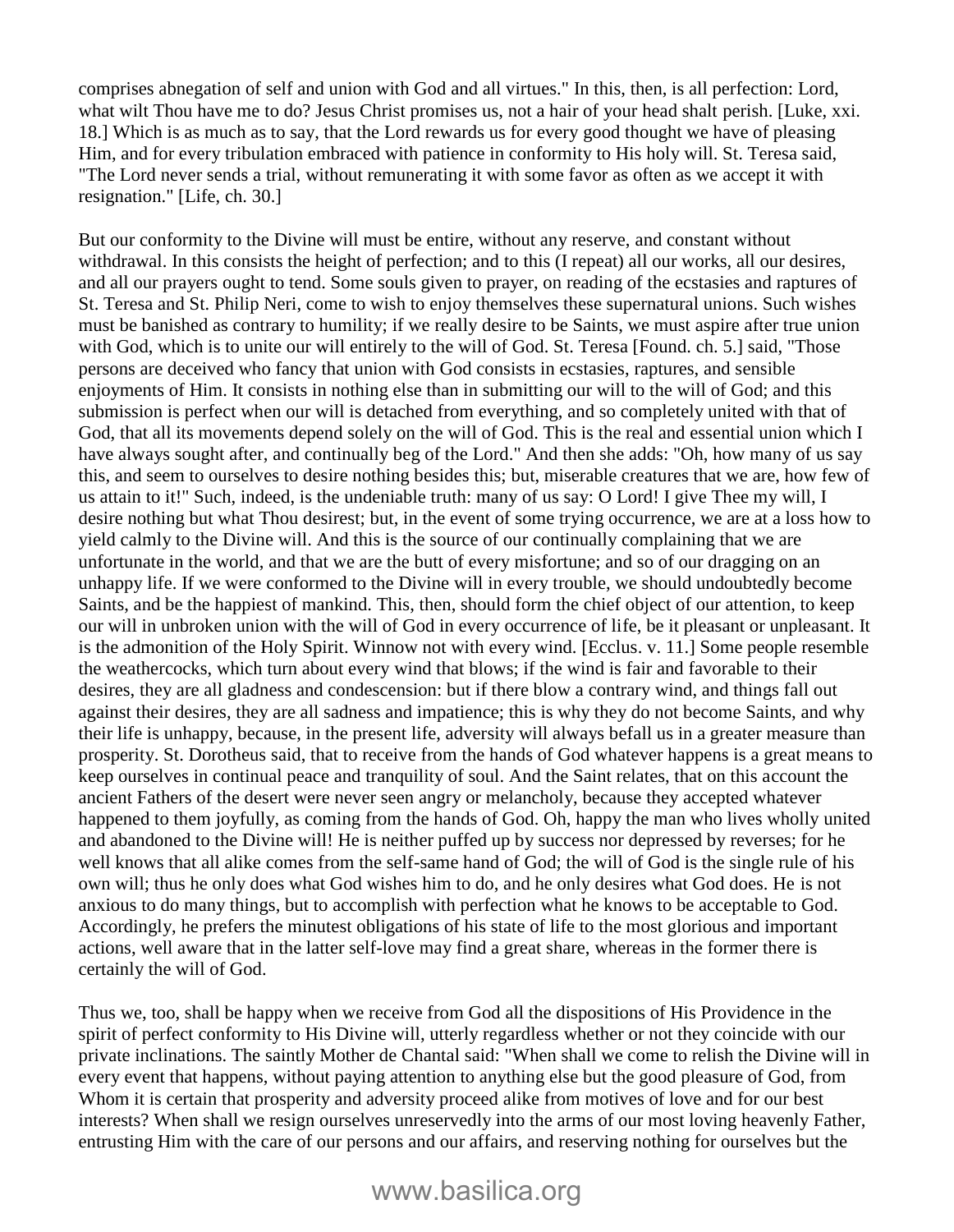comprises abnegation of self and union with God and all virtues." In this, then, is all perfection: Lord, what wilt Thou have me to do? Jesus Christ promises us, not a hair of your head shalt perish. [Luke, xxi. 18.] Which is as much as to say, that the Lord rewards us for every good thought we have of pleasing Him, and for every tribulation embraced with patience in conformity to His holy will. St. Teresa said, "The Lord never sends a trial, without remunerating it with some favor as often as we accept it with resignation." [Life, ch. 30.]

But our conformity to the Divine will must be entire, without any reserve, and constant without withdrawal. In this consists the height of perfection; and to this (I repeat) all our works, all our desires, and all our prayers ought to tend. Some souls given to prayer, on reading of the ecstasies and raptures of St. Teresa and St. Philip Neri, come to wish to enjoy themselves these supernatural unions. Such wishes must be banished as contrary to humility; if we really desire to be Saints, we must aspire after true union with God, which is to unite our will entirely to the will of God. St. Teresa [Found. ch. 5.] said, "Those persons are deceived who fancy that union with God consists in ecstasies, raptures, and sensible enjoyments of Him. It consists in nothing else than in submitting our will to the will of God; and this submission is perfect when our will is detached from everything, and so completely united with that of God, that all its movements depend solely on the will of God. This is the real and essential union which I have always sought after, and continually beg of the Lord." And then she adds: "Oh, how many of us say this, and seem to ourselves to desire nothing besides this; but, miserable creatures that we are, how few of us attain to it!" Such, indeed, is the undeniable truth: many of us say: O Lord! I give Thee my will, I desire nothing but what Thou desirest; but, in the event of some trying occurrence, we are at a loss how to yield calmly to the Divine will. And this is the source of our continually complaining that we are unfortunate in the world, and that we are the butt of every misfortune; and so of our dragging on an unhappy life. If we were conformed to the Divine will in every trouble, we should undoubtedly become Saints, and be the happiest of mankind. This, then, should form the chief object of our attention, to keep our will in unbroken union with the will of God in every occurrence of life, be it pleasant or unpleasant. It is the admonition of the Holy Spirit. Winnow not with every wind. [Ecclus. v. 11.] Some people resemble the weathercocks, which turn about every wind that blows; if the wind is fair and favorable to their desires, they are all gladness and condescension: but if there blow a contrary wind, and things fall out against their desires, they are all sadness and impatience; this is why they do not become Saints, and why their life is unhappy, because, in the present life, adversity will always befall us in a greater measure than prosperity. St. Dorotheus said, that to receive from the hands of God whatever happens is a great means to keep ourselves in continual peace and tranquility of soul. And the Saint relates, that on this account the ancient Fathers of the desert were never seen angry or melancholy, because they accepted whatever happened to them joyfully, as coming from the hands of God. Oh, happy the man who lives wholly united and abandoned to the Divine will! He is neither puffed up by success nor depressed by reverses; for he well knows that all alike comes from the self-same hand of God; the will of God is the single rule of his own will; thus he only does what God wishes him to do, and he only desires what God does. He is not anxious to do many things, but to accomplish with perfection what he knows to be acceptable to God. Accordingly, he prefers the minutest obligations of his state of life to the most glorious and important actions, well aware that in the latter self-love may find a great share, whereas in the former there is certainly the will of God.

Thus we, too, shall be happy when we receive from God all the dispositions of His Providence in the spirit of perfect conformity to His Divine will, utterly regardless whether or not they coincide with our private inclinations. The saintly Mother de Chantal said: "When shall we come to relish the Divine will in every event that happens, without paying attention to anything else but the good pleasure of God, from Whom it is certain that prosperity and adversity proceed alike from motives of love and for our best interests? When shall we resign ourselves unreservedly into the arms of our most loving heavenly Father, entrusting Him with the care of our persons and our affairs, and reserving nothing for ourselves but the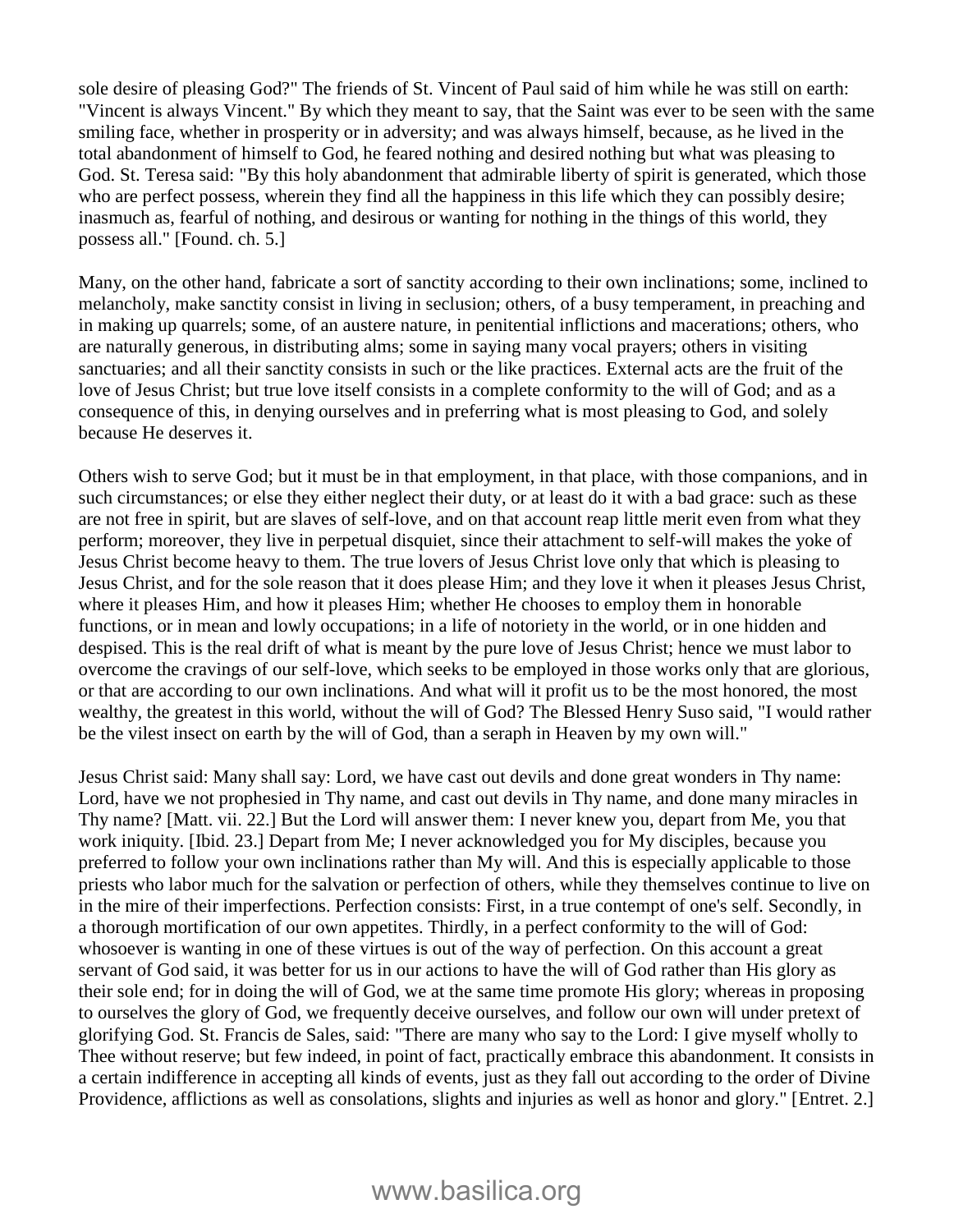sole desire of pleasing God?" The friends of St. Vincent of Paul said of him while he was still on earth: "Vincent is always Vincent." By which they meant to say, that the Saint was ever to be seen with the same smiling face, whether in prosperity or in adversity; and was always himself, because, as he lived in the total abandonment of himself to God, he feared nothing and desired nothing but what was pleasing to God. St. Teresa said: "By this holy abandonment that admirable liberty of spirit is generated, which those who are perfect possess, wherein they find all the happiness in this life which they can possibly desire; inasmuch as, fearful of nothing, and desirous or wanting for nothing in the things of this world, they possess all." [Found. ch. 5.]

Many, on the other hand, fabricate a sort of sanctity according to their own inclinations; some, inclined to melancholy, make sanctity consist in living in seclusion; others, of a busy temperament, in preaching and in making up quarrels; some, of an austere nature, in penitential inflictions and macerations; others, who are naturally generous, in distributing alms; some in saying many vocal prayers; others in visiting sanctuaries; and all their sanctity consists in such or the like practices. External acts are the fruit of the love of Jesus Christ; but true love itself consists in a complete conformity to the will of God; and as a consequence of this, in denying ourselves and in preferring what is most pleasing to God, and solely because He deserves it.

Others wish to serve God; but it must be in that employment, in that place, with those companions, and in such circumstances; or else they either neglect their duty, or at least do it with a bad grace: such as these are not free in spirit, but are slaves of self-love, and on that account reap little merit even from what they perform; moreover, they live in perpetual disquiet, since their attachment to self-will makes the yoke of Jesus Christ become heavy to them. The true lovers of Jesus Christ love only that which is pleasing to Jesus Christ, and for the sole reason that it does please Him; and they love it when it pleases Jesus Christ, where it pleases Him, and how it pleases Him; whether He chooses to employ them in honorable functions, or in mean and lowly occupations; in a life of notoriety in the world, or in one hidden and despised. This is the real drift of what is meant by the pure love of Jesus Christ; hence we must labor to overcome the cravings of our self-love, which seeks to be employed in those works only that are glorious, or that are according to our own inclinations. And what will it profit us to be the most honored, the most wealthy, the greatest in this world, without the will of God? The Blessed Henry Suso said, "I would rather be the vilest insect on earth by the will of God, than a seraph in Heaven by my own will."

Jesus Christ said: Many shall say: Lord, we have cast out devils and done great wonders in Thy name: Lord, have we not prophesied in Thy name, and cast out devils in Thy name, and done many miracles in Thy name? [Matt. vii. 22.] But the Lord will answer them: I never knew you, depart from Me, you that work iniquity. [Ibid. 23.] Depart from Me; I never acknowledged you for My disciples, because you preferred to follow your own inclinations rather than My will. And this is especially applicable to those priests who labor much for the salvation or perfection of others, while they themselves continue to live on in the mire of their imperfections. Perfection consists: First, in a true contempt of one's self. Secondly, in a thorough mortification of our own appetites. Thirdly, in a perfect conformity to the will of God: whosoever is wanting in one of these virtues is out of the way of perfection. On this account a great servant of God said, it was better for us in our actions to have the will of God rather than His glory as their sole end; for in doing the will of God, we at the same time promote His glory; whereas in proposing to ourselves the glory of God, we frequently deceive ourselves, and follow our own will under pretext of glorifying God. St. Francis de Sales, said: "There are many who say to the Lord: I give myself wholly to Thee without reserve; but few indeed, in point of fact, practically embrace this abandonment. It consists in a certain indifference in accepting all kinds of events, just as they fall out according to the order of Divine Providence, afflictions as well as consolations, slights and injuries as well as honor and glory." [Entret. 2.]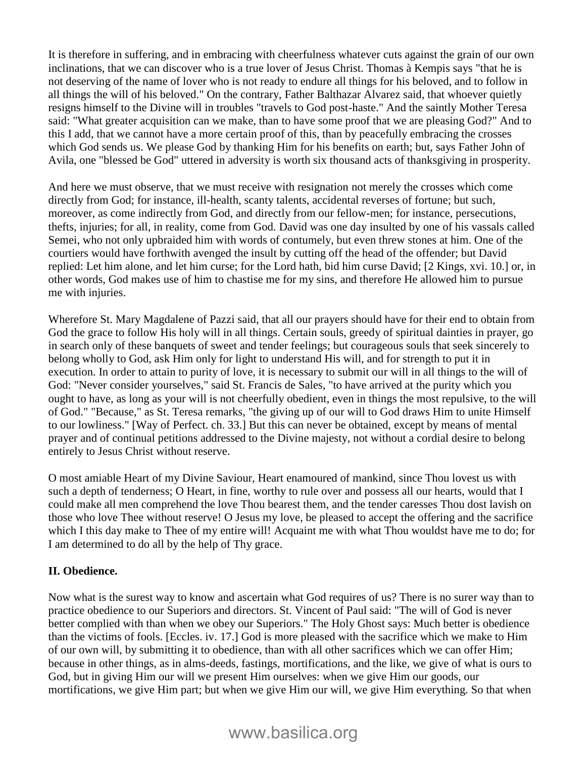It is therefore in suffering, and in embracing with cheerfulness whatever cuts against the grain of our own inclinations, that we can discover who is a true lover of Jesus Christ. Thomas à Kempis says "that he is not deserving of the name of lover who is not ready to endure all things for his beloved, and to follow in all things the will of his beloved." On the contrary, Father Balthazar Alvarez said, that whoever quietly resigns himself to the Divine will in troubles "travels to God post-haste." And the saintly Mother Teresa said: "What greater acquisition can we make, than to have some proof that we are pleasing God?" And to this I add, that we cannot have a more certain proof of this, than by peacefully embracing the crosses which God sends us. We please God by thanking Him for his benefits on earth; but, says Father John of Avila, one "blessed be God" uttered in adversity is worth six thousand acts of thanksgiving in prosperity.

And here we must observe, that we must receive with resignation not merely the crosses which come directly from God; for instance, ill-health, scanty talents, accidental reverses of fortune; but such, moreover, as come indirectly from God, and directly from our fellow-men; for instance, persecutions, thefts, injuries; for all, in reality, come from God. David was one day insulted by one of his vassals called Semei, who not only upbraided him with words of contumely, but even threw stones at him. One of the courtiers would have forthwith avenged the insult by cutting off the head of the offender; but David replied: Let him alone, and let him curse; for the Lord hath, bid him curse David; [2 Kings, xvi. 10.] or, in other words, God makes use of him to chastise me for my sins, and therefore He allowed him to pursue me with injuries.

Wherefore St. Mary Magdalene of Pazzi said, that all our prayers should have for their end to obtain from God the grace to follow His holy will in all things. Certain souls, greedy of spiritual dainties in prayer, go in search only of these banquets of sweet and tender feelings; but courageous souls that seek sincerely to belong wholly to God, ask Him only for light to understand His will, and for strength to put it in execution. In order to attain to purity of love, it is necessary to submit our will in all things to the will of God: "Never consider yourselves," said St. Francis de Sales, "to have arrived at the purity which you ought to have, as long as your will is not cheerfully obedient, even in things the most repulsive, to the will of God." "Because," as St. Teresa remarks, "the giving up of our will to God draws Him to unite Himself to our lowliness." [Way of Perfect. ch. 33.] But this can never be obtained, except by means of mental prayer and of continual petitions addressed to the Divine majesty, not without a cordial desire to belong entirely to Jesus Christ without reserve.

O most amiable Heart of my Divine Saviour, Heart enamoured of mankind, since Thou lovest us with such a depth of tenderness; O Heart, in fine, worthy to rule over and possess all our hearts, would that I could make all men comprehend the love Thou bearest them, and the tender caresses Thou dost lavish on those who love Thee without reserve! O Jesus my love, be pleased to accept the offering and the sacrifice which I this day make to Thee of my entire will! Acquaint me with what Thou wouldst have me to do; for I am determined to do all by the help of Thy grace.

### II. Obedience.

Now what is the surest way to know and ascertain what God requires of us? There is no surer way than to practice obedience to our Superiors and directors. St. Vincent of Paul said: "The will of God is never better complied with than when we obey our Superiors." The Holy Ghost says: Much better is obedience than the victims of fools. [Eccles. iv. 17.] God is more pleased with the sacrifice which we make to Him of our own will, by submitting it to obedience, than with all other sacrifices which we can offer Him; because in other things, as in alms-deeds, fastings, mortifications, and the like, we give of what is ours to God, but in giving Him our will we present Him ourselves: when we give Him our goods, our mortifications, we give Him part; but when we give Him our will, we give Him everything. So that when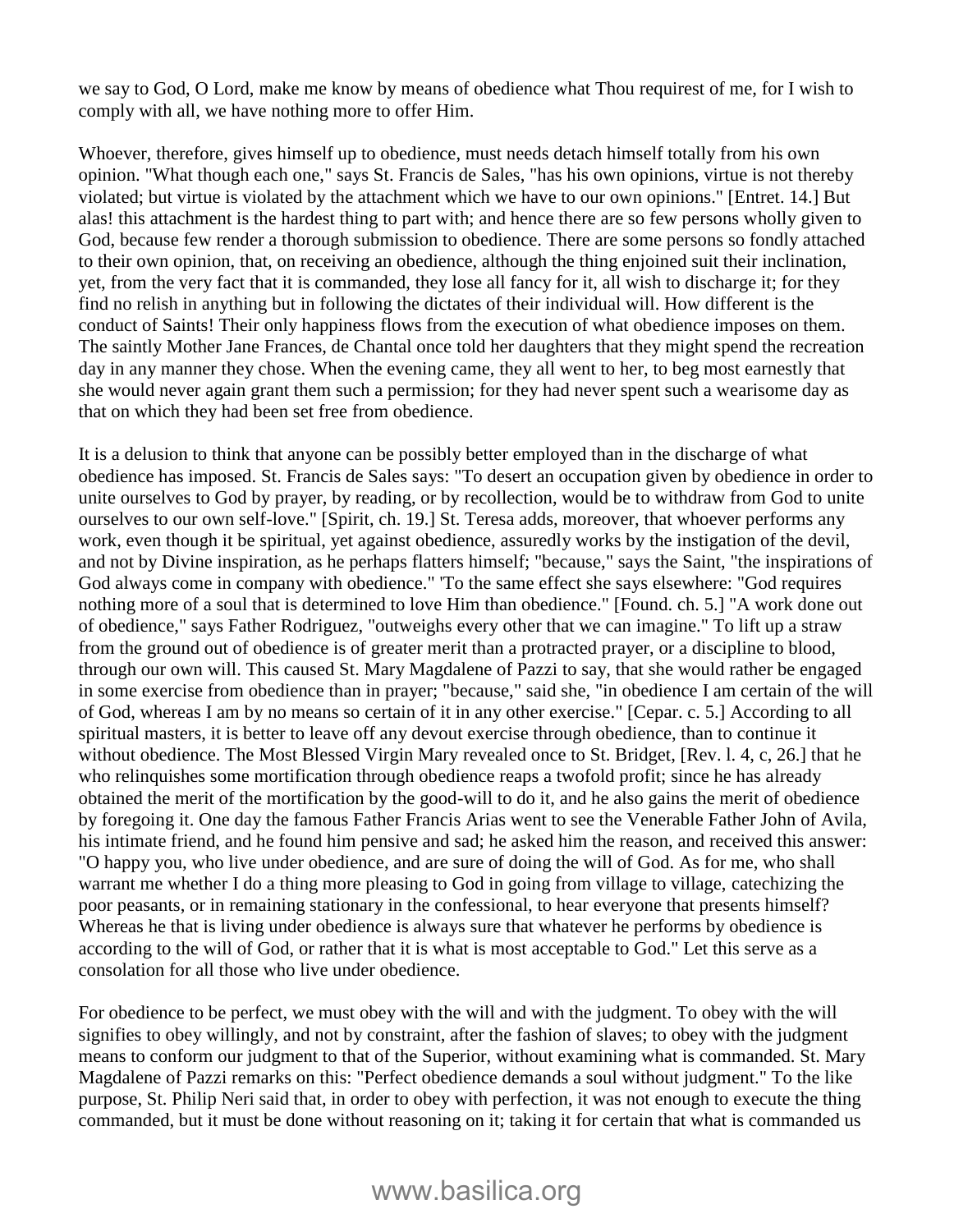we say to God, O Lord, make me know by means of obedience what Thou requirest of me, for I wish to comply with all, we have nothing more to offer Him.

Whoever, therefore, gives himself up to obedience, must needs detach himself totally from his own opinion. "What though each one," says St. Francis de Sales, "has his own opinions, virtue is not thereby violated; but virtue is violated by the attachment which we have to our own opinions." [Entret. 14.] But alas! this attachment is the hardest thing to part with; and hence there are so few persons wholly given to God, because few render a thorough submission to obedience. There are some persons so fondly attached to their own opinion, that, on receiving an obedience, although the thing enjoined suit their inclination, yet, from the very fact that it is commanded, they lose all fancy for it, all wish to discharge it; for they find no relish in anything but in following the dictates of their individual will. How different is the conduct of Saints! Their only happiness flows from the execution of what obedience imposes on them. The saintly Mother Jane Frances, de Chantal once told her daughters that they might spend the recreation day in any manner they chose. When the evening came, they all went to her, to beg most earnestly that she would never again grant them such a permission; for they had never spent such a wearisome day as that on which they had been set free from obedience.

It is a delusion to think that anyone can be possibly better employed than in the discharge of what obedience has imposed. St. Francis de Sales says: "To desert an occupation given by obedience in order to unite ourselves to God by prayer, by reading, or by recollection, would be to withdraw from God to unite ourselves to our own self-love." [Spirit, ch. 19.] St. Teresa adds, moreover, that whoever performs any work, even though it be spiritual, yet against obedience, assuredly works by the instigation of the devil, and not by Divine inspiration, as he perhaps flatters himself; "because," says the Saint, "the inspirations of God always come in company with obedience." 'To the same effect she says elsewhere: "God requires nothing more of a soul that is determined to love Him than obedience." [Found. ch. 5.] "A work done out of obedience," says Father Rodriguez, "outweighs every other that we can imagine." To lift up a straw from the ground out of obedience is of greater merit than a protracted prayer, or a discipline to blood, through our own will. This caused St. Mary Magdalene of Pazzi to say, that she would rather be engaged in some exercise from obedience than in prayer; "because," said she, "in obedience I am certain of the will of God, whereas I am by no means so certain of it in any other exercise." [Cepar. c. 5.] According to all spiritual masters, it is better to leave off any devout exercise through obedience, than to continue it without obedience. The Most Blessed Virgin Mary revealed once to St. Bridget, [Rev. l. 4, c, 26.] that he who relinquishes some mortification through obedience reaps a twofold profit; since he has already obtained the merit of the mortification by the good-will to do it, and he also gains the merit of obedience by foregoing it. One day the famous Father Francis Arias went to see the Venerable Father John of Avila, his intimate friend, and he found him pensive and sad; he asked him the reason, and received this answer: "O happy you, who live under obedience, and are sure of doing the will of God. As for me, who shall warrant me whether I do a thing more pleasing to God in going from village to village, catechizing the poor peasants, or in remaining stationary in the confessional, to hear everyone that presents himself? Whereas he that is living under obedience is always sure that whatever he performs by obedience is according to the will of God, or rather that it is what is most acceptable to God." Let this serve as a consolation for all those who live under obedience.

For obedience to be perfect, we must obey with the will and with the judgment. To obey with the will signifies to obey willingly, and not by constraint, after the fashion of slaves; to obey with the judgment means to conform our judgment to that of the Superior, without examining what is commanded. St. Mary Magdalene of Pazzi remarks on this: "Perfect obedience demands a soul without judgment." To the like purpose, St. Philip Neri said that, in order to obey with perfection, it was not enough to execute the thing commanded, but it must be done without reasoning on it; taking it for certain that what is commanded us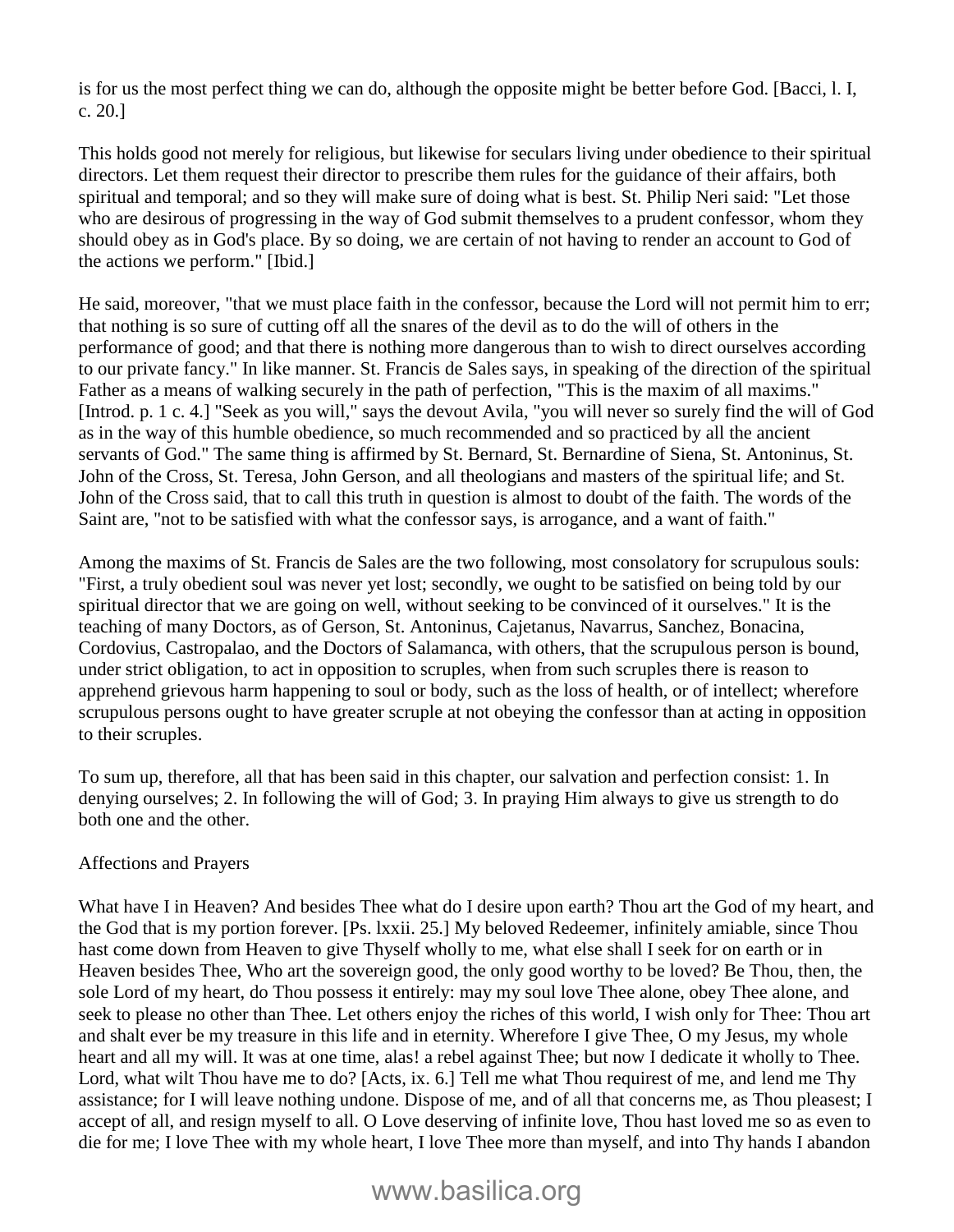is for us the most perfect thing we can do, although the opposite might be better before God. [Bacci, l. I, c. 20.]

This holds good not merely for religious, but likewise for seculars living under obedience to their spiritual directors. Let them request their director to prescribe them rules for the guidance of their affairs, both spiritual and temporal; and so they will make sure of doing what is best. St. Philip Neri said: "Let those who are desirous of progressing in the way of God submit themselves to a prudent confessor, whom they should obey as in God's place. By so doing, we are certain of not having to render an account to God of the actions we perform." [Ibid.]

He said, moreover, "that we must place faith in the confessor, because the Lord will not permit him to err; that nothing is so sure of cutting off all the snares of the devil as to do the will of others in the performance of good; and that there is nothing more dangerous than to wish to direct ourselves according to our private fancy." In like manner. St. Francis de Sales says, in speaking of the direction of the spiritual Father as a means of walking securely in the path of perfection, "This is the maxim of all maxims." [Introd. p. 1 c. 4.] "Seek as you will," says the devout Avila, "you will never so surely find the will of God as in the way of this humble obedience, so much recommended and so practiced by all the ancient servants of God." The same thing is affirmed by St. Bernard, St. Bernardine of Siena, St. Antoninus, St. John of the Cross, St. Teresa, John Gerson, and all theologians and masters of the spiritual life; and St. John of the Cross said, that to call this truth in question is almost to doubt of the faith. The words of the Saint are, "not to be satisfied with what the confessor says, is arrogance, and a want of faith."

Among the maxims of St. Francis de Sales are the two following, most consolatory for scrupulous souls: "First, a truly obedient soul was never yet lost; secondly, we ought to be satisfied on being told by our spiritual director that we are going on well, without seeking to be convinced of it ourselves." It is the teaching of many Doctors, as of Gerson, St. Antoninus, Cajetanus, Navarrus, Sanchez, Bonacina, Cordovius, Castropalao, and the Doctors of Salamanca, with others, that the scrupulous person is bound, under strict obligation, to act in opposition to scruples, when from such scruples there is reason to apprehend grievous harm happening to soul or body, such as the loss of health, or of intellect; wherefore scrupulous persons ought to have greater scruple at not obeying the confessor than at acting in opposition to their scruples.

To sum up, therefore, all that has been said in this chapter, our salvation and perfection consist: 1. In denying ourselves; 2. In following the will of God; 3. In praying Him always to give us strength to do both one and the other.

Affections and Prayers

What have I in Heaven? And besides Thee what do I desire upon earth? Thou art the God of my heart, and the God that is my portion forever. [Ps. lxxii. 25.] My beloved Redeemer, infinitely amiable, since Thou hast come down from Heaven to give Thyself wholly to me, what else shall I seek for on earth or in Heaven besides Thee, Who art the sovereign good, the only good worthy to be loved? Be Thou, then, the sole Lord of my heart, do Thou possess it entirely: may my soul love Thee alone, obey Thee alone, and seek to please no other than Thee. Let others enjoy the riches of this world, I wish only for Thee: Thou art and shalt ever be my treasure in this life and in eternity. Wherefore I give Thee, O my Jesus, my whole heart and all my will. It was at one time, alas! a rebel against Thee; but now I dedicate it wholly to Thee. Lord, what wilt Thou have me to do? [Acts, ix. 6.] Tell me what Thou requirest of me, and lend me Thy assistance; for I will leave nothing undone. Dispose of me, and of all that concerns me, as Thou pleasest; I accept of all, and resign myself to all. O Love deserving of infinite love, Thou hast loved me so as even to die for me; I love Thee with my whole heart, I love Thee more than myself, and into Thy hands I abandon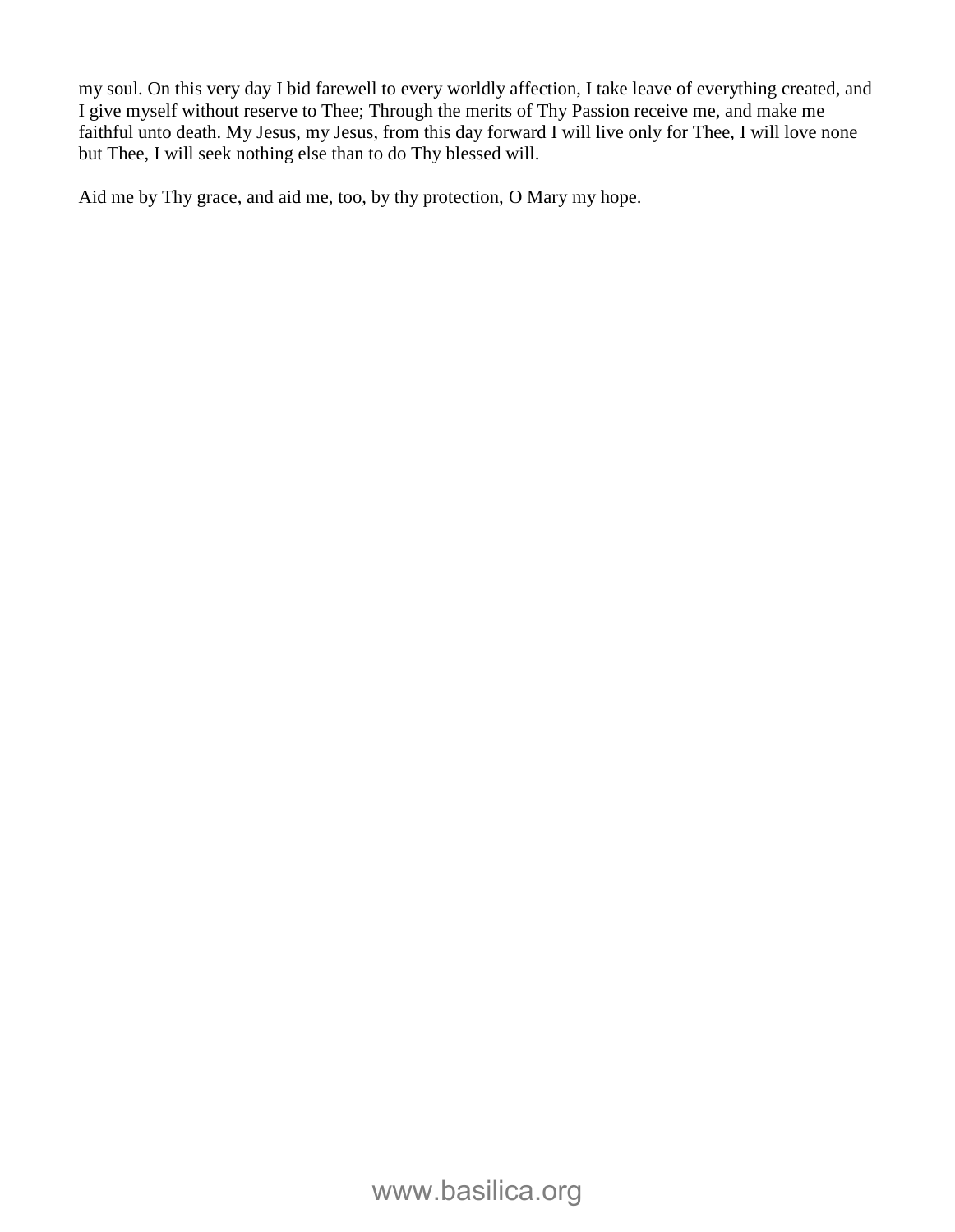my soul. On this very day I bid farewell to every worldly affection, I take leave of everything created, and I give myself without reserve to Thee; Through the merits of Thy Passion receive me, and make me faithful unto death. My Jesus, my Jesus, from this day forward I will live only for Thee, I will love none but Thee, I will seek nothing else than to do Thy blessed will.

Aid me by Thy grace, and aid me, too, by thy protection, O Mary my hope.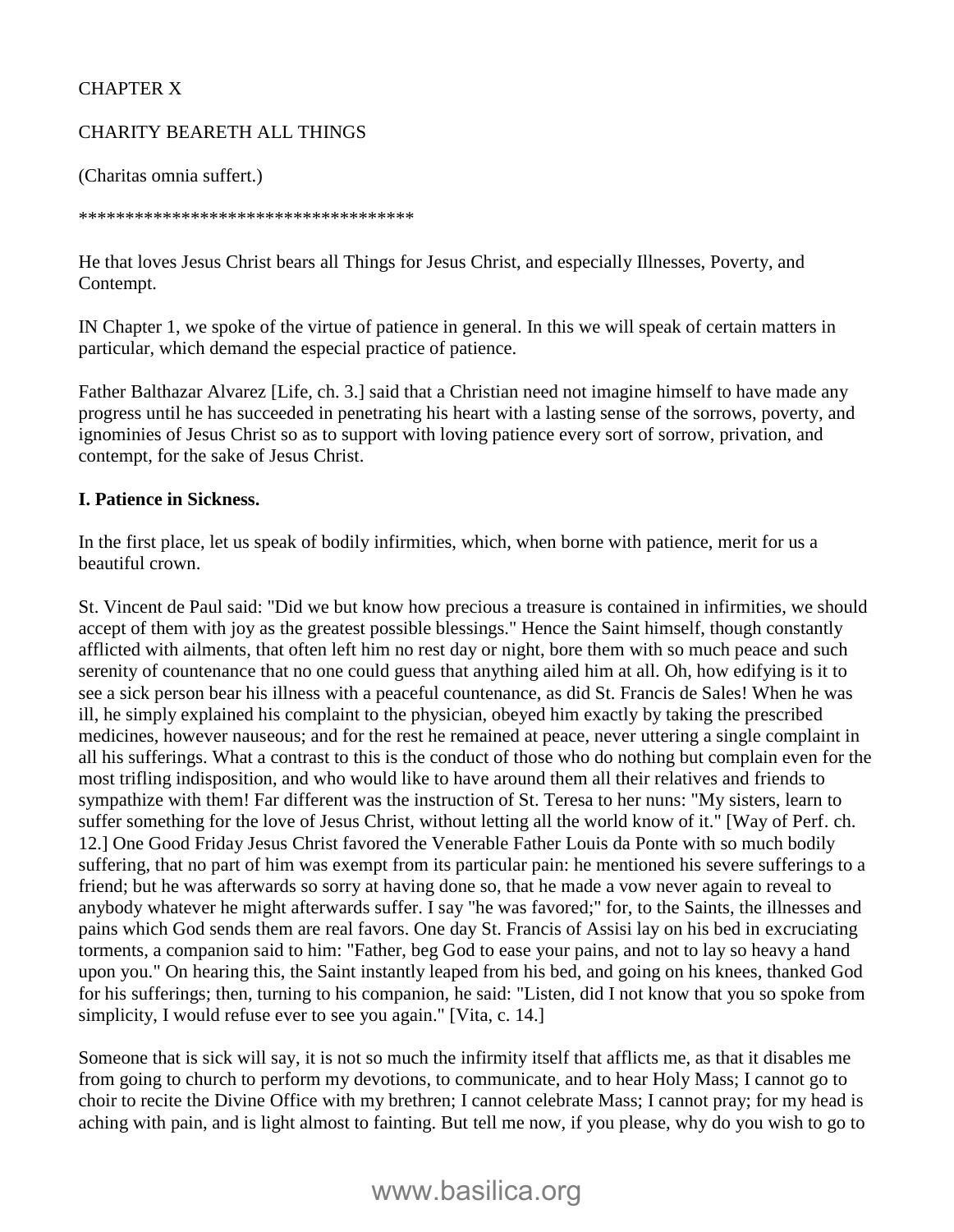CHAPTER X

CHARITY BEARETH ALL THINGS

(Charitas omnia suffert.)

************************************

He that loves Jesus Christ bears all Things for Jesus Christ, and especially Illnesses, Poverty, and Contempt.

IN Chapter 1, we spoke of the virtue of patience in general. In this we will speak of certain matters in particular, which demand the especial practice of patience.

Father Balthazar Alvarez [Life, ch. 3.] said that a Christian need not imagine himself to have made any progress until he has succeeded in penetrating his heart with a lasting sense of the sorrows, poverty, and ignominies of Jesus Christ so as to support with loving patience every sort of sorrow, privation, and contempt, for the sake of Jesus Christ.

**I. Patience in Sickness.**

In the first place, let us speak of bodily infirmities, which, when borne with patience, merit for us a beautiful crown.

St. Vincent de Paul said: "Did we but know how precious a treasure is contained in infirmities, we should accept of them with joy as the greatest possible blessings." Hence the Saint himself, though constantly afflicted with ailments, that often left him no rest day or night, bore them with so much peace and such serenity of countenance that no one could guess that anything ailed him at all. Oh, how edifying is it to see a sick person bear his illness with a peaceful countenance, as did St. Francis de Sales! When he was ill, he simply explained his complaint to the physician, obeyed him exactly by taking the prescribed medicines, however nauseous; and for the rest he remained at peace, never uttering a single complaint in all his sufferings. What a contrast to this is the conduct of those who do nothing but complain even for the most trifling indisposition, and who would like to have around them all their relatives and friends to sympathize with them! Far different was the instruction of St. Teresa to her nuns: "My sisters, learn to suffer something for the love of Jesus Christ, without letting all the world know of it." [Way of Perf. ch. 12.] One Good Friday Jesus Christ favored the Venerable Father Louis da Ponte with so much bodily suffering, that no part of him was exempt from its particular pain: he mentioned his severe sufferings to a friend; but he was afterwards so sorry at having done so, that he made a vow never again to reveal to anybody whatever he might afterwards suffer. I say "he was favored;" for, to the Saints, the illnesses and pains which God sends them are real favors. One day St. Francis of Assisi lay on his bed in excruciating torments, a companion said to him: "Father, beg God to ease your pains, and not to lay so heavy a hand upon you." On hearing this, the Saint instantly leaped from his bed, and going on his knees, thanked God for his sufferings; then, turning to his companion, he said: "Listen, did I not know that you so spoke from simplicity, I would refuse ever to see you again." [Vita, c. 14.]

Someone that is sick will say, it is not so much the infirmity itself that afflicts me, as that it disables me from going to church to perform my devotions, to communicate, and to hear Holy Mass; I cannot go to choir to recite the Divine Office with my brethren; I cannot celebrate Mass; I cannot pray; for my head is aching with pain, and is light almost to fainting. But tell me now, if you please, why do you wish to go to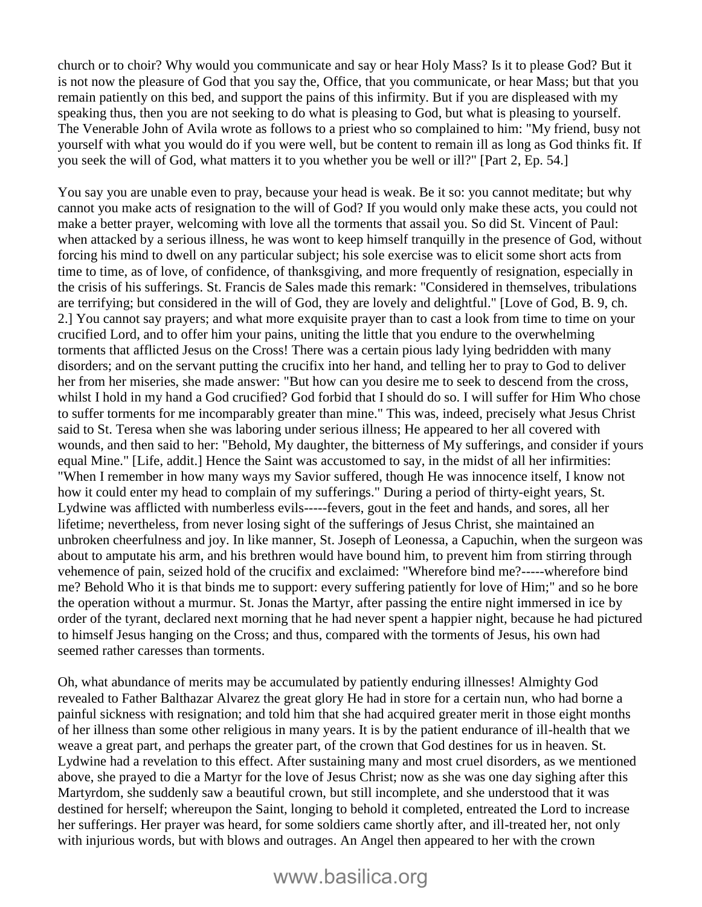church or to choir? Why would you communicate and say or hear Holy Mass? Is it to please God? But it is not now the pleasure of God that you say the, Office, that you communicate, or hear Mass; but that you remain patiently on this bed, and support the pains of this infirmity. But if you are displeased with my speaking thus, then you are not seeking to do what is pleasing to God, but what is pleasing to yourself. The Venerable John of Avila wrote as follows to a priest who so complained to him: "My friend, busy not yourself with what you would do if you were well, but be content to remain ill as long as God thinks fit. If you seek the will of God, what matters it to you whether you be well or ill?" [Part 2, Ep. 54.]

You say you are unable even to pray, because your head is weak. Be it so: you cannot meditate; but why cannot you make acts of resignation to the will of God? If you would only make these acts, you could not make a better prayer, welcoming with love all the torments that assail you. So did St. Vincent of Paul: when attacked by a serious illness, he was wont to keep himself tranquilly in the presence of God, without forcing his mind to dwell on any particular subject; his sole exercise was to elicit some short acts from time to time, as of love, of confidence, of thanksgiving, and more frequently of resignation, especially in the crisis of his sufferings. St. Francis de Sales made this remark: "Considered in themselves, tribulations are terrifying; but considered in the will of God, they are lovely and delightful." [Love of God, B. 9, ch. 2.] You cannot say prayers; and what more exquisite prayer than to cast a look from time to time on your crucified Lord, and to offer him your pains, uniting the little that you endure to the overwhelming torments that afflicted Jesus on the Cross! There was a certain pious lady lying bedridden with many disorders; and on the servant putting the crucifix into her hand, and telling her to pray to God to deliver her from her miseries, she made answer: "But how can you desire me to seek to descend from the cross, whilst I hold in my hand a God crucified? God forbid that I should do so. I will suffer for Him Who chose to suffer torments for me incomparably greater than mine." This was, indeed, precisely what Jesus Christ said to St. Teresa when she was laboring under serious illness; He appeared to her all covered with wounds, and then said to her: "Behold, My daughter, the bitterness of My sufferings, and consider if yours equal Mine." [Life, addit.] Hence the Saint was accustomed to say, in the midst of all her infirmities: "When I remember in how many ways my Savior suffered, though He was innocence itself, I know not how it could enter my head to complain of my sufferings." During a period of thirty-eight years, St. Lydwine was afflicted with numberless evils-----fevers, gout in the feet and hands, and sores, all her lifetime; nevertheless, from never losing sight of the sufferings of Jesus Christ, she maintained an unbroken cheerfulness and joy. In like manner, St. Joseph of Leonessa, a Capuchin, when the surgeon was about to amputate his arm, and his brethren would have bound him, to prevent him from stirring through vehemence of pain, seized hold of the crucifix and exclaimed: "Wherefore bind me?-----wherefore bind me? Behold Who it is that binds me to support: every suffering patiently for love of Him;" and so he bore the operation without a murmur. St. Jonas the Martyr, after passing the entire night immersed in ice by order of the tyrant, declared next morning that he had never spent a happier night, because he had pictured to himself Jesus hanging on the Cross; and thus, compared with the torments of Jesus, his own had seemed rather caresses than torments.

Oh, what abundance of merits may be accumulated by patiently enduring illnesses! Almighty God revealed to Father Balthazar Alvarez the great glory He had in store for a certain nun, who had borne a painful sickness with resignation; and told him that she had acquired greater merit in those eight months of her illness than some other religious in many years. It is by the patient endurance of ill-health that we weave a great part, and perhaps the greater part, of the crown that God destines for us in heaven. St. Lydwine had a revelation to this effect. After sustaining many and most cruel disorders, as we mentioned above, she prayed to die a Martyr for the love of Jesus Christ; now as she was one day sighing after this Martyrdom, she suddenly saw a beautiful crown, but still incomplete, and she understood that it was destined for herself; whereupon the Saint, longing to behold it completed, entreated the Lord to increase her sufferings. Her prayer was heard, for some soldiers came shortly after, and ill-treated her, not only with injurious words, but with blows and outrages. An Angel then appeared to her with the crown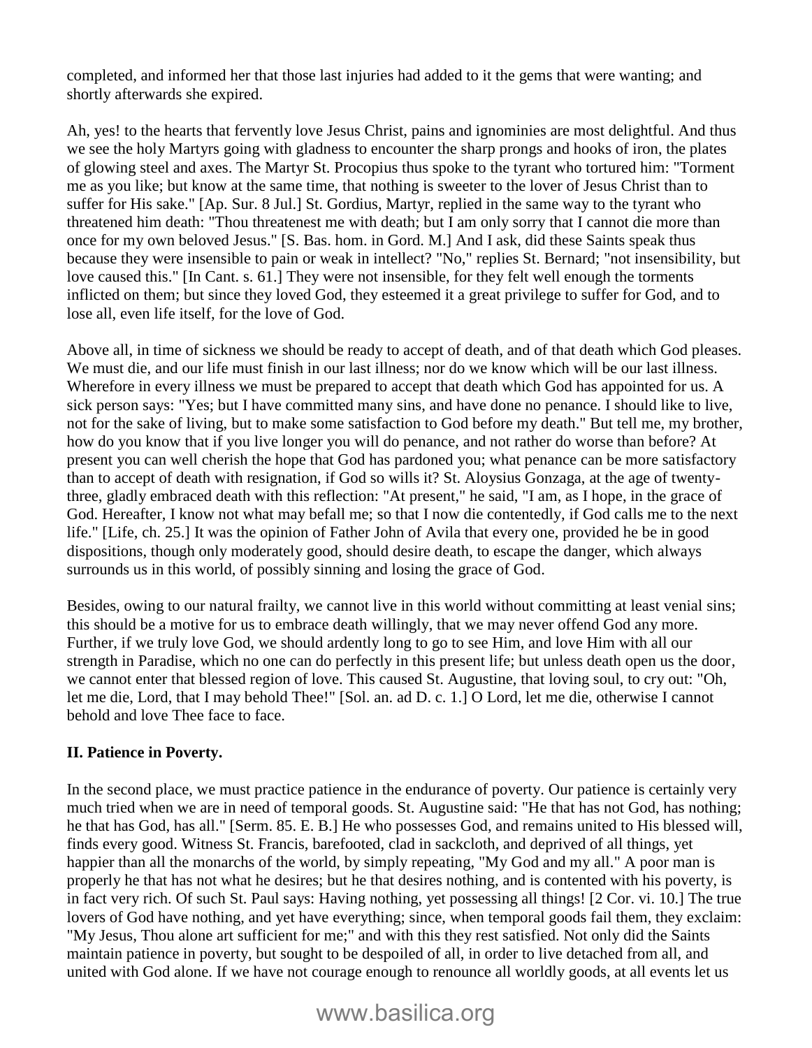completed, and informed her that those last injuries had added to it the gems that were wanting; and shortly afterwards she expired.

Ah, yes! to the hearts that fervently love Jesus Christ, pains and ignominies are most delightful. And thus we see the holy Martyrs going with gladness to encounter the sharp prongs and hooks of iron, the plates of glowing steel and axes. The Martyr St. Procopius thus spoke to the tyrant who tortured him: "Torment me as you like; but know at the same time, that nothing is sweeter to the lover of Jesus Christ than to suffer for His sake." [Ap. Sur. 8 Jul.] St. Gordius, Martyr, replied in the same way to the tyrant who threatened him death: "Thou threatenest me with death; but I am only sorry that I cannot die more than once for my own beloved Jesus." [S. Bas. hom. in Gord. M.] And I ask, did these Saints speak thus because they were insensible to pain or weak in intellect? "No," replies St. Bernard; "not insensibility, but love caused this." [In Cant. s. 61.] They were not insensible, for they felt well enough the torments inflicted on them; but since they loved God, they esteemed it a great privilege to suffer for God, and to lose all, even life itself, for the love of God.

Above all, in time of sickness we should be ready to accept of death, and of that death which God pleases. We must die, and our life must finish in our last illness; nor do we know which will be our last illness. Wherefore in every illness we must be prepared to accept that death which God has appointed for us. A sick person says: "Yes; but I have committed many sins, and have done no penance. I should like to live, not for the sake of living, but to make some satisfaction to God before my death." But tell me, my brother, how do you know that if you live longer you will do penance, and not rather do worse than before? At present you can well cherish the hope that God has pardoned you; what penance can be more satisfactory than to accept of death with resignation, if God so wills it? St. Aloysius Gonzaga, at the age of twenty-three, gladly embraced death with this reflection: "At present," he said, "I am, as I hope, in the grace of God. Hereafter, I know not what may befall me; so that I now die contentedly, if God calls me to the next life." [Life, ch. 25.] It was the opinion of Father John of Avila that every one, provided he be in good dispositions, though only moderately good, should desire death, to escape the danger, which always surrounds us in this world, of possibly sinning and losing the grace of God.

Besides, owing to our natural frailty, we cannot live in this world without committing at least venial sins; this should be a motive for us to embrace death willingly, that we may never offend God any more. Further, if we truly love God, we should ardently long to go to see Him, and love Him with all our strength in Paradise, which no one can do perfectly in this present life; but unless death open us the door, we cannot enter that blessed region of love. This caused St. Augustine, that loving soul, to cry out: "Oh, let me die, Lord, that I may behold Thee!" [Sol. an. ad D. c. 1.] O Lord, let me die, otherwise I cannot behold and love Thee face to face.

**II. Patience in Poverty.**

In the second place, we must practice patience in the endurance of poverty. Our patience is certainly very much tried when we are in need of temporal goods. St. Augustine said: "He that has not God, has nothing; he that has God, has all." [Serm. 85. E. B.] He who possesses God, and remains united to His blessed will, finds every good. Witness St. Francis, barefooted, clad in sackcloth, and deprived of all things, yet happier than all the monarchs of the world, by simply repeating, "My God and my all." A poor man is properly he that has not what he desires; but he that desires nothing, and is contented with his poverty, is in fact very rich. Of such St. Paul says: Having nothing, yet possessing all things! [2 Cor. vi. 10.] The true lovers of God have nothing, and yet have everything; since, when temporal goods fail them, they exclaim: "My Jesus, Thou alone art sufficient for me;" and with this they rest satisfied. Not only did the Saints maintain patience in poverty, but sought to be despoiled of all, in order to live detached from all, and united with God alone. If we have not courage enough to renounce all worldly goods, at all events let us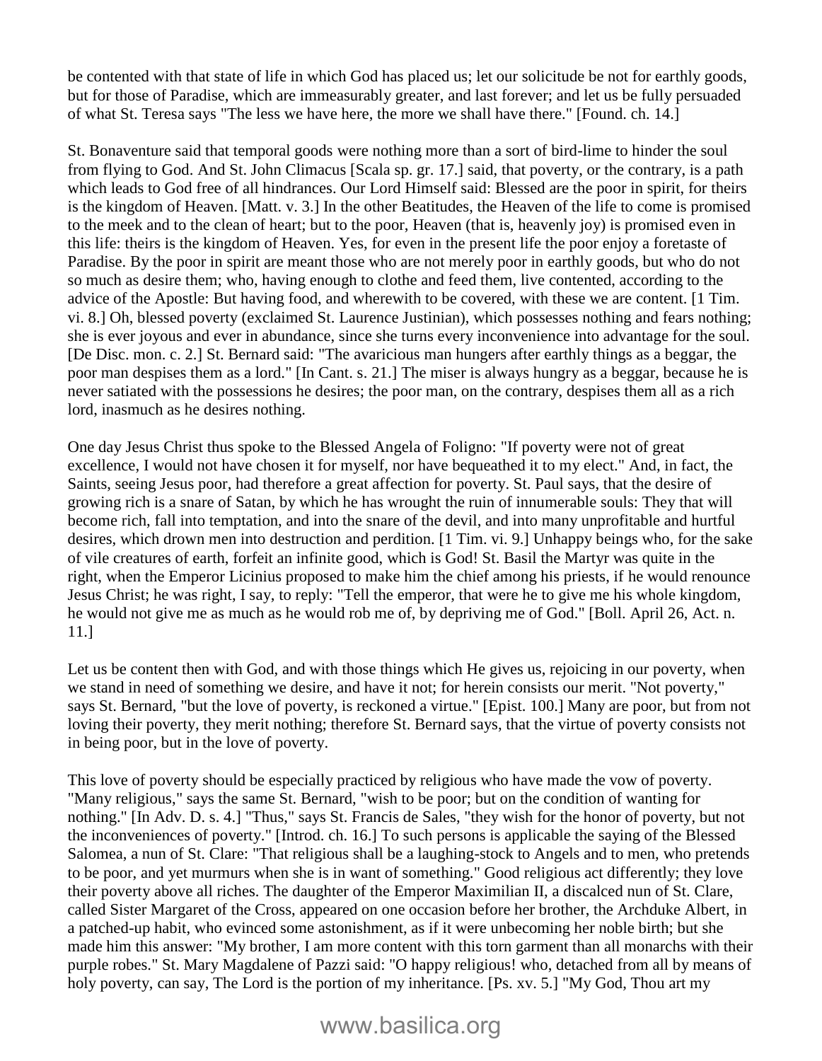be contented with that state of life in which God has placed us; let our solicitude be not for earthly goods, but for those of Paradise, which are immeasurably greater, and last forever; and let us be fully persuaded of what St. Teresa says "The less we have here, the more we shall have there." [Found. ch. 14.]

St. Bonaventure said that temporal goods were nothing more than a sort of bird-lime to hinder the soul from flying to God. And St. John Climacus [Scala sp. gr. 17.] said, that poverty, or the contrary, is a path which leads to God free of all hindrances. Our Lord Himself said: Blessed are the poor in spirit, for theirs is the kingdom of Heaven. [Matt. v. 3.] In the other Beatitudes, the Heaven of the life to come is promised to the meek and to the clean of heart; but to the poor, Heaven (that is, heavenly joy) is promised even in this life: theirs is the kingdom of Heaven. Yes, for even in the present life the poor enjoy a foretaste of Paradise. By the poor in spirit are meant those who are not merely poor in earthly goods, but who do not so much as desire them; who, having enough to clothe and feed them, live contented, according to the advice of the Apostle: But having food, and wherewith to be covered, with these we are content. [1 Tim. vi. 8.] Oh, blessed poverty (exclaimed St. Laurence Justinian), which possesses nothing and fears nothing; she is ever joyous and ever in abundance, since she turns every inconvenience into advantage for the soul. [De Disc. mon. c. 2.] St. Bernard said: "The avaricious man hungers after earthly things as a beggar, the poor man despises them as a lord." [In Cant. s. 21.] The miser is always hungry as a beggar, because he is never satiated with the possessions he desires; the poor man, on the contrary, despises them all as a rich lord, inasmuch as he desires nothing.

One day Jesus Christ thus spoke to the Blessed Angela of Foligno: "If poverty were not of great excellence, I would not have chosen it for myself, nor have bequeathed it to my elect." And, in fact, the Saints, seeing Jesus poor, had therefore a great affection for poverty. St. Paul says, that the desire of growing rich is a snare of Satan, by which he has wrought the ruin of innumerable souls: They that will become rich, fall into temptation, and into the snare of the devil, and into many unprofitable and hurtful desires, which drown men into destruction and perdition. [1 Tim. vi. 9.] Unhappy beings who, for the sake of vile creatures of earth, forfeit an infinite good, which is God! St. Basil the Martyr was quite in the right, when the Emperor Licinius proposed to make him the chief among his priests, if he would renounce Jesus Christ; he was right, I say, to reply: "Tell the emperor, that were he to give me his whole kingdom, he would not give me as much as he would rob me of, by depriving me of God." [Boll. April 26, Act. n. 11.]

Let us be content then with God, and with those things which He gives us, rejoicing in our poverty, when we stand in need of something we desire, and have it not; for herein consists our merit. "Not poverty," says St. Bernard, "but the love of poverty, is reckoned a virtue." [Epist. 100.] Many are poor, but from not loving their poverty, they merit nothing; therefore St. Bernard says, that the virtue of poverty consists not in being poor, but in the love of poverty.

This love of poverty should be especially practiced by religious who have made the vow of poverty. "Many religious," says the same St. Bernard, "wish to be poor; but on the condition of wanting for nothing." [In Adv. D. s. 4.] "Thus," says St. Francis de Sales, "they wish for the honor of poverty, but not the inconveniences of poverty." [Introd. ch. 16.] To such persons is applicable the saying of the Blessed Salomea, a nun of St. Clare: "That religious shall be a laughing-stock to Angels and to men, who pretends to be poor, and yet murmurs when she is in want of something." Good religious act differently; they love their poverty above all riches. The daughter of the Emperor Maximilian II, a discalced nun of St. Clare, called Sister Margaret of the Cross, appeared on one occasion before her brother, the Archduke Albert, in a patched-up habit, who evinced some astonishment, as if it were unbecoming her noble birth; but she made him this answer: "My brother, I am more content with this torn garment than all monarchs with their purple robes." St. Mary Magdalene of Pazzi said: "O happy religious! who, detached from all by means of holy poverty, can say, The Lord is the portion of my inheritance. [Ps. xv. 5.] "My God, Thou art my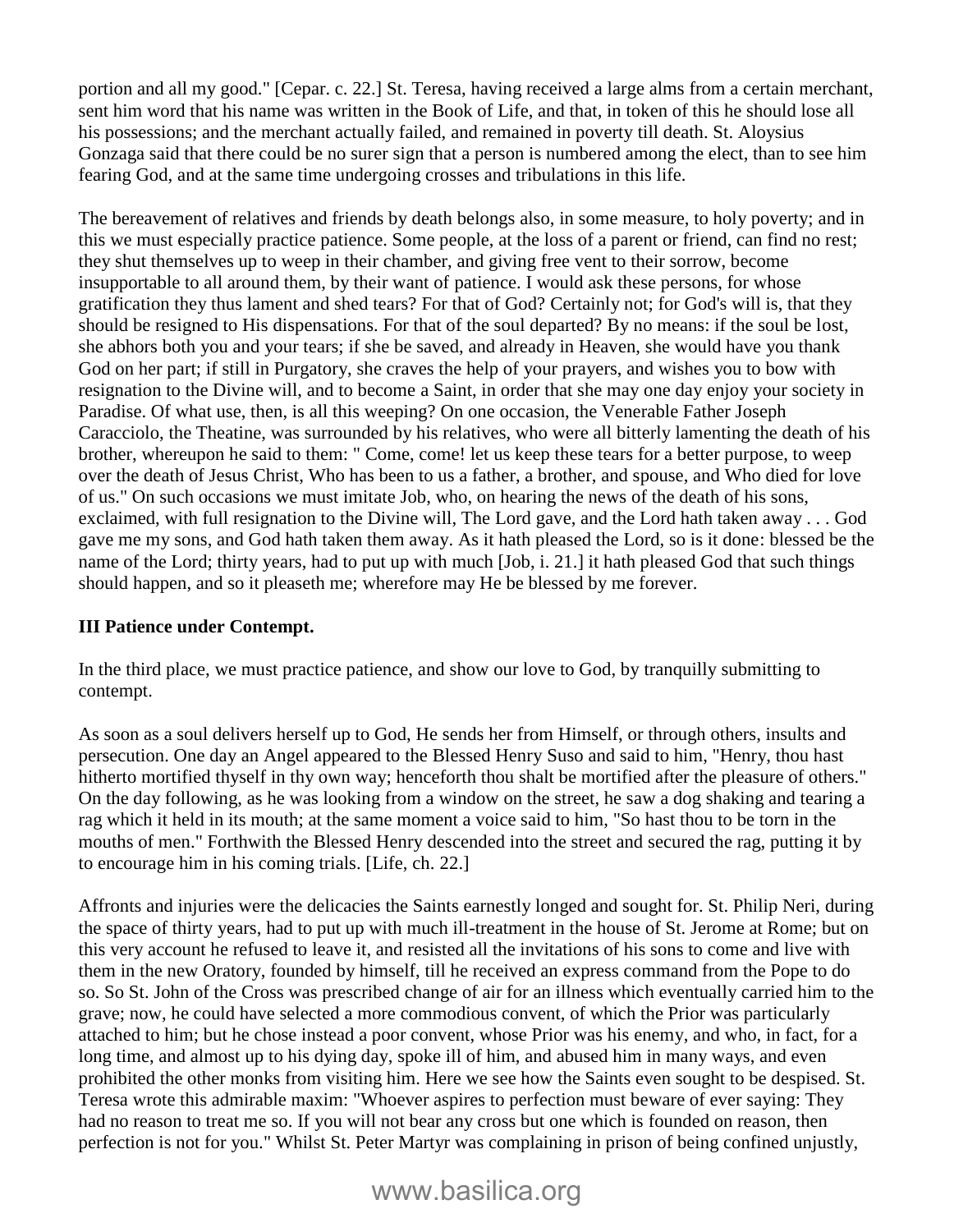portion and all my good." [Cepar. c. 22.] St. Teresa, having received a large alms from a certain merchant, sent him word that his name was written in the Book of Life, and that, in token of this he should lose all his possessions; and the merchant actually failed, and remained in poverty till death. St. Aloysius Gonzaga said that there could be no surer sign that a person is numbered among the elect, than to see him fearing God, and at the same time undergoing crosses and tribulations in this life.

The bereavement of relatives and friends by death belongs also, in some measure, to holy poverty; and in this we must especially practice patience. Some people, at the loss of a parent or friend, can find no rest; they shut themselves up to weep in their chamber, and giving free vent to their sorrow, become insupportable to all around them, by their want of patience. I would ask these persons, for whose gratification they thus lament and shed tears? For that of God? Certainly not; for God's will is, that they should be resigned to His dispensations. For that of the soul departed? By no means: if the soul be lost, she abhors both you and your tears; if she be saved, and already in Heaven, she would have you thank God on her part; if still in Purgatory, she craves the help of your prayers, and wishes you to bow with resignation to the Divine will, and to become a Saint, in order that she may one day enjoy your society in Paradise. Of what use, then, is all this weeping? On one occasion, the Venerable Father Joseph Caracciolo, the Theatine, was surrounded by his relatives, who were all bitterly lamenting the death of his brother, whereupon he said to them: " Come, come! let us keep these tears for a better purpose, to weep over the death of Jesus Christ, Who has been to us a father, a brother, and spouse, and Who died for love of us." On such occasions we must imitate Job, who, on hearing the news of the death of his sons, exclaimed, with full resignation to the Divine will, The Lord gave, and the Lord hath taken away . . . God gave me my sons, and God hath taken them away. As it hath pleased the Lord, so is it done: blessed be the name of the Lord; thirty years, had to put up with much [Job, i. 21.] it hath pleased God that such things should happen, and so it pleaseth me; wherefore may He be blessed by me forever.

### III Patience under Contempt.

In the third place, we must practice patience, and show our love to God, by tranquilly submitting to contempt.

As soon as a soul delivers herself up to God, He sends her from Himself, or through others, insults and persecution. One day an Angel appeared to the Blessed Henry Suso and said to him, "Henry, thou hast hitherto mortified thyself in thy own way; henceforth thou shalt be mortified after the pleasure of others." On the day following, as he was looking from a window on the street, he saw a dog shaking and tearing a rag which it held in its mouth; at the same moment a voice said to him, "So hast thou to be torn in the mouths of men." Forthwith the Blessed Henry descended into the street and secured the rag, putting it by to encourage him in his coming trials. [Life, ch. 22.]

Affronts and injuries were the delicacies the Saints earnestly longed and sought for. St. Philip Neri, during the space of thirty years, had to put up with much ill-treatment in the house of St. Jerome at Rome; but on this very account he refused to leave it, and resisted all the invitations of his sons to come and live with them in the new Oratory, founded by himself, till he received an express command from the Pope to do so. So St. John of the Cross was prescribed change of air for an illness which eventually carried him to the grave; now, he could have selected a more commodious convent, of which the Prior was particularly attached to him; but he chose instead a poor convent, whose Prior was his enemy, and who, in fact, for a long time, and almost up to his dying day, spoke ill of him, and abused him in many ways, and even prohibited the other monks from visiting him. Here we see how the Saints even sought to be despised. St. Teresa wrote this admirable maxim: "Whoever aspires to perfection must beware of ever saying: They had no reason to treat me so. If you will not bear any cross but one which is founded on reason, then perfection is not for you." Whilst St. Peter Martyr was complaining in prison of being confined unjustly,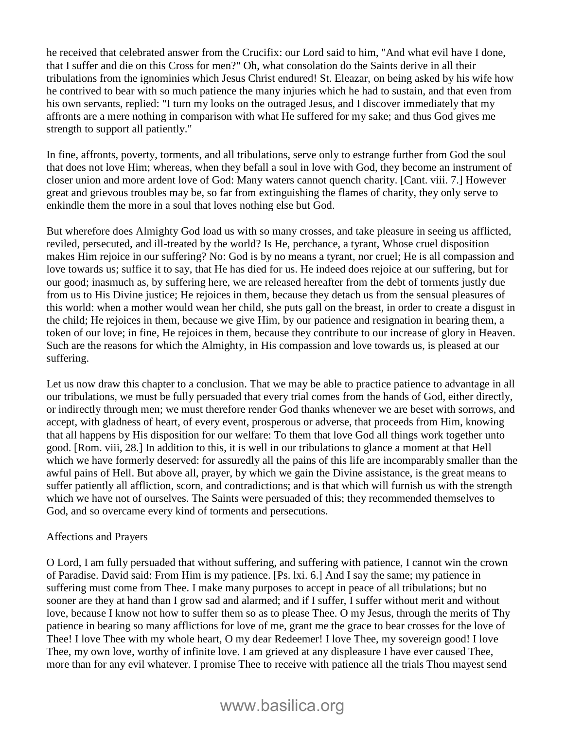he received that celebrated answer from the Crucifix: our Lord said to him, "And what evil have I done, that I suffer and die on this Cross for men?" Oh, what consolation do the Saints derive in all their tribulations from the ignominies which Jesus Christ endured! St. Eleazar, on being asked by his wife how he contrived to bear with so much patience the many injuries which he had to sustain, and that even from his own servants, replied: "I turn my looks on the outraged Jesus, and I discover immediately that my affronts are a mere nothing in comparison with what He suffered for my sake; and thus God gives me strength to support all patiently."

In fine, affronts, poverty, torments, and all tribulations, serve only to estrange further from God the soul that does not love Him; whereas, when they befall a soul in love with God, they become an instrument of closer union and more ardent love of God: Many waters cannot quench charity. [Cant. viii. 7.] However great and grievous troubles may be, so far from extinguishing the flames of charity, they only serve to enkindle them the more in a soul that loves nothing else but God.

But wherefore does Almighty God load us with so many crosses, and take pleasure in seeing us afflicted, reviled, persecuted, and ill-treated by the world? Is He, perchance, a tyrant, Whose cruel disposition makes Him rejoice in our suffering? No: God is by no means a tyrant, nor cruel; He is all compassion and love towards us; suffice it to say, that He has died for us. He indeed does rejoice at our suffering, but for our good; inasmuch as, by suffering here, we are released hereafter from the debt of torments justly due from us to His Divine justice; He rejoices in them, because they detach us from the sensual pleasures of this world: when a mother would wean her child, she puts gall on the breast, in order to create a disgust in the child; He rejoices in them, because we give Him, by our patience and resignation in bearing them, a token of our love; in fine, He rejoices in them, because they contribute to our increase of glory in Heaven. Such are the reasons for which the Almighty, in His compassion and love towards us, is pleased at our suffering.

Let us now draw this chapter to a conclusion. That we may be able to practice patience to advantage in all our tribulations, we must be fully persuaded that every trial comes from the hands of God, either directly, or indirectly through men; we must therefore render God thanks whenever we are beset with sorrows, and accept, with gladness of heart, of every event, prosperous or adverse, that proceeds from Him, knowing that all happens by His disposition for our welfare: To them that love God all things work together unto good. [Rom. viii, 28.] In addition to this, it is well in our tribulations to glance a moment at that Hell which we have formerly deserved: for assuredly all the pains of this life are incomparably smaller than the awful pains of Hell. But above all, prayer, by which we gain the Divine assistance, is the great means to suffer patiently all affliction, scorn, and contradictions; and is that which will furnish us with the strength which we have not of ourselves. The Saints were persuaded of this; they recommended themselves to God, and so overcame every kind of torments and persecutions.

Affections and Prayers

O Lord, I am fully persuaded that without suffering, and suffering with patience, I cannot win the crown of Paradise. David said: From Him is my patience. [Ps. lxi. 6.] And I say the same; my patience in suffering must come from Thee. I make many purposes to accept in peace of all tribulations; but no sooner are they at hand than I grow sad and alarmed; and if I suffer, I suffer without merit and without love, because I know not how to suffer them so as to please Thee. O my Jesus, through the merits of Thy patience in bearing so many afflictions for love of me, grant me the grace to bear crosses for the love of Thee! I love Thee with my whole heart, O my dear Redeemer! I love Thee, my sovereign good! I love Thee, my own love, worthy of infinite love. I am grieved at any displeasure I have ever caused Thee, more than for any evil whatever. I promise Thee to receive with patience all the trials Thou mayest send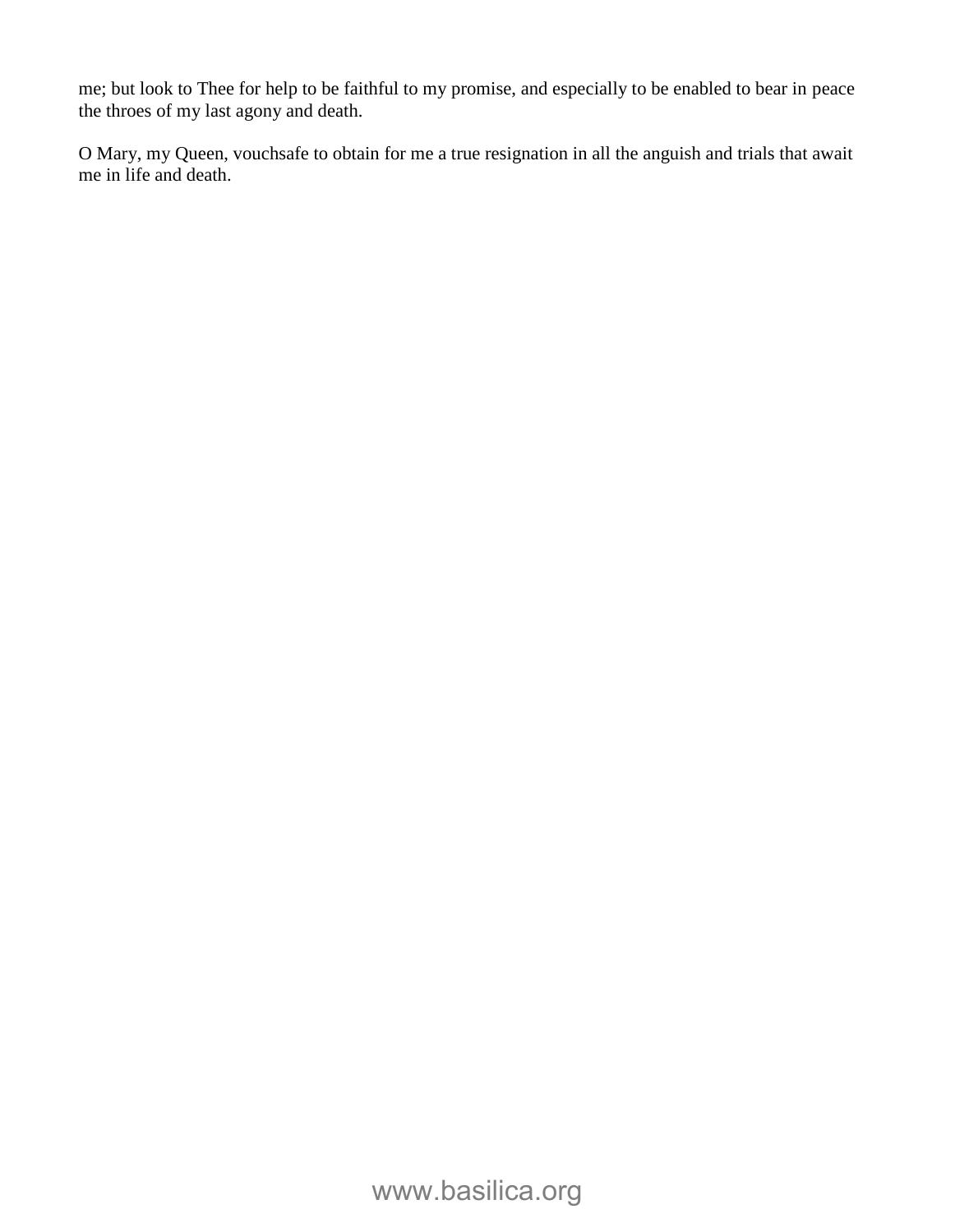me; but look to Thee for help to be faithful to my promise, and especially to be enabled to bear in peace the throes of my last agony and death.

O Mary, my Queen, vouchsafe to obtain for me a true resignation in all the anguish and trials that await me in life and death.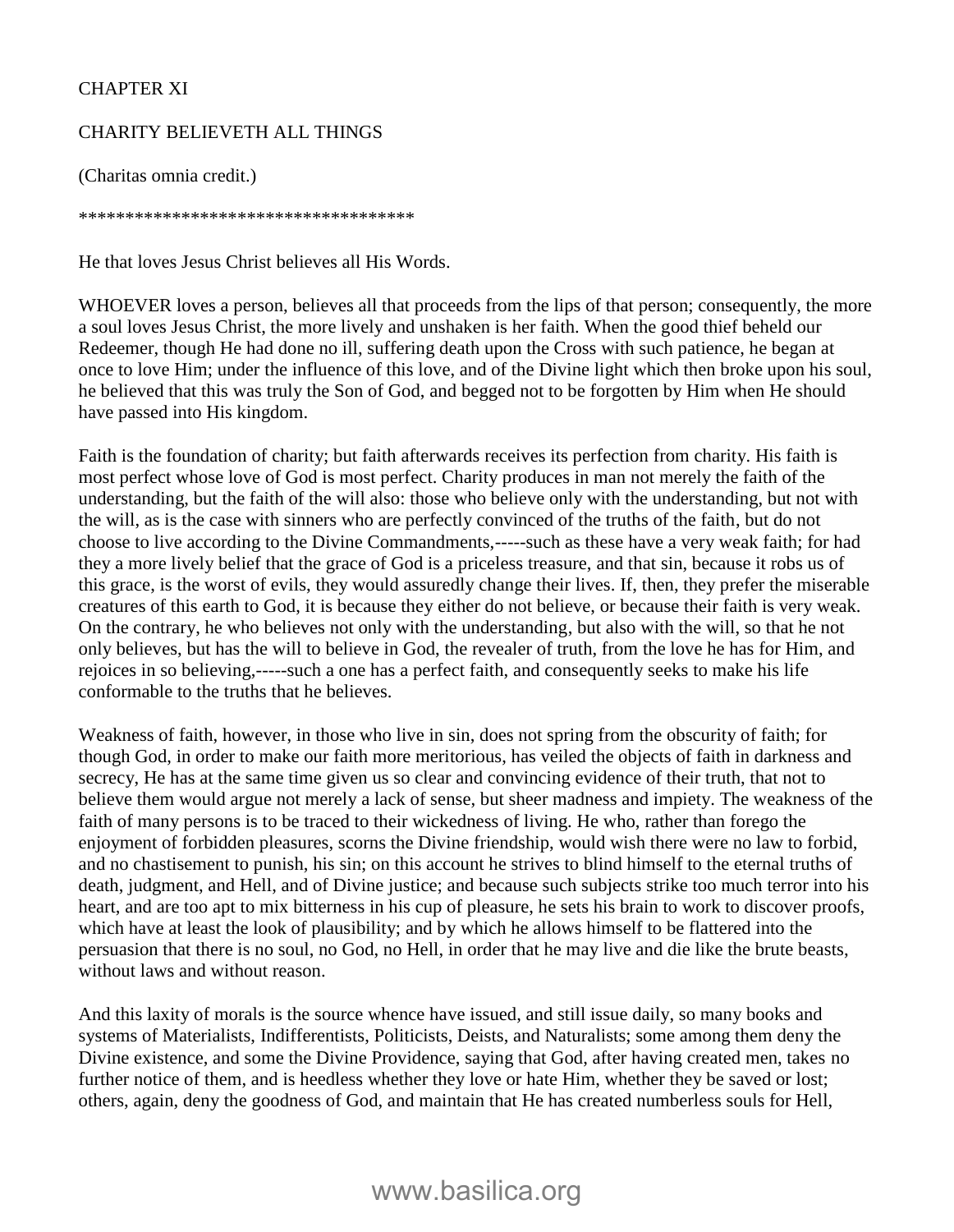# CHAPTER XI

## CHARITY BELIEVETH ALL THINGS

(Charitas omnia credit.)

************************************

He that loves Jesus Christ believes all His Words.

WHOEVER loves a person, believes all that proceeds from the lips of that person; consequently, the more a soul loves Jesus Christ, the more lively and unshaken is her faith. When the good thief beheld our Redeemer, though He had done no ill, suffering death upon the Cross with such patience, he began at once to love Him; under the influence of this love, and of the Divine light which then broke upon his soul, he believed that this was truly the Son of God, and begged not to be forgotten by Him when He should have passed into His kingdom.

Faith is the foundation of charity; but faith afterwards receives its perfection from charity. His faith is most perfect whose love of God is most perfect. Charity produces in man not merely the faith of the understanding, but the faith of the will also: those who believe only with the understanding, but not with the will, as is the case with sinners who are perfectly convinced of the truths of the faith, but do not choose to live according to the Divine Commandments,-----such as these have a very weak faith; for had they a more lively belief that the grace of God is a priceless treasure, and that sin, because it robs us of this grace, is the worst of evils, they would assuredly change their lives. If, then, they prefer the miserable creatures of this earth to God, it is because they either do not believe, or because their faith is very weak. On the contrary, he who believes not only with the understanding, but also with the will, so that he not only believes, but has the will to believe in God, the revealer of truth, from the love he has for Him, and rejoices in so believing,-----such a one has a perfect faith, and consequently seeks to make his life conformable to the truths that he believes.

Weakness of faith, however, in those who live in sin, does not spring from the obscurity of faith; for though God, in order to make our faith more meritorious, has veiled the objects of faith in darkness and secrecy, He has at the same time given us so clear and convincing evidence of their truth, that not to believe them would argue not merely a lack of sense, but sheer madness and impiety. The weakness of the faith of many persons is to be traced to their wickedness of living. He who, rather than forego the enjoyment of forbidden pleasures, scorns the Divine friendship, would wish there were no law to forbid, and no chastisement to punish, his sin; on this account he strives to blind himself to the eternal truths of death, judgment, and Hell, and of Divine justice; and because such subjects strike too much terror into his heart, and are too apt to mix bitterness in his cup of pleasure, he sets his brain to work to discover proofs, which have at least the look of plausibility; and by which he allows himself to be flattered into the persuasion that there is no soul, no God, no Hell, in order that he may live and die like the brute beasts, without laws and without reason.

And this laxity of morals is the source whence have issued, and still issue daily, so many books and systems of Materialists, Indifferentists, Politicists, Deists, and Naturalists; some among them deny the Divine existence, and some the Divine Providence, saying that God, after having created men, takes no further notice of them, and is heedless whether they love or hate Him, whether they be saved or lost; others, again, deny the goodness of God, and maintain that He has created numberless souls for Hell,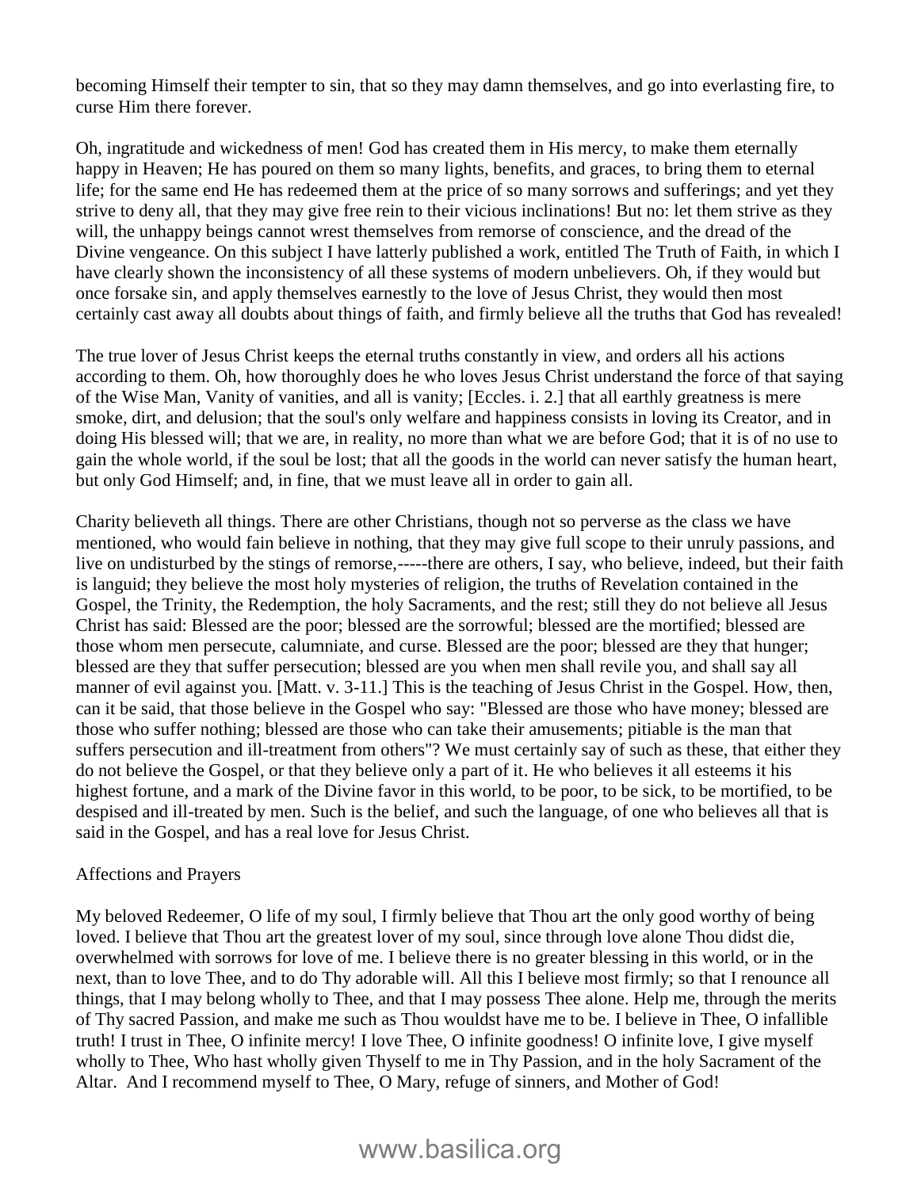becoming Himself their tempter to sin, that so they may damn themselves, and go into everlasting fire, to curse Him there forever.

Oh, ingratitude and wickedness of men! God has created them in His mercy, to make them eternally happy in Heaven; He has poured on them so many lights, benefits, and graces, to bring them to eternal life; for the same end He has redeemed them at the price of so many sorrows and sufferings; and yet they strive to deny all, that they may give free rein to their vicious inclinations! But no: let them strive as they will, the unhappy beings cannot wrest themselves from remorse of conscience, and the dread of the Divine vengeance. On this subject I have latterly published a work, entitled The Truth of Faith, in which I have clearly shown the inconsistency of all these systems of modern unbelievers. Oh, if they would but once forsake sin, and apply themselves earnestly to the love of Jesus Christ, they would then most certainly cast away all doubts about things of faith, and firmly believe all the truths that God has revealed!

The true lover of Jesus Christ keeps the eternal truths constantly in view, and orders all his actions according to them. Oh, how thoroughly does he who loves Jesus Christ understand the force of that saying of the Wise Man, Vanity of vanities, and all is vanity; [Eccles. i. 2.] that all earthly greatness is mere smoke, dirt, and delusion; that the soul's only welfare and happiness consists in loving its Creator, and in doing His blessed will; that we are, in reality, no more than what we are before God; that it is of no use to gain the whole world, if the soul be lost; that all the goods in the world can never satisfy the human heart, but only God Himself; and, in fine, that we must leave all in order to gain all.

Charity believeth all things. There are other Christians, though not so perverse as the class we have mentioned, who would fain believe in nothing, that they may give full scope to their unruly passions, and live on undisturbed by the stings of remorse,-----there are others, I say, who believe, indeed, but their faith is languid; they believe the most holy mysteries of religion, the truths of Revelation contained in the Gospel, the Trinity, the Redemption, the holy Sacraments, and the rest; still they do not believe all Jesus Christ has said: Blessed are the poor; blessed are the sorrowful; blessed are the mortified; blessed are those whom men persecute, calumniate, and curse. Blessed are the poor; blessed are they that hunger; blessed are they that suffer persecution; blessed are you when men shall revile you, and shall say all manner of evil against you. [Matt. v. 3-11.] This is the teaching of Jesus Christ in the Gospel. How, then, can it be said, that those believe in the Gospel who say: "Blessed are those who have money; blessed are those who suffer nothing; blessed are those who can take their amusements; pitiable is the man that suffers persecution and ill-treatment from others"? We must certainly say of such as these, that either they do not believe the Gospel, or that they believe only a part of it. He who believes it all esteems it his highest fortune, and a mark of the Divine favor in this world, to be poor, to be sick, to be mortified, to be despised and ill-treated by men. Such is the belief, and such the language, of one who believes all that is said in the Gospel, and has a real love for Jesus Christ.

Affections and Prayers

My beloved Redeemer, O life of my soul, I firmly believe that Thou art the only good worthy of being loved. I believe that Thou art the greatest lover of my soul, since through love alone Thou didst die, overwhelmed with sorrows for love of me. I believe there is no greater blessing in this world, or in the next, than to love Thee, and to do Thy adorable will. All this I believe most firmly; so that I renounce all things, that I may belong wholly to Thee, and that I may possess Thee alone. Help me, through the merits of Thy sacred Passion, and make me such as Thou wouldst have me to be. I believe in Thee, O infallible truth! I trust in Thee, O infinite mercy! I love Thee, O infinite goodness! O infinite love, I give myself wholly to Thee, Who hast wholly given Thyself to me in Thy Passion, and in the holy Sacrament of the Altar. And I recommend myself to Thee, O Mary, refuge of sinners, and Mother of God!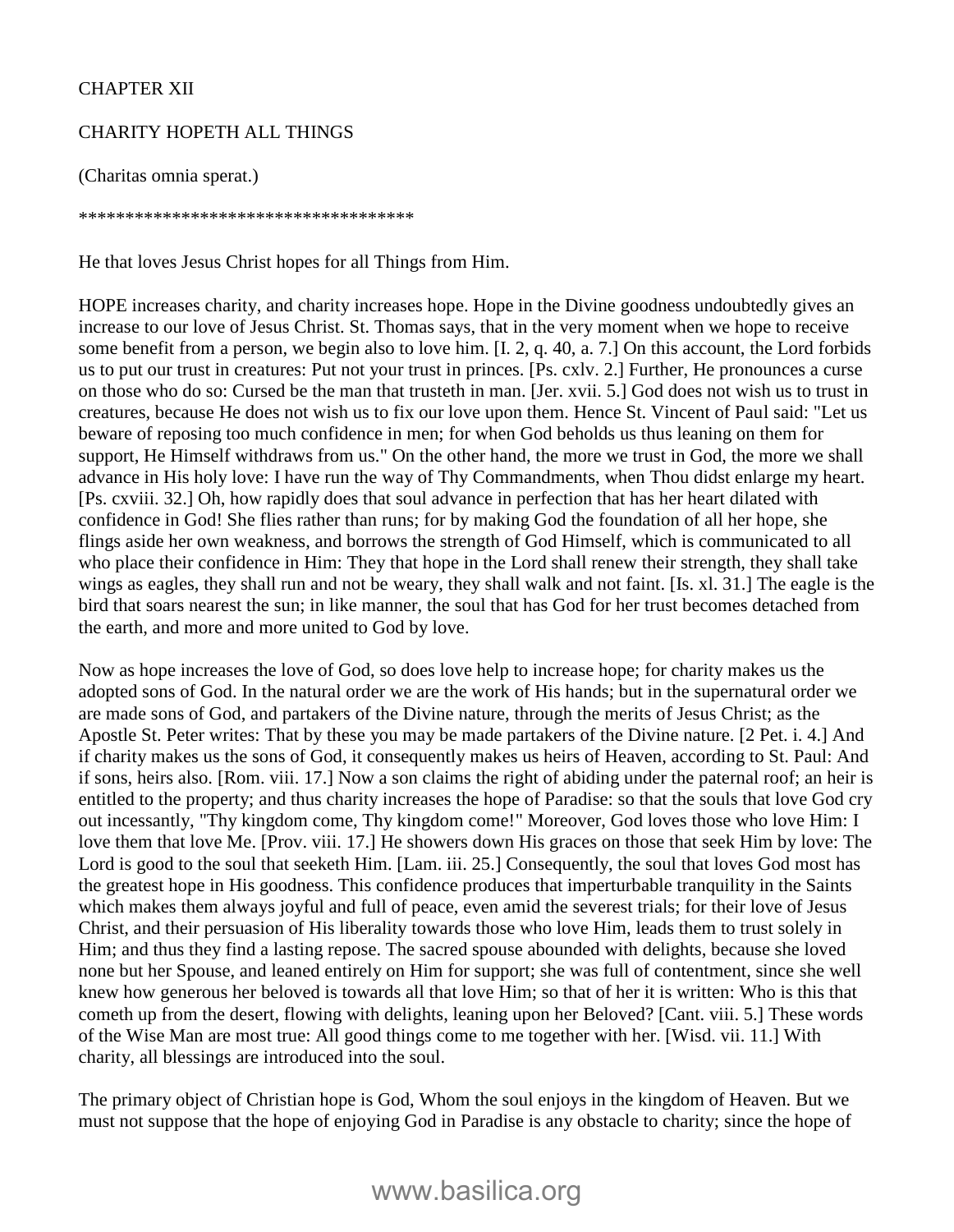# CHAPTER XII

## CHARITY HOPETH ALL THINGS

(Charitas omnia sperat.)

************************************

He that loves Jesus Christ hopes for all Things from Him.

HOPE increases charity, and charity increases hope. Hope in the Divine goodness undoubtedly gives an increase to our love of Jesus Christ. St. Thomas says, that in the very moment when we hope to receive some benefit from a person, we begin also to love him. [I. 2, q. 40, a. 7.] On this account, the Lord forbids us to put our trust in creatures: Put not your trust in princes. [Ps. cxlv. 2.] Further, He pronounces a curse on those who do so: Cursed be the man that trusteth in man. [Jer. xvii. 5.] God does not wish us to trust in creatures, because He does not wish us to fix our love upon them. Hence St. Vincent of Paul said: "Let us beware of reposing too much confidence in men; for when God beholds us thus leaning on them for support, He Himself withdraws from us." On the other hand, the more we trust in God, the more we shall advance in His holy love: I have run the way of Thy Commandments, when Thou didst enlarge my heart. [Ps. cxviii. 32.] Oh, how rapidly does that soul advance in perfection that has her heart dilated with confidence in God! She flies rather than runs; for by making God the foundation of all her hope, she flings aside her own weakness, and borrows the strength of God Himself, which is communicated to all who place their confidence in Him: They that hope in the Lord shall renew their strength, they shall take wings as eagles, they shall run and not be weary, they shall walk and not faint. [Is. xl. 31.] The eagle is the bird that soars nearest the sun; in like manner, the soul that has God for her trust becomes detached from the earth, and more and more united to God by love.

Now as hope increases the love of God, so does love help to increase hope; for charity makes us the adopted sons of God. In the natural order we are the work of His hands; but in the supernatural order we are made sons of God, and partakers of the Divine nature, through the merits of Jesus Christ; as the Apostle St. Peter writes: That by these you may be made partakers of the Divine nature. [2 Pet. i. 4.] And if charity makes us the sons of God, it consequently makes us heirs of Heaven, according to St. Paul: And if sons, heirs also. [Rom. viii. 17.] Now a son claims the right of abiding under the paternal roof; an heir is entitled to the property; and thus charity increases the hope of Paradise: so that the souls that love God cry out incessantly, "Thy kingdom come, Thy kingdom come!" Moreover, God loves those who love Him: I love them that love Me. [Prov. viii. 17.] He showers down His graces on those that seek Him by love: The Lord is good to the soul that seeketh Him. [Lam. iii. 25.] Consequently, the soul that loves God most has the greatest hope in His goodness. This confidence produces that imperturbable tranquility in the Saints which makes them always joyful and full of peace, even amid the severest trials; for their love of Jesus Christ, and their persuasion of His liberality towards those who love Him, leads them to trust solely in Him; and thus they find a lasting repose. The sacred spouse abounded with delights, because she loved none but her Spouse, and leaned entirely on Him for support; she was full of contentment, since she well knew how generous her beloved is towards all that love Him; so that of her it is written: Who is this that cometh up from the desert, flowing with delights, leaning upon her Beloved? [Cant. viii. 5.] These words of the Wise Man are most true: All good things come to me together with her. [Wisd. vii. 11.] With charity, all blessings are introduced into the soul.

The primary object of Christian hope is God, Whom the soul enjoys in the kingdom of Heaven. But we must not suppose that the hope of enjoying God in Paradise is any obstacle to charity; since the hope of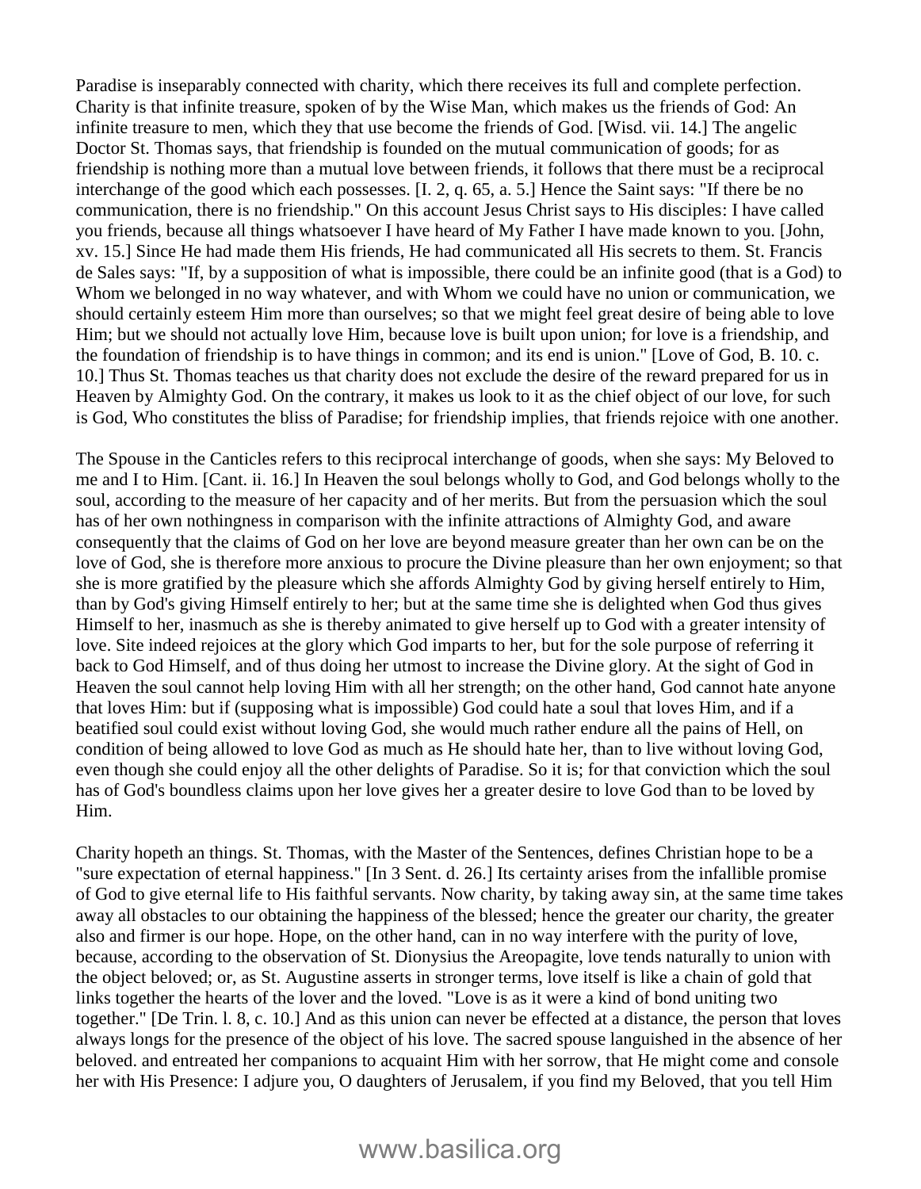Paradise is inseparably connected with charity, which there receives its full and complete perfection. Charity is that infinite treasure, spoken of by the Wise Man, which makes us the friends of God: An infinite treasure to men, which they that use become the friends of God. [Wisd. vii. 14.] The angelic Doctor St. Thomas says, that friendship is founded on the mutual communication of goods; for as friendship is nothing more than a mutual love between friends, it follows that there must be a reciprocal interchange of the good which each possesses. [I. 2, q. 65, a. 5.] Hence the Saint says: "If there be no communication, there is no friendship." On this account Jesus Christ says to His disciples: I have called you friends, because all things whatsoever I have heard of My Father I have made known to you. [John, xv. 15.] Since He had made them His friends, He had communicated all His secrets to them. St. Francis de Sales says: "If, by a supposition of what is impossible, there could be an infinite good (that is a God) to Whom we belonged in no way whatever, and with Whom we could have no union or communication, we should certainly esteem Him more than ourselves; so that we might feel great desire of being able to love Him; but we should not actually love Him, because love is built upon union; for love is a friendship, and the foundation of friendship is to have things in common; and its end is union." [Love of God, B. 10. c. 10.] Thus St. Thomas teaches us that charity does not exclude the desire of the reward prepared for us in Heaven by Almighty God. On the contrary, it makes us look to it as the chief object of our love, for such is God, Who constitutes the bliss of Paradise; for friendship implies, that friends rejoice with one another.

The Spouse in the Canticles refers to this reciprocal interchange of goods, when she says: My Beloved to me and I to Him. [Cant. ii. 16.] In Heaven the soul belongs wholly to God, and God belongs wholly to the soul, according to the measure of her capacity and of her merits. But from the persuasion which the soul has of her own nothingness in comparison with the infinite attractions of Almighty God, and aware consequently that the claims of God on her love are beyond measure greater than her own can be on the love of God, she is therefore more anxious to procure the Divine pleasure than her own enjoyment; so that she is more gratified by the pleasure which she affords Almighty God by giving herself entirely thus to Him, than by God's giving Himself entirely to her; but at the same time she is delighted when God thus gives Himself to her, inasmuch as she is thereby animated to give herself up to God with a greater intensity of love. Site indeed rejoices at the glory which God imparts to her, but for the sole purpose of referring it back to God Himself, and of thus doing her utmost to increase the Divine glory. At the sight of God in Heaven the soul cannot help loving Him with all her strength; on the other hand, God cannot hate anyone that loves Him: but if (supposing what is impossible) God could hate a soul that loves Him, and if a beatified soul could exist without loving God, she would much rather endure all the pains of Hell, on condition of being allowed to love God as much as He should hate her, than to live without loving God, even though she could enjoy all the other delights of Paradise. So it is; for that conviction which the soul has of God's boundless claims upon her love gives her a greater desire to love God than to be loved by Him.

Charity hopeth an things. St. Thomas, with the Master of the Sentences, defines Christian hope to be a "sure expectation of eternal happiness." [In 3 Sent. d. 26.] Its certainty arises from the infallible promise of God to give eternal life to His faithful servants. Now charity, by taking away sin, at the same time takes away all obstacles to our obtaining the happiness of the blessed; hence the greater our charity, the greater also and firmer is our hope. Hope, on the other hand, can in no way interfere with the purity of love, because, according to the observation of St. Dionysius the Areopagite, love tends naturally to union with the object beloved; or, as St. Augustine asserts in stronger terms, love itself is like a chain of gold that links together the hearts of the lover and the loved. "Love is as it were a kind of bond uniting two together." [De Trin. l. 8, c. 10.] And as this union can never be effected at a distance, the person that loves always longs for the presence of the object of his love. The sacred spouse languished in the absence of her beloved. and entreated her companions to acquaint Him with her sorrow, that He might come and console her with His Presence: I adjure you, O daughters of Jerusalem, if you find my Beloved, that you tell Him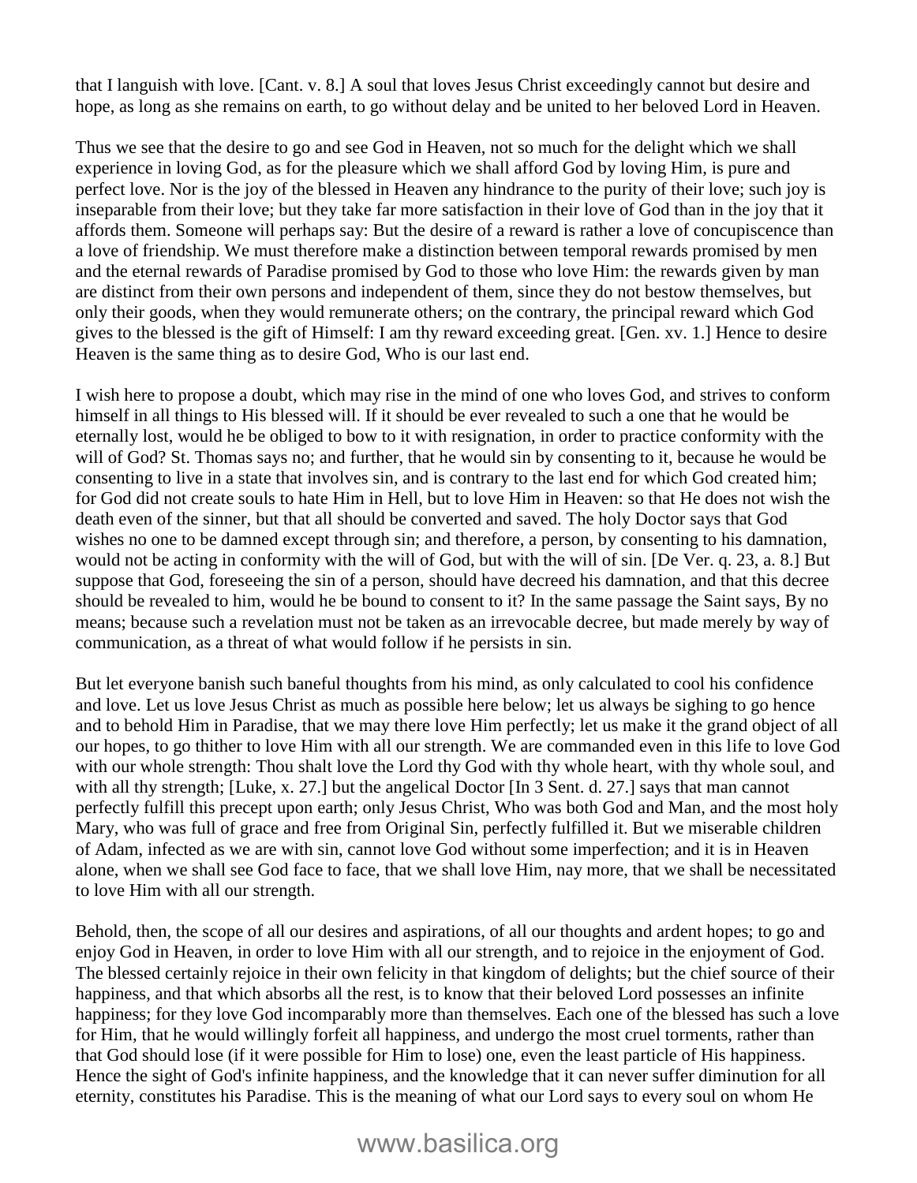that I languish with love. [Cant. v. 8.] A soul that loves Jesus Christ exceedingly cannot but desire and hope, as long as she remains on earth, to go without delay and be united to her beloved Lord in Heaven.

Thus we see that the desire to go and see God in Heaven, not so much for the delight which we shall experience in loving God, as for the pleasure which we shall afford God by loving Him, is pure and perfect love. Nor is the joy of the blessed in Heaven any hindrance to the purity of their love; such joy is inseparable from their love; but they take far more satisfaction in their love of God than in the joy that it affords them. Someone will perhaps say: But the desire of a reward is rather a love of concupiscence than a love of friendship. We must therefore make a distinction between temporal rewards promised by men and the eternal rewards of Paradise promised by God to those who love Him: the rewards given by man are distinct from their own persons and independent of them, since they do not bestow themselves, but only their goods, when they would remunerate others; on the contrary, the principal reward which God gives to the blessed is the gift of Himself: I am thy reward exceeding great. [Gen. xv. 1.] Hence to desire Heaven is the same thing as to desire God, Who is our last end.

I wish here to propose a doubt, which may rise in the mind of one who loves God, and strives to conform himself in all things to His blessed will. If it should be ever revealed to such a one that he would be eternally lost, would he be obliged to bow to it with resignation, in order to practice conformity with the will of God? St. Thomas says no; and further, that he would sin by consenting to it, because he would be consenting to live in a state that involves sin, and is contrary to the last end for which God created him; for God did not create souls to hate Him in Hell, but to love Him in Heaven: so that He does not wish the death even of the sinner, but that all should be converted and saved. The holy Doctor says that God wishes no one to be damned except through sin; and therefore, a person, by consenting to his damnation, would not be acting in conformity with the will of God, but with the will of sin. [De Ver. q. 23, a. 8.] But suppose that God, foreseeing the sin of a person, should have decreed his damnation, and that this decree should be revealed to him, would he be bound to consent to it? In the same passage the Saint says, By no means; because such a revelation must not be taken as an irrevocable decree, but made merely by way of communication, as a threat of what would follow if he persists in sin.

But let everyone banish such baneful thoughts from his mind, as only calculated to cool his confidence and love. Let us love Jesus Christ as much as possible here below; let us always be sighing to go hence and to behold Him in Paradise, that we may there love Him perfectly; let us make it the grand object of all our hopes, to go thither to love Him with all our strength. We are commanded even in this life to love God with our whole strength: Thou shalt love the Lord thy God with thy whole heart, with thy whole soul, and with all thy strength; [Luke, x. 27.] but the angelical Doctor [In 3 Sent. d. 27.] says that man cannot perfectly fulfill this precept upon earth; only Jesus Christ, Who was both God and Man, and the most holy Mary, who was full of grace and free from Original Sin, perfectly fulfilled it. But we miserable children of Adam, infected as we are with sin, cannot love God without some imperfection; and it is in Heaven alone, when we shall see God face to face, that we shall love Him, nay more, that we shall be necessitated to love Him with all our strength.

Behold, then, the scope of all our desires and aspirations, of all our thoughts and ardent hopes; to go and enjoy God in Heaven, in order to love Him with all our strength, and to rejoice in the enjoyment of God. The blessed certainly rejoice in their own felicity in that kingdom of delights; but the chief source of their happiness, and that which absorbs all the rest, is to know that their beloved Lord possesses an infinite happiness; for they love God incomparably more than themselves. Each one of the blessed has such a love for Him, that he would willingly forfeit all happiness, and undergo the most cruel torments, rather than that God should lose (if it were possible for Him to lose) one, even the least particle of His happiness. Hence the sight of God's infinite happiness, and the knowledge that it can never suffer diminution for all eternity, constitutes his Paradise. This is the meaning of what our Lord says to every soul on whom He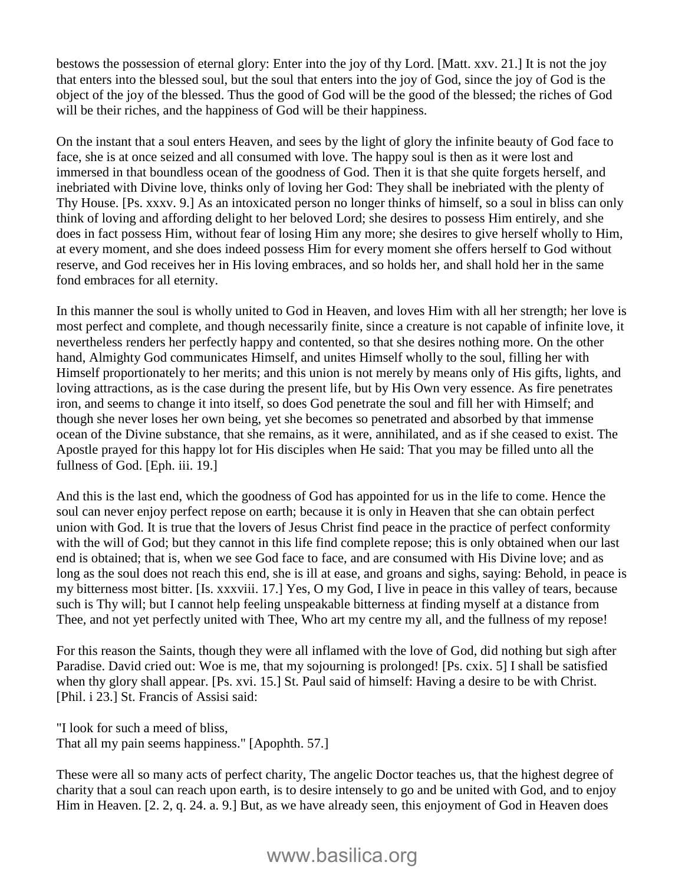bestows the possession of eternal glory: Enter into the joy of thy Lord. [Matt. xxv. 21.] It is not the joy that enters into the blessed soul, but the soul that enters into the joy of God, since the joy of God is the object of the joy of the blessed. Thus the good of God will be the good of the blessed; the riches of God will be their riches, and the happiness of God will be their happiness.

On the instant that a soul enters Heaven, and sees by the light of glory the infinite beauty of God face to face, she is at once seized and all consumed with love. The happy soul is then as it were lost and immersed in that boundless ocean of the goodness of God. Then it is that she quite forgets herself, and inebriated with Divine love, thinks only of loving her God: They shall be inebriated with the plenty of Thy House. [Ps. xxxv. 9.] As an intoxicated person no longer thinks of himself, so a soul in bliss can only think of loving and affording delight to her beloved Lord; she desires to possess Him entirely, and she does in fact possess Him, without fear of losing Him any more; she desires to give herself wholly to Him, at every moment, and she does indeed possess Him for every moment she offers herself to God without reserve, and God receives her in His loving embraces, and so holds her, and shall hold her in the same fond embraces for all eternity.

In this manner the soul is wholly united to God in Heaven, and loves Him with all her strength; her love is most perfect and complete, and though necessarily finite, since a creature is not capable of infinite love, it nevertheless renders her perfectly happy and contented, so that she desires nothing more. On the other hand, Almighty God communicates Himself, and unites Himself wholly to the soul, filling her with Himself proportionately to her merits; and this union is not merely by means only of His gifts, lights, and loving attractions, as is the case during the present life, but by His Own very essence. As fire penetrates iron, and seems to change it into itself, so does God penetrate the soul and fill her with Himself; and though she never loses her own being, yet she becomes so penetrated and absorbed by that immense ocean of the Divine substance, that she remains, as it were, annihilated, and as if she ceased to exist. The Apostle prayed for this happy lot for His disciples when He said: That you may be filled unto all the fullness of God. [Eph. iii. 19.]

And this is the last end, which the goodness of God has appointed for us in the life to come. Hence the soul can never enjoy perfect repose on earth; because it is only in Heaven that she can obtain perfect union with God. It is true that the lovers of Jesus Christ find peace in the practice of perfect conformity with the will of God; but they cannot in this life find complete repose; this is only obtained when our last end is obtained; that is, when we see God face to face, and are consumed with His Divine love; and as long as the soul does not reach this end, she is ill at ease, and groans and sighs, saying: Behold, in peace is my bitterness most bitter. [Is. xxxviii. 17.] Yes, O my God, I live in peace in this valley of tears, because such is Thy will; but I cannot help feeling unspeakable bitterness at finding myself at a distance from Thee, and not yet perfectly united with Thee, Who art my centre my all, and the fullness of my repose!

For this reason the Saints, though they were all inflamed with the love of God, did nothing but sigh after Paradise. David cried out: Woe is me, that my sojourning is prolonged! [Ps. cxix. 5] I shall be satisfied when thy glory shall appear. [Ps. xvi. 15.] St. Paul said of himself: Having a desire to be with Christ. [Phil. i 23.] St. Francis of Assisi said:

"I look for such a meed of bliss,
That all my pain seems happiness." [Apophth. 57.]

These were all so many acts of perfect charity, The angelic Doctor teaches us, that the highest degree of charity that a soul can reach upon earth, is to desire intensely to go and be united with God, and to enjoy Him in Heaven. [2. 2, q. 24. a. 9.] But, as we have already seen, this enjoyment of God in Heaven does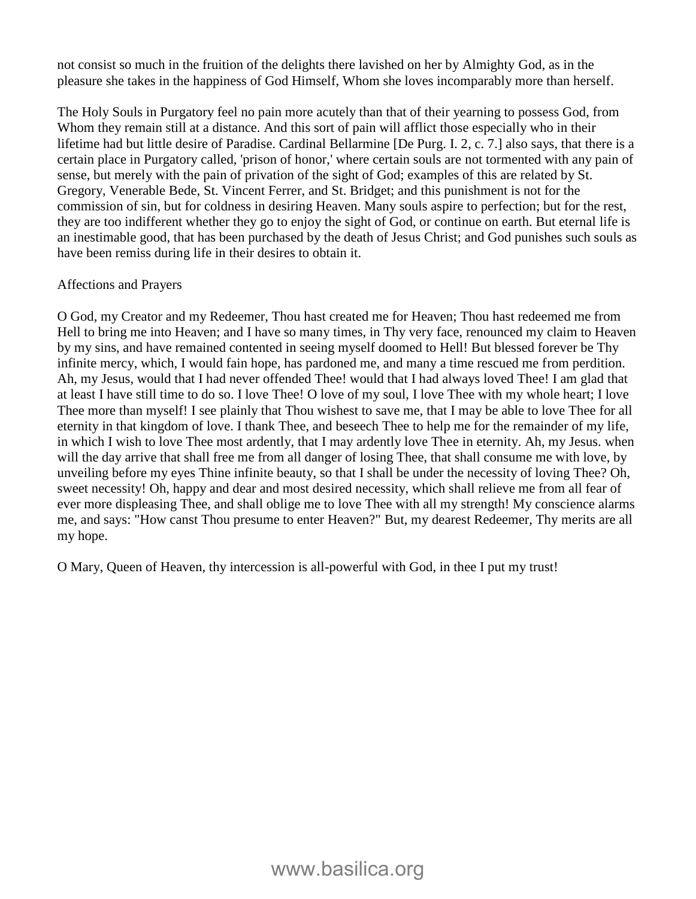not consist so much in the fruition of the delights there lavished on her by Almighty God, as in the pleasure she takes in the happiness of God Himself, Whom she loves incomparably more than herself.

The Holy Souls in Purgatory feel no pain more acutely than that of their yearning to possess God, from Whom they remain still at a distance. And this sort of pain will afflict those especially who in their lifetime had but little desire of Paradise. Cardinal Bellarmine [De Purg. I. 2, c. 7.] also says, that there is a certain place in Purgatory called, 'prison of honor,' where certain souls are not tormented with any pain of sense, but merely with the pain of privation of the sight of God; examples of this are related by St. Gregory, Venerable Bede, St. Vincent Ferrer, and St. Bridget; and this punishment is not for the commission of sin, but for coldness in desiring Heaven. Many souls aspire to perfection; but for the rest, they are too indifferent whether they go to enjoy the sight of God, or continue on earth. But eternal life is an inestimable good, that has been purchased by the death of Jesus Christ; and God punishes such souls as have been remiss during life in their desires to obtain it.

Affections and Prayers

O God, my Creator and my Redeemer, Thou hast created me for Heaven; Thou hast redeemed me from Hell to bring me into Heaven; and I have so many times, in Thy very face, renounced my claim to Heaven by my sins, and have remained contented in seeing myself doomed to Hell! But blessed forever be Thy infinite mercy, which, I would fain hope, has pardoned me, and many a time rescued me from perdition. Ah, my Jesus, would that I had never offended Thee! would that I had always loved Thee! I am glad that at least I have still time to do so. I love Thee! O love of my soul, I love Thee with my whole heart; I love Thee more than myself! I see plainly that Thou wishest to save me, that I may be able to love Thee for all eternity in that kingdom of love. I thank Thee, and beseech Thee to help me for the remainder of my life, in which I wish to love Thee most ardently, that I may ardently love Thee in eternity. Ah, my Jesus. when will the day arrive that shall free me from all danger of losing Thee, that shall consume me with love, by unveiling before my eyes Thine infinite beauty, so that I shall be under the necessity of loving Thee? Oh, sweet necessity! Oh, happy and dear and most desired necessity, which shall relieve me from all fear of ever more displeasing Thee, and shall oblige me to love Thee with all my strength! My conscience alarms me, and says: "How canst Thou presume to enter Heaven?" But, my dearest Redeemer, Thy merits are all my hope.

O Mary, Queen of Heaven, thy intercession is all-powerful with God, in thee I put my trust!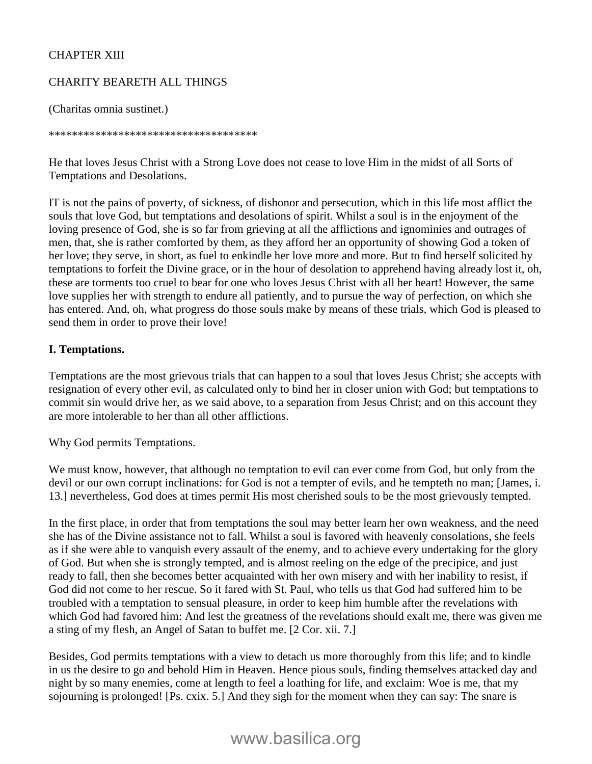CHAPTER XIII

CHARITY BEARETH ALL THINGS

(Charitas omnia sustinet.)

************************************

He that loves Jesus Christ with a Strong Love does not cease to love Him in the midst of all Sorts of Temptations and Desolations.

IT is not the pains of poverty, of sickness, of dishonor and persecution, which in this life most afflict the souls that love God, but temptations and desolations of spirit. Whilst a soul is in the enjoyment of the loving presence of God, she is so far from grieving at all the afflictions and ignominies and outrages of men, that, she is rather comforted by them, as they afford her an opportunity of showing God a token of her love; they serve, in short, as fuel to enkindle her love more and more. But to find herself solicited by temptations to forfeit the Divine grace, or in the hour of desolation to apprehend having already lost it, oh, these are torments too cruel to bear for one who loves Jesus Christ with all her heart! However, the same love supplies her with strength to endure all patiently, and to pursue the way of perfection, on which she has entered. And, oh, what progress do those souls make by means of these trials, which God is pleased to send them in order to prove their love!

**I. Temptations.**

Temptations are the most grievous trials that can happen to a soul that loves Jesus Christ; she accepts with resignation of every other evil, as calculated only to bind her in closer union with God; but temptations to commit sin would drive her, as we said above, to a separation from Jesus Christ; and on this account they are more intolerable to her than all other afflictions.

Why God permits Temptations.

We must know, however, that although no temptation to evil can ever come from God, but only from the devil or our own corrupt inclinations: for God is not a tempter of evils, and he tempteth no man; [James, i. 13.] nevertheless, God does at times permit His most cherished souls to be the most grievously tempted.

In the first place, in order that from temptations the soul may better learn her own weakness, and the need she has of the Divine assistance not to fall. Whilst a soul is favored with heavenly consolations, she feels as if she were able to vanquish every assault of the enemy, and to achieve every undertaking for the glory of God. But when she is strongly tempted, and is almost reeling on the edge of the precipice, and just ready to fall, then she becomes better acquainted with her own misery and with her inability to resist, if God did not come to her rescue. So it fared with St. Paul, who tells us that God had suffered him to be troubled with a temptation to sensual pleasure, in order to keep him humble after the revelations with which God had favored him: And lest the greatness of the revelations should exalt me, there was given me a sting of my flesh, an Angel of Satan to buffet me. [2 Cor. xii. 7.]

Besides, God permits temptations with a view to detach us more thoroughly from this life; and to kindle in us the desire to go and behold Him in Heaven. Hence pious souls, finding themselves attacked day and night by so many enemies, come at length to feel a loathing for life, and exclaim: Woe is me, that my sojourning is prolonged! [Ps. cxix. 5.] And they sigh for the moment when they can say: The snare is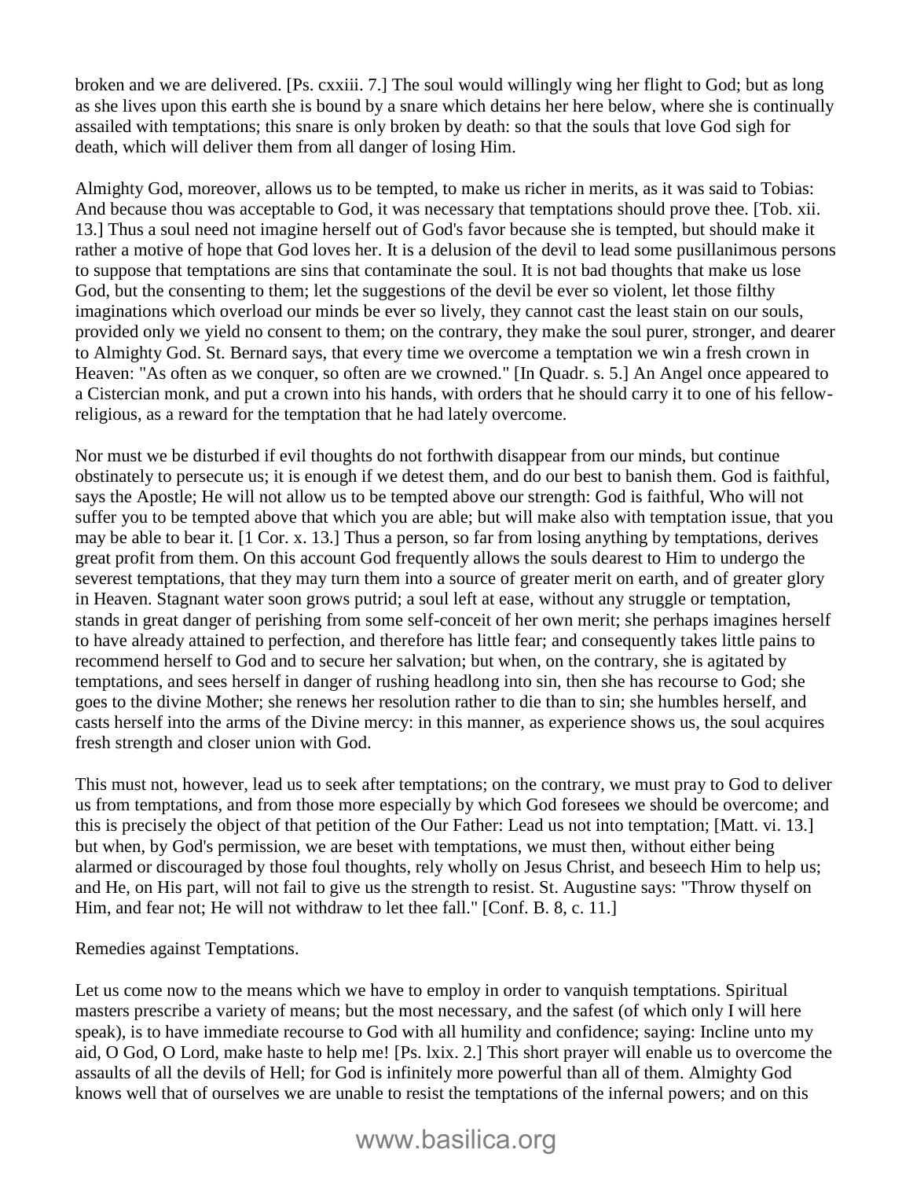broken and we are delivered. [Ps. cxxiii. 7.] The soul would willingly wing her flight to God; but as long as she lives upon this earth she is bound by a snare which detains her here below, where she is continually assailed with temptations; this snare is only broken by death: so that the souls that love God sigh for death, which will deliver them from all danger of losing Him.

Almighty God, moreover, allows us to be tempted, to make us richer in merits, as it was said to Tobias: And because thou was acceptable to God, it was necessary that temptations should prove thee. [Tob. xii. 13.] Thus a soul need not imagine herself out of God's favor because she is tempted, but should make it rather a motive of hope that God loves her. It is a delusion of the devil to lead some pusillanimous persons to suppose that temptations are sins that contaminate the soul. It is not bad thoughts that make us lose God, but the consenting to them; let the suggestions of the devil be ever so violent, let those filthy imaginations which overload our minds be ever so lively, they cannot cast the least stain on our souls, provided only we yield no consent to them; on the contrary, they make the soul purer, stronger, and dearer to Almighty God. St. Bernard says, that every time we overcome a temptation we win a fresh crown in Heaven: "As often as we conquer, so often are we crowned." [In Quadr. s. 5.] An Angel once appeared to a Cistercian monk, and put a crown into his hands, with orders that he should carry it to one of his fellow-religious, as a reward for the temptation that he had lately overcome.

Nor must we be disturbed if evil thoughts do not forthwith disappear from our minds, but continue obstinately to persecute us; it is enough if we detest them, and do our best to banish them. God is faithful, says the Apostle; He will not allow us to be tempted above our strength: God is faithful, Who will not suffer you to be tempted above that which you are able; but will make also with temptation issue, that you may be able to bear it. [1 Cor. x. 13.] Thus a person, so far from losing anything by temptations, derives great profit from them. On this account God frequently allows the souls dearest to Him to undergo the severest temptations, that they may turn them into a source of greater merit on earth, and of greater glory in Heaven. Stagnant water soon grows putrid; a soul left at ease, without any struggle or temptation, stands in great danger of perishing from some self-conceit of her own merit; she perhaps imagines herself to have already attained to perfection, and therefore has little fear; and consequently takes little pains to recommend herself to God and to secure her salvation; but when, on the contrary, she is agitated by temptations, and sees herself in danger of rushing headlong into sin, then she has recourse to God; she goes to the divine Mother; she renews her resolution rather to die than to sin; she humbles herself, and casts herself into the arms of the Divine mercy: in this manner, as experience shows us, the soul acquires fresh strength and closer union with God.

This must not, however, lead us to seek after temptations; on the contrary, we must pray to God to deliver us from temptations, and from those more especially by which God foresees we should be overcome; and this is precisely the object of that petition of the Our Father: Lead us not into temptation; [Matt. vi. 13.] but when, by God's permission, we are beset with temptations, we must then, without either being alarmed or discouraged by those foul thoughts, rely wholly on Jesus Christ, and beseech Him to help us; and He, on His part, will not fail to give us the strength to resist. St. Augustine says: "Throw thyself on Him, and fear not; He will not withdraw to let thee fall." [Conf. B. 8, c. 11.]

## Remedies against Temptations.

Let us come now to the means which we have to employ in order to vanquish temptations. Spiritual masters prescribe a variety of means; but the most necessary, and the safest (of which only I will here speak), is to have immediate recourse to God with all humility and confidence; saying: Incline unto my aid, O God, O Lord, make haste to help me! [Ps. lxix. 2.] This short prayer will enable us to overcome the assaults of all the devils of Hell; for God is infinitely more powerful than all of them. Almighty God knows well that of ourselves we are unable to resist the temptations of the infernal powers; and on this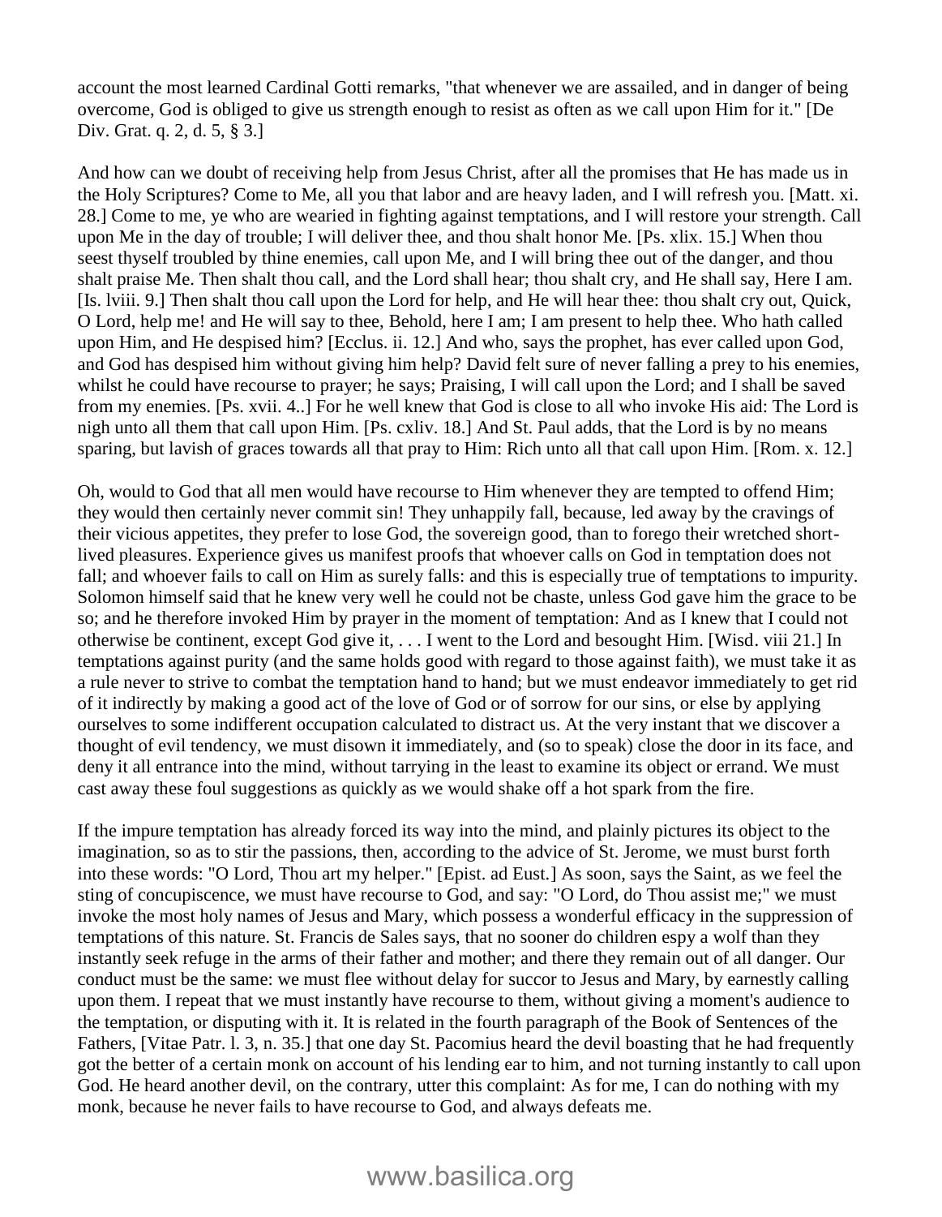account the most learned Cardinal Gotti remarks, "that whenever we are assailed, and in danger of being overcome, God is obliged to give us strength enough to resist as often as we call upon Him for it." [De Div. Grat. q. 2, d. 5, § 3.]

And how can we doubt of receiving help from Jesus Christ, after all the promises that He has made us in the Holy Scriptures? Come to Me, all you that labor and are heavy laden, and I will refresh you. [Matt. xi. 28.] Come to me, ye who are wearied in fighting against temptations, and I will restore your strength. Call upon Me in the day of trouble; I will deliver thee, and thou shalt honor Me. [Ps. xlix. 15.] When thou seest thyself troubled by thine enemies, call upon Me, and I will bring thee out of the danger, and thou shalt praise Me. Then shalt thou call, and the Lord shall hear; thou shalt cry, and He shall say, Here I am. [Is. lviii. 9.] Then shalt thou call upon the Lord for help, and He will hear thee: thou shalt cry out, Quick, O Lord, help me! and He will say to thee, Behold, here I am; I am present to help thee. Who hath called upon Him, and He despised him? [Ecclus. ii. 12.] And who, says the prophet, has ever called upon God, and God has despised him without giving him help? David felt sure of never falling a prey to his enemies, whilst he could have recourse to prayer; he says; Praising, I will call upon the Lord; and I shall be saved from my enemies. [Ps. xvii. 4..] For he well knew that God is close to all who invoke His aid: The Lord is nigh unto all them that call upon Him. [Ps. cxliv. 18.] And St. Paul adds, that the Lord is by no means sparing, but lavish of graces towards all that pray to Him: Rich unto all that call upon Him. [Rom. x. 12.]

Oh, would to God that all men would have recourse to Him whenever they are tempted to offend Him; they would then certainly never commit sin! They unhappily fall, because, led away by the cravings of their vicious appetites, they prefer to lose God, the sovereign good, than to forego their wretched short-lived pleasures. Experience gives us manifest proofs that whoever calls on God in temptation does not fall; and whoever fails to call on Him as surely falls: and this is especially true of temptations to impurity. Solomon himself said that he knew very well he could not be chaste, unless God gave him the grace to be so; and he therefore invoked Him by prayer in the moment of temptation: And as I knew that I could not otherwise be continent, except God give it, . . . I went to the Lord and besought Him. [Wisd. viii 21.] In temptations against purity (and the same holds good with regard to those against faith), we must take it as a rule never to strive to combat the temptation hand to hand; but we must endeavor immediately to get rid of it indirectly by making a good act of the love of God or of sorrow for our sins, or else by applying ourselves to some indifferent occupation calculated to distract us. At the very instant that we discover a thought of evil tendency, we must disown it immediately, and (so to speak) close the door in its face, and deny it all entrance into the mind, without tarrying in the least to examine its object or errand. We must cast away these foul suggestions as quickly as we would shake off a hot spark from the fire.

If the impure temptation has already forced its way into the mind, and plainly pictures its object to the imagination, so as to stir the passions, then, according to the advice of St. Jerome, we must burst forth into these words: "O Lord, Thou art my helper." [Epist. ad Eust.] As soon, says the Saint, as we feel the sting of concupiscence, we must have recourse to God, and say: "O Lord, do Thou assist me;" we must invoke the most holy names of Jesus and Mary, which possess a wonderful efficacy in the suppression of temptations of this nature. St. Francis de Sales says, that no sooner do children espy a wolf than they instantly seek refuge in the arms of their father and mother; and there they remain out of all danger. Our conduct must be the same: we must flee without delay for succor to Jesus and Mary, by earnestly calling upon them. I repeat that we must instantly have recourse to them, without giving a moment's audience to the temptation, or disputing with it. It is related in the fourth paragraph of the Book of Sentences of the Fathers, [Vitae Patr. l. 3, n. 35.] that one day St. Pacomius heard the devil boasting that he had frequently got the better of a certain monk on account of his lending ear to him, and not turning instantly to call upon God. He heard another devil, on the contrary, utter this complaint: As for me, I can do nothing with my monk, because he never fails to have recourse to God, and always defeats me.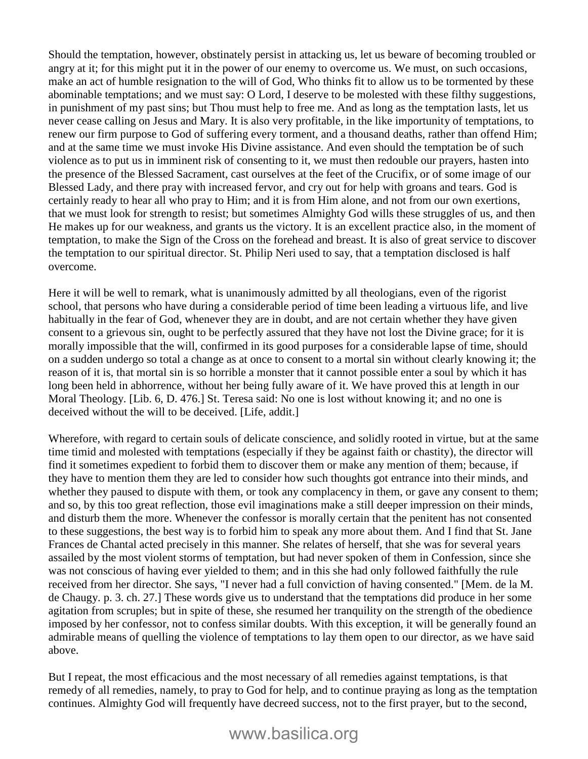Should the temptation, however, obstinately persist in attacking us, let us beware of becoming troubled or angry at it; for this might put it in the power of our enemy to overcome us. We must, on such occasions, make an act of humble resignation to the will of God, Who thinks fit to allow us to be tormented by these abominable temptations; and we must say: O Lord, I deserve to be molested with these filthy suggestions, in punishment of my past sins; but Thou must help to free me. And as long as the temptation lasts, let us never cease calling on Jesus and Mary. It is also very profitable, in the like importunity of temptations, to renew our firm purpose to God of suffering every torment, and a thousand deaths, rather than offend Him; and at the same time we must invoke His Divine assistance. And even should the temptation be of such violence as to put us in imminent risk of consenting to it, we must then redouble our prayers, hasten into the presence of the Blessed Sacrament, cast ourselves at the feet of the Crucifix, or of some image of our Blessed Lady, and there pray with increased fervor, and cry out for help with groans and tears. God is certainly ready to hear all who pray to Him; and it is from Him alone, and not from our own exertions, that we must look for strength to resist; but sometimes Almighty God wills these struggles of us, and then He makes up for our weakness, and grants us the victory. It is an excellent practice also, in the moment of temptation, to make the Sign of the Cross on the forehead and breast. It is also of great service to discover the temptation to our spiritual director. St. Philip Neri used to say, that a temptation disclosed is half overcome.

Here it will be well to remark, what is unanimously admitted by all theologians, even of the rigorist school, that persons who have during a considerable period of time been leading a virtuous life, and live habitually in the fear of God, whenever they are in doubt, and are not certain whether they have given consent to a grievous sin, ought to be perfectly assured that they have not lost the Divine grace; for it is morally impossible that the will, confirmed in its good purposes for a considerable lapse of time, should on a sudden undergo so total a change as at once to consent to a mortal sin without clearly knowing it; the reason of it is, that mortal sin is so horrible a monster that it cannot possible enter a soul by which it has long been held in abhorrence, without her being fully aware of it. We have proved this at length in our Moral Theology. [Lib. 6, D. 476.] St. Teresa said: No one is lost without knowing it; and no one is deceived without the will to be deceived. [Life, addit.]

Wherefore, with regard to certain souls of delicate conscience, and solidly rooted in virtue, but at the same time timid and molested with temptations (especially if they be against faith or chastity), the director will find it sometimes expedient to forbid them to discover them or make any mention of them; because, if they have to mention them they are led to consider how such thoughts got entrance into their minds, and whether they paused to dispute with them, or took any complacency in them, or gave any consent to them; and so, by this too great reflection, those evil imaginations make a still deeper impression on their minds, and disturb them the more. Whenever the confessor is morally certain that the penitent has not consented to these suggestions, the best way is to forbid him to speak any more about them. And I find that St. Jane Frances de Chantal acted precisely in this manner. She relates of herself, that she was for several years assailed by the most violent storms of temptation, but had never spoken of them in Confession, since she was not conscious of having ever yielded to them; and in this she had only followed faithfully the rule received from her director. She says, "I never had a full conviction of having consented." [Mem. de la M. de Chaugy. p. 3. ch. 27.] These words give us to understand that the temptations did produce in her some agitation from scruples; but in spite of these, she resumed her tranquility on the strength of the obedience imposed by her confessor, not to confess similar doubts. With this exception, it will be generally found an admirable means of quelling the violence of temptations to lay them open to our director, as we have said above.

But I repeat, the most efficacious and the most necessary of all remedies against temptations, is that remedy of all remedies, namely, to pray to God for help, and to continue praying as long as the temptation continues. Almighty God will frequently have decreed success, not to the first prayer, but to the second,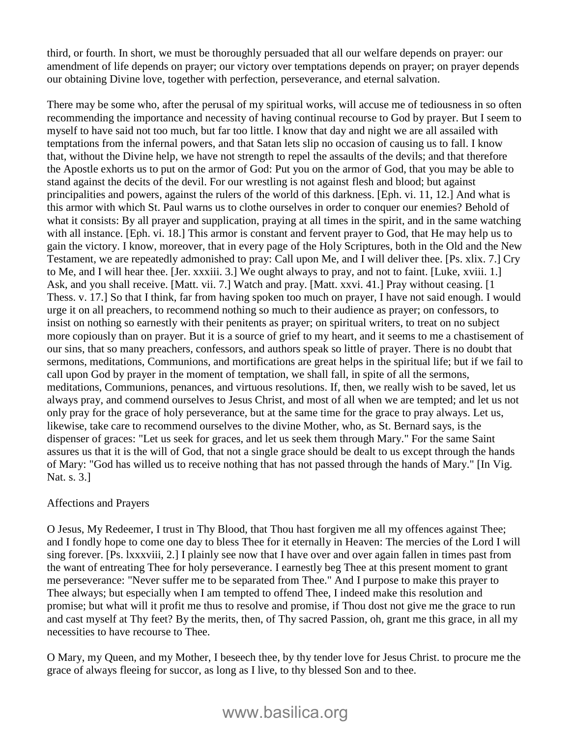third, or fourth. In short, we must be thoroughly persuaded that all our welfare depends on prayer: our amendment of life depends on prayer; our victory over temptations depends on prayer; on prayer depends our obtaining Divine love, together with perfection, perseverance, and eternal salvation.

There may be some who, after the perusal of my spiritual works, will accuse me of tediousness in so often recommending the importance and necessity of having continual recourse to God by prayer. But I seem to myself to have said not too much, but far too little. I know that day and night we are all assailed with temptations from the infernal powers, and that Satan lets slip no occasion of causing us to fall. I know that, without the Divine help, we have not strength to repel the assaults of the devils; and that therefore the Apostle exhorts us to put on the armor of God: Put you on the armor of God, that you may be able to stand against the decits of the devil. For our wrestling is not against flesh and blood; but against principalities and powers, against the rulers of the world of this darkness. [Eph. vi. 11, 12.] And what is this armor with which St. Paul warns us to clothe ourselves in order to conquer our enemies? Behold of what it consists: By all prayer and supplication, praying at all times in the spirit, and in the same watching with all instance. [Eph. vi. 18.] This armor is constant and fervent prayer to God, that He may help us to gain the victory. I know, moreover, that in every page of the Holy Scriptures, both in the Old and the New Testament, we are repeatedly admonished to pray: Call upon Me, and I will deliver thee. [Ps. xlix. 7.] Cry to Me, and I will hear thee. [Jer. xxxiii. 3.] We ought always to pray, and not to faint. [Luke, xviii. 1.] Ask, and you shall receive. [Matt. vii. 7.] Watch and pray. [Matt. xxvi. 41.] Pray without ceasing. [1 Thess. v. 17.] So that I think, far from having spoken too much on prayer, I have not said enough. I would urge it on all preachers, to recommend nothing so much to their audience as prayer; on confessors, to insist on nothing so earnestly with their penitents as prayer; on spiritual writers, to treat on no subject more copiously than on prayer. But it is a source of grief to my heart, and it seems to me a chastisement of our sins, that so many preachers, confessors, and authors speak so little of prayer. There is no doubt that sermons, meditations, Communions, and mortifications are great helps in the spiritual life; but if we fail to call upon God by prayer in the moment of temptation, we shall fall, in spite of all the sermons, meditations, Communions, penances, and virtuous resolutions. If, then, we really wish to be saved, let us always pray, and commend ourselves to Jesus Christ, and most of all when we are tempted; and let us not only pray for the grace of holy perseverance, but at the same time for the grace to pray always. Let us, likewise, take care to recommend ourselves to the divine Mother, who, as St. Bernard says, is the dispenser of graces: "Let us seek for graces, and let us seek them through Mary." For the same Saint assures us that it is the will of God, that not a single grace should be dealt to us except through the hands of Mary: "God has willed us to receive nothing that has not passed through the hands of Mary." [In Vig. Nat. s. 3.]

Affections and Prayers

O Jesus, My Redeemer, I trust in Thy Blood, that Thou hast forgiven me all my offences against Thee; and I fondly hope to come one day to bless Thee for it eternally in Heaven: The mercies of the Lord I will sing forever. [Ps. lxxxviii, 2.] I plainly see now that I have over and over again fallen in times past from the want of entreating Thee for holy perseverance. I earnestly beg Thee at this present moment to grant me perseverance: "Never suffer me to be separated from Thee." And I purpose to make this prayer to Thee always; but especially when I am tempted to offend Thee, I indeed make this resolution and promise; but what will it profit me thus to resolve and promise, if Thou dost not give me the grace to run and cast myself at Thy feet? By the merits, then, of Thy sacred Passion, oh, grant me this grace, in all my necessities to have recourse to Thee.

O Mary, my Queen, and my Mother, I beseech thee, by thy tender love for Jesus Christ. to procure me the grace of always fleeing for succor, as long as I live, to thy blessed Son and to thee.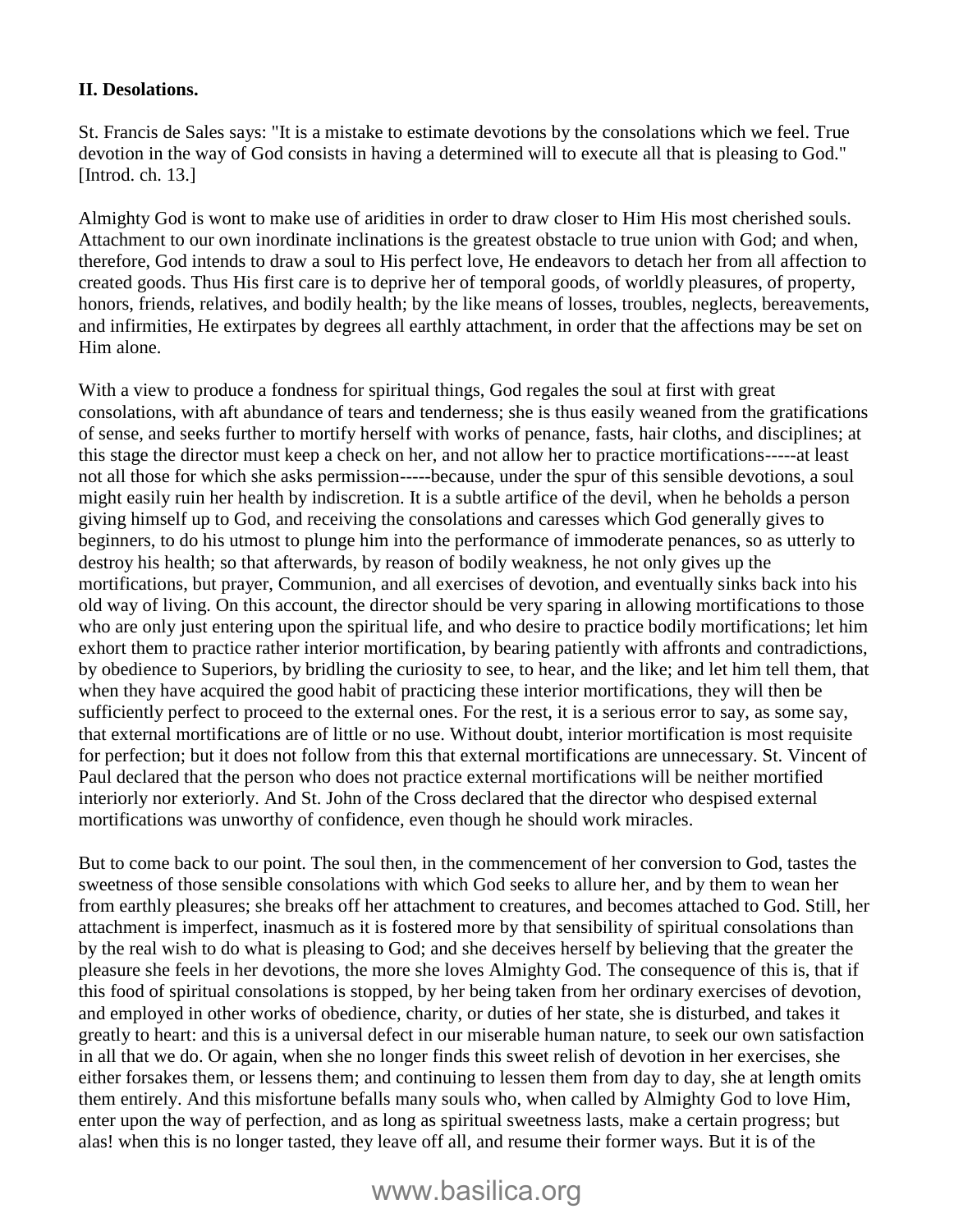### II. Desolations.

St. Francis de Sales says: "It is a mistake to estimate devotions by the consolations which we feel. True devotion in the way of God consists in having a determined will to execute all that is pleasing to God." [Introd. ch. 13.]

Almighty God is wont to make use of aridities in order to draw closer to Him His most cherished souls. Attachment to our own inordinate inclinations is the greatest obstacle to true union with God; and when, therefore, God intends to draw a soul to His perfect love, He endeavors to detach her from all affection to created goods. Thus His first care is to deprive her of temporal goods, of worldly pleasures, of property, honors, friends, relatives, and bodily health; by the like means of losses, troubles, neglects, bereavements, and infirmities, He extirpates by degrees all earthly attachment, in order that the affections may be set on Him alone.

With a view to produce a fondness for spiritual things, God regales the soul at first with great consolations, with aft abundance of tears and tenderness; she is thus easily weaned from the gratifications of sense, and seeks further to mortify herself with works of penance, fasts, hair cloths, and disciplines; at this stage the director must keep a check on her, and not allow her to practice mortifications-----at least not all those for which she asks permission-----because, under the spur of this sensible devotions, a soul might easily ruin her health by indiscretion. It is a subtle artifice of the devil, when he beholds a person giving himself up to God, and receiving the consolations and caresses which God generally gives to beginners, to do his utmost to plunge him into the performance of immoderate penances, so as utterly to destroy his health; so that afterwards, by reason of bodily weakness, he not only gives up the mortifications, but prayer, Communion, and all exercises of devotion, and eventually sinks back into his old way of living. On this account, the director should be very sparing in allowing mortifications to those who are only just entering upon the spiritual life, and who desire to practice bodily mortifications; let him exhort them to practice rather interior mortification, by bearing patiently with affronts and contradictions, by obedience to Superiors, by bridling the curiosity to see, to hear, and the like; and let him tell them, that when they have acquired the good habit of practicing these interior mortifications, they will then be sufficiently perfect to proceed to the external ones. For the rest, it is a serious error to say, as some say, that external mortifications are of little or no use. Without doubt, interior mortification is most requisite for perfection; but it does not follow from this that external mortifications are unnecessary. St. Vincent of Paul declared that the person who does not practice external mortifications will be neither mortified interiorly nor exteriorly. And St. John of the Cross declared that the director who despised external mortifications was unworthy of confidence, even though he should work miracles.

But to come back to our point. The soul then, in the commencement of her conversion to God, tastes the sweetness of those sensible consolations with which God seeks to allure her, and by them to wean her from earthly pleasures; she breaks off her attachment to creatures, and becomes attached to God. Still, her attachment is imperfect, inasmuch as it is fostered more by that sensibility of spiritual consolations than by the real wish to do what is pleasing to God; and she deceives herself by believing that the greater the pleasure she feels in her devotions, the more she loves Almighty God. The consequence of this is, that if this food of spiritual consolations is stopped, by her being taken from her ordinary exercises of devotion, and employed in other works of obedience, charity, or duties of her state, she is disturbed, and takes it greatly to heart: and this is a universal defect in our miserable human nature, to seek our own satisfaction in all that we do. Or again, when she no longer finds this sweet relish of devotion in her exercises, she either forsakes them, or lessens them; and continuing to lessen them from day to day, she at length omits them entirely. And this misfortune befalls many souls who, when called by Almighty God to love Him, enter upon the way of perfection, and as long as spiritual sweetness lasts, make a certain progress; but alas! when this is no longer tasted, they leave off all, and resume their former ways. But it is of the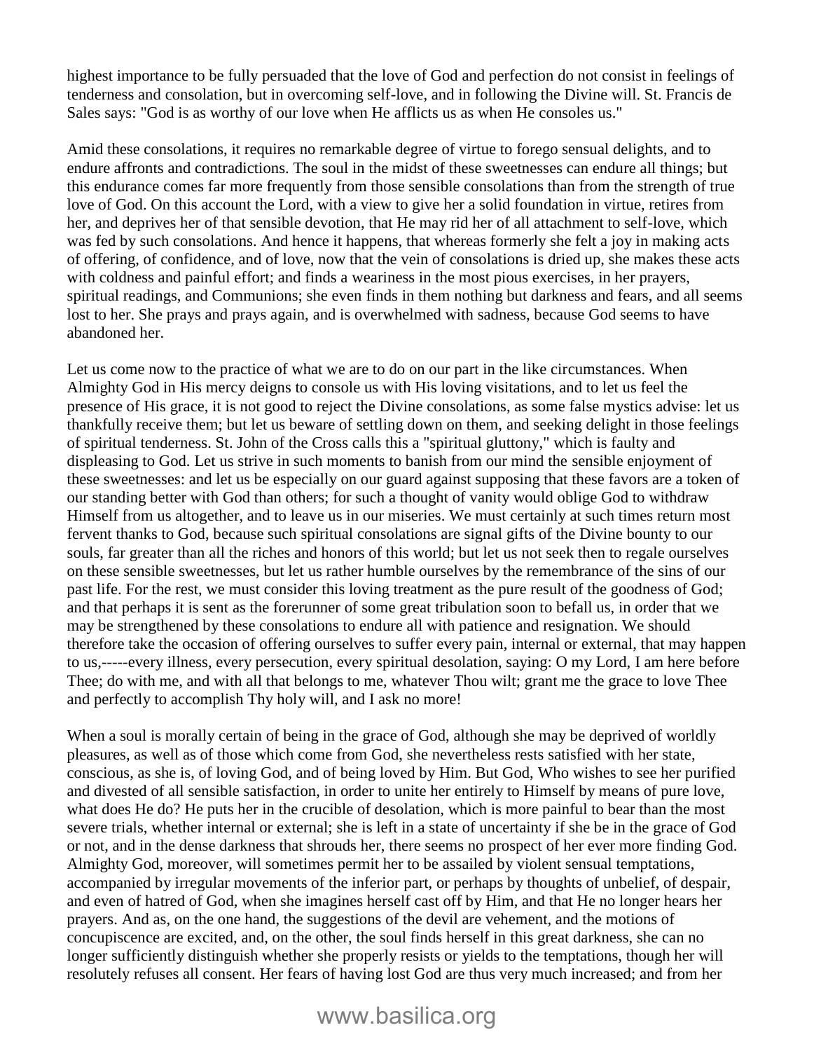highest importance to be fully persuaded that the love of God and perfection do not consist in feelings of tenderness and consolation, but in overcoming self-love, and in following the Divine will. St. Francis de Sales says: "God is as worthy of our love when He afflicts us as when He consoles us."

Amid these consolations, it requires no remarkable degree of virtue to forego sensual delights, and to endure affronts and contradictions. The soul in the midst of these sweetnesses can endure all things; but this endurance comes far more frequently from those sensible consolations than from the strength of true love of God. On this account the Lord, with a view to give her a solid foundation in virtue, retires from her, and deprives her of that sensible devotion, that He may rid her of all attachment to self-love, which was fed by such consolations. And hence it happens, that whereas formerly she felt a joy in making acts of offering, of confidence, and of love, now that the vein of consolations is dried up, she makes these acts with coldness and painful effort; and finds a weariness in the most pious exercises, in her prayers, spiritual readings, and Communions; she even finds in them nothing but darkness and fears, and all seems lost to her. She prays and prays again, and is overwhelmed with sadness, because God seems to have abandoned her.

Let us come now to the practice of what we are to do on our part in the like circumstances. When Almighty God in His mercy deigns to console us with His loving visitations, and to let us feel the presence of His grace, it is not good to reject the Divine consolations, as some false mystics advise: let us thankfully receive them; but let us beware of settling down on them, and seeking delight in those feelings of spiritual tenderness. St. John of the Cross calls this a "spiritual gluttony," which is faulty and displeasing to God. Let us strive in such moments to banish from our mind the sensible enjoyment of these sweetnesses: and let us be especially on our guard against supposing that these favors are a token of our standing better with God than others; for such a thought of vanity would oblige God to withdraw Himself from us altogether, and to leave us in our miseries. We must certainly at such times return most fervent thanks to God, because such spiritual consolations are signal gifts of the Divine bounty to our souls, far greater than all the riches and honors of this world; but let us not seek then to regale ourselves on these sensible sweetnesses, but let us rather humble ourselves by the remembrance of the sins of our past life. For the rest, we must consider this loving treatment as the pure result of the goodness of God; and that perhaps it is sent as the forerunner of some great tribulation soon to befall us, in order that we may be strengthened by these consolations to endure all with patience and resignation. We should therefore take the occasion of offering ourselves to suffer every pain, internal or external, that may happen to us,-----every illness, every persecution, every spiritual desolation, saying: O my Lord, I am here before Thee; do with me, and with all that belongs to me, whatever Thou wilt; grant me the grace to love Thee and perfectly to accomplish Thy holy will, and I ask no more!

When a soul is morally certain of being in the grace of God, although she may be deprived of worldly pleasures, as well as of those which come from God, she nevertheless rests satisfied with her state, conscious, as she is, of loving God, and of being loved by Him. But God, Who wishes to see her purified and divested of all sensible satisfaction, in order to unite her entirely to Himself by means of pure love, what does He do? He puts her in the crucible of desolation, which is more painful to bear than the most severe trials, whether internal or external; she is left in a state of uncertainty if she be in the grace of God or not, and in the dense darkness that shrouds her, there seems no prospect of her ever more finding God. Almighty God, moreover, will sometimes permit her to be assailed by violent sensual temptations, accompanied by irregular movements of the inferior part, or perhaps by thoughts of unbelief, of despair, and even of hatred of God, when she imagines herself cast off by Him, and that He no longer hears her prayers. And as, on the one hand, the suggestions of the devil are vehement, and the motions of concupiscence are excited, and, on the other, the soul finds herself in this great darkness, she can no longer sufficiently distinguish whether she properly resists or yields to the temptations, though her will resolutely refuses all consent. Her fears of having lost God are thus very much increased; and from her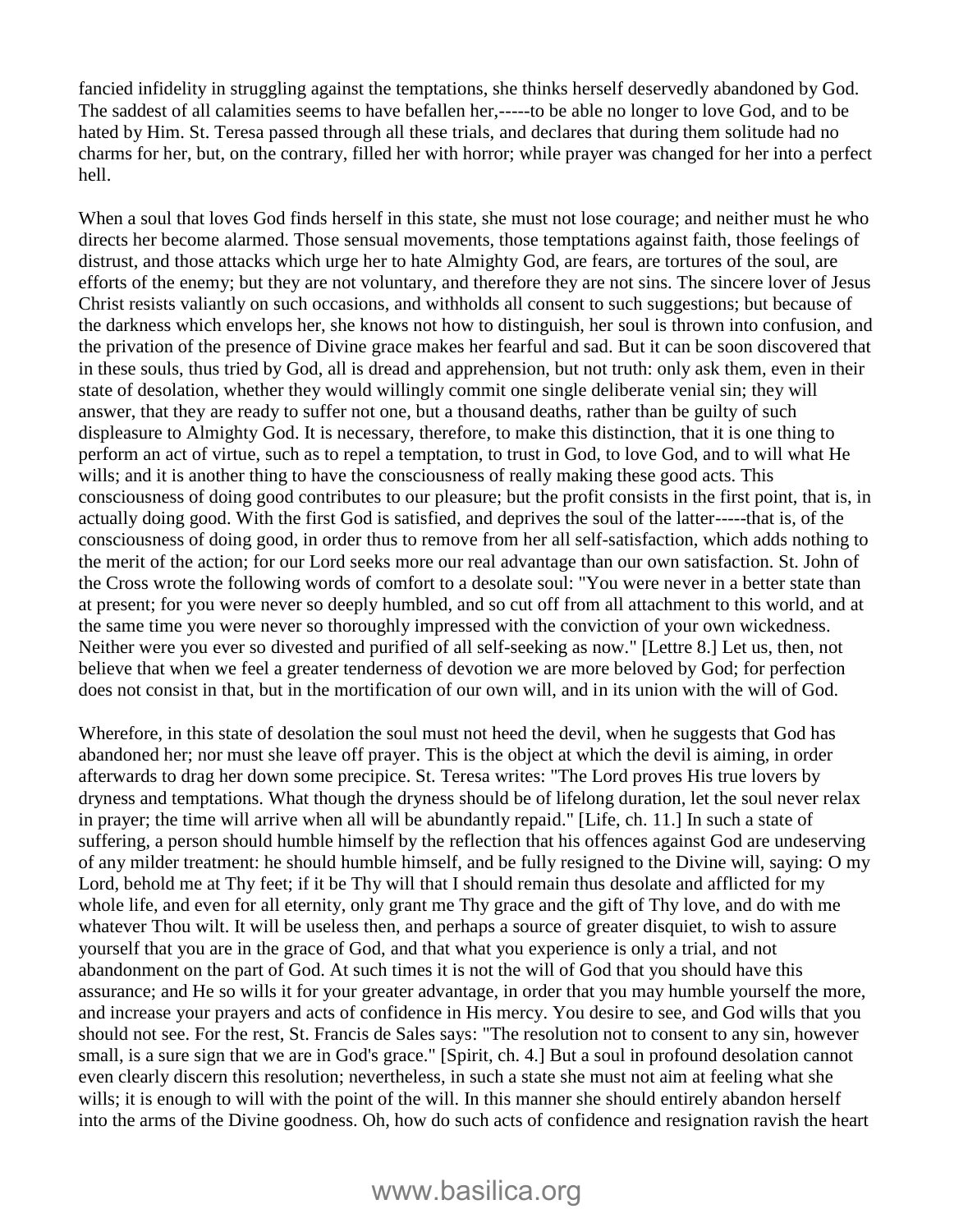fancied infidelity in struggling against the temptations, she thinks herself deservedly abandoned by God. The saddest of all calamities seems to have befallen her,-----to be able no longer to love God, and to be hated by Him. St. Teresa passed through all these trials, and declares that during them solitude had no charms for her, but, on the contrary, filled her with horror; while prayer was changed for her into a perfect hell.

When a soul that loves God finds herself in this state, she must not lose courage; and neither must he who directs her become alarmed. Those sensual movements, those temptations against faith, those feelings of distrust, and those attacks which urge her to hate Almighty God, are fears, are tortures of the soul, are efforts of the enemy; but they are not voluntary, and therefore they are not sins. The sincere lover of Jesus Christ resists valiantly on such occasions, and withholds all consent to such suggestions; but because of the darkness which envelops her, she knows not how to distinguish, her soul is thrown into confusion, and the privation of the presence of Divine grace makes her fearful and sad. But it can be soon discovered that in these souls, thus tried by God, all is dread and apprehension, but not truth: only ask them, even in their state of desolation, whether they would willingly commit one single deliberate venial sin; they will answer, that they are ready to suffer not one, but a thousand deaths, rather than be guilty of such displeasure to Almighty God. It is necessary, therefore, to make this distinction, that it is one thing to perform an act of virtue, such as to repel a temptation, to trust in God, to love God, and to will what He wills; and it is another thing to have the consciousness of really making these good acts. This consciousness of doing good contributes to our pleasure; but the profit consists in the first point, that is, in actually doing good. With the first God is satisfied, and deprives the soul of the latter-----that is, of the consciousness of doing good, in order thus to remove from her all self-satisfaction, which adds nothing to the merit of the action; for our Lord seeks more our real advantage than our own satisfaction. St. John of the Cross wrote the following words of comfort to a desolate soul: "You were never in a better state than at present; for you were never so deeply humbled, and so cut off from all attachment to this world, and at the same time you were never so thoroughly impressed with the conviction of your own wickedness. Neither were you ever so divested and purified of all self-seeking as now." [Lettre 8.] Let us, then, not believe that when we feel a greater tenderness of devotion we are more beloved by God; for perfection does not consist in that, but in the mortification of our own will, and in its union with the will of God.

Wherefore, in this state of desolation the soul must not heed the devil, when he suggests that God has abandoned her; nor must she leave off prayer. This is the object at which the devil is aiming, in order afterwards to drag her down some precipice. St. Teresa writes: "The Lord proves His true lovers by dryness and temptations. What though the dryness should be of lifelong duration, let the soul never relax in prayer; the time will arrive when all will be abundantly repaid." [Life, ch. 11.] In such a state of suffering, a person should humble himself by the reflection that his offences against God are undeserving of any milder treatment: he should humble himself, and be fully resigned to the Divine will, saying: O my Lord, behold me at Thy feet; if it be Thy will that I should remain thus desolate and afflicted for my whole life, and even for all eternity, only grant me Thy grace and the gift of Thy love, and do with me whatever Thou wilt. It will be useless then, and perhaps a source of greater disquiet, to wish to assure yourself that you are in the grace of God, and that what you experience is only a trial, and not abandonment on the part of God. At such times it is not the will of God that you should have this assurance; and He so wills it for your greater advantage, in order that you may humble yourself the more, and increase your prayers and acts of confidence in His mercy. You desire to see, and God wills that you should not see. For the rest, St. Francis de Sales says: "The resolution not to consent to any sin, however small, is a sure sign that we are in God's grace." [Spirit, ch. 4.] But a soul in profound desolation cannot even clearly discern this resolution; nevertheless, in such a state she must not aim at feeling what she wills; it is enough to will with the point of the will. In this manner she should entirely abandon herself into the arms of the Divine goodness. Oh, how do such acts of confidence and resignation ravish the heart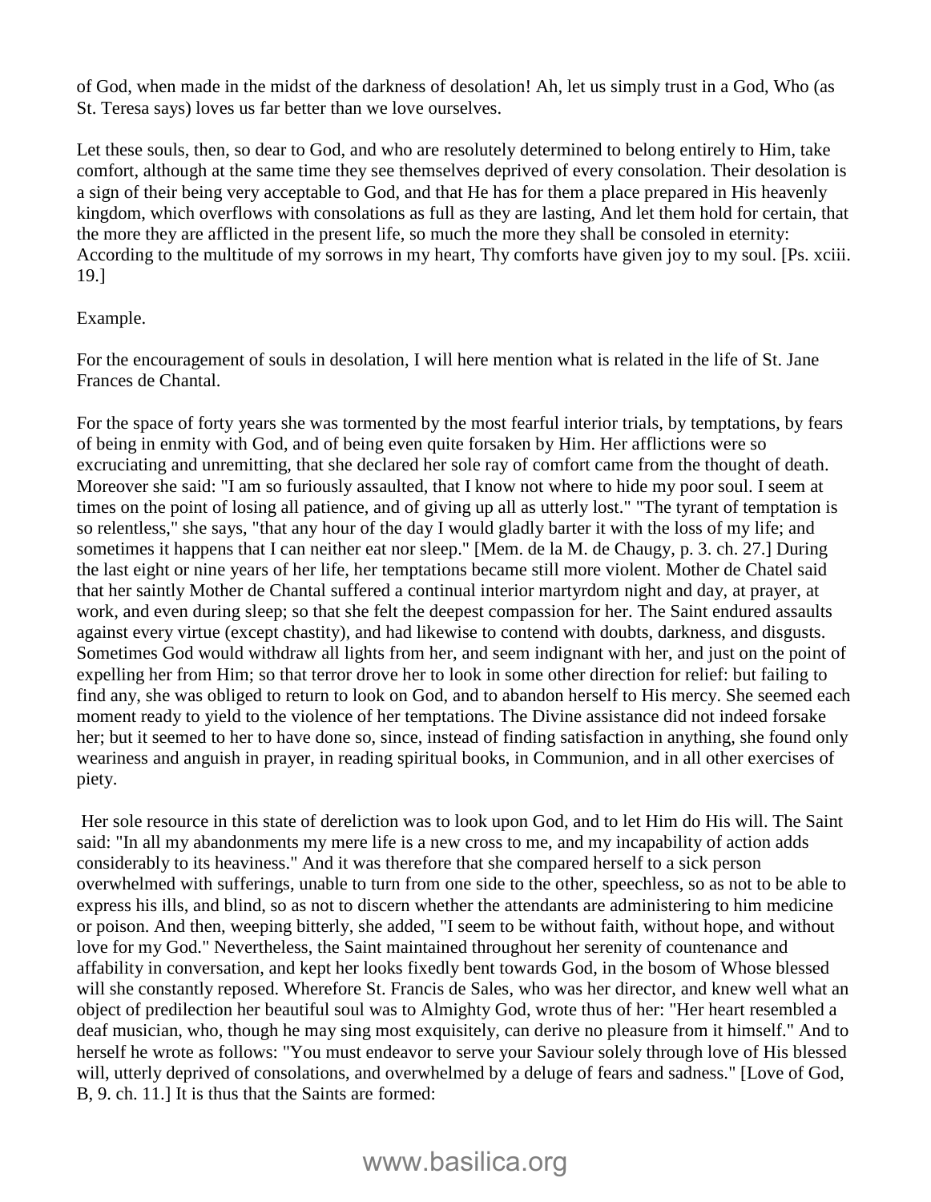of God, when made in the midst of the darkness of desolation! Ah, let us simply trust in a God, Who (as St. Teresa says) loves us far better than we love ourselves.

Let these souls, then, so dear to God, and who are resolutely determined to belong entirely to Him, take comfort, although at the same time they see themselves deprived of every consolation. Their desolation is a sign of their being very acceptable to God, and that He has for them a place prepared in His heavenly kingdom, which overflows with consolations as full as they are lasting, And let them hold for certain, that the more they are afflicted in the present life, so much the more they shall be consoled in eternity: According to the multitude of my sorrows in my heart, Thy comforts have given joy to my soul. [Ps. xciii. 19.]

Example.

For the encouragement of souls in desolation, I will here mention what is related in the life of St. Jane Frances de Chantal.

For the space of forty years she was tormented by the most fearful interior trials, by temptations, by fears of being in enmity with God, and of being even quite forsaken by Him. Her afflictions were so excruciating and unremitting, that she declared her sole ray of comfort came from the thought of death. Moreover she said: "I am so furiously assaulted, that I know not where to hide my poor soul. I seem at times on the point of losing all patience, and of giving up all as utterly lost." "The tyrant of temptation is so relentless," she says, "that any hour of the day I would gladly barter it with the loss of my life; and sometimes it happens that I can neither eat nor sleep." [Mem. de la M. de Chaugy, p. 3. ch. 27.] During the last eight or nine years of her life, her temptations became still more violent. Mother de Chatel said that her saintly Mother de Chantal suffered a continual interior martyrdom night and day, at prayer, at work, and even during sleep; so that she felt the deepest compassion for her. The Saint endured assaults against every virtue (except chastity), and had likewise to contend with doubts, darkness, and disgusts. Sometimes God would withdraw all lights from her, and seem indignant with her, and just on the point of expelling her from Him; so that terror drove her to look in some other direction for relief: but failing to find any, she was obliged to return to look on God, and to abandon herself to His mercy. She seemed each moment ready to yield to the violence of her temptations. The Divine assistance did not indeed forsake her; but it seemed to her to have done so, since, instead of finding satisfaction in anything, she found only weariness and anguish in prayer, in reading spiritual books, in Communion, and in all other exercises of piety.

Her sole resource in this state of dereliction was to look upon God, and to let Him do His will. The Saint said: "In all my abandonments my mere life is a new cross to me, and my incapability of action adds considerably to its heaviness." And it was therefore that she compared herself to a sick person overwhelmed with sufferings, unable to turn from one side to the other, speechless, so as not to be able to express his ills, and blind, so as not to discern whether the attendants are administering to him medicine or poison. And then, weeping bitterly, she added, "I seem to be without faith, without hope, and without love for my God." Nevertheless, the Saint maintained throughout her serenity of countenance and affability in conversation, and kept her looks fixedly bent towards God, in the bosom of Whose blessed will she constantly reposed. Wherefore St. Francis de Sales, who was her director, and knew well what an object of predilection her beautiful soul was to Almighty God, wrote thus of her: "Her heart resembled a deaf musician, who, though he may sing most exquisitely, can derive no pleasure from it himself." And to herself he wrote as follows: "You must endeavor to serve your Saviour solely through love of His blessed will, utterly deprived of consolations, and overwhelmed by a deluge of fears and sadness." [Love of God, B, 9. ch. 11.] It is thus that the Saints are formed: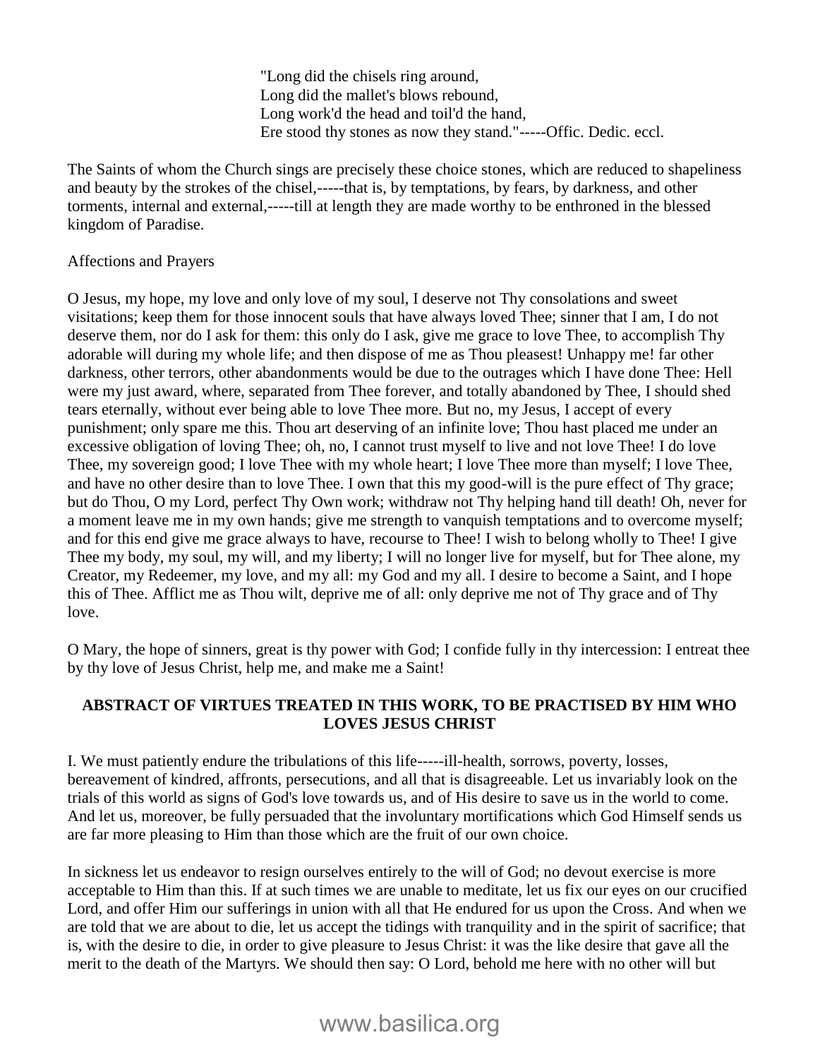> "Long did the chisels ring around,
> Long did the mallet's blows rebound,
> Long work'd the head and toil'd the hand,
> Ere stood thy stones as now they stand."-----Offic. Dedic. eccl.

The Saints of whom the Church sings are precisely these choice stones, which are reduced to shapeliness and beauty by the strokes of the chisel,-----that is, by temptations, by fears, by darkness, and other torments, internal and external,-----till at length they are made worthy to be enthroned in the blessed kingdom of Paradise.

Affections and Prayers

O Jesus, my hope, my love and only love of my soul, I deserve not Thy consolations and sweet visitations; keep them for those innocent souls that have always loved Thee; sinner that I am, I do not deserve them, nor do I ask for them: this only do I ask, give me grace to love Thee, to accomplish Thy adorable will during my whole life; and then dispose of me as Thou pleasest! Unhappy me! far other darkness, other terrors, other abandonments would be due to the outrages which I have done Thee: Hell were my just award, where, separated from Thee forever, and totally abandoned by Thee, I should shed tears eternally, without ever being able to love Thee more. But no, my Jesus, I accept of every punishment; only spare me this. Thou art deserving of an infinite love; Thou hast placed me under an excessive obligation of loving Thee; oh, no, I cannot trust myself to live and not love Thee! I do love Thee, my sovereign good; I love Thee with my whole heart; I love Thee more than myself; I love Thee, and have no other desire than to love Thee. I own that this my good-will is the pure effect of Thy grace; but do Thou, O my Lord, perfect Thy Own work; withdraw not Thy helping hand till death! Oh, never for a moment leave me in my own hands; give me strength to vanquish temptations and to overcome myself; and for this end give me grace always to have, recourse to Thee! I wish to belong wholly to Thee! I give Thee my body, my soul, my will, and my liberty; I will no longer live for myself, but for Thee alone, my Creator, my Redeemer, my love, and my all: my God and my all. I desire to become a Saint, and I hope this of Thee. Afflict me as Thou wilt, deprive me of all: only deprive me not of Thy grace and of Thy love.

O Mary, the hope of sinners, great is thy power with God; I confide fully in thy intercession: I entreat thee by thy love of Jesus Christ, help me, and make me a Saint!

## ABSTRACT OF VIRTUES TREATED IN THIS WORK, TO BE PRACTISED BY HIM WHO LOVES JESUS CHRIST

I. We must patiently endure the tribulations of this life-----ill-health, sorrows, poverty, losses, bereavement of kindred, affronts, persecutions, and all that is disagreeable. Let us invariably look on the trials of this world as signs of God's love towards us, and of His desire to save us in the world to come. And let us, moreover, be fully persuaded that the involuntary mortifications which God Himself sends us are far more pleasing to Him than those which are the fruit of our own choice.

In sickness let us endeavor to resign ourselves entirely to the will of God; no devout exercise is more acceptable to Him than this. If at such times we are unable to meditate, let us fix our eyes on our crucified Lord, and offer Him our sufferings in union with all that He endured for us upon the Cross. And when we are told that we are about to die, let us accept the tidings with tranquility and in the spirit of sacrifice; that is, with the desire to die, in order to give pleasure to Jesus Christ: it was the like desire that gave all the merit to the death of the Martyrs. We should then say: O Lord, behold me here with no other will but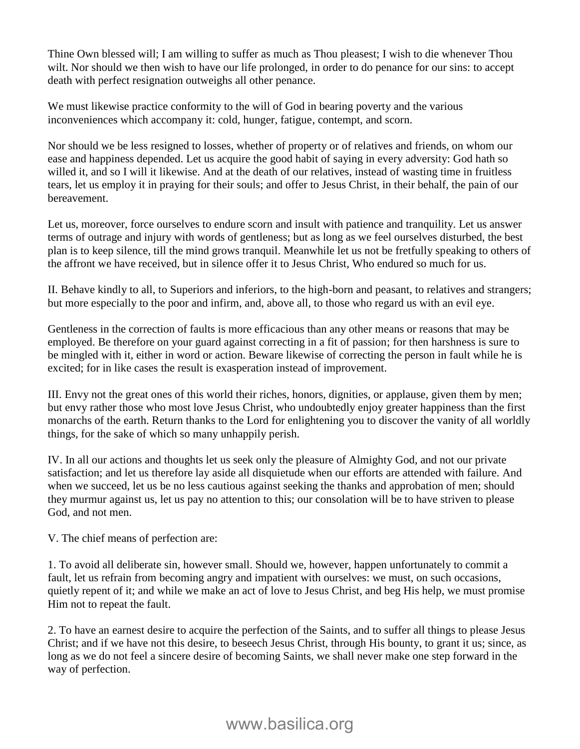Thine Own blessed will; I am willing to suffer as much as Thou pleasest; I wish to die whenever Thou wilt. Nor should we then wish to have our life prolonged, in order to do penance for our sins: to accept death with perfect resignation outweighs all other penance.

We must likewise practice conformity to the will of God in bearing poverty and the various inconveniences which accompany it: cold, hunger, fatigue, contempt, and scorn.

Nor should we be less resigned to losses, whether of property or of relatives and friends, on whom our ease and happiness depended. Let us acquire the good habit of saying in every adversity: God hath so willed it, and so I will it likewise. And at the death of our relatives, instead of wasting time in fruitless tears, let us employ it in praying for their souls; and offer to Jesus Christ, in their behalf, the pain of our bereavement.

Let us, moreover, force ourselves to endure scorn and insult with patience and tranquility. Let us answer terms of outrage and injury with words of gentleness; but as long as we feel ourselves disturbed, the best plan is to keep silence, till the mind grows tranquil. Meanwhile let us not be fretfully speaking to others of the affront we have received, but in silence offer it to Jesus Christ, Who endured so much for us.

II. Behave kindly to all, to Superiors and inferiors, to the high-born and peasant, to relatives and strangers; but more especially to the poor and infirm, and, above all, to those who regard us with an evil eye.

Gentleness in the correction of faults is more efficacious than any other means or reasons that may be employed. Be therefore on your guard against correcting in a fit of passion; for then harshness is sure to be mingled with it, either in word or action. Beware likewise of correcting the person in fault while he is excited; for in like cases the result is exasperation instead of improvement.

III. Envy not the great ones of this world their riches, honors, dignities, or applause, given them by men; but envy rather those who most love Jesus Christ, who undoubtedly enjoy greater happiness than the first monarchs of the earth. Return thanks to the Lord for enlightening you to discover the vanity of all worldly things, for the sake of which so many unhappily perish.

IV. In all our actions and thoughts let us seek only the pleasure of Almighty God, and not our private satisfaction; and let us therefore lay aside all disquietude when our efforts are attended with failure. And when we succeed, let us be no less cautious against seeking the thanks and approbation of men; should they murmur against us, let us pay no attention to this; our consolation will be to have striven to please God, and not men.

V. The chief means of perfection are:

1. To avoid all deliberate sin, however small. Should we, however, happen unfortunately to commit a fault, let us refrain from becoming angry and impatient with ourselves: we must, on such occasions, quietly repent of it; and while we make an act of love to Jesus Christ, and beg His help, we must promise Him not to repeat the fault.

2. To have an earnest desire to acquire the perfection of the Saints, and to suffer all things to please Jesus Christ; and if we have not this desire, to beseech Jesus Christ, through His bounty, to grant it us; since, as long as we do not feel a sincere desire of becoming Saints, we shall never make one step forward in the way of perfection.